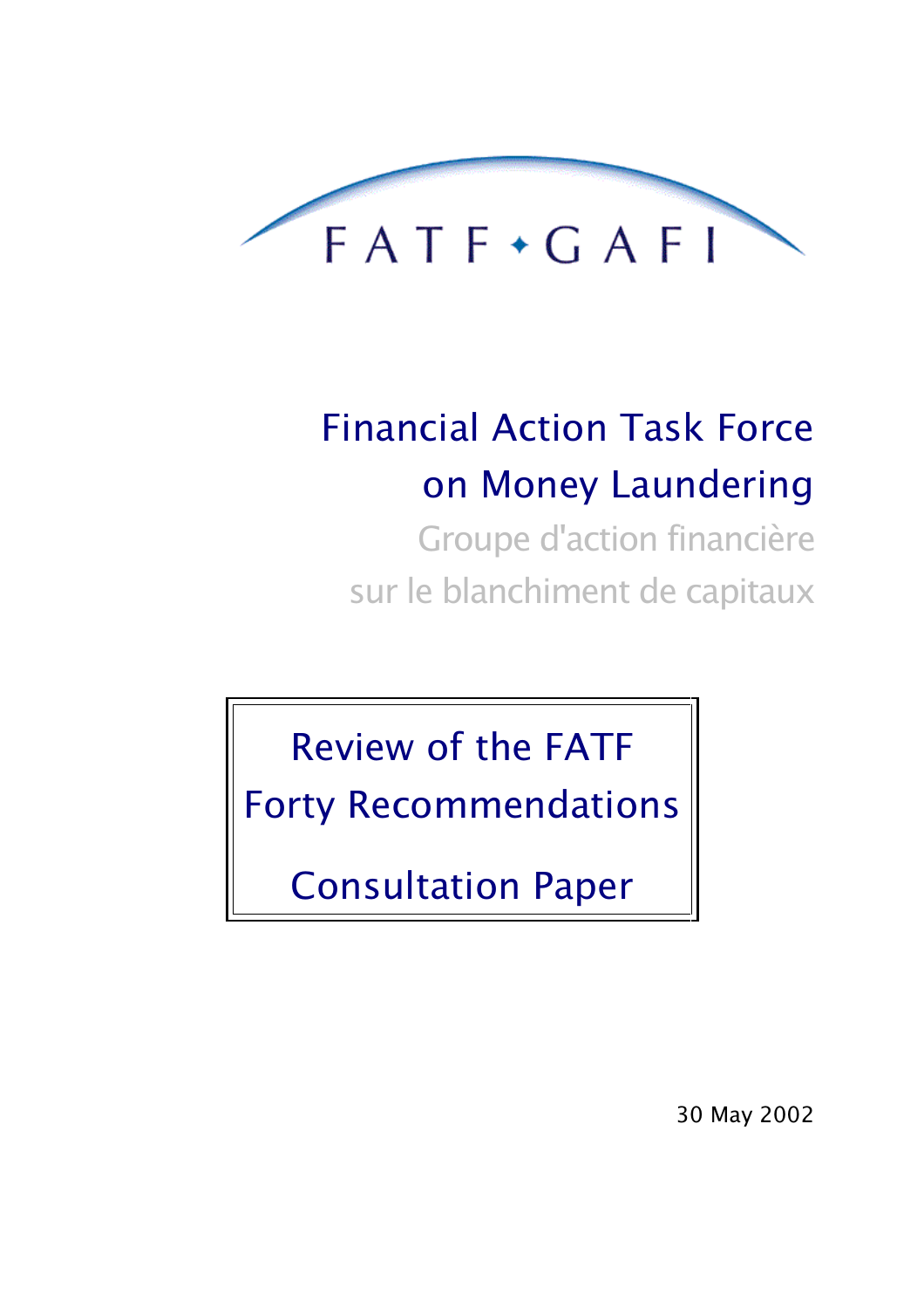FATF • GAFI

# Financial Action Task Force on Money Laundering

Groupe d'action financière sur le blanchiment de capitaux

## Review of the FATF Forty Recommendations

## Consultation Paper

30 May 2002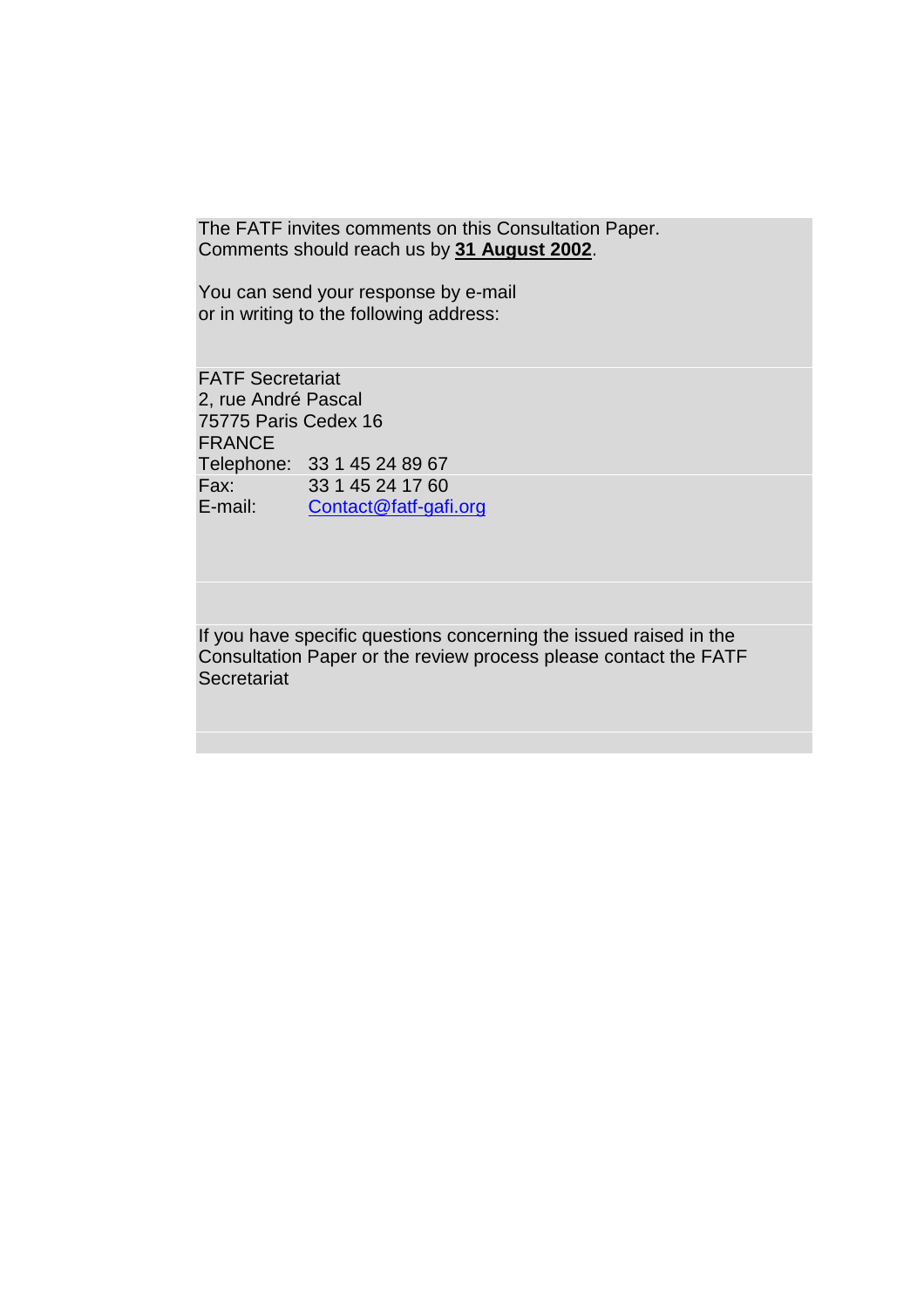The FATF invites comments on this Consultation Paper.
Comments should reach us by **31 August 2002**.

You can send your response by e-mail
or in writing to the following address:

FATF Secretariat
2, rue André Pascal
75775 Paris Cedex 16
FRANCE

Telephone: 33 1 45 24 89 67
Fax: 33 1 45 24 17 60
E-mail: Contact@fatf-gafi.org

If you have specific questions concerning the issued raised in the Consultation Paper or the review process please contact the FATF Secretariat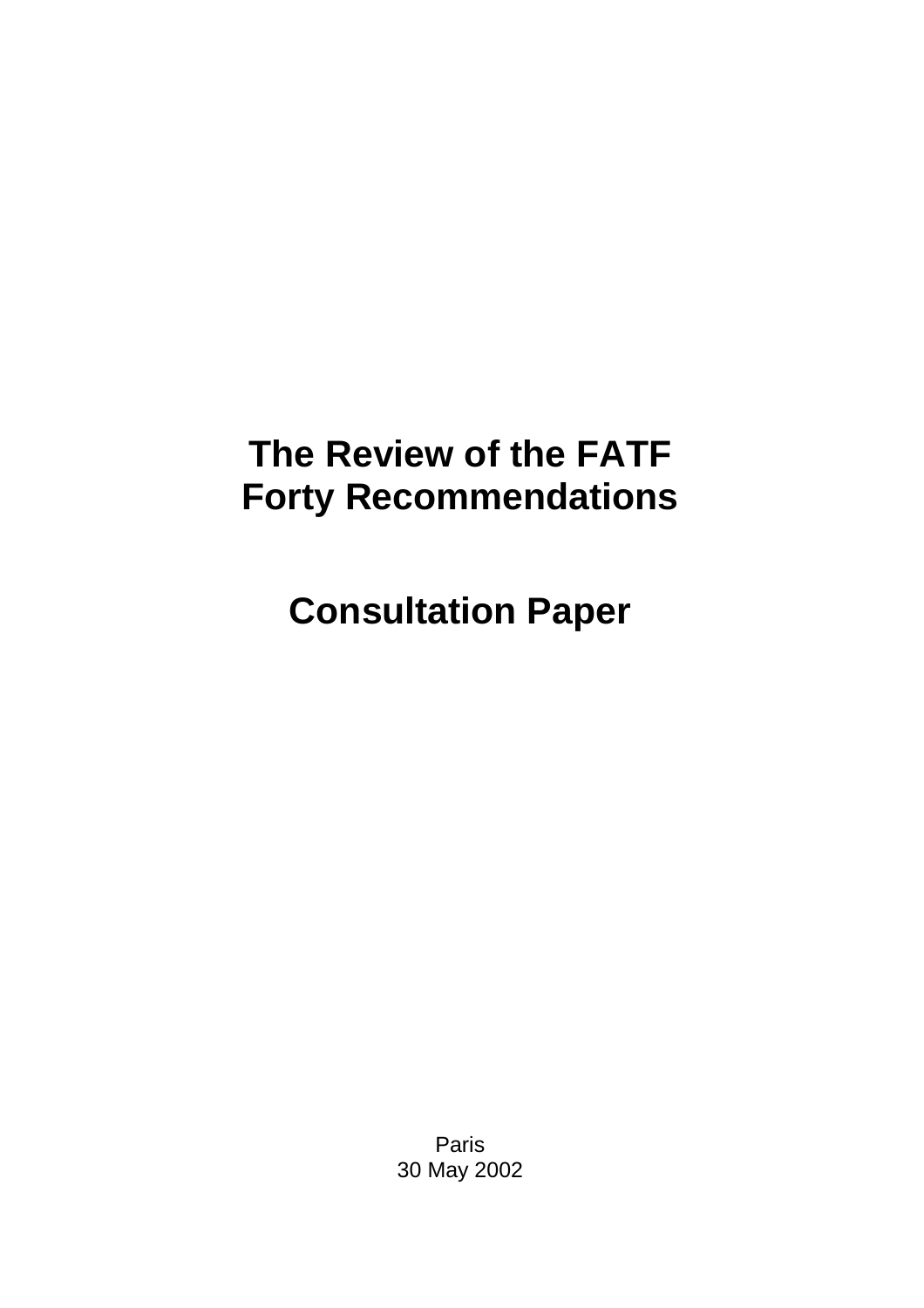# The Review of the FATF Forty Recommendations

# Consultation Paper

Paris
30 May 2002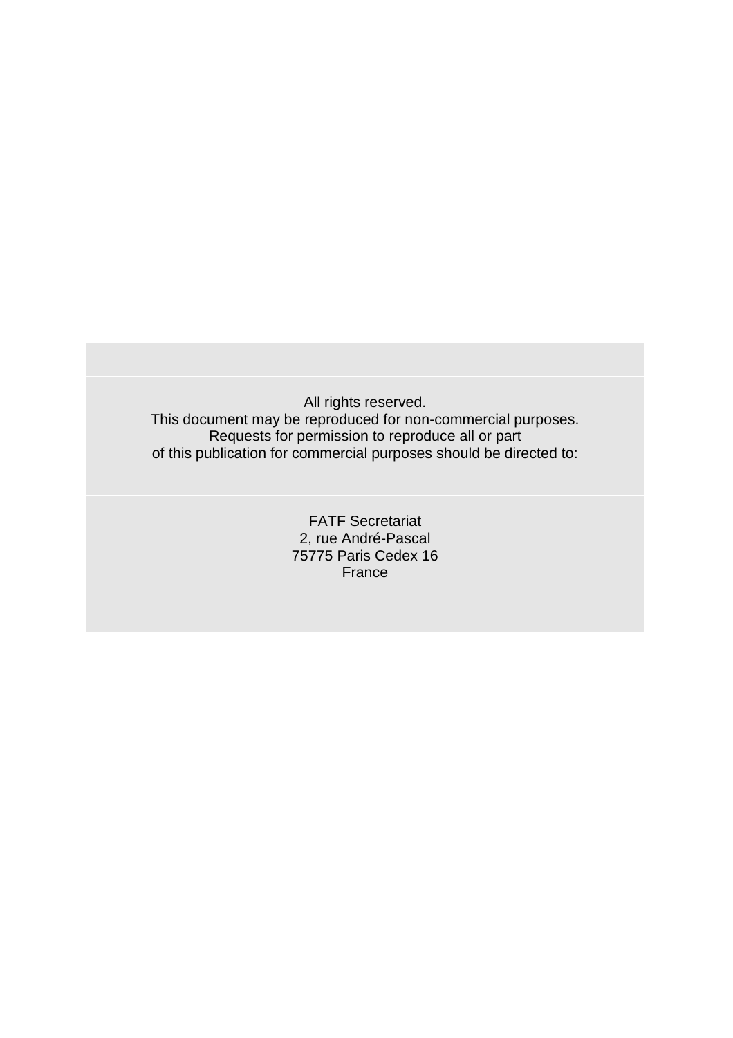All rights reserved.
This document may be reproduced for non-commercial purposes.
Requests for permission to reproduce all or part
of this publication for commercial purposes should be directed to:

FATF Secretariat
2, rue André-Pascal
75775 Paris Cedex 16
France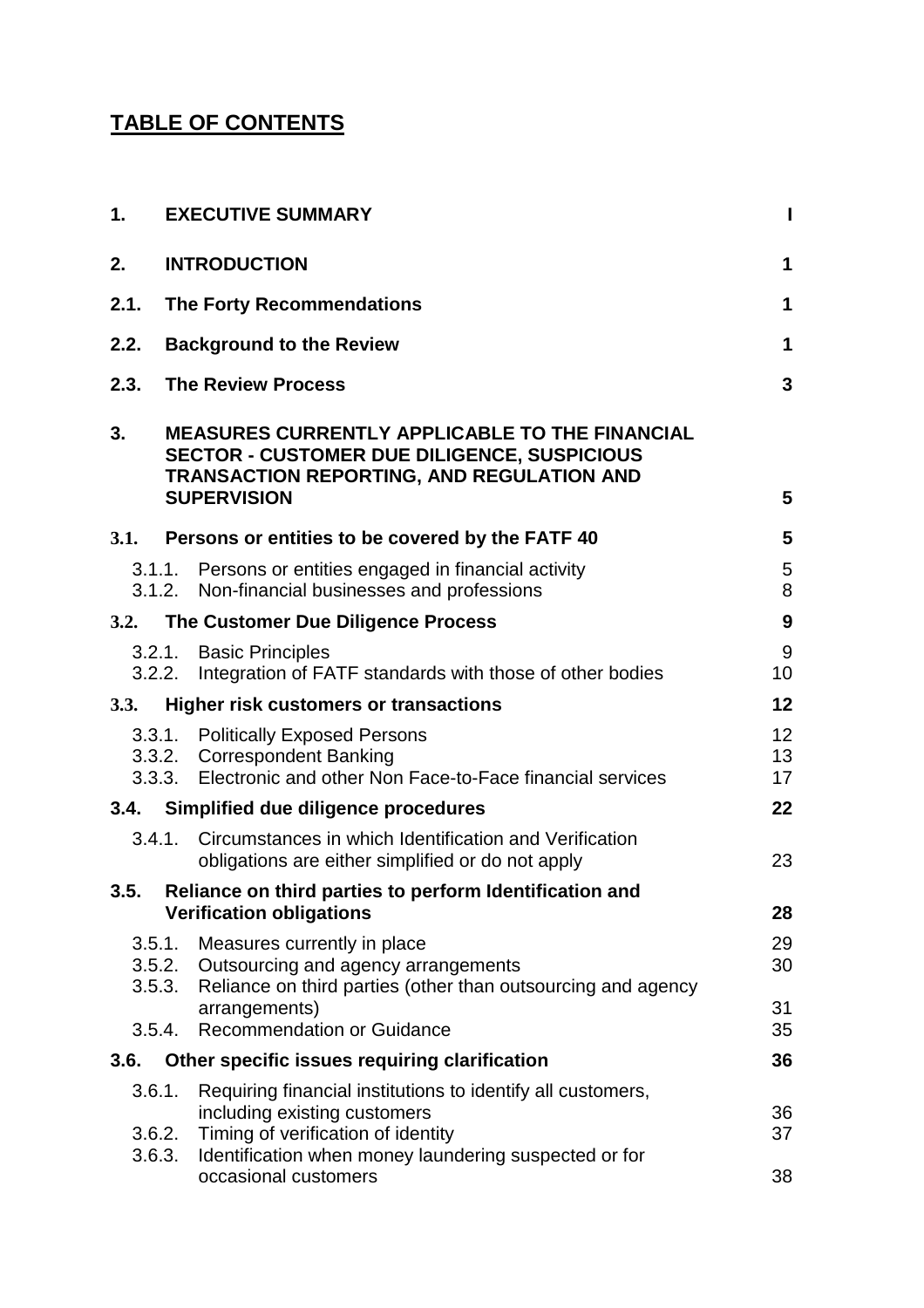# TABLE OF CONTENTS

| | | |
|---|---|---|
| **1.** | **EXECUTIVE SUMMARY** | **I** |
| **2.** | **INTRODUCTION** | **1** |
| **2.1.** | **The Forty Recommendations** | **1** |
| **2.2.** | **Background to the Review** | **1** |
| **2.3.** | **The Review Process** | **3** |
| **3.** | **MEASURES CURRENTLY APPLICABLE TO THE FINANCIAL SECTOR - CUSTOMER DUE DILIGENCE, SUSPICIOUS TRANSACTION REPORTING, AND REGULATION AND SUPERVISION** | **5** |
| **3.1.** | **Persons or entities to be covered by the FATF 40** | **5** |
| 3.1.1. | Persons or entities engaged in financial activity | 5 |
| 3.1.2. | Non-financial businesses and professions | 8 |
| **3.2.** | **The Customer Due Diligence Process** | **9** |
| 3.2.1. | Basic Principles | 9 |
| 3.2.2. | Integration of FATF standards with those of other bodies | 10 |
| **3.3.** | **Higher risk customers or transactions** | **12** |
| 3.3.1. | Politically Exposed Persons | 12 |
| 3.3.2. | Correspondent Banking | 13 |
| 3.3.3. | Electronic and other Non Face-to-Face financial services | 17 |
| **3.4.** | **Simplified due diligence procedures** | **22** |
| 3.4.1. | Circumstances in which Identification and Verification obligations are either simplified or do not apply | 23 |
| **3.5.** | **Reliance on third parties to perform Identification and Verification obligations** | **28** |
| 3.5.1. | Measures currently in place | 29 |
| 3.5.2. | Outsourcing and agency arrangements | 30 |
| 3.5.3. | Reliance on third parties (other than outsourcing and agency arrangements) | 31 |
| 3.5.4. | Recommendation or Guidance | 35 |
| **3.6.** | **Other specific issues requiring clarification** | **36** |
| 3.6.1. | Requiring financial institutions to identify all customers, including existing customers | 36 |
| 3.6.2. | Timing of verification of identity | 37 |
| 3.6.3. | Identification when money laundering suspected or for occasional customers | 38 |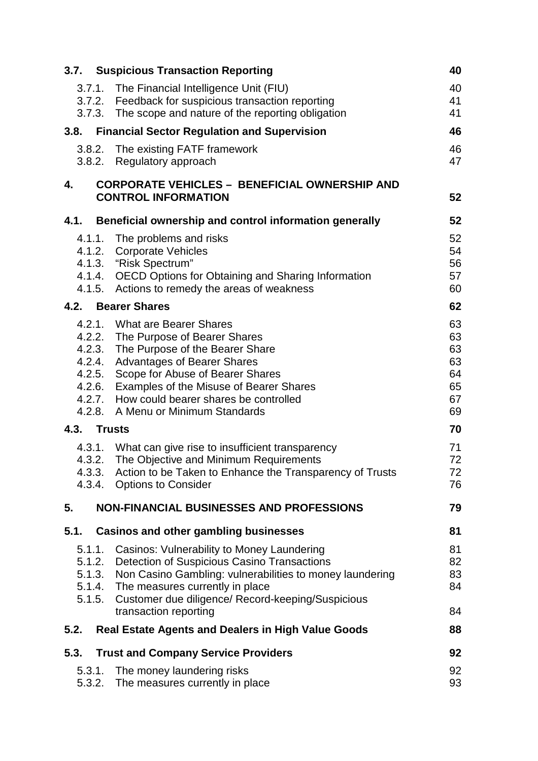| | | |
|---|---|---|
| **3.7.** | **Suspicious Transaction Reporting** | **40** |
| 3.7.1. | The Financial Intelligence Unit (FIU) | 40 |
| 3.7.2. | Feedback for suspicious transaction reporting | 41 |
| 3.7.3. | The scope and nature of the reporting obligation | 41 |
| **3.8.** | **Financial Sector Regulation and Supervision** | **46** |
| 3.8.2. | The existing FATF framework | 46 |
| 3.8.2. | Regulatory approach | 47 |
| **4.** | **CORPORATE VEHICLES – BENEFICIAL OWNERSHIP AND CONTROL INFORMATION** | **52** |
| **4.1.** | **Beneficial ownership and control information generally** | **52** |
| 4.1.1. | The problems and risks | 52 |
| 4.1.2. | Corporate Vehicles | 54 |
| 4.1.3. | "Risk Spectrum" | 56 |
| 4.1.4. | OECD Options for Obtaining and Sharing Information | 57 |
| 4.1.5. | Actions to remedy the areas of weakness | 60 |
| **4.2.** | **Bearer Shares** | **62** |
| 4.2.1. | What are Bearer Shares | 63 |
| 4.2.2. | The Purpose of Bearer Shares | 63 |
| 4.2.3. | The Purpose of the Bearer Share | 63 |
| 4.2.4. | Advantages of Bearer Shares | 63 |
| 4.2.5. | Scope for Abuse of Bearer Shares | 64 |
| 4.2.6. | Examples of the Misuse of Bearer Shares | 65 |
| 4.2.7. | How could bearer shares be controlled | 67 |
| 4.2.8. | A Menu or Minimum Standards | 69 |
| **4.3.** | **Trusts** | **70** |
| 4.3.1. | What can give rise to insufficient transparency | 71 |
| 4.3.2. | The Objective and Minimum Requirements | 72 |
| 4.3.3. | Action to be Taken to Enhance the Transparency of Trusts | 72 |
| 4.3.4. | Options to Consider | 76 |
| **5.** | **NON-FINANCIAL BUSINESSES AND PROFESSIONS** | **79** |
| **5.1.** | **Casinos and other gambling businesses** | **81** |
| 5.1.1. | Casinos: Vulnerability to Money Laundering | 81 |
| 5.1.2. | Detection of Suspicious Casino Transactions | 82 |
| 5.1.3. | Non Casino Gambling: vulnerabilities to money laundering | 83 |
| 5.1.4. | The measures currently in place | 84 |
| 5.1.5. | Customer due diligence/ Record-keeping/Suspicious transaction reporting | 84 |
| **5.2.** | **Real Estate Agents and Dealers in High Value Goods** | **88** |
| **5.3.** | **Trust and Company Service Providers** | **92** |
| 5.3.1. | The money laundering risks | 92 |
| 5.3.2. | The measures currently in place | 93 |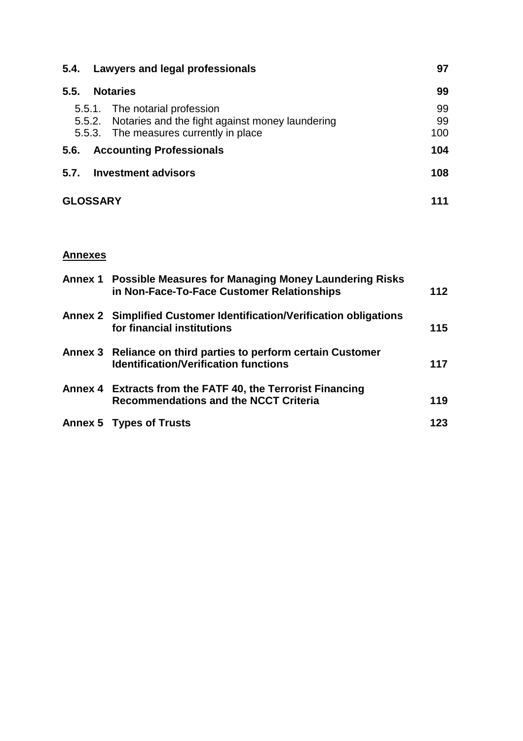| | | |
|---|---|---|
| **5.4.** | **Lawyers and legal professionals** | **97** |
| **5.5.** | **Notaries** | **99** |
| 5.5.1. | The notarial profession | 99 |
| 5.5.2. | Notaries and the fight against money laundering | 99 |
| 5.5.3. | The measures currently in place | 100 |
| **5.6.** | **Accounting Professionals** | **104** |
| **5.7.** | **Investment advisors** | **108** |
| **GLOSSARY** | | **111** |

**Annexes**

| | | |
|---|---|---|
| **Annex 1** | **Possible Measures for Managing Money Laundering Risks in Non-Face-To-Face Customer Relationships** | **112** |
| **Annex 2** | **Simplified Customer Identification/Verification obligations for financial institutions** | **115** |
| **Annex 3** | **Reliance on third parties to perform certain Customer Identification/Verification functions** | **117** |
| **Annex 4** | **Extracts from the FATF 40, the Terrorist Financing Recommendations and the NCCT Criteria** | **119** |
| **Annex 5** | **Types of Trusts** | **123** |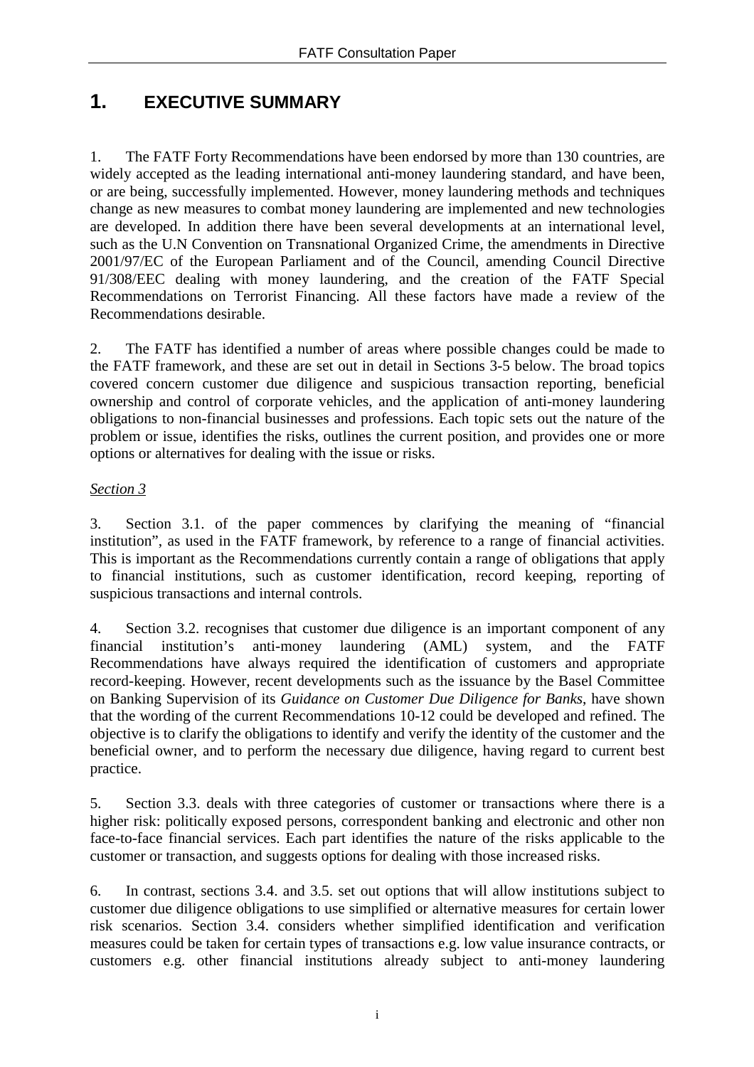# 1. EXECUTIVE SUMMARY

1. The FATF Forty Recommendations have been endorsed by more than 130 countries, are widely accepted as the leading international anti-money laundering standard, and have been, or are being, successfully implemented. However, money laundering methods and techniques change as new measures to combat money laundering are implemented and new technologies are developed. In addition there have been several developments at an international level, such as the U.N Convention on Transnational Organized Crime, the amendments in Directive 2001/97/EC of the European Parliament and of the Council, amending Council Directive 91/308/EEC dealing with money laundering, and the creation of the FATF Special Recommendations on Terrorist Financing. All these factors have made a review of the Recommendations desirable.

2. The FATF has identified a number of areas where possible changes could be made to the FATF framework, and these are set out in detail in Sections 3-5 below. The broad topics covered concern customer due diligence and suspicious transaction reporting, beneficial ownership and control of corporate vehicles, and the application of anti-money laundering obligations to non-financial businesses and professions. Each topic sets out the nature of the problem or issue, identifies the risks, outlines the current position, and provides one or more options or alternatives for dealing with the issue or risks.

*Section 3*

3. Section 3.1. of the paper commences by clarifying the meaning of "financial institution", as used in the FATF framework, by reference to a range of financial activities. This is important as the Recommendations currently contain a range of obligations that apply to financial institutions, such as customer identification, record keeping, reporting of suspicious transactions and internal controls.

4. Section 3.2. recognises that customer due diligence is an important component of any financial institution's anti-money laundering (AML) system, and the FATF Recommendations have always required the identification of customers and appropriate record-keeping. However, recent developments such as the issuance by the Basel Committee on Banking Supervision of its *Guidance on Customer Due Diligence for Banks*, have shown that the wording of the current Recommendations 10-12 could be developed and refined. The objective is to clarify the obligations to identify and verify the identity of the customer and the beneficial owner, and to perform the necessary due diligence, having regard to current best practice.

5. Section 3.3. deals with three categories of customer or transactions where there is a higher risk: politically exposed persons, correspondent banking and electronic and other non face-to-face financial services. Each part identifies the nature of the risks applicable to the customer or transaction, and suggests options for dealing with those increased risks.

6. In contrast, sections 3.4. and 3.5. set out options that will allow institutions subject to customer due diligence obligations to use simplified or alternative measures for certain lower risk scenarios. Section 3.4. considers whether simplified identification and verification measures could be taken for certain types of transactions e.g. low value insurance contracts, or customers e.g. other financial institutions already subject to anti-money laundering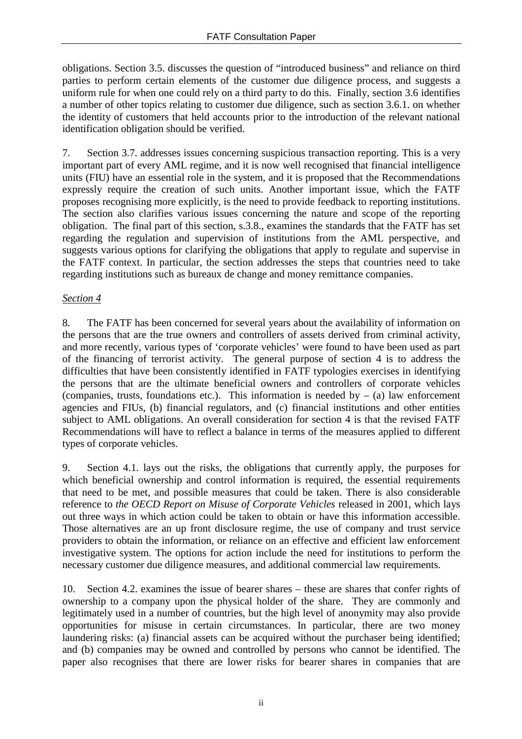obligations. Section 3.5. discusses the question of "introduced business" and reliance on third parties to perform certain elements of the customer due diligence process, and suggests a uniform rule for when one could rely on a third party to do this. Finally, section 3.6 identifies a number of other topics relating to customer due diligence, such as section 3.6.1. on whether the identity of customers that held accounts prior to the introduction of the relevant national identification obligation should be verified.

7. Section 3.7. addresses issues concerning suspicious transaction reporting. This is a very important part of every AML regime, and it is now well recognised that financial intelligence units (FIU) have an essential role in the system, and it is proposed that the Recommendations expressly require the creation of such units. Another important issue, which the FATF proposes recognising more explicitly, is the need to provide feedback to reporting institutions. The section also clarifies various issues concerning the nature and scope of the reporting obligation. The final part of this section, s.3.8., examines the standards that the FATF has set regarding the regulation and supervision of institutions from the AML perspective, and suggests various options for clarifying the obligations that apply to regulate and supervise in the FATF context. In particular, the section addresses the steps that countries need to take regarding institutions such as bureaux de change and money remittance companies.

*Section 4*

8. The FATF has been concerned for several years about the availability of information on the persons that are the true owners and controllers of assets derived from criminal activity, and more recently, various types of 'corporate vehicles' were found to have been used as part of the financing of terrorist activity. The general purpose of section 4 is to address the difficulties that have been consistently identified in FATF typologies exercises in identifying the persons that are the ultimate beneficial owners and controllers of corporate vehicles (companies, trusts, foundations etc.). This information is needed by – (a) law enforcement agencies and FIUs, (b) financial regulators, and (c) financial institutions and other entities subject to AML obligations. An overall consideration for section 4 is that the revised FATF Recommendations will have to reflect a balance in terms of the measures applied to different types of corporate vehicles.

9. Section 4.1. lays out the risks, the obligations that currently apply, the purposes for which beneficial ownership and control information is required, the essential requirements that need to be met, and possible measures that could be taken. There is also considerable reference to *the OECD Report on Misuse of Corporate Vehicles* released in 2001, which lays out three ways in which action could be taken to obtain or have this information accessible. Those alternatives are an up front disclosure regime, the use of company and trust service providers to obtain the information, or reliance on an effective and efficient law enforcement investigative system. The options for action include the need for institutions to perform the necessary customer due diligence measures, and additional commercial law requirements.

10. Section 4.2. examines the issue of bearer shares – these are shares that confer rights of ownership to a company upon the physical holder of the share. They are commonly and legitimately used in a number of countries, but the high level of anonymity may also provide opportunities for misuse in certain circumstances. In particular, there are two money laundering risks: (a) financial assets can be acquired without the purchaser being identified; and (b) companies may be owned and controlled by persons who cannot be identified. The paper also recognises that there are lower risks for bearer shares in companies that are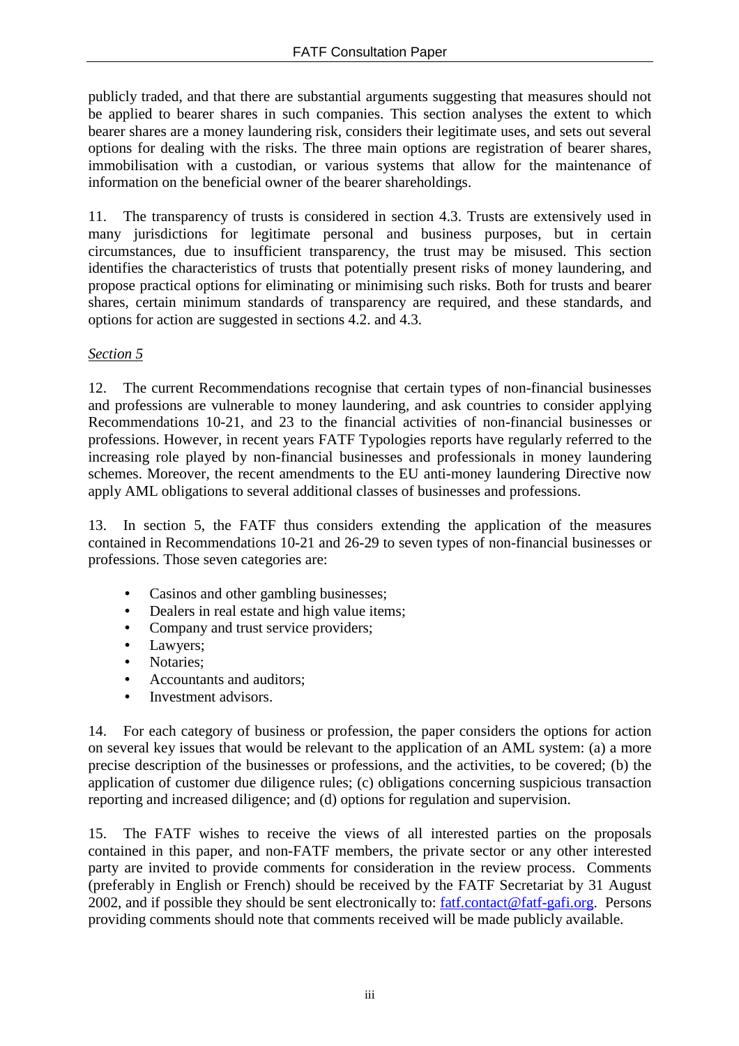publicly traded, and that there are substantial arguments suggesting that measures should not be applied to bearer shares in such companies. This section analyses the extent to which bearer shares are a money laundering risk, considers their legitimate uses, and sets out several options for dealing with the risks. The three main options are registration of bearer shares, immobilisation with a custodian, or various systems that allow for the maintenance of information on the beneficial owner of the bearer shareholdings.

11. The transparency of trusts is considered in section 4.3. Trusts are extensively used in many jurisdictions for legitimate personal and business purposes, but in certain circumstances, due to insufficient transparency, the trust may be misused. This section identifies the characteristics of trusts that potentially present risks of money laundering, and propose practical options for eliminating or minimising such risks. Both for trusts and bearer shares, certain minimum standards of transparency are required, and these standards, and options for action are suggested in sections 4.2. and 4.3.

*Section 5*

12. The current Recommendations recognise that certain types of non-financial businesses and professions are vulnerable to money laundering, and ask countries to consider applying Recommendations 10-21, and 23 to the financial activities of non-financial businesses or professions. However, in recent years FATF Typologies reports have regularly referred to the increasing role played by non-financial businesses and professionals in money laundering schemes. Moreover, the recent amendments to the EU anti-money laundering Directive now apply AML obligations to several additional classes of businesses and professions.

13. In section 5, the FATF thus considers extending the application of the measures contained in Recommendations 10-21 and 26-29 to seven types of non-financial businesses or professions. Those seven categories are:

- Casinos and other gambling businesses;
- Dealers in real estate and high value items;
- Company and trust service providers;
- Lawyers;
- Notaries;
- Accountants and auditors;
- Investment advisors.

14. For each category of business or profession, the paper considers the options for action on several key issues that would be relevant to the application of an AML system: (a) a more precise description of the businesses or professions, and the activities, to be covered; (b) the application of customer due diligence rules; (c) obligations concerning suspicious transaction reporting and increased diligence; and (d) options for regulation and supervision.

15. The FATF wishes to receive the views of all interested parties on the proposals contained in this paper, and non-FATF members, the private sector or any other interested party are invited to provide comments for consideration in the review process. Comments (preferably in English or French) should be received by the FATF Secretariat by 31 August 2002, and if possible they should be sent electronically to: fatf.contact@fatf-gafi.org. Persons providing comments should note that comments received will be made publicly available.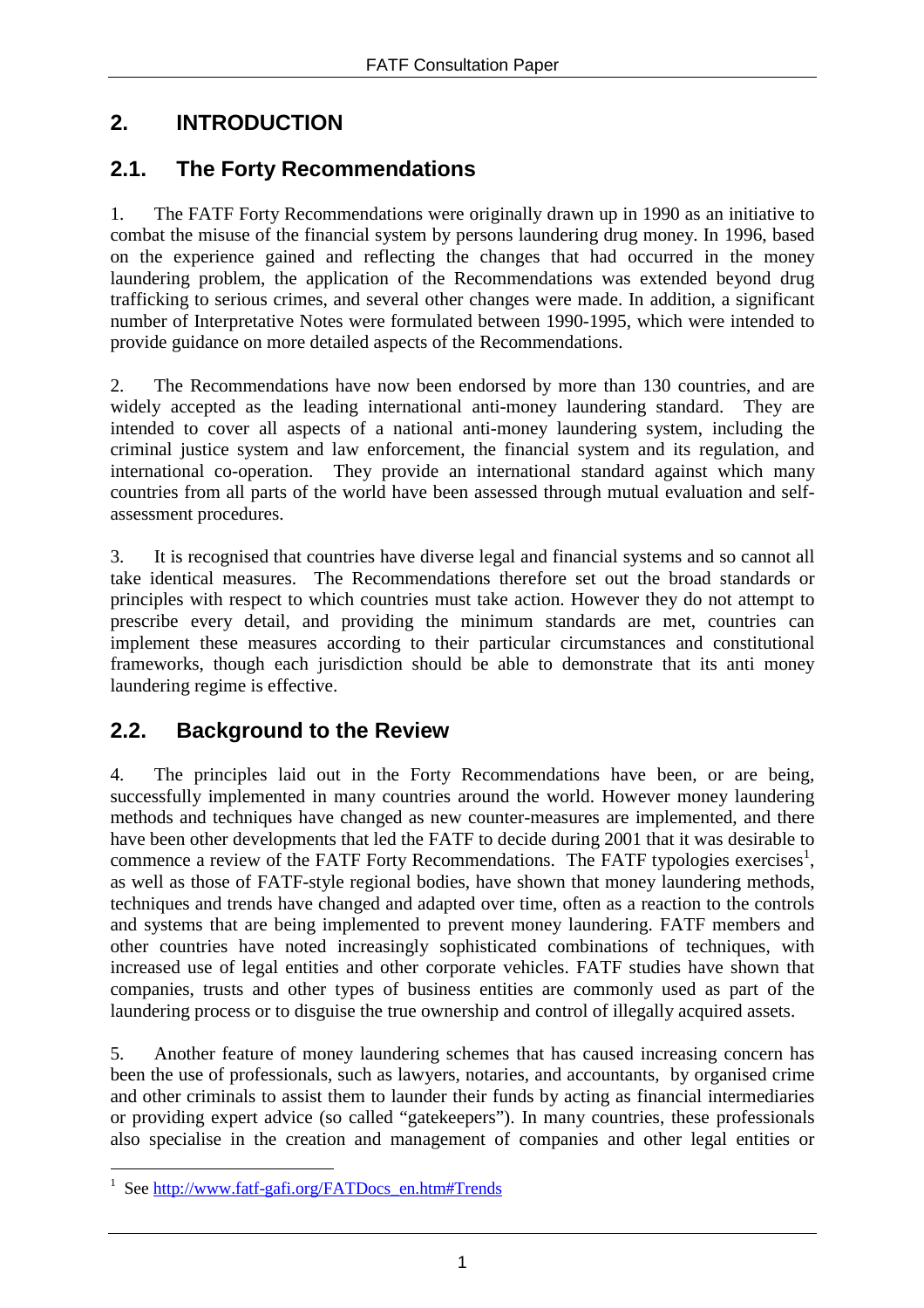## 2. INTRODUCTION

### 2.1. The Forty Recommendations

1. The FATF Forty Recommendations were originally drawn up in 1990 as an initiative to combat the misuse of the financial system by persons laundering drug money. In 1996, based on the experience gained and reflecting the changes that had occurred in the money laundering problem, the application of the Recommendations was extended beyond drug trafficking to serious crimes, and several other changes were made. In addition, a significant number of Interpretative Notes were formulated between 1990-1995, which were intended to provide guidance on more detailed aspects of the Recommendations.

2. The Recommendations have now been endorsed by more than 130 countries, and are widely accepted as the leading international anti-money laundering standard. They are intended to cover all aspects of a national anti-money laundering system, including the criminal justice system and law enforcement, the financial system and its regulation, and international co-operation. They provide an international standard against which many countries from all parts of the world have been assessed through mutual evaluation and self-assessment procedures.

3. It is recognised that countries have diverse legal and financial systems and so cannot all take identical measures. The Recommendations therefore set out the broad standards or principles with respect to which countries must take action. However they do not attempt to prescribe every detail, and providing the minimum standards are met, countries can implement these measures according to their particular circumstances and constitutional frameworks, though each jurisdiction should be able to demonstrate that its anti money laundering regime is effective.

### 2.2. Background to the Review

4. The principles laid out in the Forty Recommendations have been, or are being, successfully implemented in many countries around the world. However money laundering methods and techniques have changed as new counter-measures are implemented, and there have been other developments that led the FATF to decide during 2001 that it was desirable to commence a review of the FATF Forty Recommendations. The FATF typologies exercises[1], as well as those of FATF-style regional bodies, have shown that money laundering methods, techniques and trends have changed and adapted over time, often as a reaction to the controls and systems that are being implemented to prevent money laundering. FATF members and other countries have noted increasingly sophisticated combinations of techniques, with increased use of legal entities and other corporate vehicles. FATF studies have shown that companies, trusts and other types of business entities are commonly used as part of the laundering process or to disguise the true ownership and control of illegally acquired assets.

5. Another feature of money laundering schemes that has caused increasing concern has been the use of professionals, such as lawyers, notaries, and accountants, by organised crime and other criminals to assist them to launder their funds by acting as financial intermediaries or providing expert advice (so called "gatekeepers"). In many countries, these professionals also specialise in the creation and management of companies and other legal entities or

[1] See http://www.fatf-gafi.org/FATDocs_en.htm#Trends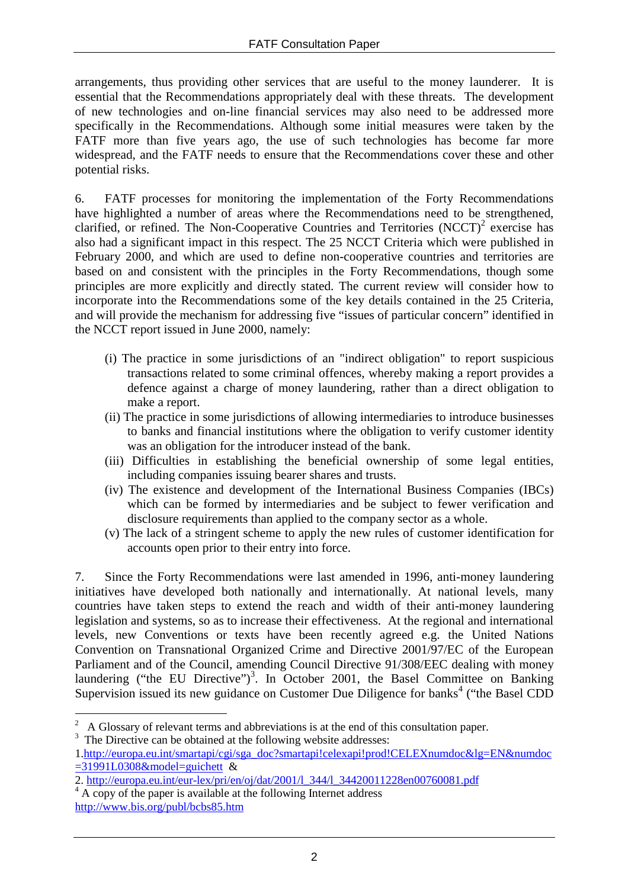arrangements, thus providing other services that are useful to the money launderer. It is essential that the Recommendations appropriately deal with these threats. The development of new technologies and on-line financial services may also need to be addressed more specifically in the Recommendations. Although some initial measures were taken by the FATF more than five years ago, the use of such technologies has become far more widespread, and the FATF needs to ensure that the Recommendations cover these and other potential risks.

6. FATF processes for monitoring the implementation of the Forty Recommendations have highlighted a number of areas where the Recommendations need to be strengthened, clarified, or refined. The Non-Cooperative Countries and Territories (NCCT)[2] exercise has also had a significant impact in this respect. The 25 NCCT Criteria which were published in February 2000, and which are used to define non-cooperative countries and territories are based on and consistent with the principles in the Forty Recommendations, though some principles are more explicitly and directly stated. The current review will consider how to incorporate into the Recommendations some of the key details contained in the 25 Criteria, and will provide the mechanism for addressing five "issues of particular concern" identified in the NCCT report issued in June 2000, namely:

(i) The practice in some jurisdictions of an "indirect obligation" to report suspicious transactions related to some criminal offences, whereby making a report provides a defence against a charge of money laundering, rather than a direct obligation to make a report.

(ii) The practice in some jurisdictions of allowing intermediaries to introduce businesses to banks and financial institutions where the obligation to verify customer identity was an obligation for the introducer instead of the bank.

(iii) Difficulties in establishing the beneficial ownership of some legal entities, including companies issuing bearer shares and trusts.

(iv) The existence and development of the International Business Companies (IBCs) which can be formed by intermediaries and be subject to fewer verification and disclosure requirements than applied to the company sector as a whole.

(v) The lack of a stringent scheme to apply the new rules of customer identification for accounts open prior to their entry into force.

7. Since the Forty Recommendations were last amended in 1996, anti-money laundering initiatives have developed both nationally and internationally. At national levels, many countries have taken steps to extend the reach and width of their anti-money laundering legislation and systems, so as to increase their effectiveness. At the regional and international levels, new Conventions or texts have been recently agreed e.g. the United Nations Convention on Transnational Organized Crime and Directive 2001/97/EC of the European Parliament and of the Council, amending Council Directive 91/308/EEC dealing with money laundering ("the EU Directive")[3]. In October 2001, the Basel Committee on Banking Supervision issued its new guidance on Customer Due Diligence for banks[4] ("the Basel CDD

---

[2] A Glossary of relevant terms and abbreviations is at the end of this consultation paper.

[3] The Directive can be obtained at the following website addresses:
1. http://europa.eu.int/smartapi/cgi/sga_doc?smartapi!celexapi!prod!CELEXnumdoc&lg=EN&numdoc=31991L0308&model=guichett &
2. http://europa.eu.int/eur-lex/pri/en/oj/dat/2001/l_344/l_34420011228en00760081.pdf

[4] A copy of the paper is available at the following Internet address
http://www.bis.org/publ/bcbs85.htm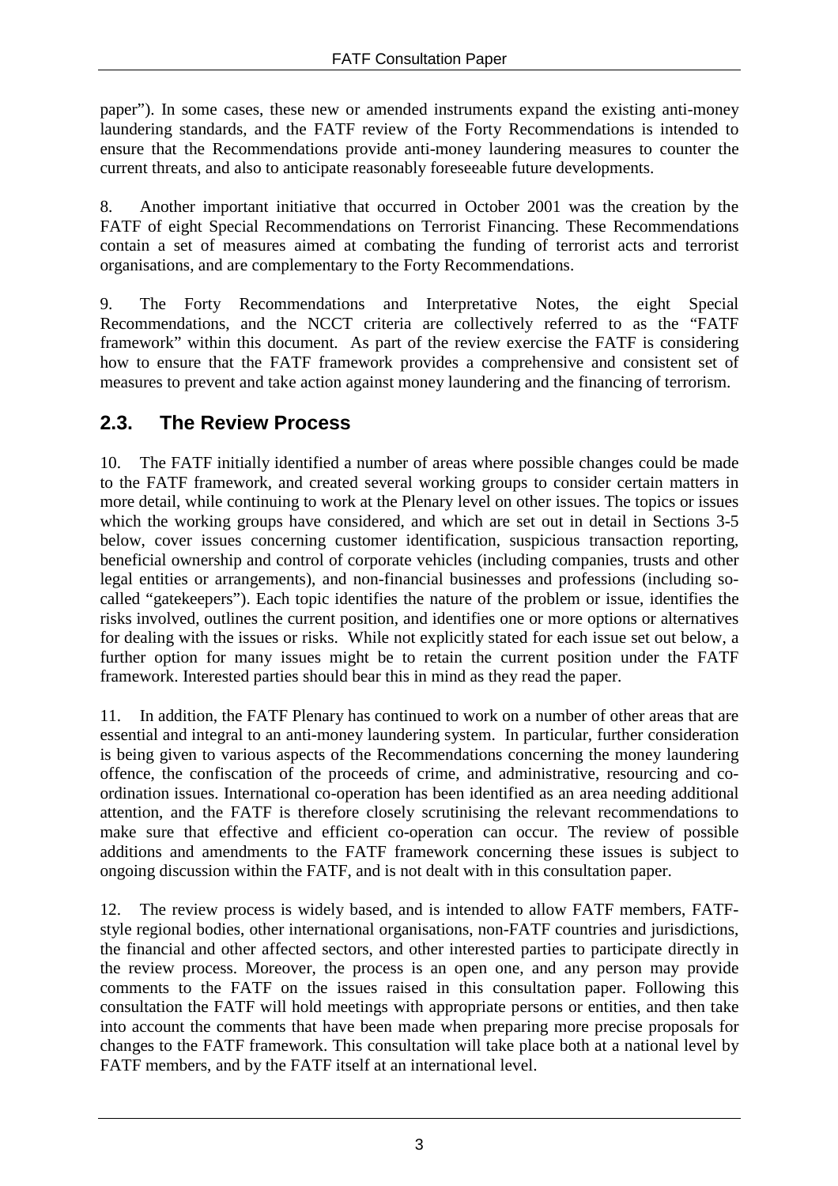paper"). In some cases, these new or amended instruments expand the existing anti-money laundering standards, and the FATF review of the Forty Recommendations is intended to ensure that the Recommendations provide anti-money laundering measures to counter the current threats, and also to anticipate reasonably foreseeable future developments.

8. Another important initiative that occurred in October 2001 was the creation by the FATF of eight Special Recommendations on Terrorist Financing. These Recommendations contain a set of measures aimed at combating the funding of terrorist acts and terrorist organisations, and are complementary to the Forty Recommendations.

9. The Forty Recommendations and Interpretative Notes, the eight Special Recommendations, and the NCCT criteria are collectively referred to as the "FATF framework" within this document. As part of the review exercise the FATF is considering how to ensure that the FATF framework provides a comprehensive and consistent set of measures to prevent and take action against money laundering and the financing of terrorism.

## 2.3. The Review Process

10. The FATF initially identified a number of areas where possible changes could be made to the FATF framework, and created several working groups to consider certain matters in more detail, while continuing to work at the Plenary level on other issues. The topics or issues which the working groups have considered, and which are set out in detail in Sections 3-5 below, cover issues concerning customer identification, suspicious transaction reporting, beneficial ownership and control of corporate vehicles (including companies, trusts and other legal entities or arrangements), and non-financial businesses and professions (including so-called "gatekeepers"). Each topic identifies the nature of the problem or issue, identifies the risks involved, outlines the current position, and identifies one or more options or alternatives for dealing with the issues or risks. While not explicitly stated for each issue set out below, a further option for many issues might be to retain the current position under the FATF framework. Interested parties should bear this in mind as they read the paper.

11. In addition, the FATF Plenary has continued to work on a number of other areas that are essential and integral to an anti-money laundering system. In particular, further consideration is being given to various aspects of the Recommendations concerning the money laundering offence, the confiscation of the proceeds of crime, and administrative, resourcing and co-ordination issues. International co-operation has been identified as an area needing additional attention, and the FATF is therefore closely scrutinising the relevant recommendations to make sure that effective and efficient co-operation can occur. The review of possible additions and amendments to the FATF framework concerning these issues is subject to ongoing discussion within the FATF, and is not dealt with in this consultation paper.

12. The review process is widely based, and is intended to allow FATF members, FATF-style regional bodies, other international organisations, non-FATF countries and jurisdictions, the financial and other affected sectors, and other interested parties to participate directly in the review process. Moreover, the process is an open one, and any person may provide comments to the FATF on the issues raised in this consultation paper. Following this consultation the FATF will hold meetings with appropriate persons or entities, and then take into account the comments that have been made when preparing more precise proposals for changes to the FATF framework. This consultation will take place both at a national level by FATF members, and by the FATF itself at an international level.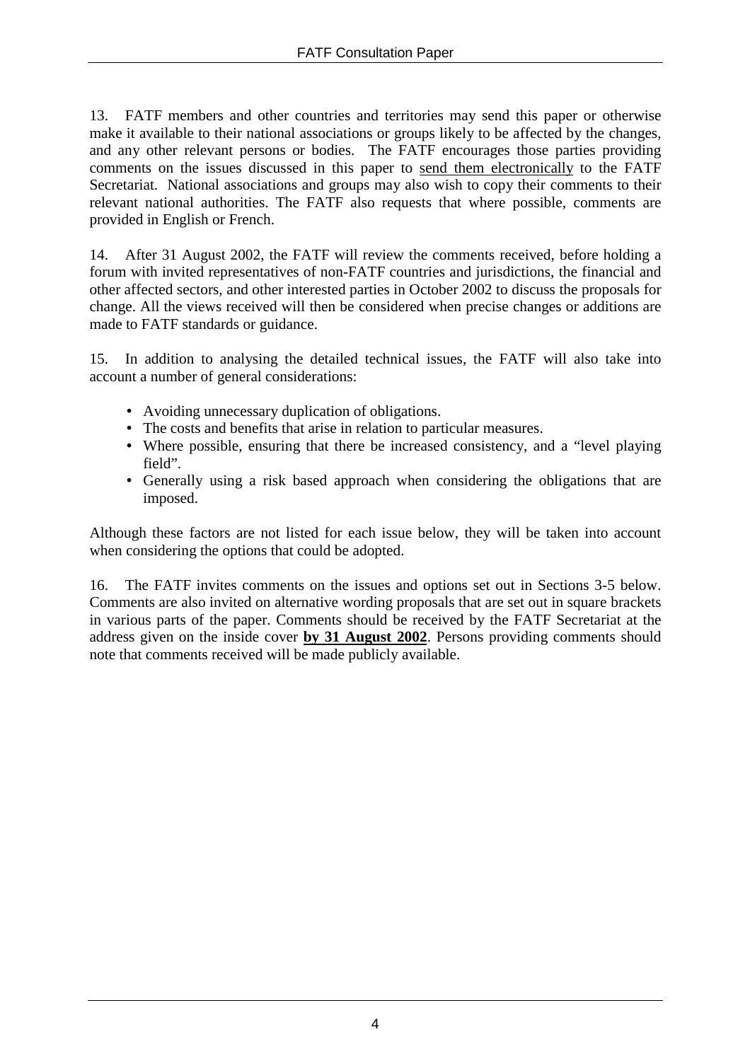13. FATF members and other countries and territories may send this paper or otherwise make it available to their national associations or groups likely to be affected by the changes, and any other relevant persons or bodies. The FATF encourages those parties providing comments on the issues discussed in this paper to send them electronically to the FATF Secretariat. National associations and groups may also wish to copy their comments to their relevant national authorities. The FATF also requests that where possible, comments are provided in English or French.

14. After 31 August 2002, the FATF will review the comments received, before holding a forum with invited representatives of non-FATF countries and jurisdictions, the financial and other affected sectors, and other interested parties in October 2002 to discuss the proposals for change. All the views received will then be considered when precise changes or additions are made to FATF standards or guidance.

15. In addition to analysing the detailed technical issues, the FATF will also take into account a number of general considerations:

- Avoiding unnecessary duplication of obligations.
- The costs and benefits that arise in relation to particular measures.
- Where possible, ensuring that there be increased consistency, and a "level playing field".
- Generally using a risk based approach when considering the obligations that are imposed.

Although these factors are not listed for each issue below, they will be taken into account when considering the options that could be adopted.

16. The FATF invites comments on the issues and options set out in Sections 3-5 below. Comments are also invited on alternative wording proposals that are set out in square brackets in various parts of the paper. Comments should be received by the FATF Secretariat at the address given on the inside cover **by 31 August 2002**. Persons providing comments should note that comments received will be made publicly available.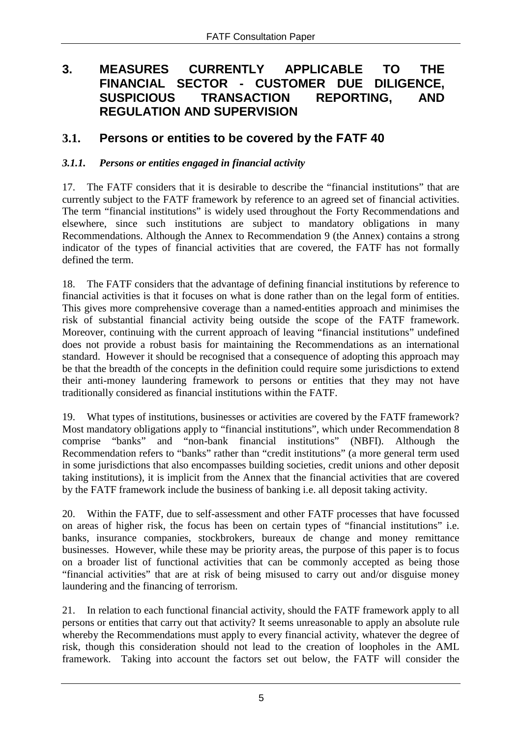# 3. MEASURES CURRENTLY APPLICABLE TO THE FINANCIAL SECTOR - CUSTOMER DUE DILIGENCE, SUSPICIOUS TRANSACTION REPORTING, AND REGULATION AND SUPERVISION

## 3.1. Persons or entities to be covered by the FATF 40

### *3.1.1. Persons or entities engaged in financial activity*

17. The FATF considers that it is desirable to describe the "financial institutions" that are currently subject to the FATF framework by reference to an agreed set of financial activities. The term "financial institutions" is widely used throughout the Forty Recommendations and elsewhere, since such institutions are subject to mandatory obligations in many Recommendations. Although the Annex to Recommendation 9 (the Annex) contains a strong indicator of the types of financial activities that are covered, the FATF has not formally defined the term.

18. The FATF considers that the advantage of defining financial institutions by reference to financial activities is that it focuses on what is done rather than on the legal form of entities. This gives more comprehensive coverage than a named-entities approach and minimises the risk of substantial financial activity being outside the scope of the FATF framework. Moreover, continuing with the current approach of leaving "financial institutions" undefined does not provide a robust basis for maintaining the Recommendations as an international standard. However it should be recognised that a consequence of adopting this approach may be that the breadth of the concepts in the definition could require some jurisdictions to extend their anti-money laundering framework to persons or entities that they may not have traditionally considered as financial institutions within the FATF.

19. What types of institutions, businesses or activities are covered by the FATF framework? Most mandatory obligations apply to "financial institutions", which under Recommendation 8 comprise "banks" and "non-bank financial institutions" (NBFI). Although the Recommendation refers to "banks" rather than "credit institutions" (a more general term used in some jurisdictions that also encompasses building societies, credit unions and other deposit taking institutions), it is implicit from the Annex that the financial activities that are covered by the FATF framework include the business of banking i.e. all deposit taking activity.

20. Within the FATF, due to self-assessment and other FATF processes that have focussed on areas of higher risk, the focus has been on certain types of "financial institutions" i.e. banks, insurance companies, stockbrokers, bureaux de change and money remittance businesses. However, while these may be priority areas, the purpose of this paper is to focus on a broader list of functional activities that can be commonly accepted as being those "financial activities" that are at risk of being misused to carry out and/or disguise money laundering and the financing of terrorism.

21. In relation to each functional financial activity, should the FATF framework apply to all persons or entities that carry out that activity? It seems unreasonable to apply an absolute rule whereby the Recommendations must apply to every financial activity, whatever the degree of risk, though this consideration should not lead to the creation of loopholes in the AML framework. Taking into account the factors set out below, the FATF will consider the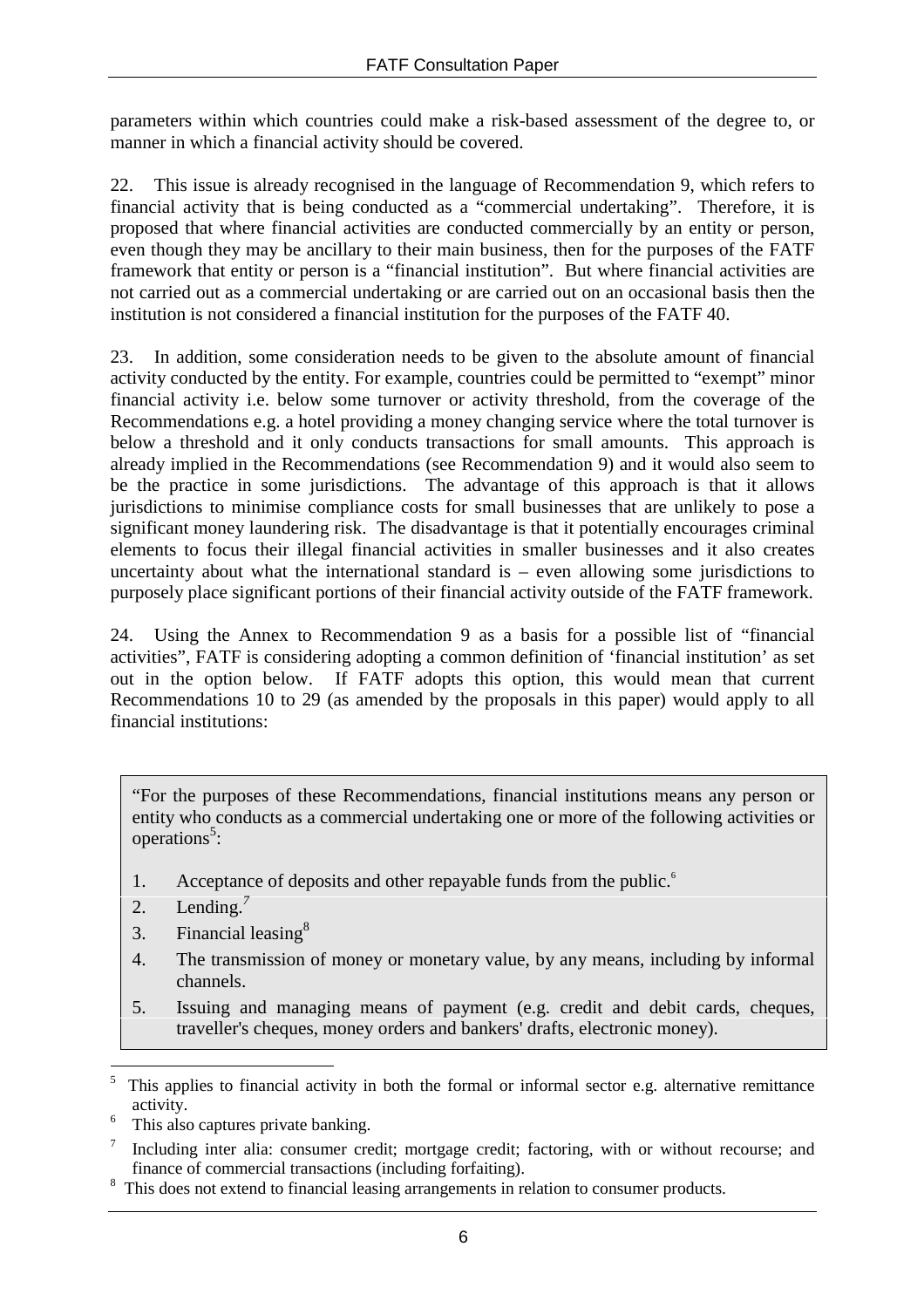parameters within which countries could make a risk-based assessment of the degree to, or manner in which a financial activity should be covered.

22. This issue is already recognised in the language of Recommendation 9, which refers to financial activity that is being conducted as a "commercial undertaking". Therefore, it is proposed that where financial activities are conducted commercially by an entity or person, even though they may be ancillary to their main business, then for the purposes of the FATF framework that entity or person is a "financial institution". But where financial activities are not carried out as a commercial undertaking or are carried out on an occasional basis then the institution is not considered a financial institution for the purposes of the FATF 40.

23. In addition, some consideration needs to be given to the absolute amount of financial activity conducted by the entity. For example, countries could be permitted to "exempt" minor financial activity i.e. below some turnover or activity threshold, from the coverage of the Recommendations e.g. a hotel providing a money changing service where the total turnover is below a threshold and it only conducts transactions for small amounts. This approach is already implied in the Recommendations (see Recommendation 9) and it would also seem to be the practice in some jurisdictions. The advantage of this approach is that it allows jurisdictions to minimise compliance costs for small businesses that are unlikely to pose a significant money laundering risk. The disadvantage is that it potentially encourages criminal elements to focus their illegal financial activities in smaller businesses and it also creates uncertainty about what the international standard is – even allowing some jurisdictions to purposely place significant portions of their financial activity outside of the FATF framework.

24. Using the Annex to Recommendation 9 as a basis for a possible list of "financial activities", FATF is considering adopting a common definition of 'financial institution' as set out in the option below. If FATF adopts this option, this would mean that current Recommendations 10 to 29 (as amended by the proposals in this paper) would apply to all financial institutions:

> "For the purposes of these Recommendations, financial institutions means any person or entity who conducts as a commercial undertaking one or more of the following activities or operations[5]:
>
> 1. Acceptance of deposits and other repayable funds from the public.[6]
> 2. Lending.[7]
> 3. Financial leasing[8]
> 4. The transmission of money or monetary value, by any means, including by informal channels.
> 5. Issuing and managing means of payment (e.g. credit and debit cards, cheques, traveller's cheques, money orders and bankers' drafts, electronic money).

---

[5] This applies to financial activity in both the formal or informal sector e.g. alternative remittance activity.

[6] This also captures private banking.

[7] Including inter alia: consumer credit; mortgage credit; factoring, with or without recourse; and finance of commercial transactions (including forfaiting).

[8] This does not extend to financial leasing arrangements in relation to consumer products.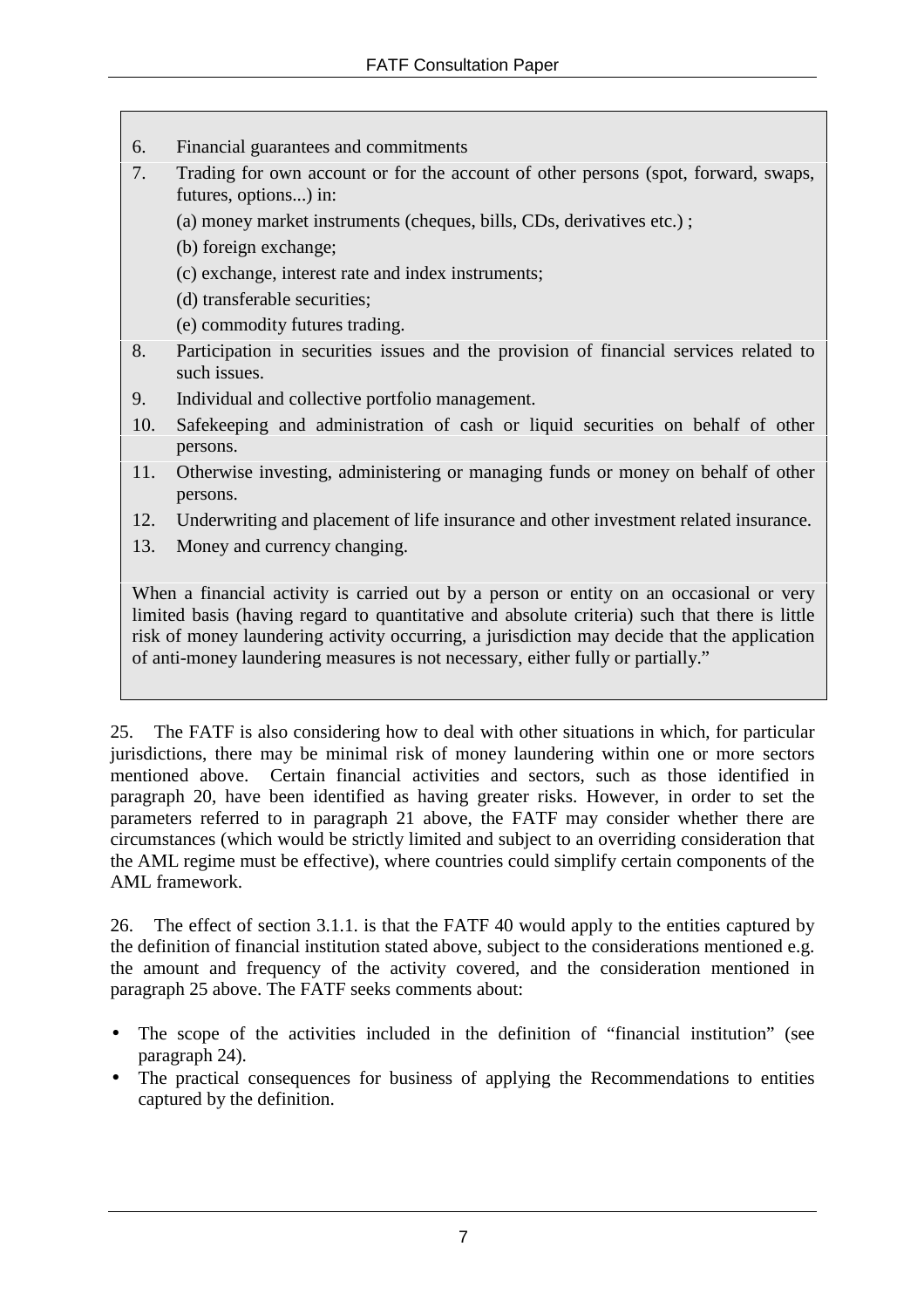6. Financial guarantees and commitments
7. Trading for own account or for the account of other persons (spot, forward, swaps, futures, options...) in:
   (a) money market instruments (cheques, bills, CDs, derivatives etc.) ;
   (b) foreign exchange;
   (c) exchange, interest rate and index instruments;
   (d) transferable securities;
   (e) commodity futures trading.
8. Participation in securities issues and the provision of financial services related to such issues.
9. Individual and collective portfolio management.
10. Safekeeping and administration of cash or liquid securities on behalf of other persons.
11. Otherwise investing, administering or managing funds or money on behalf of other persons.
12. Underwriting and placement of life insurance and other investment related insurance.
13. Money and currency changing.

When a financial activity is carried out by a person or entity on an occasional or very limited basis (having regard to quantitative and absolute criteria) such that there is little risk of money laundering activity occurring, a jurisdiction may decide that the application of anti-money laundering measures is not necessary, either fully or partially."

25. The FATF is also considering how to deal with other situations in which, for particular jurisdictions, there may be minimal risk of money laundering within one or more sectors mentioned above. Certain financial activities and sectors, such as those identified in paragraph 20, have been identified as having greater risks. However, in order to set the parameters referred to in paragraph 21 above, the FATF may consider whether there are circumstances (which would be strictly limited and subject to an overriding consideration that the AML regime must be effective), where countries could simplify certain components of the AML framework.

26. The effect of section 3.1.1. is that the FATF 40 would apply to the entities captured by the definition of financial institution stated above, subject to the considerations mentioned e.g. the amount and frequency of the activity covered, and the consideration mentioned in paragraph 25 above. The FATF seeks comments about:

- The scope of the activities included in the definition of "financial institution" (see paragraph 24).
- The practical consequences for business of applying the Recommendations to entities captured by the definition.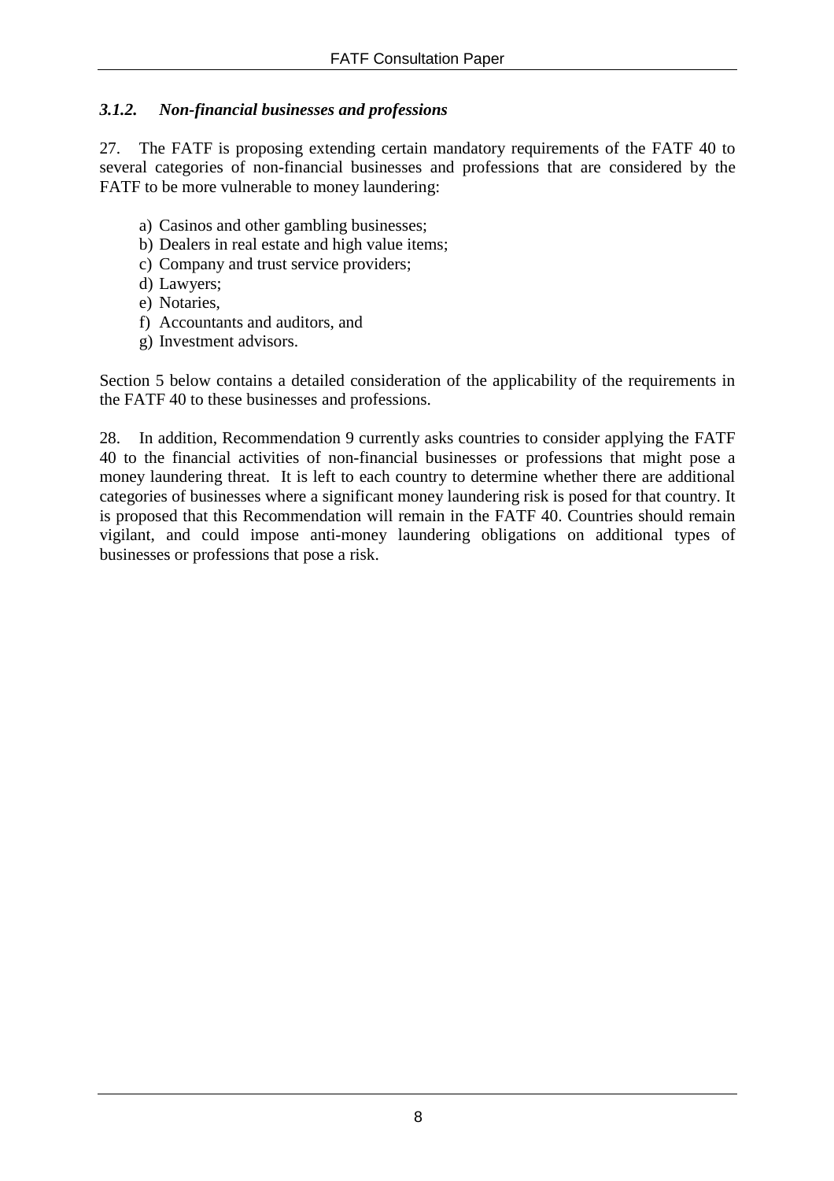### *3.1.2. Non-financial businesses and professions*

27. The FATF is proposing extending certain mandatory requirements of the FATF 40 to several categories of non-financial businesses and professions that are considered by the FATF to be more vulnerable to money laundering:

a) Casinos and other gambling businesses;
b) Dealers in real estate and high value items;
c) Company and trust service providers;
d) Lawyers;
e) Notaries,
f) Accountants and auditors, and
g) Investment advisors.

Section 5 below contains a detailed consideration of the applicability of the requirements in the FATF 40 to these businesses and professions.

28. In addition, Recommendation 9 currently asks countries to consider applying the FATF 40 to the financial activities of non-financial businesses or professions that might pose a money laundering threat. It is left to each country to determine whether there are additional categories of businesses where a significant money laundering risk is posed for that country. It is proposed that this Recommendation will remain in the FATF 40. Countries should remain vigilant, and could impose anti-money laundering obligations on additional types of businesses or professions that pose a risk.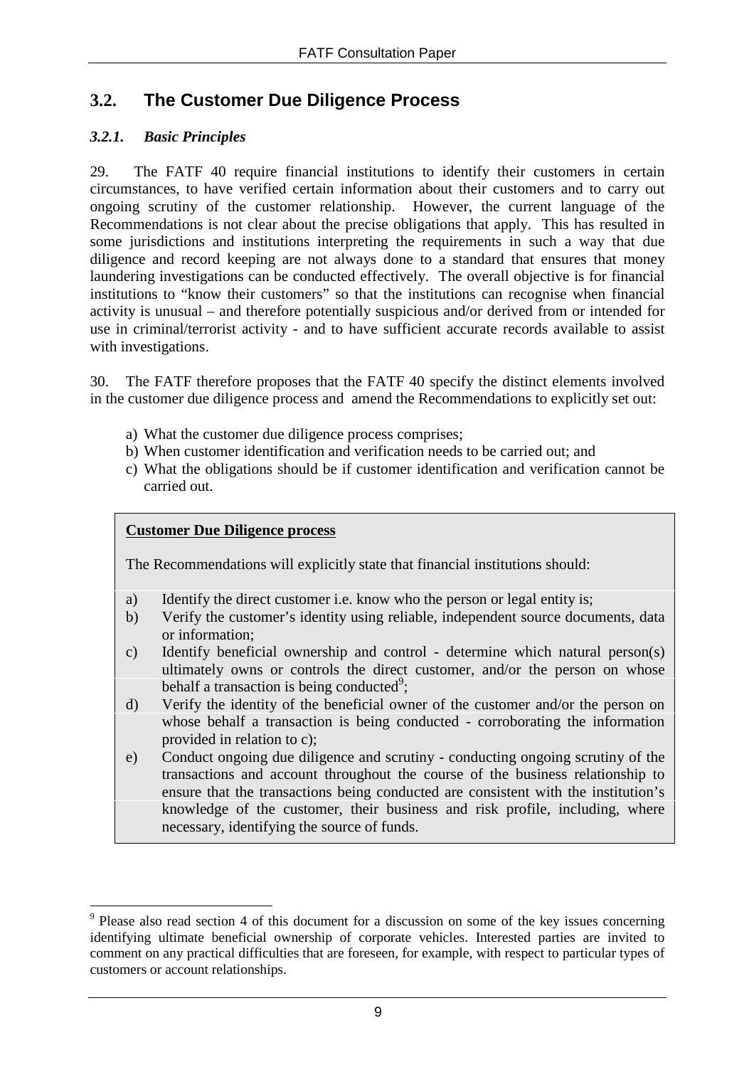## 3.2. The Customer Due Diligence Process

### *3.2.1. Basic Principles*

29. The FATF 40 require financial institutions to identify their customers in certain circumstances, to have verified certain information about their customers and to carry out ongoing scrutiny of the customer relationship. However, the current language of the Recommendations is not clear about the precise obligations that apply. This has resulted in some jurisdictions and institutions interpreting the requirements in such a way that due diligence and record keeping are not always done to a standard that ensures that money laundering investigations can be conducted effectively. The overall objective is for financial institutions to "know their customers" so that the institutions can recognise when financial activity is unusual – and therefore potentially suspicious and/or derived from or intended for use in criminal/terrorist activity - and to have sufficient accurate records available to assist with investigations.

30. The FATF therefore proposes that the FATF 40 specify the distinct elements involved in the customer due diligence process and amend the Recommendations to explicitly set out:

a) What the customer due diligence process comprises;
b) When customer identification and verification needs to be carried out; and
c) What the obligations should be if customer identification and verification cannot be carried out.

> **Customer Due Diligence process**
>
> The Recommendations will explicitly state that financial institutions should:
>
> a) Identify the direct customer i.e. know who the person or legal entity is;
> b) Verify the customer's identity using reliable, independent source documents, data or information;
> c) Identify beneficial ownership and control - determine which natural person(s) ultimately owns or controls the direct customer, and/or the person on whose behalf a transaction is being conducted[9];
> d) Verify the identity of the beneficial owner of the customer and/or the person on whose behalf a transaction is being conducted - corroborating the information provided in relation to c);
> e) Conduct ongoing due diligence and scrutiny - conducting ongoing scrutiny of the transactions and account throughout the course of the business relationship to ensure that the transactions being conducted are consistent with the institution's knowledge of the customer, their business and risk profile, including, where necessary, identifying the source of funds.

[9] Please also read section 4 of this document for a discussion on some of the key issues concerning identifying ultimate beneficial ownership of corporate vehicles. Interested parties are invited to comment on any practical difficulties that are foreseen, for example, with respect to particular types of customers or account relationships.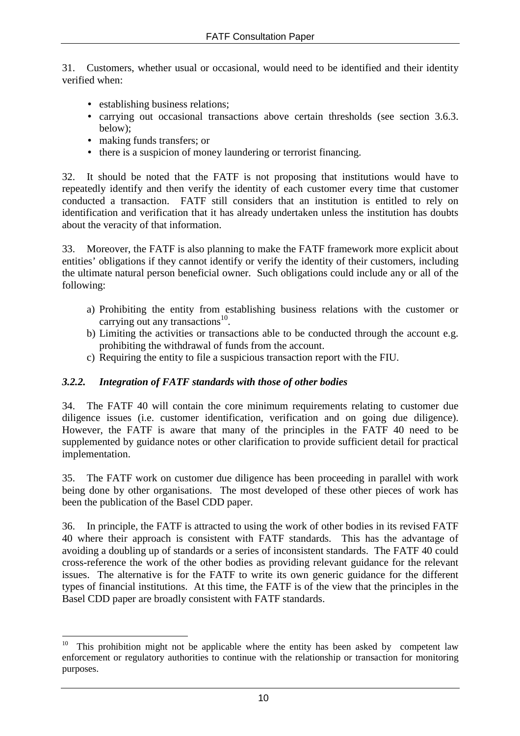31. Customers, whether usual or occasional, would need to be identified and their identity verified when:

- establishing business relations;
- carrying out occasional transactions above certain thresholds (see section 3.6.3. below);
- making funds transfers; or
- there is a suspicion of money laundering or terrorist financing.

32. It should be noted that the FATF is not proposing that institutions would have to repeatedly identify and then verify the identity of each customer every time that customer conducted a transaction. FATF still considers that an institution is entitled to rely on identification and verification that it has already undertaken unless the institution has doubts about the veracity of that information.

33. Moreover, the FATF is also planning to make the FATF framework more explicit about entities' obligations if they cannot identify or verify the identity of their customers, including the ultimate natural person beneficial owner. Such obligations could include any or all of the following:

a) Prohibiting the entity from establishing business relations with the customer or carrying out any transactions[10].
b) Limiting the activities or transactions able to be conducted through the account e.g. prohibiting the withdrawal of funds from the account.
c) Requiring the entity to file a suspicious transaction report with the FIU.

### *3.2.2. Integration of FATF standards with those of other bodies*

34. The FATF 40 will contain the core minimum requirements relating to customer due diligence issues (i.e. customer identification, verification and on going due diligence). However, the FATF is aware that many of the principles in the FATF 40 need to be supplemented by guidance notes or other clarification to provide sufficient detail for practical implementation.

35. The FATF work on customer due diligence has been proceeding in parallel with work being done by other organisations. The most developed of these other pieces of work has been the publication of the Basel CDD paper.

36. In principle, the FATF is attracted to using the work of other bodies in its revised FATF 40 where their approach is consistent with FATF standards. This has the advantage of avoiding a doubling up of standards or a series of inconsistent standards. The FATF 40 could cross-reference the work of the other bodies as providing relevant guidance for the relevant issues. The alternative is for the FATF to write its own generic guidance for the different types of financial institutions. At this time, the FATF is of the view that the principles in the Basel CDD paper are broadly consistent with FATF standards.

---

[10] This prohibition might not be applicable where the entity has been asked by competent law enforcement or regulatory authorities to continue with the relationship or transaction for monitoring purposes.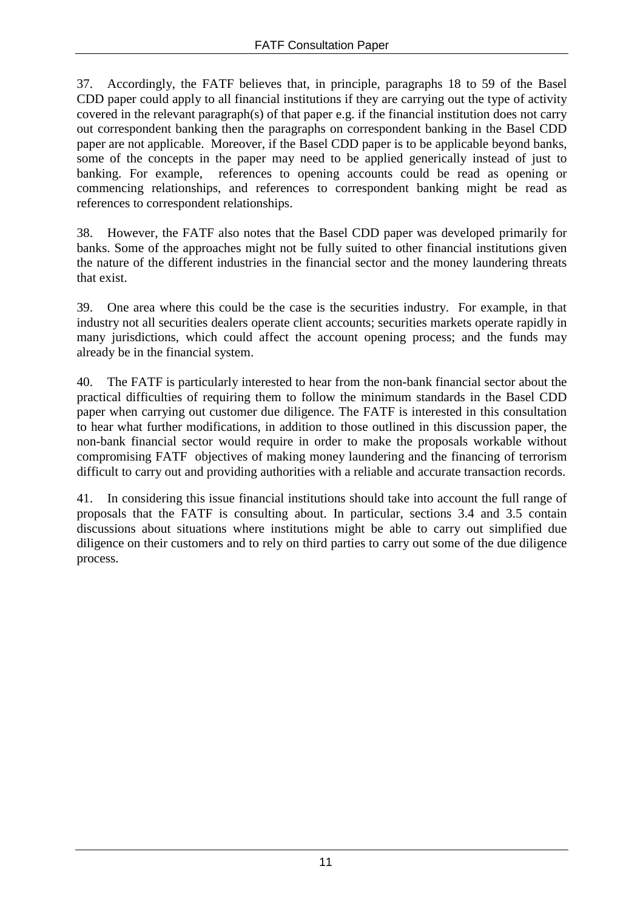37. Accordingly, the FATF believes that, in principle, paragraphs 18 to 59 of the Basel CDD paper could apply to all financial institutions if they are carrying out the type of activity covered in the relevant paragraph(s) of that paper e.g. if the financial institution does not carry out correspondent banking then the paragraphs on correspondent banking in the Basel CDD paper are not applicable. Moreover, if the Basel CDD paper is to be applicable beyond banks, some of the concepts in the paper may need to be applied generically instead of just to banking. For example, references to opening accounts could be read as opening or commencing relationships, and references to correspondent banking might be read as references to correspondent relationships.

38. However, the FATF also notes that the Basel CDD paper was developed primarily for banks. Some of the approaches might not be fully suited to other financial institutions given the nature of the different industries in the financial sector and the money laundering threats that exist.

39. One area where this could be the case is the securities industry. For example, in that industry not all securities dealers operate client accounts; securities markets operate rapidly in many jurisdictions, which could affect the account opening process; and the funds may already be in the financial system.

40. The FATF is particularly interested to hear from the non-bank financial sector about the practical difficulties of requiring them to follow the minimum standards in the Basel CDD paper when carrying out customer due diligence. The FATF is interested in this consultation to hear what further modifications, in addition to those outlined in this discussion paper, the non-bank financial sector would require in order to make the proposals workable without compromising FATF objectives of making money laundering and the financing of terrorism difficult to carry out and providing authorities with a reliable and accurate transaction records.

41. In considering this issue financial institutions should take into account the full range of proposals that the FATF is consulting about. In particular, sections 3.4 and 3.5 contain discussions about situations where institutions might be able to carry out simplified due diligence on their customers and to rely on third parties to carry out some of the due diligence process.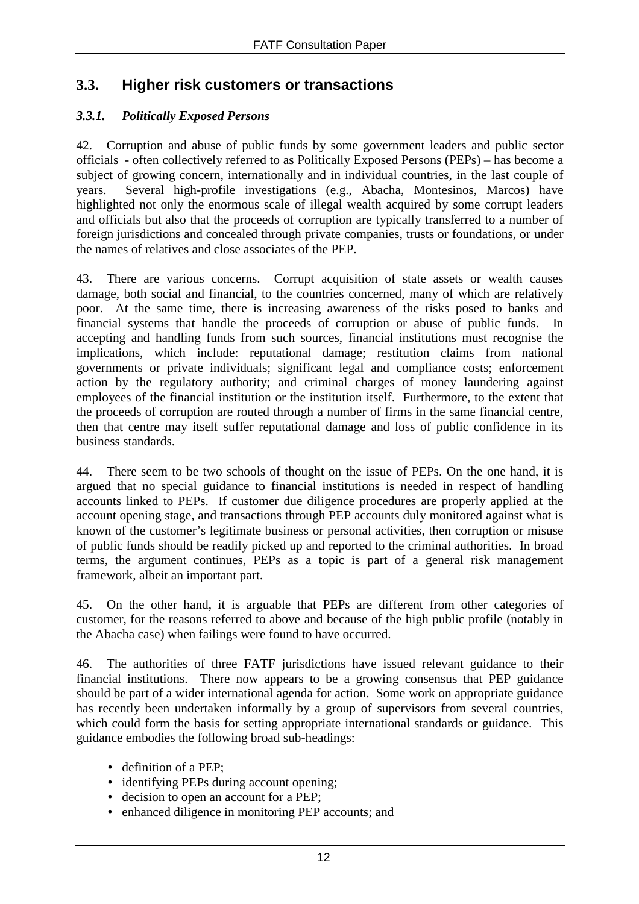## 3.3. Higher risk customers or transactions

### *3.3.1. Politically Exposed Persons*

42. Corruption and abuse of public funds by some government leaders and public sector officials - often collectively referred to as Politically Exposed Persons (PEPs) – has become a subject of growing concern, internationally and in individual countries, in the last couple of years. Several high-profile investigations (e.g., Abacha, Montesinos, Marcos) have highlighted not only the enormous scale of illegal wealth acquired by some corrupt leaders and officials but also that the proceeds of corruption are typically transferred to a number of foreign jurisdictions and concealed through private companies, trusts or foundations, or under the names of relatives and close associates of the PEP.

43. There are various concerns. Corrupt acquisition of state assets or wealth causes damage, both social and financial, to the countries concerned, many of which are relatively poor. At the same time, there is increasing awareness of the risks posed to banks and financial systems that handle the proceeds of corruption or abuse of public funds. In accepting and handling funds from such sources, financial institutions must recognise the implications, which include: reputational damage; restitution claims from national governments or private individuals; significant legal and compliance costs; enforcement action by the regulatory authority; and criminal charges of money laundering against employees of the financial institution or the institution itself. Furthermore, to the extent that the proceeds of corruption are routed through a number of firms in the same financial centre, then that centre may itself suffer reputational damage and loss of public confidence in its business standards.

44. There seem to be two schools of thought on the issue of PEPs. On the one hand, it is argued that no special guidance to financial institutions is needed in respect of handling accounts linked to PEPs. If customer due diligence procedures are properly applied at the account opening stage, and transactions through PEP accounts duly monitored against what is known of the customer's legitimate business or personal activities, then corruption or misuse of public funds should be readily picked up and reported to the criminal authorities. In broad terms, the argument continues, PEPs as a topic is part of a general risk management framework, albeit an important part.

45. On the other hand, it is arguable that PEPs are different from other categories of customer, for the reasons referred to above and because of the high public profile (notably in the Abacha case) when failings were found to have occurred.

46. The authorities of three FATF jurisdictions have issued relevant guidance to their financial institutions. There now appears to be a growing consensus that PEP guidance should be part of a wider international agenda for action. Some work on appropriate guidance has recently been undertaken informally by a group of supervisors from several countries, which could form the basis for setting appropriate international standards or guidance. This guidance embodies the following broad sub-headings:

- definition of a PEP;
- identifying PEPs during account opening;
- decision to open an account for a PEP;
- enhanced diligence in monitoring PEP accounts; and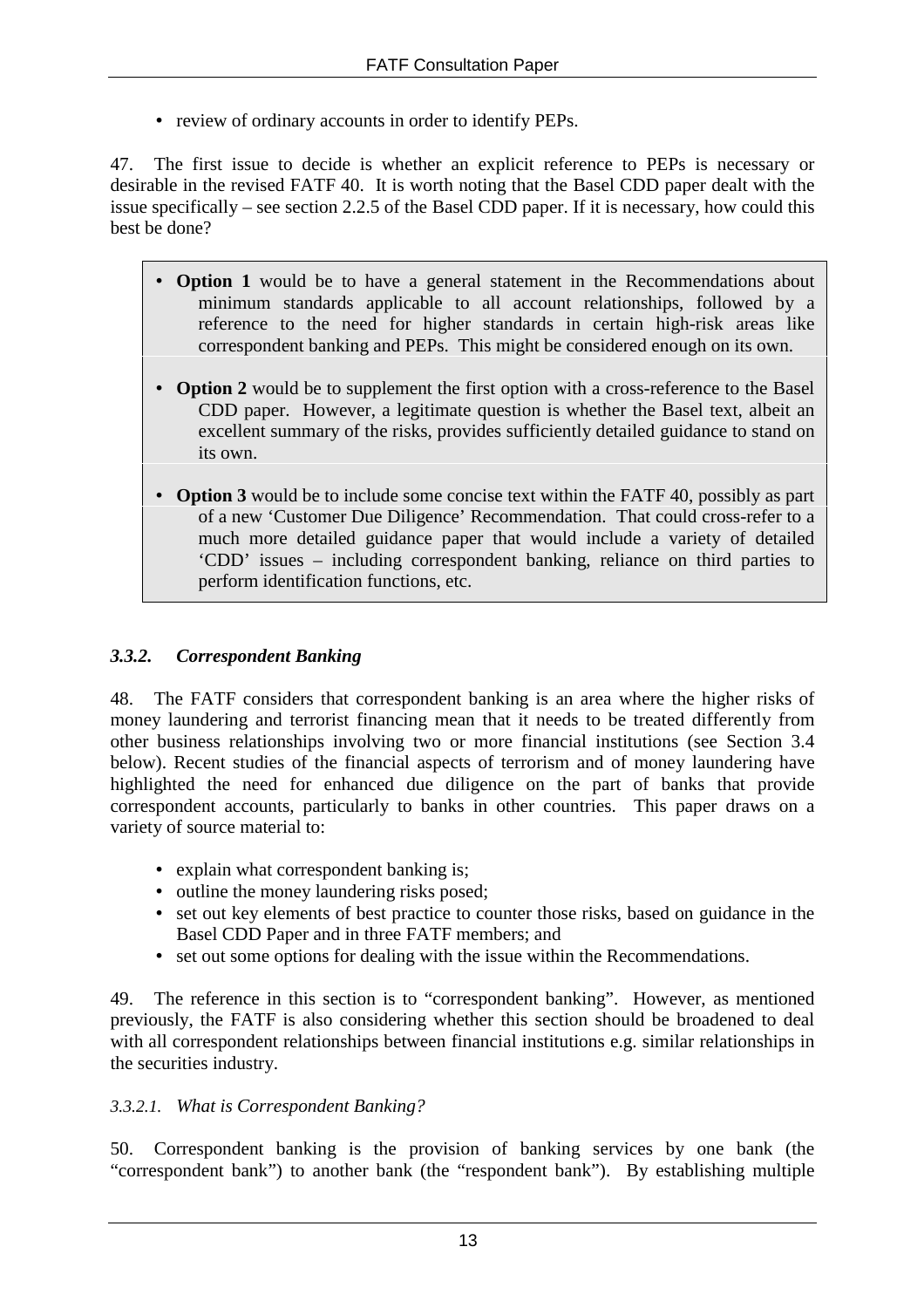- review of ordinary accounts in order to identify PEPs.

47. The first issue to decide is whether an explicit reference to PEPs is necessary or desirable in the revised FATF 40. It is worth noting that the Basel CDD paper dealt with the issue specifically – see section 2.2.5 of the Basel CDD paper. If it is necessary, how could this best be done?

- **Option 1** would be to have a general statement in the Recommendations about minimum standards applicable to all account relationships, followed by a reference to the need for higher standards in certain high-risk areas like correspondent banking and PEPs. This might be considered enough on its own.

- **Option 2** would be to supplement the first option with a cross-reference to the Basel CDD paper. However, a legitimate question is whether the Basel text, albeit an excellent summary of the risks, provides sufficiently detailed guidance to stand on its own.

- **Option 3** would be to include some concise text within the FATF 40, possibly as part of a new 'Customer Due Diligence' Recommendation. That could cross-refer to a much more detailed guidance paper that would include a variety of detailed 'CDD' issues – including correspondent banking, reliance on third parties to perform identification functions, etc.

### *3.3.2. Correspondent Banking*

48. The FATF considers that correspondent banking is an area where the higher risks of money laundering and terrorist financing mean that it needs to be treated differently from other business relationships involving two or more financial institutions (see Section 3.4 below). Recent studies of the financial aspects of terrorism and of money laundering have highlighted the need for enhanced due diligence on the part of banks that provide correspondent accounts, particularly to banks in other countries. This paper draws on a variety of source material to:

- explain what correspondent banking is;
- outline the money laundering risks posed;
- set out key elements of best practice to counter those risks, based on guidance in the Basel CDD Paper and in three FATF members; and
- set out some options for dealing with the issue within the Recommendations.

49. The reference in this section is to "correspondent banking". However, as mentioned previously, the FATF is also considering whether this section should be broadened to deal with all correspondent relationships between financial institutions e.g. similar relationships in the securities industry.

#### *3.3.2.1. What is Correspondent Banking?*

50. Correspondent banking is the provision of banking services by one bank (the "correspondent bank") to another bank (the "respondent bank"). By establishing multiple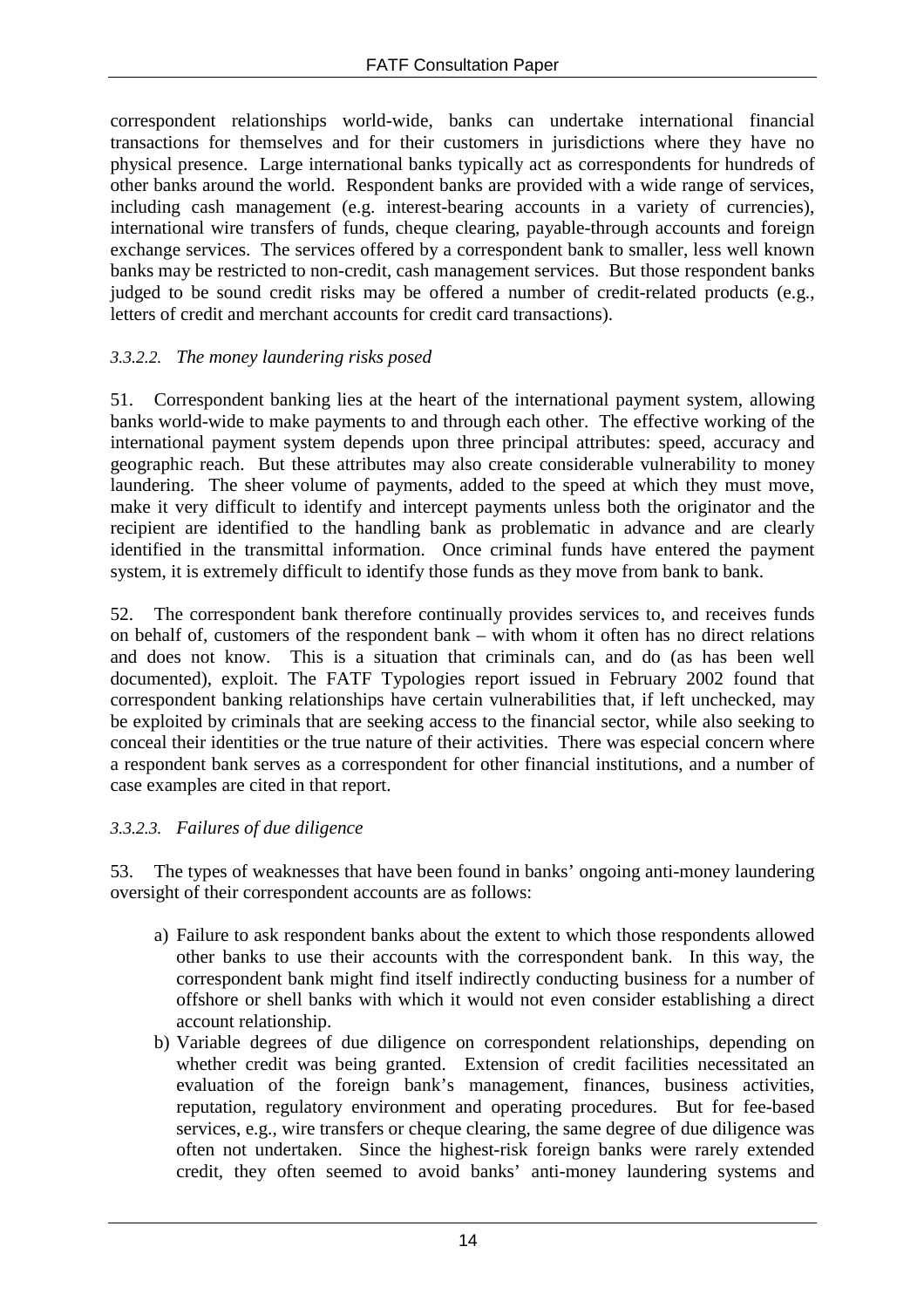correspondent relationships world-wide, banks can undertake international financial transactions for themselves and for their customers in jurisdictions where they have no physical presence. Large international banks typically act as correspondents for hundreds of other banks around the world. Respondent banks are provided with a wide range of services, including cash management (e.g. interest-bearing accounts in a variety of currencies), international wire transfers of funds, cheque clearing, payable-through accounts and foreign exchange services. The services offered by a correspondent bank to smaller, less well known banks may be restricted to non-credit, cash management services. But those respondent banks judged to be sound credit risks may be offered a number of credit-related products (e.g., letters of credit and merchant accounts for credit card transactions).

#### *3.3.2.2. The money laundering risks posed*

51. Correspondent banking lies at the heart of the international payment system, allowing banks world-wide to make payments to and through each other. The effective working of the international payment system depends upon three principal attributes: speed, accuracy and geographic reach. But these attributes may also create considerable vulnerability to money laundering. The sheer volume of payments, added to the speed at which they must move, make it very difficult to identify and intercept payments unless both the originator and the recipient are identified to the handling bank as problematic in advance and are clearly identified in the transmittal information. Once criminal funds have entered the payment system, it is extremely difficult to identify those funds as they move from bank to bank.

52. The correspondent bank therefore continually provides services to, and receives funds on behalf of, customers of the respondent bank – with whom it often has no direct relations and does not know. This is a situation that criminals can, and do (as has been well documented), exploit. The FATF Typologies report issued in February 2002 found that correspondent banking relationships have certain vulnerabilities that, if left unchecked, may be exploited by criminals that are seeking access to the financial sector, while also seeking to conceal their identities or the true nature of their activities. There was especial concern where a respondent bank serves as a correspondent for other financial institutions, and a number of case examples are cited in that report.

#### *3.3.2.3. Failures of due diligence*

53. The types of weaknesses that have been found in banks' ongoing anti-money laundering oversight of their correspondent accounts are as follows:

a) Failure to ask respondent banks about the extent to which those respondents allowed other banks to use their accounts with the correspondent bank. In this way, the correspondent bank might find itself indirectly conducting business for a number of offshore or shell banks with which it would not even consider establishing a direct account relationship.
b) Variable degrees of due diligence on correspondent relationships, depending on whether credit was being granted. Extension of credit facilities necessitated an evaluation of the foreign bank's management, finances, business activities, reputation, regulatory environment and operating procedures. But for fee-based services, e.g., wire transfers or cheque clearing, the same degree of due diligence was often not undertaken. Since the highest-risk foreign banks were rarely extended credit, they often seemed to avoid banks' anti-money laundering systems and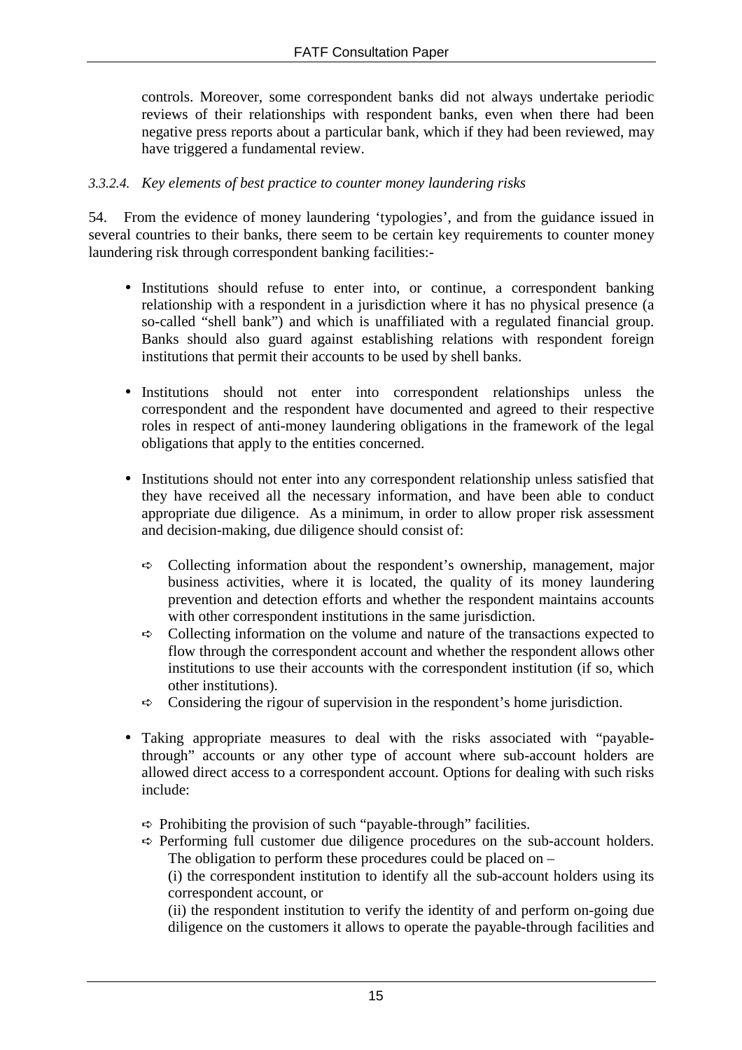controls. Moreover, some correspondent banks did not always undertake periodic reviews of their relationships with respondent banks, even when there had been negative press reports about a particular bank, which if they had been reviewed, may have triggered a fundamental review.

#### *3.3.2.4. Key elements of best practice to counter money laundering risks*

54. From the evidence of money laundering 'typologies', and from the guidance issued in several countries to their banks, there seem to be certain key requirements to counter money laundering risk through correspondent banking facilities:-

- Institutions should refuse to enter into, or continue, a correspondent banking relationship with a respondent in a jurisdiction where it has no physical presence (a so-called "shell bank") and which is unaffiliated with a regulated financial group. Banks should also guard against establishing relations with respondent foreign institutions that permit their accounts to be used by shell banks.

- Institutions should not enter into correspondent relationships unless the correspondent and the respondent have documented and agreed to their respective roles in respect of anti-money laundering obligations in the framework of the legal obligations that apply to the entities concerned.

- Institutions should not enter into any correspondent relationship unless satisfied that they have received all the necessary information, and have been able to conduct appropriate due diligence. As a minimum, in order to allow proper risk assessment and decision-making, due diligence should consist of:
  - Collecting information about the respondent's ownership, management, major business activities, where it is located, the quality of its money laundering prevention and detection efforts and whether the respondent maintains accounts with other correspondent institutions in the same jurisdiction.
  - Collecting information on the volume and nature of the transactions expected to flow through the correspondent account and whether the respondent allows other institutions to use their accounts with the correspondent institution (if so, which other institutions).
  - Considering the rigour of supervision in the respondent's home jurisdiction.

- Taking appropriate measures to deal with the risks associated with "payable-through" accounts or any other type of account where sub-account holders are allowed direct access to a correspondent account. Options for dealing with such risks include:
  - Prohibiting the provision of such "payable-through" facilities.
  - Performing full customer due diligence procedures on the sub-account holders. The obligation to perform these procedures could be placed on –

    (i) the correspondent institution to identify all the sub-account holders using its correspondent account, or

    (ii) the respondent institution to verify the identity of and perform on-going due diligence on the customers it allows to operate the payable-through facilities and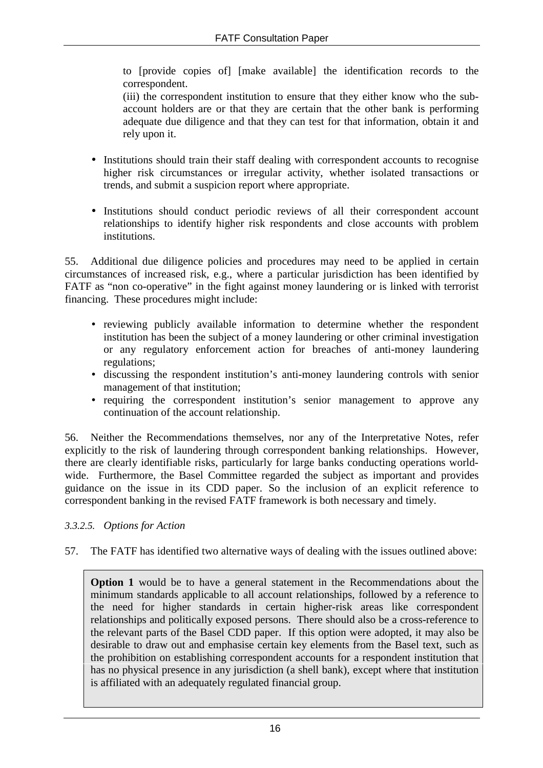to [provide copies of] [make available] the identification records to the correspondent.

(iii) the correspondent institution to ensure that they either know who the sub-account holders are or that they are certain that the other bank is performing adequate due diligence and that they can test for that information, obtain it and rely upon it.

- Institutions should train their staff dealing with correspondent accounts to recognise higher risk circumstances or irregular activity, whether isolated transactions or trends, and submit a suspicion report where appropriate.

- Institutions should conduct periodic reviews of all their correspondent account relationships to identify higher risk respondents and close accounts with problem institutions.

55. Additional due diligence policies and procedures may need to be applied in certain circumstances of increased risk, e.g., where a particular jurisdiction has been identified by FATF as "non co-operative" in the fight against money laundering or is linked with terrorist financing. These procedures might include:

- reviewing publicly available information to determine whether the respondent institution has been the subject of a money laundering or other criminal investigation or any regulatory enforcement action for breaches of anti-money laundering regulations;
- discussing the respondent institution's anti-money laundering controls with senior management of that institution;
- requiring the correspondent institution's senior management to approve any continuation of the account relationship.

56. Neither the Recommendations themselves, nor any of the Interpretative Notes, refer explicitly to the risk of laundering through correspondent banking relationships. However, there are clearly identifiable risks, particularly for large banks conducting operations world-wide. Furthermore, the Basel Committee regarded the subject as important and provides guidance on the issue in its CDD paper. So the inclusion of an explicit reference to correspondent banking in the revised FATF framework is both necessary and timely.

*3.3.2.5. Options for Action*

57. The FATF has identified two alternative ways of dealing with the issues outlined above:

**Option 1** would be to have a general statement in the Recommendations about the minimum standards applicable to all account relationships, followed by a reference to the need for higher standards in certain higher-risk areas like correspondent relationships and politically exposed persons. There should also be a cross-reference to the relevant parts of the Basel CDD paper. If this option were adopted, it may also be desirable to draw out and emphasise certain key elements from the Basel text, such as the prohibition on establishing correspondent accounts for a respondent institution that has no physical presence in any jurisdiction (a shell bank), except where that institution is affiliated with an adequately regulated financial group.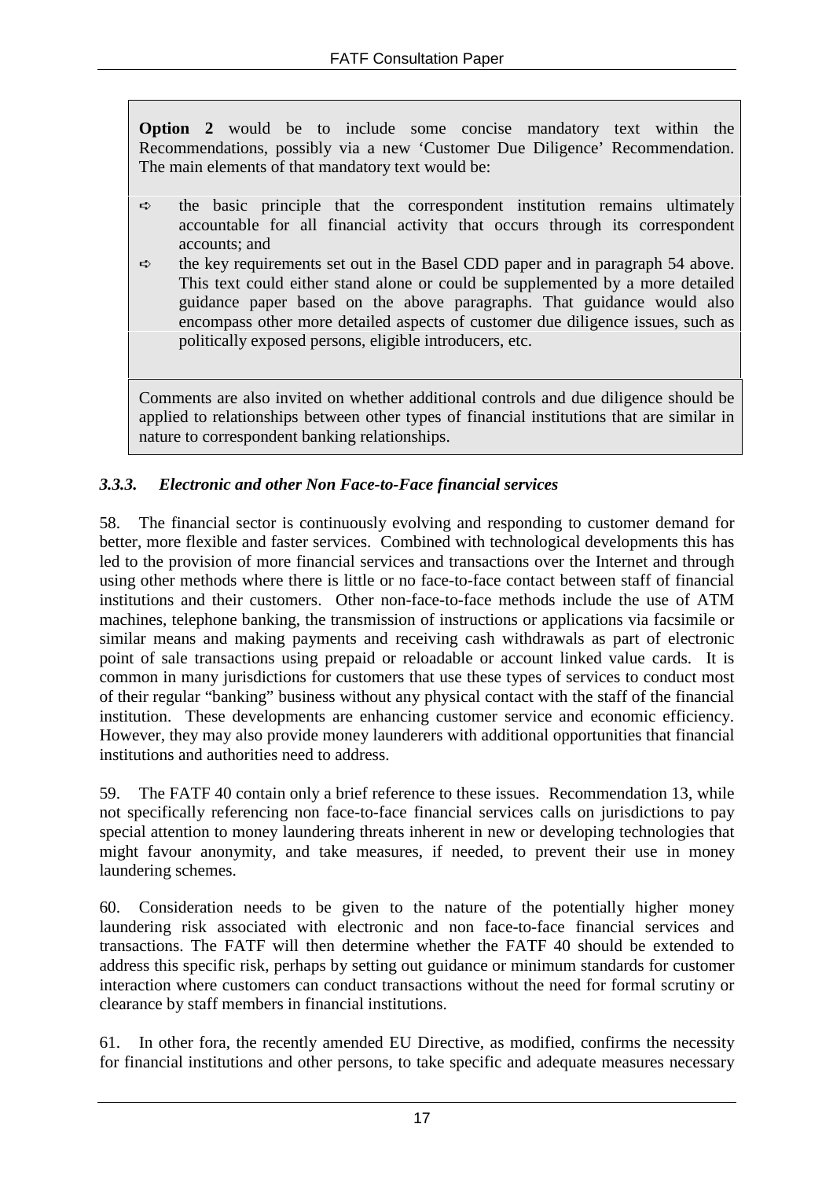**Option 2** would be to include some concise mandatory text within the Recommendations, possibly via a new 'Customer Due Diligence' Recommendation. The main elements of that mandatory text would be:

- the basic principle that the correspondent institution remains ultimately accountable for all financial activity that occurs through its correspondent accounts; and
- the key requirements set out in the Basel CDD paper and in paragraph 54 above. This text could either stand alone or could be supplemented by a more detailed guidance paper based on the above paragraphs. That guidance would also encompass other more detailed aspects of customer due diligence issues, such as politically exposed persons, eligible introducers, etc.

Comments are also invited on whether additional controls and due diligence should be applied to relationships between other types of financial institutions that are similar in nature to correspondent banking relationships.

### *3.3.3. Electronic and other Non Face-to-Face financial services*

58. The financial sector is continuously evolving and responding to customer demand for better, more flexible and faster services. Combined with technological developments this has led to the provision of more financial services and transactions over the Internet and through using other methods where there is little or no face-to-face contact between staff of financial institutions and their customers. Other non-face-to-face methods include the use of ATM machines, telephone banking, the transmission of instructions or applications via facsimile or similar means and making payments and receiving cash withdrawals as part of electronic point of sale transactions using prepaid or reloadable or account linked value cards. It is common in many jurisdictions for customers that use these types of services to conduct most of their regular "banking" business without any physical contact with the staff of the financial institution. These developments are enhancing customer service and economic efficiency. However, they may also provide money launderers with additional opportunities that financial institutions and authorities need to address.

59. The FATF 40 contain only a brief reference to these issues. Recommendation 13, while not specifically referencing non face-to-face financial services calls on jurisdictions to pay special attention to money laundering threats inherent in new or developing technologies that might favour anonymity, and take measures, if needed, to prevent their use in money laundering schemes.

60. Consideration needs to be given to the nature of the potentially higher money laundering risk associated with electronic and non face-to-face financial services and transactions. The FATF will then determine whether the FATF 40 should be extended to address this specific risk, perhaps by setting out guidance or minimum standards for customer interaction where customers can conduct transactions without the need for formal scrutiny or clearance by staff members in financial institutions.

61. In other fora, the recently amended EU Directive, as modified, confirms the necessity for financial institutions and other persons, to take specific and adequate measures necessary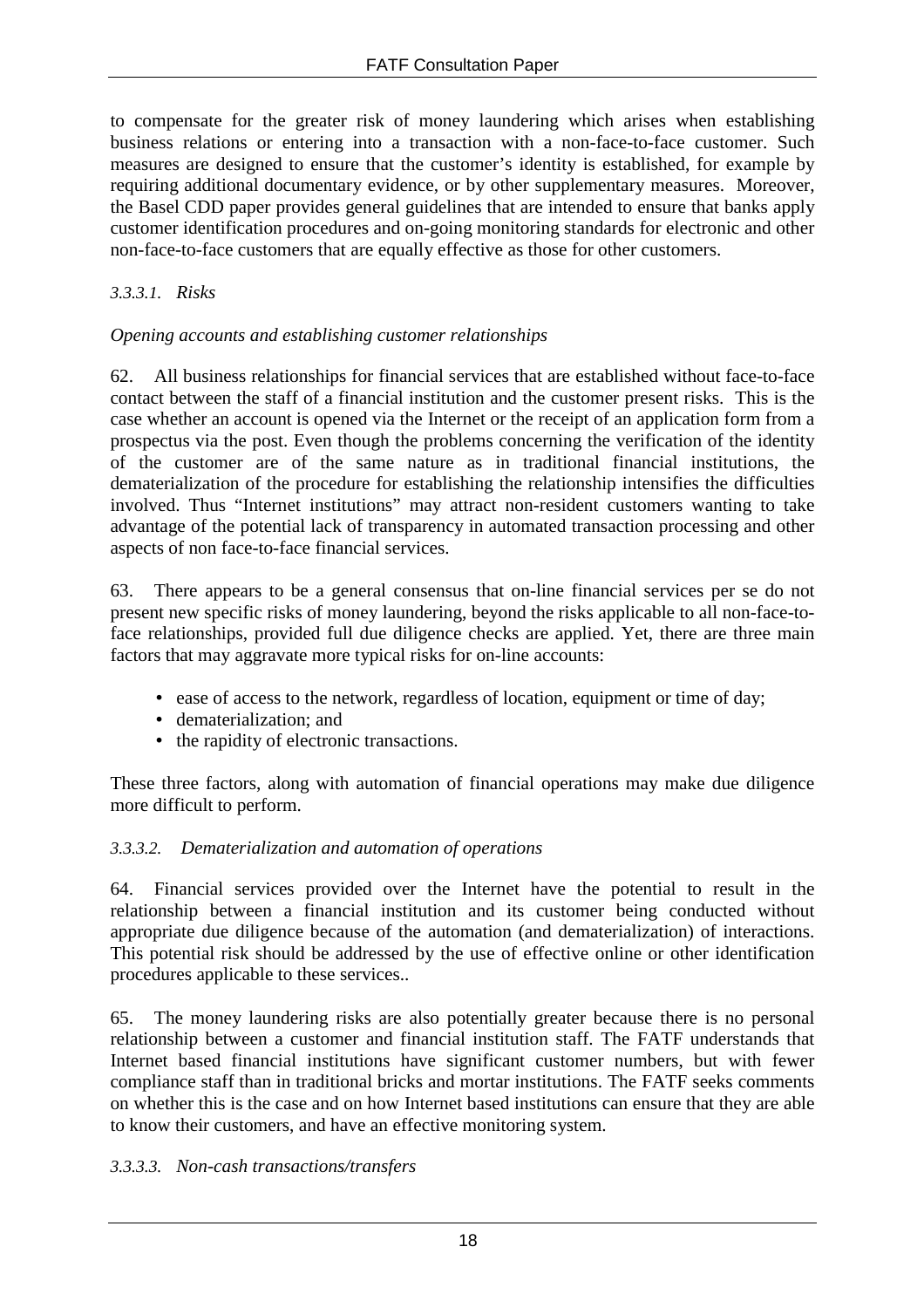to compensate for the greater risk of money laundering which arises when establishing business relations or entering into a transaction with a non-face-to-face customer. Such measures are designed to ensure that the customer's identity is established, for example by requiring additional documentary evidence, or by other supplementary measures. Moreover, the Basel CDD paper provides general guidelines that are intended to ensure that banks apply customer identification procedures and on-going monitoring standards for electronic and other non-face-to-face customers that are equally effective as those for other customers.

*3.3.3.1. Risks*

*Opening accounts and establishing customer relationships*

62. All business relationships for financial services that are established without face-to-face contact between the staff of a financial institution and the customer present risks. This is the case whether an account is opened via the Internet or the receipt of an application form from a prospectus via the post. Even though the problems concerning the verification of the identity of the customer are of the same nature as in traditional financial institutions, the dematerialization of the procedure for establishing the relationship intensifies the difficulties involved. Thus "Internet institutions" may attract non-resident customers wanting to take advantage of the potential lack of transparency in automated transaction processing and other aspects of non face-to-face financial services.

63. There appears to be a general consensus that on-line financial services per se do not present new specific risks of money laundering, beyond the risks applicable to all non-face-to-face relationships, provided full due diligence checks are applied. Yet, there are three main factors that may aggravate more typical risks for on-line accounts:

- ease of access to the network, regardless of location, equipment or time of day;
- dematerialization; and
- the rapidity of electronic transactions.

These three factors, along with automation of financial operations may make due diligence more difficult to perform.

*3.3.3.2. Dematerialization and automation of operations*

64. Financial services provided over the Internet have the potential to result in the relationship between a financial institution and its customer being conducted without appropriate due diligence because of the automation (and dematerialization) of interactions. This potential risk should be addressed by the use of effective online or other identification procedures applicable to these services..

65. The money laundering risks are also potentially greater because there is no personal relationship between a customer and financial institution staff. The FATF understands that Internet based financial institutions have significant customer numbers, but with fewer compliance staff than in traditional bricks and mortar institutions. The FATF seeks comments on whether this is the case and on how Internet based institutions can ensure that they are able to know their customers, and have an effective monitoring system.

*3.3.3.3. Non-cash transactions/transfers*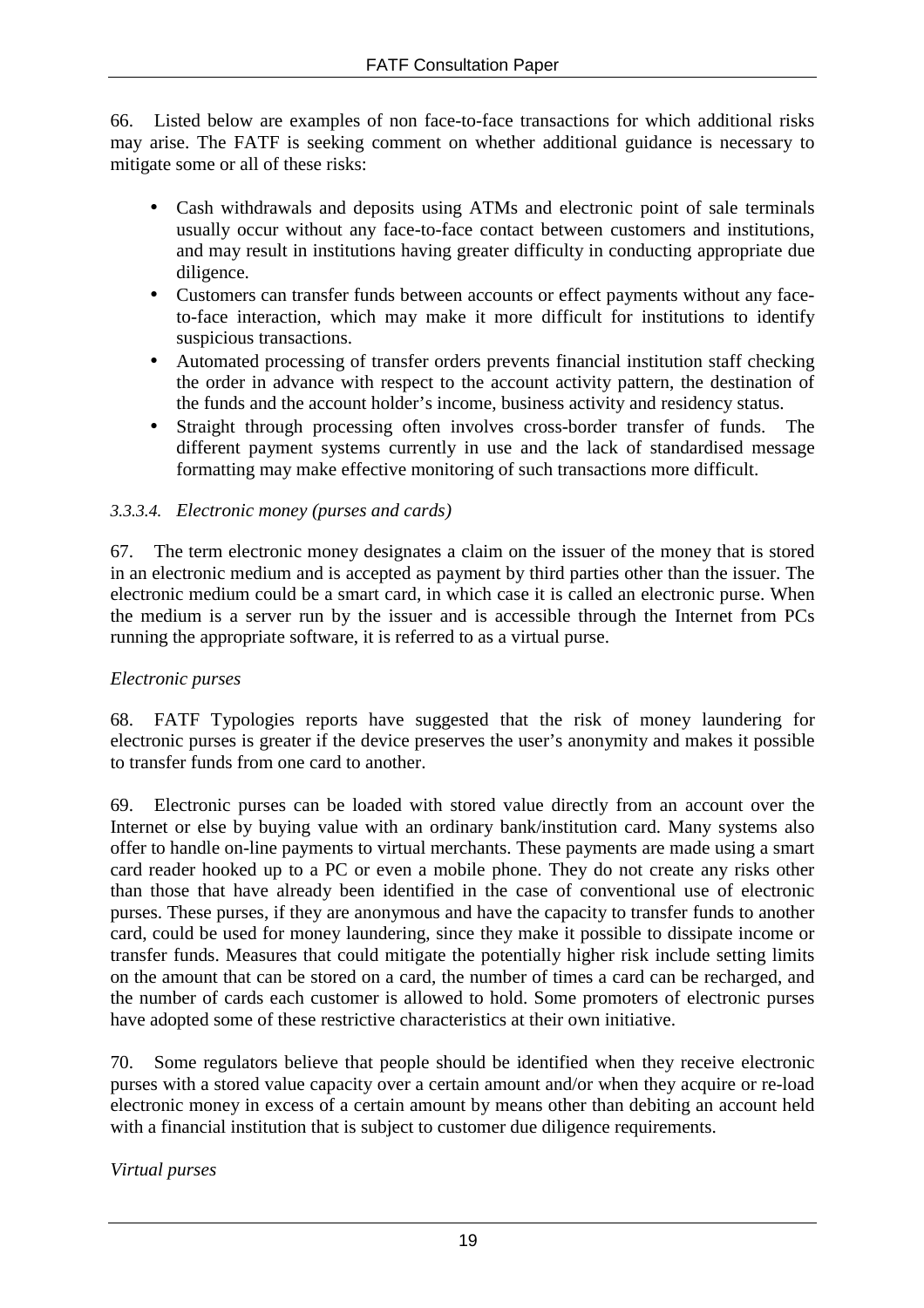66. Listed below are examples of non face-to-face transactions for which additional risks may arise. The FATF is seeking comment on whether additional guidance is necessary to mitigate some or all of these risks:

- Cash withdrawals and deposits using ATMs and electronic point of sale terminals usually occur without any face-to-face contact between customers and institutions, and may result in institutions having greater difficulty in conducting appropriate due diligence.
- Customers can transfer funds between accounts or effect payments without any face-to-face interaction, which may make it more difficult for institutions to identify suspicious transactions.
- Automated processing of transfer orders prevents financial institution staff checking the order in advance with respect to the account activity pattern, the destination of the funds and the account holder's income, business activity and residency status.
- Straight through processing often involves cross-border transfer of funds. The different payment systems currently in use and the lack of standardised message formatting may make effective monitoring of such transactions more difficult.

#### *3.3.3.4. Electronic money (purses and cards)*

67. The term electronic money designates a claim on the issuer of the money that is stored in an electronic medium and is accepted as payment by third parties other than the issuer. The electronic medium could be a smart card, in which case it is called an electronic purse. When the medium is a server run by the issuer and is accessible through the Internet from PCs running the appropriate software, it is referred to as a virtual purse.

*Electronic purses*

68. FATF Typologies reports have suggested that the risk of money laundering for electronic purses is greater if the device preserves the user's anonymity and makes it possible to transfer funds from one card to another.

69. Electronic purses can be loaded with stored value directly from an account over the Internet or else by buying value with an ordinary bank/institution card. Many systems also offer to handle on-line payments to virtual merchants. These payments are made using a smart card reader hooked up to a PC or even a mobile phone. They do not create any risks other than those that have already been identified in the case of conventional use of electronic purses. These purses, if they are anonymous and have the capacity to transfer funds to another card, could be used for money laundering, since they make it possible to dissipate income or transfer funds. Measures that could mitigate the potentially higher risk include setting limits on the amount that can be stored on a card, the number of times a card can be recharged, and the number of cards each customer is allowed to hold. Some promoters of electronic purses have adopted some of these restrictive characteristics at their own initiative.

70. Some regulators believe that people should be identified when they receive electronic purses with a stored value capacity over a certain amount and/or when they acquire or re-load electronic money in excess of a certain amount by means other than debiting an account held with a financial institution that is subject to customer due diligence requirements.

*Virtual purses*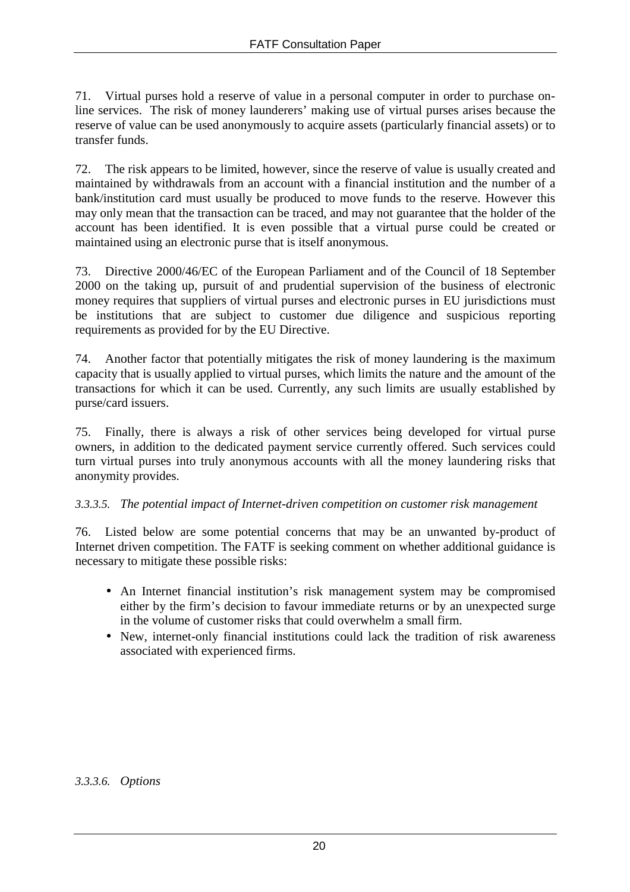71. Virtual purses hold a reserve of value in a personal computer in order to purchase on-line services. The risk of money launderers' making use of virtual purses arises because the reserve of value can be used anonymously to acquire assets (particularly financial assets) or to transfer funds.

72. The risk appears to be limited, however, since the reserve of value is usually created and maintained by withdrawals from an account with a financial institution and the number of a bank/institution card must usually be produced to move funds to the reserve. However this may only mean that the transaction can be traced, and may not guarantee that the holder of the account has been identified. It is even possible that a virtual purse could be created or maintained using an electronic purse that is itself anonymous.

73. Directive 2000/46/EC of the European Parliament and of the Council of 18 September 2000 on the taking up, pursuit of and prudential supervision of the business of electronic money requires that suppliers of virtual purses and electronic purses in EU jurisdictions must be institutions that are subject to customer due diligence and suspicious reporting requirements as provided for by the EU Directive.

74. Another factor that potentially mitigates the risk of money laundering is the maximum capacity that is usually applied to virtual purses, which limits the nature and the amount of the transactions for which it can be used. Currently, any such limits are usually established by purse/card issuers.

75. Finally, there is always a risk of other services being developed for virtual purse owners, in addition to the dedicated payment service currently offered. Such services could turn virtual purses into truly anonymous accounts with all the money laundering risks that anonymity provides.

*3.3.3.5. The potential impact of Internet-driven competition on customer risk management*

76. Listed below are some potential concerns that may be an unwanted by-product of Internet driven competition. The FATF is seeking comment on whether additional guidance is necessary to mitigate these possible risks:

- An Internet financial institution's risk management system may be compromised either by the firm's decision to favour immediate returns or by an unexpected surge in the volume of customer risks that could overwhelm a small firm.
- New, internet-only financial institutions could lack the tradition of risk awareness associated with experienced firms.

*3.3.3.6. Options*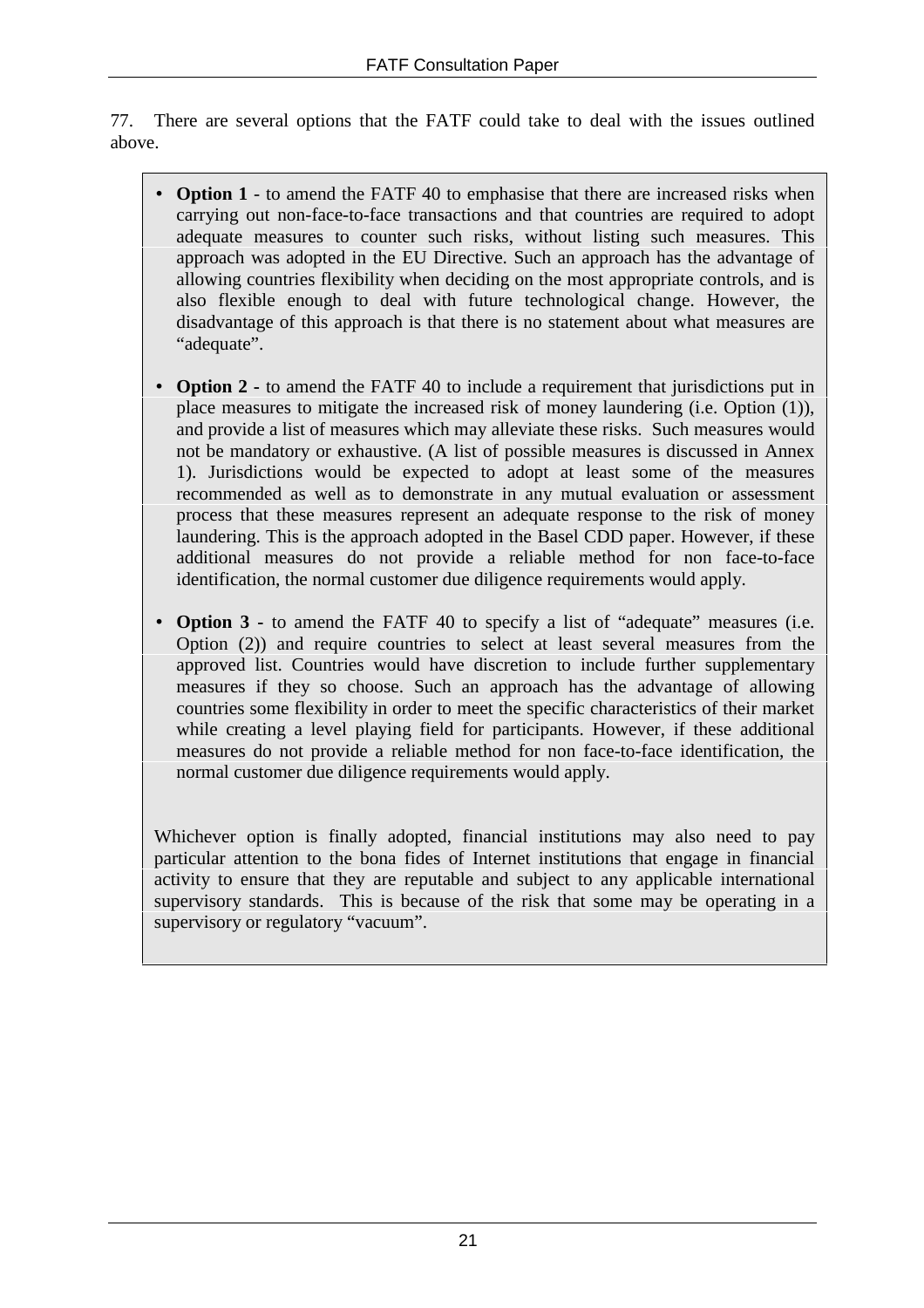77. There are several options that the FATF could take to deal with the issues outlined above.

- **Option 1** - to amend the FATF 40 to emphasise that there are increased risks when carrying out non-face-to-face transactions and that countries are required to adopt adequate measures to counter such risks, without listing such measures. This approach was adopted in the EU Directive. Such an approach has the advantage of allowing countries flexibility when deciding on the most appropriate controls, and is also flexible enough to deal with future technological change. However, the disadvantage of this approach is that there is no statement about what measures are "adequate".

- **Option 2 -** to amend the FATF 40 to include a requirement that jurisdictions put in place measures to mitigate the increased risk of money laundering (i.e. Option (1)), and provide a list of measures which may alleviate these risks. Such measures would not be mandatory or exhaustive. (A list of possible measures is discussed in Annex 1). Jurisdictions would be expected to adopt at least some of the measures recommended as well as to demonstrate in any mutual evaluation or assessment process that these measures represent an adequate response to the risk of money laundering. This is the approach adopted in the Basel CDD paper. However, if these additional measures do not provide a reliable method for non face-to-face identification, the normal customer due diligence requirements would apply.

- **Option 3 -** to amend the FATF 40 to specify a list of "adequate" measures (i.e. Option (2)) and require countries to select at least several measures from the approved list. Countries would have discretion to include further supplementary measures if they so choose. Such an approach has the advantage of allowing countries some flexibility in order to meet the specific characteristics of their market while creating a level playing field for participants. However, if these additional measures do not provide a reliable method for non face-to-face identification, the normal customer due diligence requirements would apply.

Whichever option is finally adopted, financial institutions may also need to pay particular attention to the bona fides of Internet institutions that engage in financial activity to ensure that they are reputable and subject to any applicable international supervisory standards. This is because of the risk that some may be operating in a supervisory or regulatory "vacuum".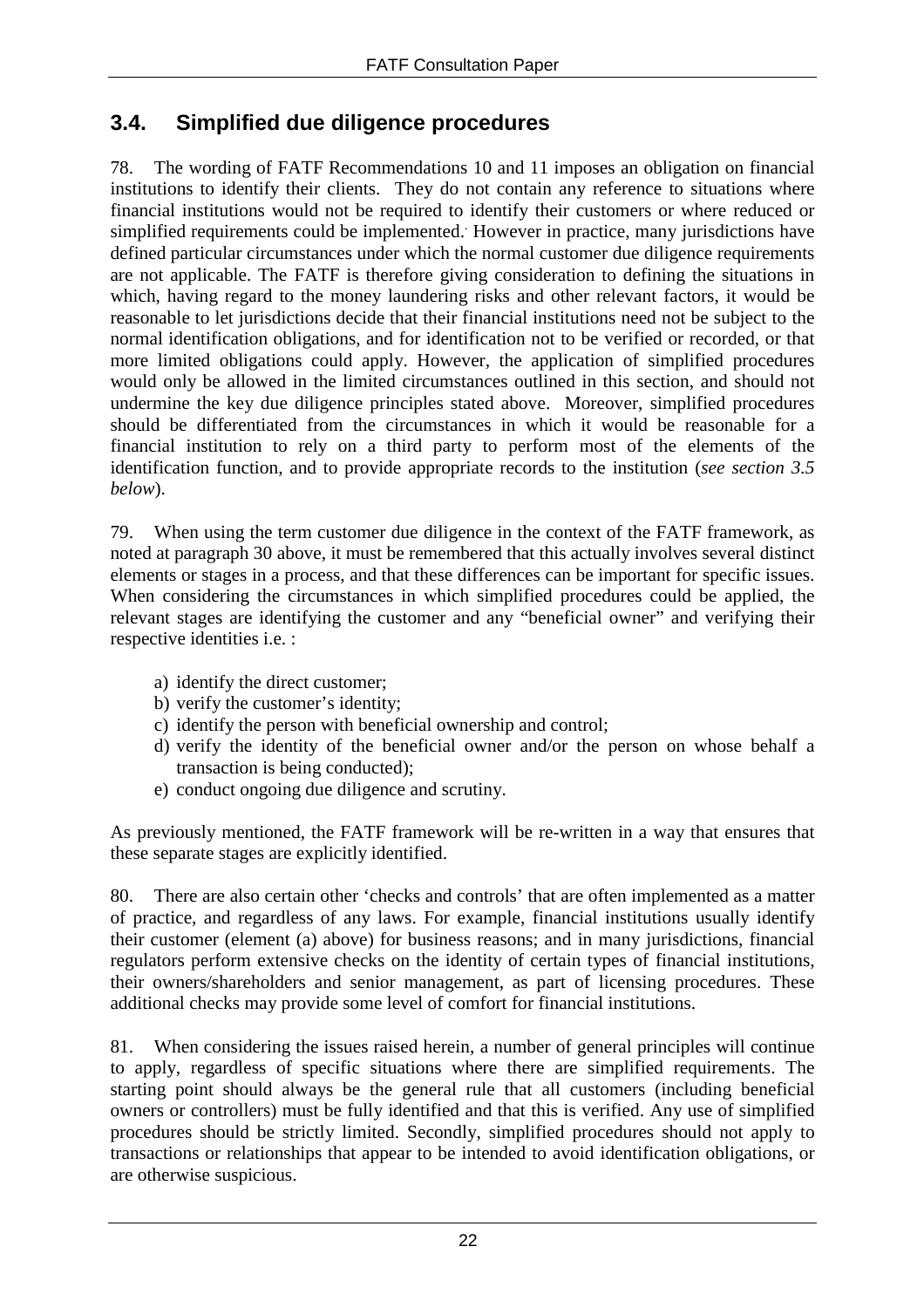## 3.4. Simplified due diligence procedures

78. The wording of FATF Recommendations 10 and 11 imposes an obligation on financial institutions to identify their clients. They do not contain any reference to situations where financial institutions would not be required to identify their customers or where reduced or simplified requirements could be implemented.. However in practice, many jurisdictions have defined particular circumstances under which the normal customer due diligence requirements are not applicable. The FATF is therefore giving consideration to defining the situations in which, having regard to the money laundering risks and other relevant factors, it would be reasonable to let jurisdictions decide that their financial institutions need not be subject to the normal identification obligations, and for identification not to be verified or recorded, or that more limited obligations could apply. However, the application of simplified procedures would only be allowed in the limited circumstances outlined in this section, and should not undermine the key due diligence principles stated above. Moreover, simplified procedures should be differentiated from the circumstances in which it would be reasonable for a financial institution to rely on a third party to perform most of the elements of the identification function, and to provide appropriate records to the institution (*see section 3.5 below*).

79. When using the term customer due diligence in the context of the FATF framework, as noted at paragraph 30 above, it must be remembered that this actually involves several distinct elements or stages in a process, and that these differences can be important for specific issues. When considering the circumstances in which simplified procedures could be applied, the relevant stages are identifying the customer and any "beneficial owner" and verifying their respective identities i.e. :

a) identify the direct customer;
b) verify the customer's identity;
c) identify the person with beneficial ownership and control;
d) verify the identity of the beneficial owner and/or the person on whose behalf a transaction is being conducted);
e) conduct ongoing due diligence and scrutiny.

As previously mentioned, the FATF framework will be re-written in a way that ensures that these separate stages are explicitly identified.

80. There are also certain other 'checks and controls' that are often implemented as a matter of practice, and regardless of any laws. For example, financial institutions usually identify their customer (element (a) above) for business reasons; and in many jurisdictions, financial regulators perform extensive checks on the identity of certain types of financial institutions, their owners/shareholders and senior management, as part of licensing procedures. These additional checks may provide some level of comfort for financial institutions.

81. When considering the issues raised herein, a number of general principles will continue to apply, regardless of specific situations where there are simplified requirements. The starting point should always be the general rule that all customers (including beneficial owners or controllers) must be fully identified and that this is verified. Any use of simplified procedures should be strictly limited. Secondly, simplified procedures should not apply to transactions or relationships that appear to be intended to avoid identification obligations, or are otherwise suspicious.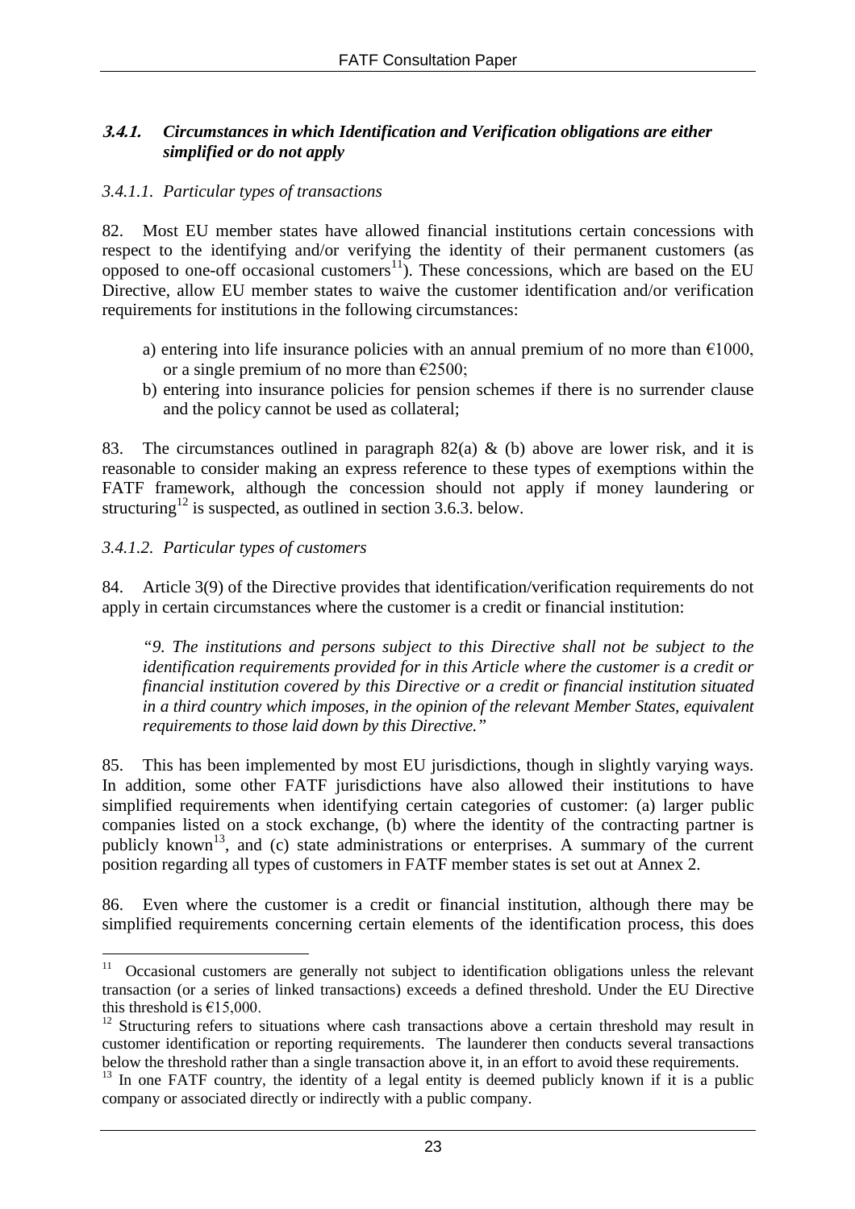### *3.4.1. Circumstances in which Identification and Verification obligations are either simplified or do not apply*

*3.4.1.1. Particular types of transactions*

82. Most EU member states have allowed financial institutions certain concessions with respect to the identifying and/or verifying the identity of their permanent customers (as opposed to one-off occasional customers[11]). These concessions, which are based on the EU Directive, allow EU member states to waive the customer identification and/or verification requirements for institutions in the following circumstances:

a) entering into life insurance policies with an annual premium of no more than €1000, or a single premium of no more than €2500;

b) entering into insurance policies for pension schemes if there is no surrender clause and the policy cannot be used as collateral;

83. The circumstances outlined in paragraph 82(a) & (b) above are lower risk, and it is reasonable to consider making an express reference to these types of exemptions within the FATF framework, although the concession should not apply if money laundering or structuring[12] is suspected, as outlined in section 3.6.3. below.

*3.4.1.2. Particular types of customers*

84. Article 3(9) of the Directive provides that identification/verification requirements do not apply in certain circumstances where the customer is a credit or financial institution:

*"9. The institutions and persons subject to this Directive shall not be subject to the identification requirements provided for in this Article where the customer is a credit or financial institution covered by this Directive or a credit or financial institution situated in a third country which imposes, in the opinion of the relevant Member States, equivalent requirements to those laid down by this Directive."*

85. This has been implemented by most EU jurisdictions, though in slightly varying ways. In addition, some other FATF jurisdictions have also allowed their institutions to have simplified requirements when identifying certain categories of customer: (a) larger public companies listed on a stock exchange, (b) where the identity of the contracting partner is publicly known[13], and (c) state administrations or enterprises. A summary of the current position regarding all types of customers in FATF member states is set out at Annex 2.

86. Even where the customer is a credit or financial institution, although there may be simplified requirements concerning certain elements of the identification process, this does

---

[11] Occasional customers are generally not subject to identification obligations unless the relevant transaction (or a series of linked transactions) exceeds a defined threshold. Under the EU Directive this threshold is €15,000.

[12] Structuring refers to situations where cash transactions above a certain threshold may result in customer identification or reporting requirements. The launderer then conducts several transactions below the threshold rather than a single transaction above it, in an effort to avoid these requirements.

[13] In one FATF country, the identity of a legal entity is deemed publicly known if it is a public company or associated directly or indirectly with a public company.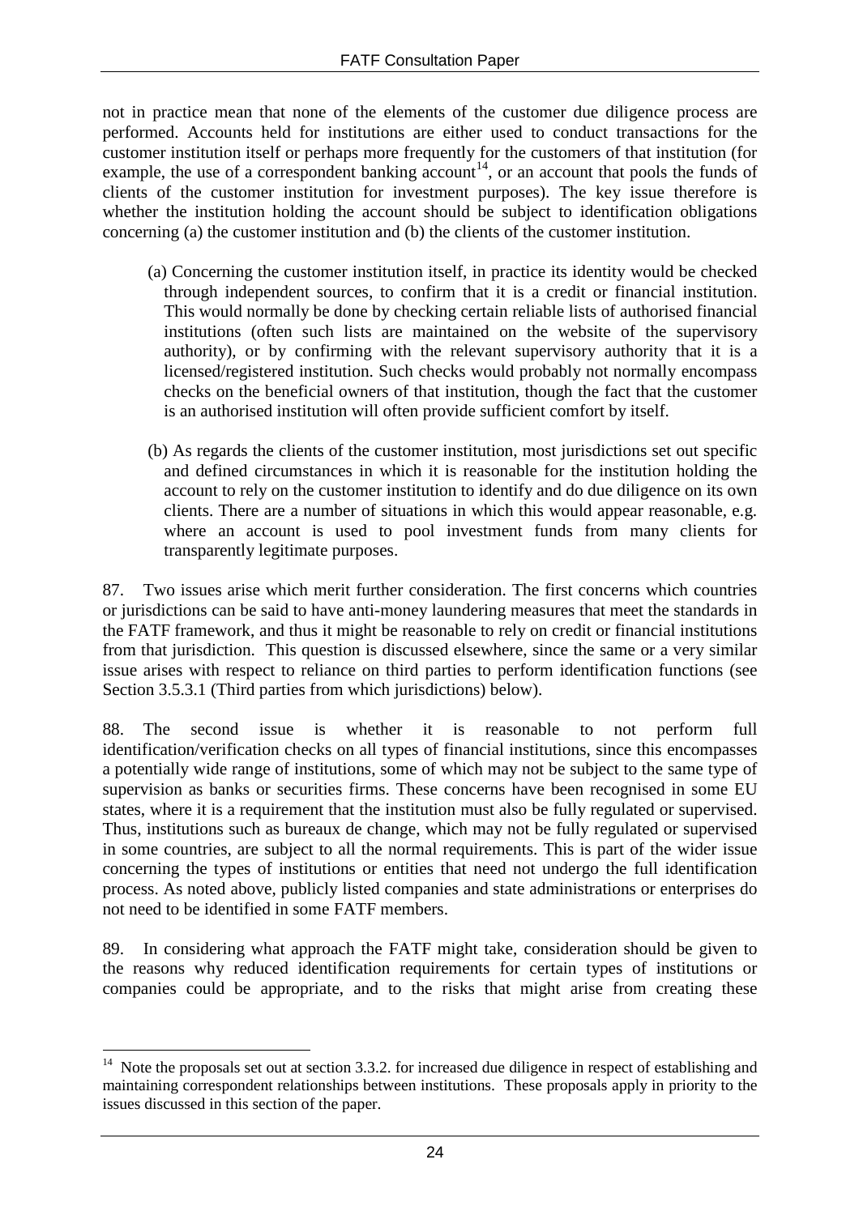not in practice mean that none of the elements of the customer due diligence process are performed. Accounts held for institutions are either used to conduct transactions for the customer institution itself or perhaps more frequently for the customers of that institution (for example, the use of a correspondent banking account[14], or an account that pools the funds of clients of the customer institution for investment purposes). The key issue therefore is whether the institution holding the account should be subject to identification obligations concerning (a) the customer institution and (b) the clients of the customer institution.

(a) Concerning the customer institution itself, in practice its identity would be checked through independent sources, to confirm that it is a credit or financial institution. This would normally be done by checking certain reliable lists of authorised financial institutions (often such lists are maintained on the website of the supervisory authority), or by confirming with the relevant supervisory authority that it is a licensed/registered institution. Such checks would probably not normally encompass checks on the beneficial owners of that institution, though the fact that the customer is an authorised institution will often provide sufficient comfort by itself.

(b) As regards the clients of the customer institution, most jurisdictions set out specific and defined circumstances in which it is reasonable for the institution holding the account to rely on the customer institution to identify and do due diligence on its own clients. There are a number of situations in which this would appear reasonable, e.g. where an account is used to pool investment funds from many clients for transparently legitimate purposes.

87. Two issues arise which merit further consideration. The first concerns which countries or jurisdictions can be said to have anti-money laundering measures that meet the standards in the FATF framework, and thus it might be reasonable to rely on credit or financial institutions from that jurisdiction. This question is discussed elsewhere, since the same or a very similar issue arises with respect to reliance on third parties to perform identification functions (see Section 3.5.3.1 (Third parties from which jurisdictions) below).

88. The second issue is whether it is reasonable to not perform full identification/verification checks on all types of financial institutions, since this encompasses a potentially wide range of institutions, some of which may not be subject to the same type of supervision as banks or securities firms. These concerns have been recognised in some EU states, where it is a requirement that the institution must also be fully regulated or supervised. Thus, institutions such as bureaux de change, which may not be fully regulated or supervised in some countries, are subject to all the normal requirements. This is part of the wider issue concerning the types of institutions or entities that need not undergo the full identification process. As noted above, publicly listed companies and state administrations or enterprises do not need to be identified in some FATF members.

89. In considering what approach the FATF might take, consideration should be given to the reasons why reduced identification requirements for certain types of institutions or companies could be appropriate, and to the risks that might arise from creating these

[14] Note the proposals set out at section 3.3.2. for increased due diligence in respect of establishing and maintaining correspondent relationships between institutions. These proposals apply in priority to the issues discussed in this section of the paper.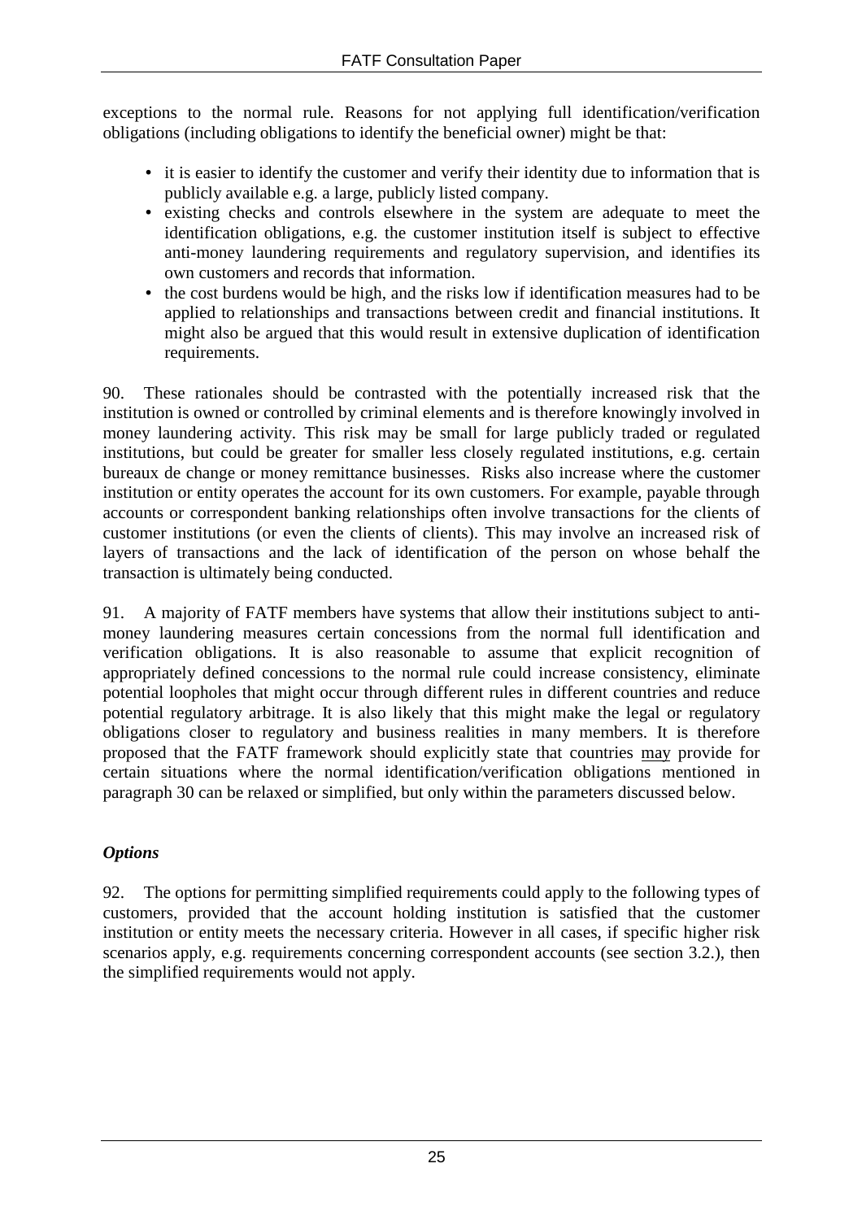exceptions to the normal rule. Reasons for not applying full identification/verification obligations (including obligations to identify the beneficial owner) might be that:

- it is easier to identify the customer and verify their identity due to information that is publicly available e.g. a large, publicly listed company.
- existing checks and controls elsewhere in the system are adequate to meet the identification obligations, e.g. the customer institution itself is subject to effective anti-money laundering requirements and regulatory supervision, and identifies its own customers and records that information.
- the cost burdens would be high, and the risks low if identification measures had to be applied to relationships and transactions between credit and financial institutions. It might also be argued that this would result in extensive duplication of identification requirements.

90. These rationales should be contrasted with the potentially increased risk that the institution is owned or controlled by criminal elements and is therefore knowingly involved in money laundering activity. This risk may be small for large publicly traded or regulated institutions, but could be greater for smaller less closely regulated institutions, e.g. certain bureaux de change or money remittance businesses. Risks also increase where the customer institution or entity operates the account for its own customers. For example, payable through accounts or correspondent banking relationships often involve transactions for the clients of customer institutions (or even the clients of clients). This may involve an increased risk of layers of transactions and the lack of identification of the person on whose behalf the transaction is ultimately being conducted.

91. A majority of FATF members have systems that allow their institutions subject to anti-money laundering measures certain concessions from the normal full identification and verification obligations. It is also reasonable to assume that explicit recognition of appropriately defined concessions to the normal rule could increase consistency, eliminate potential loopholes that might occur through different rules in different countries and reduce potential regulatory arbitrage. It is also likely that this might make the legal or regulatory obligations closer to regulatory and business realities in many members. It is therefore proposed that the FATF framework should explicitly state that countries may provide for certain situations where the normal identification/verification obligations mentioned in paragraph 30 can be relaxed or simplified, but only within the parameters discussed below.

***Options***

92. The options for permitting simplified requirements could apply to the following types of customers, provided that the account holding institution is satisfied that the customer institution or entity meets the necessary criteria. However in all cases, if specific higher risk scenarios apply, e.g. requirements concerning correspondent accounts (see section 3.2.), then the simplified requirements would not apply.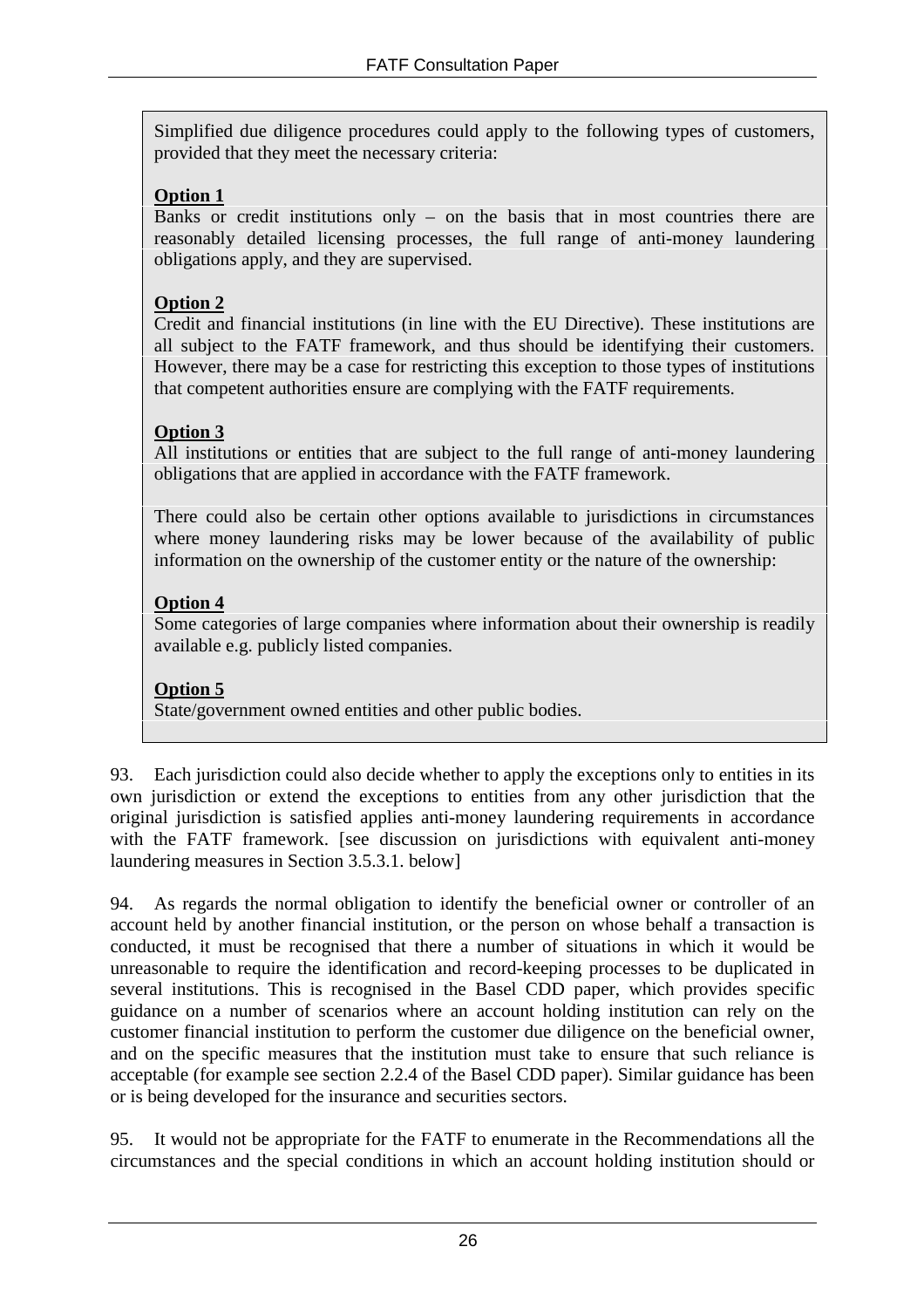Simplified due diligence procedures could apply to the following types of customers, provided that they meet the necessary criteria:

**Option 1**

Banks or credit institutions only – on the basis that in most countries there are reasonably detailed licensing processes, the full range of anti-money laundering obligations apply, and they are supervised.

**Option 2**

Credit and financial institutions (in line with the EU Directive). These institutions are all subject to the FATF framework, and thus should be identifying their customers. However, there may be a case for restricting this exception to those types of institutions that competent authorities ensure are complying with the FATF requirements.

**Option 3**

All institutions or entities that are subject to the full range of anti-money laundering obligations that are applied in accordance with the FATF framework.

There could also be certain other options available to jurisdictions in circumstances where money laundering risks may be lower because of the availability of public information on the ownership of the customer entity or the nature of the ownership:

**Option 4**

Some categories of large companies where information about their ownership is readily available e.g. publicly listed companies.

**Option 5**

State/government owned entities and other public bodies.

93. Each jurisdiction could also decide whether to apply the exceptions only to entities in its own jurisdiction or extend the exceptions to entities from any other jurisdiction that the original jurisdiction is satisfied applies anti-money laundering requirements in accordance with the FATF framework. [see discussion on jurisdictions with equivalent anti-money laundering measures in Section 3.5.3.1. below]

94. As regards the normal obligation to identify the beneficial owner or controller of an account held by another financial institution, or the person on whose behalf a transaction is conducted, it must be recognised that there a number of situations in which it would be unreasonable to require the identification and record-keeping processes to be duplicated in several institutions. This is recognised in the Basel CDD paper, which provides specific guidance on a number of scenarios where an account holding institution can rely on the customer financial institution to perform the customer due diligence on the beneficial owner, and on the specific measures that the institution must take to ensure that such reliance is acceptable (for example see section 2.2.4 of the Basel CDD paper). Similar guidance has been or is being developed for the insurance and securities sectors.

95. It would not be appropriate for the FATF to enumerate in the Recommendations all the circumstances and the special conditions in which an account holding institution should or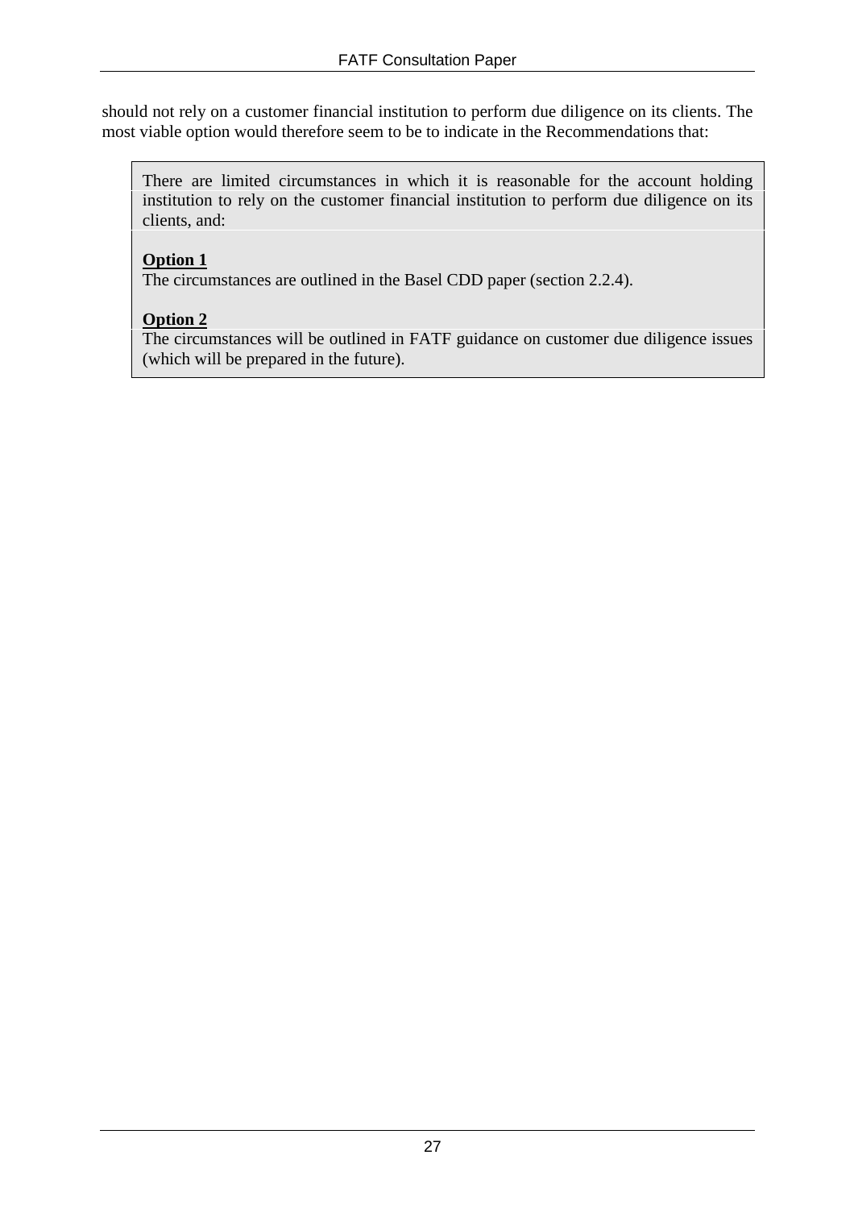should not rely on a customer financial institution to perform due diligence on its clients. The most viable option would therefore seem to be to indicate in the Recommendations that:

> There are limited circumstances in which it is reasonable for the account holding institution to rely on the customer financial institution to perform due diligence on its clients, and:
>
> **Option 1**
> The circumstances are outlined in the Basel CDD paper (section 2.2.4).
>
> **Option 2**
> The circumstances will be outlined in FATF guidance on customer due diligence issues (which will be prepared in the future).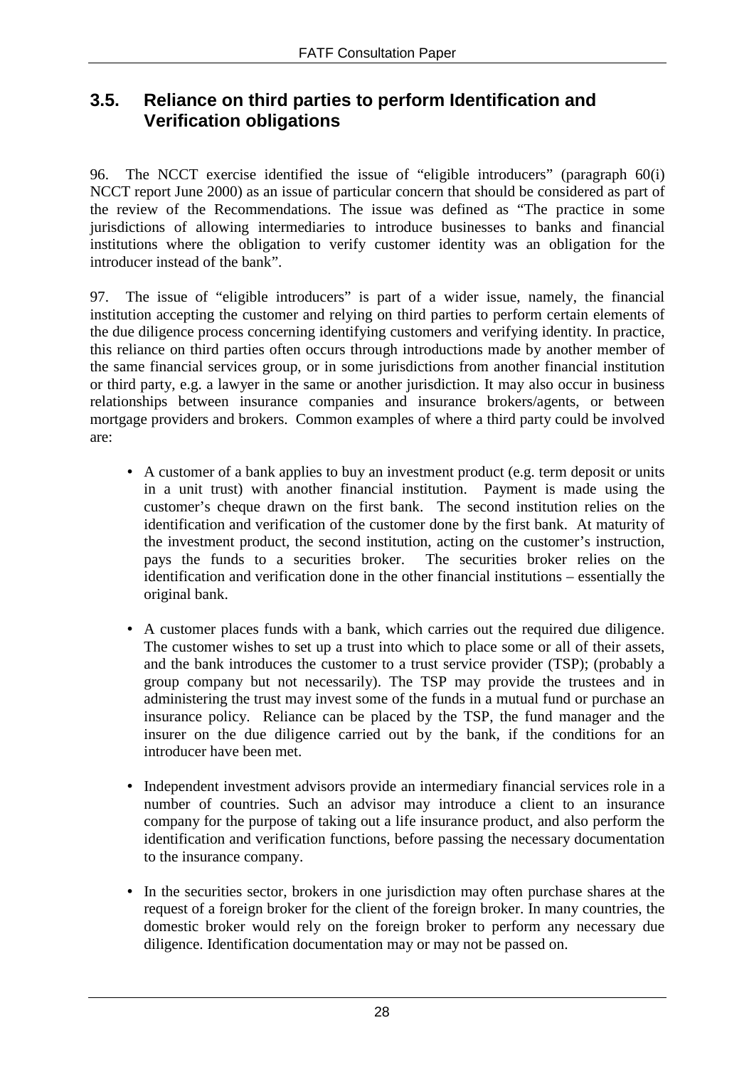## 3.5. Reliance on third parties to perform Identification and Verification obligations

96. The NCCT exercise identified the issue of "eligible introducers" (paragraph 60(i) NCCT report June 2000) as an issue of particular concern that should be considered as part of the review of the Recommendations. The issue was defined as "The practice in some jurisdictions of allowing intermediaries to introduce businesses to banks and financial institutions where the obligation to verify customer identity was an obligation for the introducer instead of the bank".

97. The issue of "eligible introducers" is part of a wider issue, namely, the financial institution accepting the customer and relying on third parties to perform certain elements of the due diligence process concerning identifying customers and verifying identity. In practice, this reliance on third parties often occurs through introductions made by another member of the same financial services group, or in some jurisdictions from another financial institution or third party, e.g. a lawyer in the same or another jurisdiction. It may also occur in business relationships between insurance companies and insurance brokers/agents, or between mortgage providers and brokers. Common examples of where a third party could be involved are:

- A customer of a bank applies to buy an investment product (e.g. term deposit or units in a unit trust) with another financial institution. Payment is made using the customer's cheque drawn on the first bank. The second institution relies on the identification and verification of the customer done by the first bank. At maturity of the investment product, the second institution, acting on the customer's instruction, pays the funds to a securities broker. The securities broker relies on the identification and verification done in the other financial institutions – essentially the original bank.

- A customer places funds with a bank, which carries out the required due diligence. The customer wishes to set up a trust into which to place some or all of their assets, and the bank introduces the customer to a trust service provider (TSP); (probably a group company but not necessarily). The TSP may provide the trustees and in administering the trust may invest some of the funds in a mutual fund or purchase an insurance policy. Reliance can be placed by the TSP, the fund manager and the insurer on the due diligence carried out by the bank, if the conditions for an introducer have been met.

- Independent investment advisors provide an intermediary financial services role in a number of countries. Such an advisor may introduce a client to an insurance company for the purpose of taking out a life insurance product, and also perform the identification and verification functions, before passing the necessary documentation to the insurance company.

- In the securities sector, brokers in one jurisdiction may often purchase shares at the request of a foreign broker for the client of the foreign broker. In many countries, the domestic broker would rely on the foreign broker to perform any necessary due diligence. Identification documentation may or may not be passed on.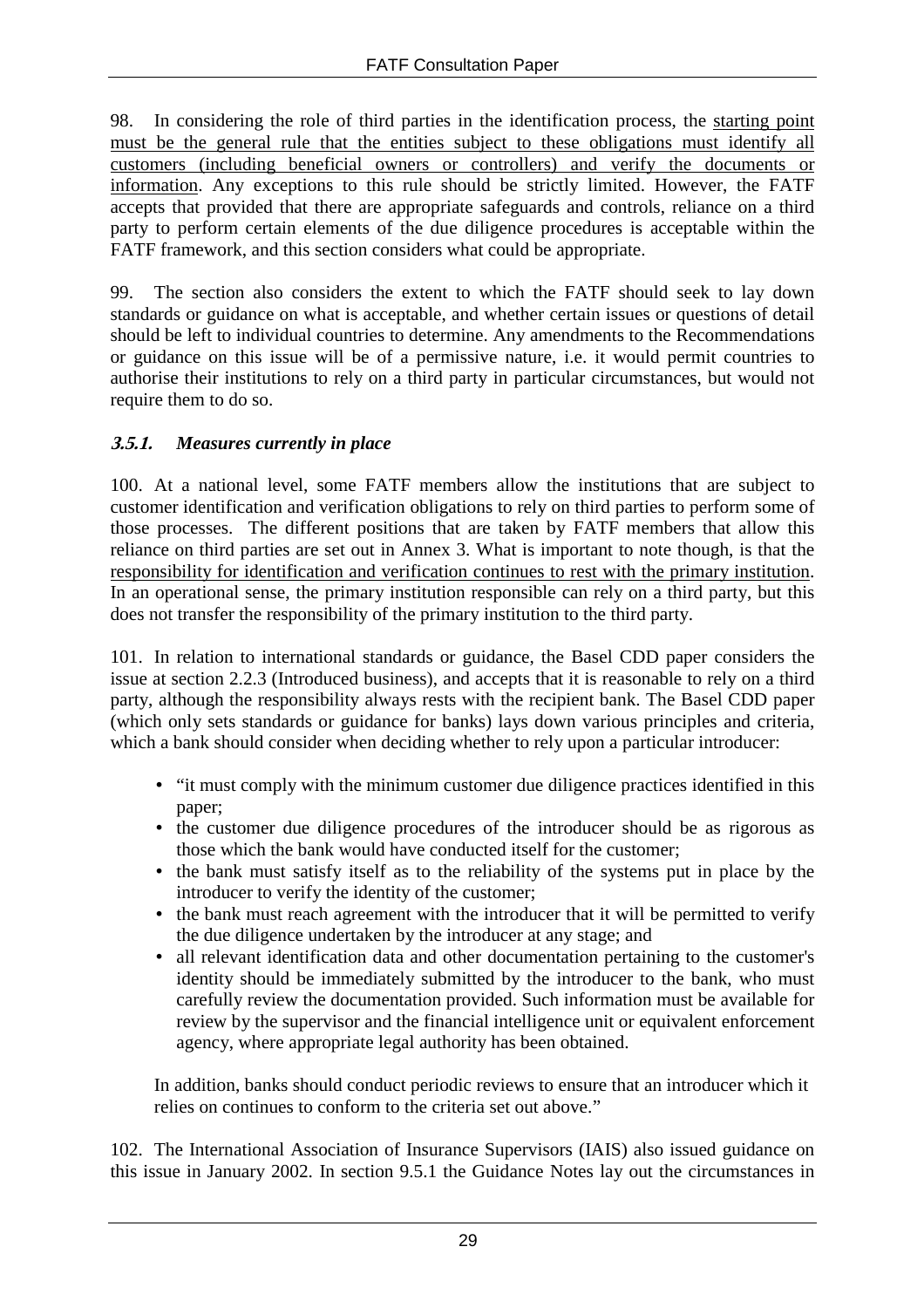98. In considering the role of third parties in the identification process, the <u>starting point must be the general rule that the entities subject to these obligations must identify all customers (including beneficial owners or controllers) and verify the documents or information</u>. Any exceptions to this rule should be strictly limited. However, the FATF accepts that provided that there are appropriate safeguards and controls, reliance on a third party to perform certain elements of the due diligence procedures is acceptable within the FATF framework, and this section considers what could be appropriate.

99. The section also considers the extent to which the FATF should seek to lay down standards or guidance on what is acceptable, and whether certain issues or questions of detail should be left to individual countries to determine. Any amendments to the Recommendations or guidance on this issue will be of a permissive nature, i.e. it would permit countries to authorise their institutions to rely on a third party in particular circumstances, but would not require them to do so.

### *3.5.1. Measures currently in place*

100. At a national level, some FATF members allow the institutions that are subject to customer identification and verification obligations to rely on third parties to perform some of those processes. The different positions that are taken by FATF members that allow this reliance on third parties are set out in Annex 3. What is important to note though, is that the <u>responsibility for identification and verification continues to rest with the primary institution</u>. In an operational sense, the primary institution responsible can rely on a third party, but this does not transfer the responsibility of the primary institution to the third party.

101. In relation to international standards or guidance, the Basel CDD paper considers the issue at section 2.2.3 (Introduced business), and accepts that it is reasonable to rely on a third party, although the responsibility always rests with the recipient bank. The Basel CDD paper (which only sets standards or guidance for banks) lays down various principles and criteria, which a bank should consider when deciding whether to rely upon a particular introducer:

- "it must comply with the minimum customer due diligence practices identified in this paper;
- the customer due diligence procedures of the introducer should be as rigorous as those which the bank would have conducted itself for the customer;
- the bank must satisfy itself as to the reliability of the systems put in place by the introducer to verify the identity of the customer;
- the bank must reach agreement with the introducer that it will be permitted to verify the due diligence undertaken by the introducer at any stage; and
- all relevant identification data and other documentation pertaining to the customer's identity should be immediately submitted by the introducer to the bank, who must carefully review the documentation provided. Such information must be available for review by the supervisor and the financial intelligence unit or equivalent enforcement agency, where appropriate legal authority has been obtained.

In addition, banks should conduct periodic reviews to ensure that an introducer which it relies on continues to conform to the criteria set out above."

102. The International Association of Insurance Supervisors (IAIS) also issued guidance on this issue in January 2002. In section 9.5.1 the Guidance Notes lay out the circumstances in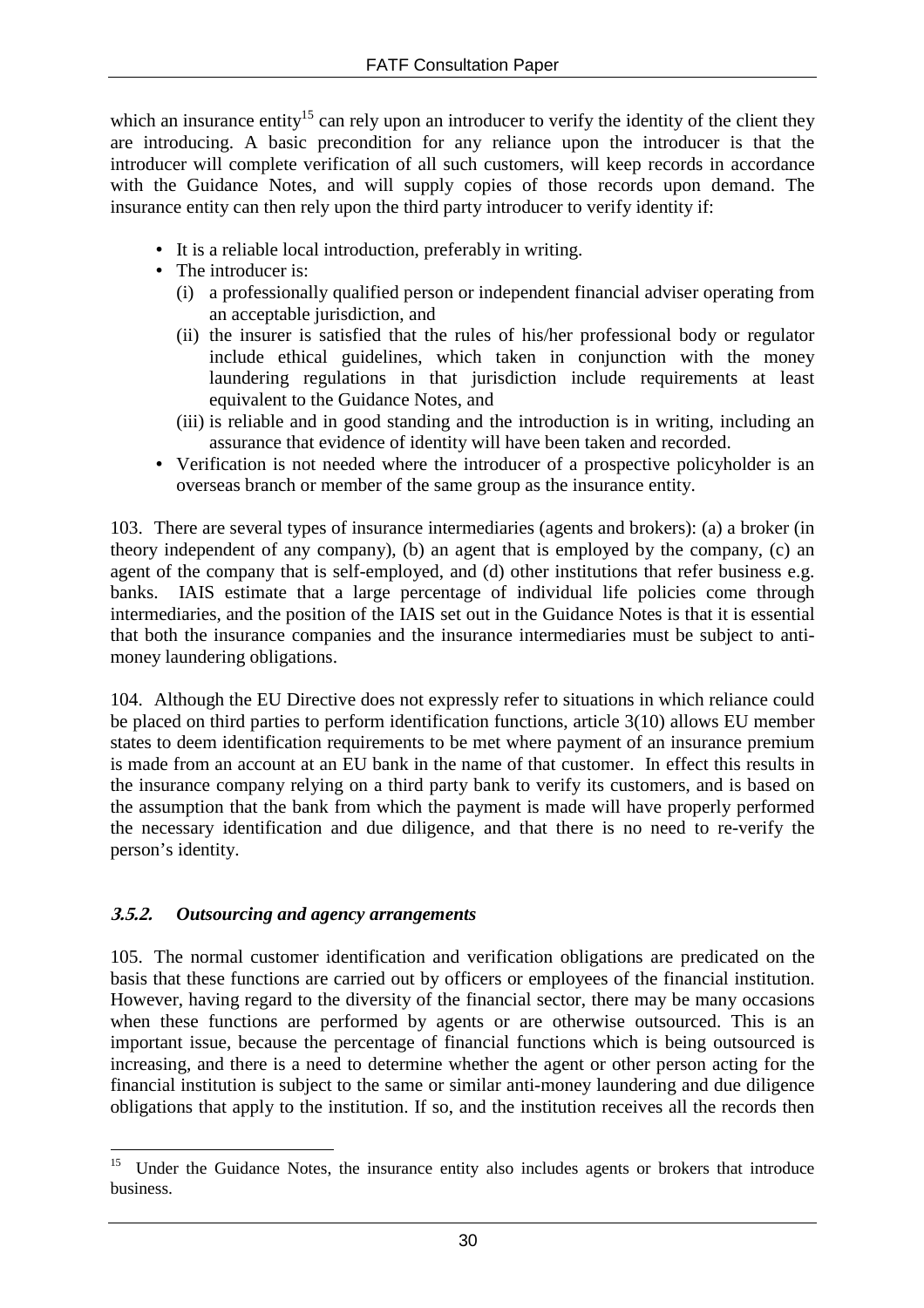which an insurance entity[15] can rely upon an introducer to verify the identity of the client they are introducing. A basic precondition for any reliance upon the introducer is that the introducer will complete verification of all such customers, will keep records in accordance with the Guidance Notes, and will supply copies of those records upon demand. The insurance entity can then rely upon the third party introducer to verify identity if:

- It is a reliable local introduction, preferably in writing.
- The introducer is:
  - (i) a professionally qualified person or independent financial adviser operating from an acceptable jurisdiction, and
  - (ii) the insurer is satisfied that the rules of his/her professional body or regulator include ethical guidelines, which taken in conjunction with the money laundering regulations in that jurisdiction include requirements at least equivalent to the Guidance Notes, and
  - (iii) is reliable and in good standing and the introduction is in writing, including an assurance that evidence of identity will have been taken and recorded.
- Verification is not needed where the introducer of a prospective policyholder is an overseas branch or member of the same group as the insurance entity.

103. There are several types of insurance intermediaries (agents and brokers): (a) a broker (in theory independent of any company), (b) an agent that is employed by the company, (c) an agent of the company that is self-employed, and (d) other institutions that refer business e.g. banks. IAIS estimate that a large percentage of individual life policies come through intermediaries, and the position of the IAIS set out in the Guidance Notes is that it is essential that both the insurance companies and the insurance intermediaries must be subject to anti-money laundering obligations.

104. Although the EU Directive does not expressly refer to situations in which reliance could be placed on third parties to perform identification functions, article 3(10) allows EU member states to deem identification requirements to be met where payment of an insurance premium is made from an account at an EU bank in the name of that customer. In effect this results in the insurance company relying on a third party bank to verify its customers, and is based on the assumption that the bank from which the payment is made will have properly performed the necessary identification and due diligence, and that there is no need to re-verify the person's identity.

### *3.5.2. Outsourcing and agency arrangements*

105. The normal customer identification and verification obligations are predicated on the basis that these functions are carried out by officers or employees of the financial institution. However, having regard to the diversity of the financial sector, there may be many occasions when these functions are performed by agents or are otherwise outsourced. This is an important issue, because the percentage of financial functions which is being outsourced is increasing, and there is a need to determine whether the agent or other person acting for the financial institution is subject to the same or similar anti-money laundering and due diligence obligations that apply to the institution. If so, and the institution receives all the records then

[15] Under the Guidance Notes, the insurance entity also includes agents or brokers that introduce business.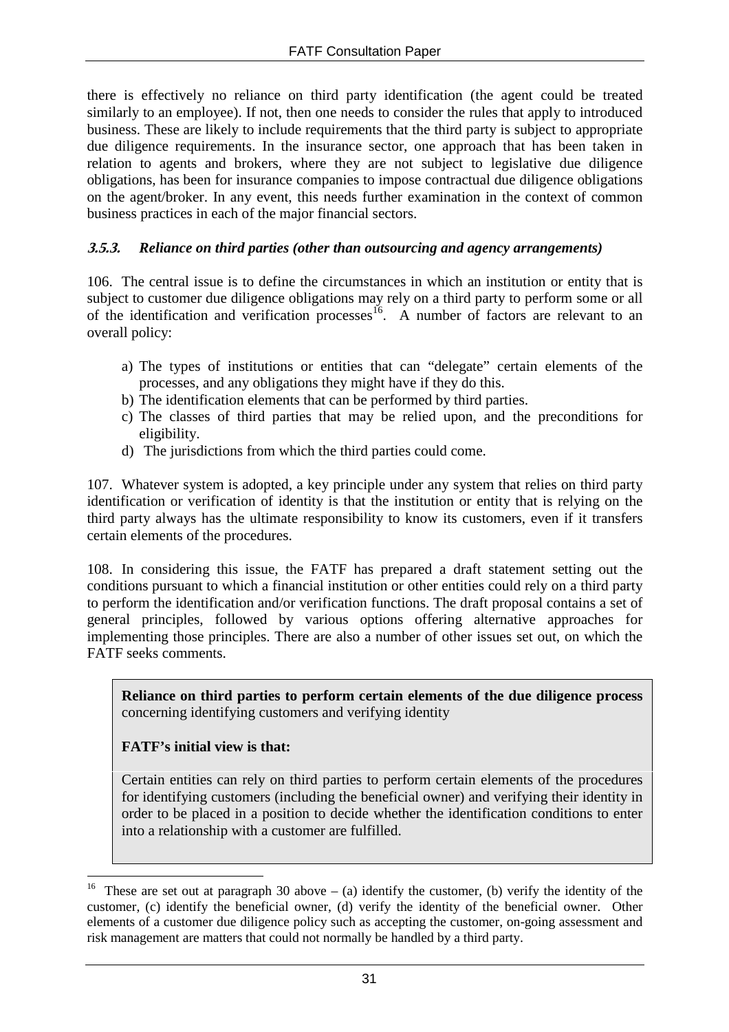there is effectively no reliance on third party identification (the agent could be treated similarly to an employee). If not, then one needs to consider the rules that apply to introduced business. These are likely to include requirements that the third party is subject to appropriate due diligence requirements. In the insurance sector, one approach that has been taken in relation to agents and brokers, where they are not subject to legislative due diligence obligations, has been for insurance companies to impose contractual due diligence obligations on the agent/broker. In any event, this needs further examination in the context of common business practices in each of the major financial sectors.

### *3.5.3. Reliance on third parties (other than outsourcing and agency arrangements)*

106. The central issue is to define the circumstances in which an institution or entity that is subject to customer due diligence obligations may rely on a third party to perform some or all of the identification and verification processes[16]. A number of factors are relevant to an overall policy:

a) The types of institutions or entities that can "delegate" certain elements of the processes, and any obligations they might have if they do this.
b) The identification elements that can be performed by third parties.
c) The classes of third parties that may be relied upon, and the preconditions for eligibility.
d) The jurisdictions from which the third parties could come.

107. Whatever system is adopted, a key principle under any system that relies on third party identification or verification of identity is that the institution or entity that is relying on the third party always has the ultimate responsibility to know its customers, even if it transfers certain elements of the procedures.

108. In considering this issue, the FATF has prepared a draft statement setting out the conditions pursuant to which a financial institution or other entities could rely on a third party to perform the identification and/or verification functions. The draft proposal contains a set of general principles, followed by various options offering alternative approaches for implementing those principles. There are also a number of other issues set out, on which the FATF seeks comments.

> **Reliance on third parties to perform certain elements of the due diligence process** concerning identifying customers and verifying identity
>
> **FATF's initial view is that:**
>
> Certain entities can rely on third parties to perform certain elements of the procedures for identifying customers (including the beneficial owner) and verifying their identity in order to be placed in a position to decide whether the identification conditions to enter into a relationship with a customer are fulfilled.

---

[16] These are set out at paragraph 30 above – (a) identify the customer, (b) verify the identity of the customer, (c) identify the beneficial owner, (d) verify the identity of the beneficial owner. Other elements of a customer due diligence policy such as accepting the customer, on-going assessment and risk management are matters that could not normally be handled by a third party.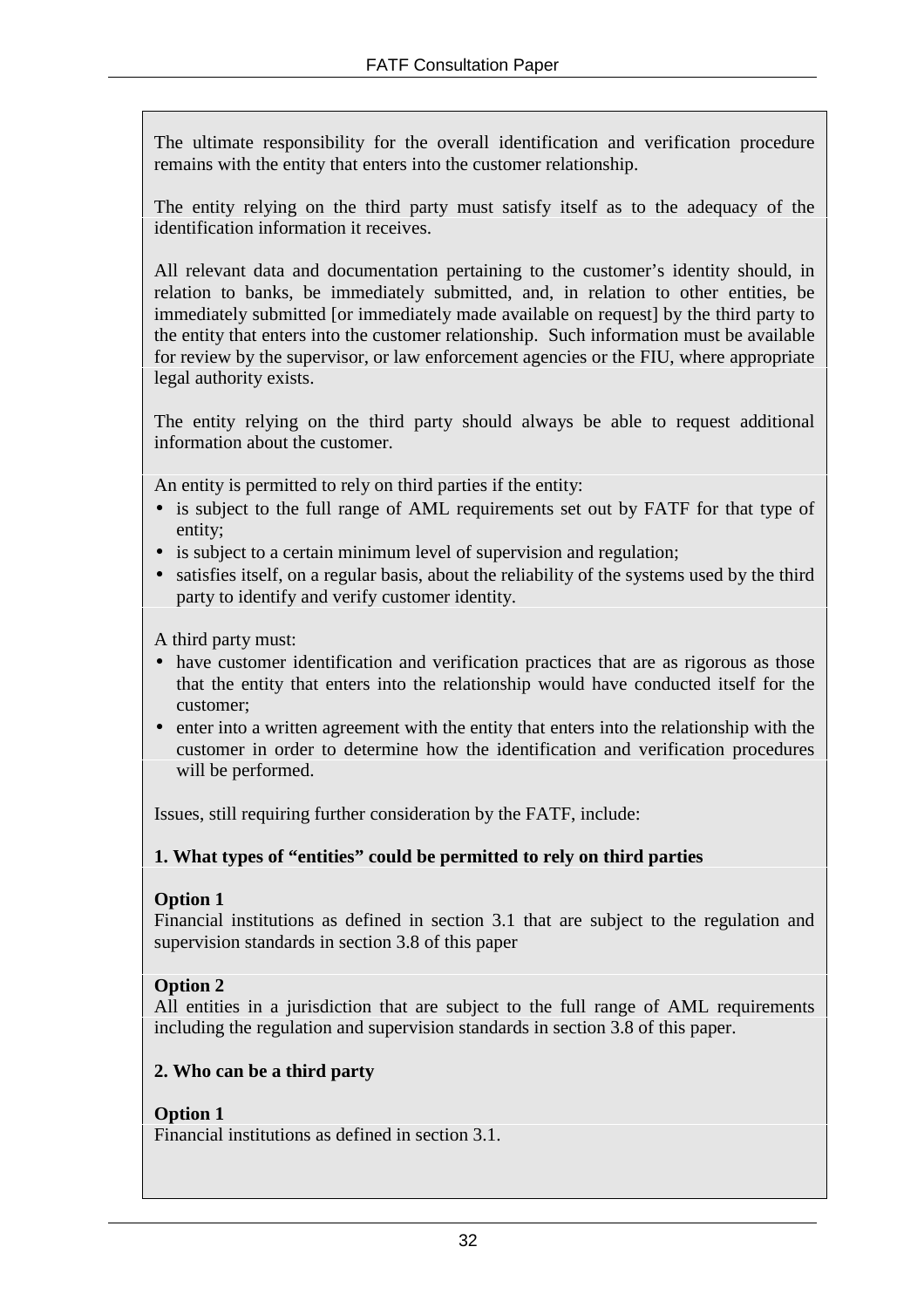The ultimate responsibility for the overall identification and verification procedure remains with the entity that enters into the customer relationship.

The entity relying on the third party must satisfy itself as to the adequacy of the identification information it receives.

All relevant data and documentation pertaining to the customer's identity should, in relation to banks, be immediately submitted, and, in relation to other entities, be immediately submitted [or immediately made available on request] by the third party to the entity that enters into the customer relationship. Such information must be available for review by the supervisor, or law enforcement agencies or the FIU, where appropriate legal authority exists.

The entity relying on the third party should always be able to request additional information about the customer.

An entity is permitted to rely on third parties if the entity:

- is subject to the full range of AML requirements set out by FATF for that type of entity;
- is subject to a certain minimum level of supervision and regulation;
- satisfies itself, on a regular basis, about the reliability of the systems used by the third party to identify and verify customer identity.

A third party must:

- have customer identification and verification practices that are as rigorous as those that the entity that enters into the relationship would have conducted itself for the customer;
- enter into a written agreement with the entity that enters into the relationship with the customer in order to determine how the identification and verification procedures will be performed.

Issues, still requiring further consideration by the FATF, include:

**1. What types of "entities" could be permitted to rely on third parties**

**Option 1**
Financial institutions as defined in section 3.1 that are subject to the regulation and supervision standards in section 3.8 of this paper

**Option 2**
All entities in a jurisdiction that are subject to the full range of AML requirements including the regulation and supervision standards in section 3.8 of this paper.

**2. Who can be a third party**

**Option 1**
Financial institutions as defined in section 3.1.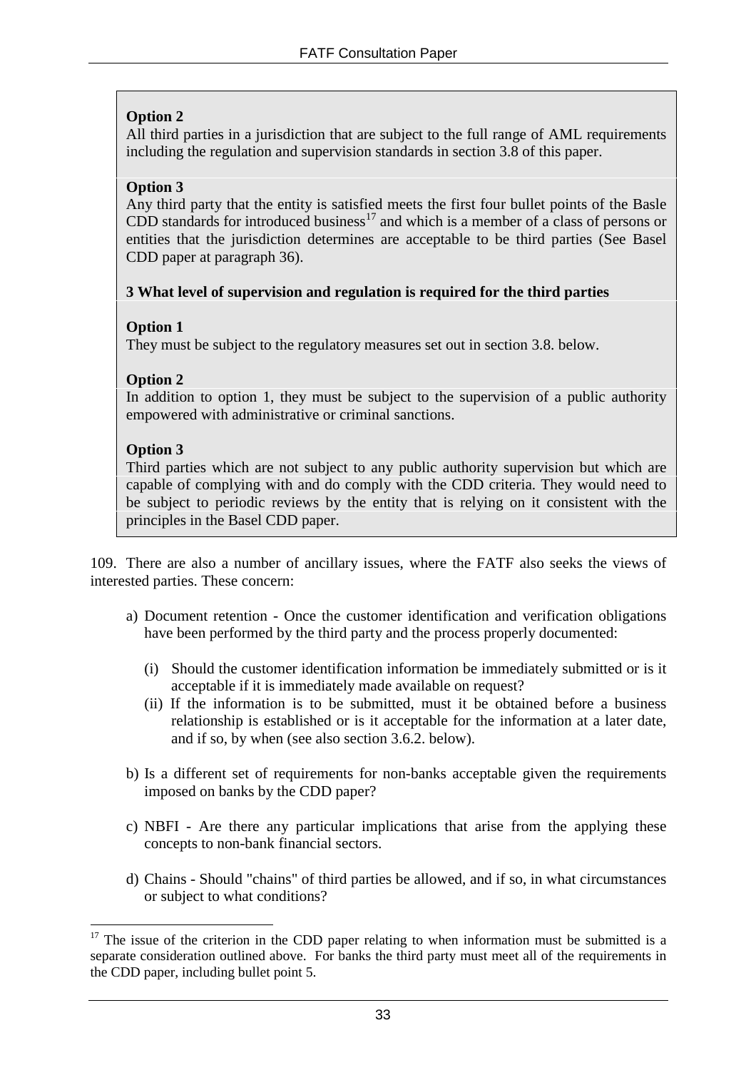**Option 2**
All third parties in a jurisdiction that are subject to the full range of AML requirements including the regulation and supervision standards in section 3.8 of this paper.

**Option 3**
Any third party that the entity is satisfied meets the first four bullet points of the Basle CDD standards for introduced business[17] and which is a member of a class of persons or entities that the jurisdiction determines are acceptable to be third parties (See Basel CDD paper at paragraph 36).

**3 What level of supervision and regulation is required for the third parties**

**Option 1**
They must be subject to the regulatory measures set out in section 3.8. below.

**Option 2**
In addition to option 1, they must be subject to the supervision of a public authority empowered with administrative or criminal sanctions.

**Option 3**
Third parties which are not subject to any public authority supervision but which are capable of complying with and do comply with the CDD criteria. They would need to be subject to periodic reviews by the entity that is relying on it consistent with the principles in the Basel CDD paper.

109. There are also a number of ancillary issues, where the FATF also seeks the views of interested parties. These concern:

a) Document retention - Once the customer identification and verification obligations have been performed by the third party and the process properly documented:

   (i) Should the customer identification information be immediately submitted or is it acceptable if it is immediately made available on request?

   (ii) If the information is to be submitted, must it be obtained before a business relationship is established or is it acceptable for the information at a later date, and if so, by when (see also section 3.6.2. below).

b) Is a different set of requirements for non-banks acceptable given the requirements imposed on banks by the CDD paper?

c) NBFI - Are there any particular implications that arise from the applying these concepts to non-bank financial sectors.

d) Chains - Should "chains" of third parties be allowed, and if so, in what circumstances or subject to what conditions?

[17] The issue of the criterion in the CDD paper relating to when information must be submitted is a separate consideration outlined above. For banks the third party must meet all of the requirements in the CDD paper, including bullet point 5.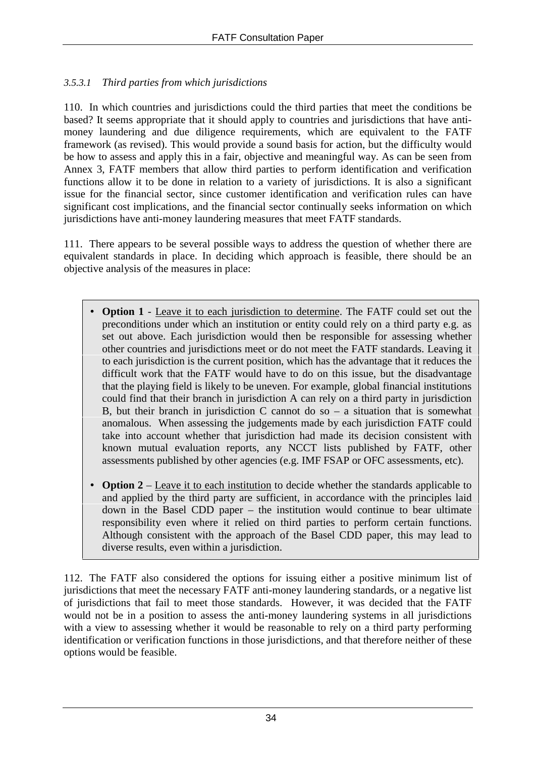### *3.5.3.1 Third parties from which jurisdictions*

110. In which countries and jurisdictions could the third parties that meet the conditions be based? It seems appropriate that it should apply to countries and jurisdictions that have anti-money laundering and due diligence requirements, which are equivalent to the FATF framework (as revised). This would provide a sound basis for action, but the difficulty would be how to assess and apply this in a fair, objective and meaningful way. As can be seen from Annex 3, FATF members that allow third parties to perform identification and verification functions allow it to be done in relation to a variety of jurisdictions. It is also a significant issue for the financial sector, since customer identification and verification rules can have significant cost implications, and the financial sector continually seeks information on which jurisdictions have anti-money laundering measures that meet FATF standards.

111. There appears to be several possible ways to address the question of whether there are equivalent standards in place. In deciding which approach is feasible, there should be an objective analysis of the measures in place:

- **Option 1** - Leave it to each jurisdiction to determine. The FATF could set out the preconditions under which an institution or entity could rely on a third party e.g. as set out above. Each jurisdiction would then be responsible for assessing whether other countries and jurisdictions meet or do not meet the FATF standards. Leaving it to each jurisdiction is the current position, which has the advantage that it reduces the difficult work that the FATF would have to do on this issue, but the disadvantage that the playing field is likely to be uneven. For example, global financial institutions could find that their branch in jurisdiction A can rely on a third party in jurisdiction B, but their branch in jurisdiction C cannot do so – a situation that is somewhat anomalous. When assessing the judgements made by each jurisdiction FATF could take into account whether that jurisdiction had made its decision consistent with known mutual evaluation reports, any NCCT lists published by FATF, other assessments published by other agencies (e.g. IMF FSAP or OFC assessments, etc).

- **Option 2** – Leave it to each institution to decide whether the standards applicable to and applied by the third party are sufficient, in accordance with the principles laid down in the Basel CDD paper – the institution would continue to bear ultimate responsibility even where it relied on third parties to perform certain functions. Although consistent with the approach of the Basel CDD paper, this may lead to diverse results, even within a jurisdiction.

112. The FATF also considered the options for issuing either a positive minimum list of jurisdictions that meet the necessary FATF anti-money laundering standards, or a negative list of jurisdictions that fail to meet those standards. However, it was decided that the FATF would not be in a position to assess the anti-money laundering systems in all jurisdictions with a view to assessing whether it would be reasonable to rely on a third party performing identification or verification functions in those jurisdictions, and that therefore neither of these options would be feasible.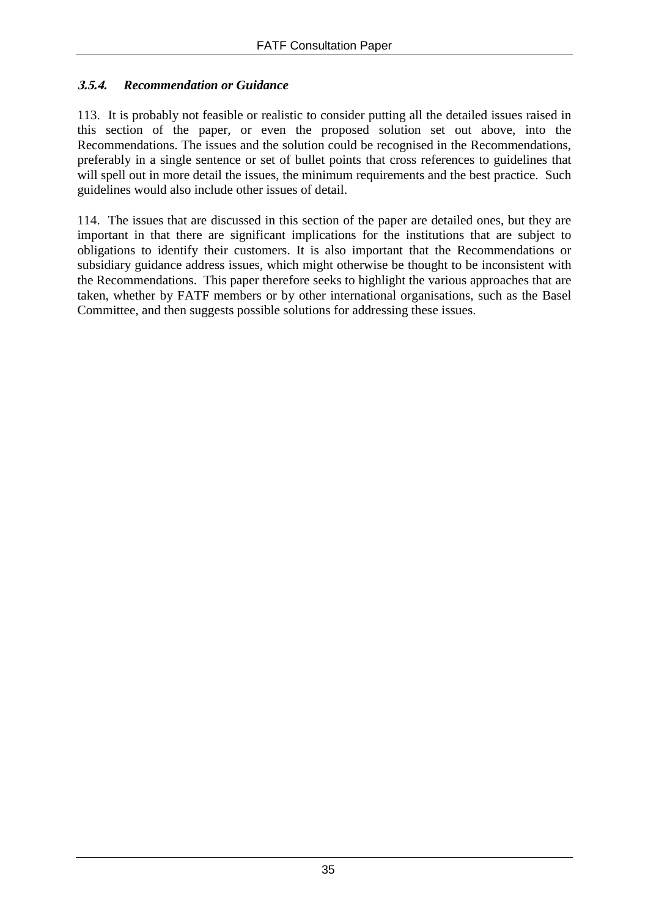### *3.5.4. Recommendation or Guidance*

113. It is probably not feasible or realistic to consider putting all the detailed issues raised in this section of the paper, or even the proposed solution set out above, into the Recommendations. The issues and the solution could be recognised in the Recommendations, preferably in a single sentence or set of bullet points that cross references to guidelines that will spell out in more detail the issues, the minimum requirements and the best practice. Such guidelines would also include other issues of detail.

114. The issues that are discussed in this section of the paper are detailed ones, but they are important in that there are significant implications for the institutions that are subject to obligations to identify their customers. It is also important that the Recommendations or subsidiary guidance address issues, which might otherwise be thought to be inconsistent with the Recommendations. This paper therefore seeks to highlight the various approaches that are taken, whether by FATF members or by other international organisations, such as the Basel Committee, and then suggests possible solutions for addressing these issues.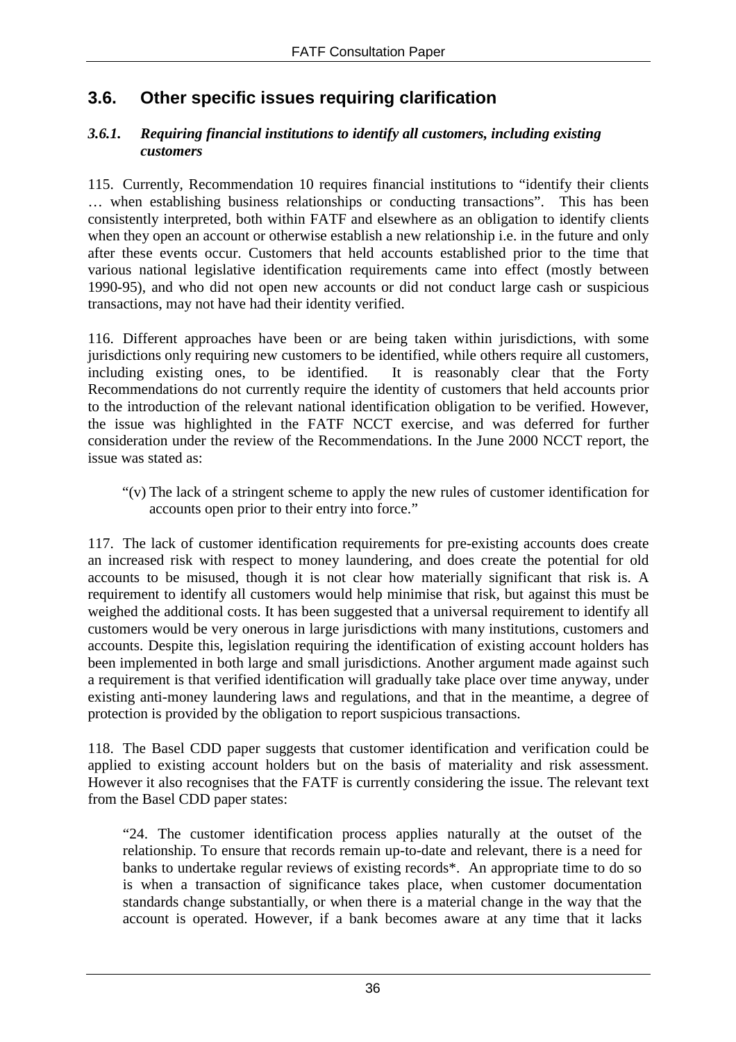## 3.6. Other specific issues requiring clarification

### *3.6.1. Requiring financial institutions to identify all customers, including existing customers*

115. Currently, Recommendation 10 requires financial institutions to "identify their clients … when establishing business relationships or conducting transactions". This has been consistently interpreted, both within FATF and elsewhere as an obligation to identify clients when they open an account or otherwise establish a new relationship i.e. in the future and only after these events occur. Customers that held accounts established prior to the time that various national legislative identification requirements came into effect (mostly between 1990-95), and who did not open new accounts or did not conduct large cash or suspicious transactions, may not have had their identity verified.

116. Different approaches have been or are being taken within jurisdictions, with some jurisdictions only requiring new customers to be identified, while others require all customers, including existing ones, to be identified. It is reasonably clear that the Forty Recommendations do not currently require the identity of customers that held accounts prior to the introduction of the relevant national identification obligation to be verified. However, the issue was highlighted in the FATF NCCT exercise, and was deferred for further consideration under the review of the Recommendations. In the June 2000 NCCT report, the issue was stated as:

> "(v) The lack of a stringent scheme to apply the new rules of customer identification for accounts open prior to their entry into force."

117. The lack of customer identification requirements for pre-existing accounts does create an increased risk with respect to money laundering, and does create the potential for old accounts to be misused, though it is not clear how materially significant that risk is. A requirement to identify all customers would help minimise that risk, but against this must be weighed the additional costs. It has been suggested that a universal requirement to identify all customers would be very onerous in large jurisdictions with many institutions, customers and accounts. Despite this, legislation requiring the identification of existing account holders has been implemented in both large and small jurisdictions. Another argument made against such a requirement is that verified identification will gradually take place over time anyway, under existing anti-money laundering laws and regulations, and that in the meantime, a degree of protection is provided by the obligation to report suspicious transactions.

118. The Basel CDD paper suggests that customer identification and verification could be applied to existing account holders but on the basis of materiality and risk assessment. However it also recognises that the FATF is currently considering the issue. The relevant text from the Basel CDD paper states:

> "24. The customer identification process applies naturally at the outset of the relationship. To ensure that records remain up-to-date and relevant, there is a need for banks to undertake regular reviews of existing records*. An appropriate time to do so is when a transaction of significance takes place, when customer documentation standards change substantially, or when there is a material change in the way that the account is operated. However, if a bank becomes aware at any time that it lacks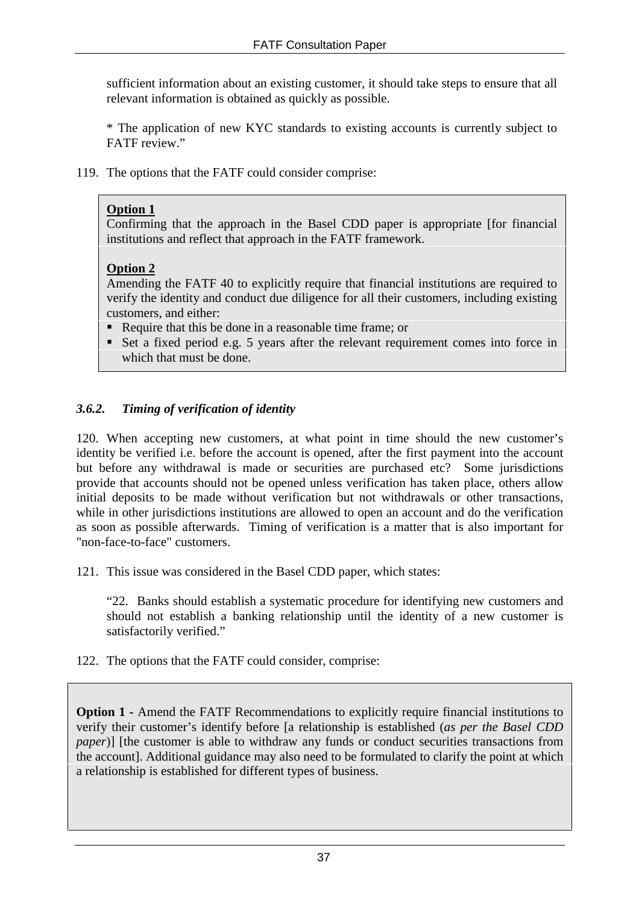sufficient information about an existing customer, it should take steps to ensure that all relevant information is obtained as quickly as possible.

* The application of new KYC standards to existing accounts is currently subject to FATF review."

119. The options that the FATF could consider comprise:

> **Option 1**
> Confirming that the approach in the Basel CDD paper is appropriate [for financial institutions and reflect that approach in the FATF framework.
>
> **Option 2**
> Amending the FATF 40 to explicitly require that financial institutions are required to verify the identity and conduct due diligence for all their customers, including existing customers, and either:
> - Require that this be done in a reasonable time frame; or
> - Set a fixed period e.g. 5 years after the relevant requirement comes into force in which that must be done.

### *3.6.2. Timing of verification of identity*

120. When accepting new customers, at what point in time should the new customer's identity be verified i.e. before the account is opened, after the first payment into the account but before any withdrawal is made or securities are purchased etc? Some jurisdictions provide that accounts should not be opened unless verification has taken place, others allow initial deposits to be made without verification but not withdrawals or other transactions, while in other jurisdictions institutions are allowed to open an account and do the verification as soon as possible afterwards. Timing of verification is a matter that is also important for "non-face-to-face" customers.

121. This issue was considered in the Basel CDD paper, which states:

"22. Banks should establish a systematic procedure for identifying new customers and should not establish a banking relationship until the identity of a new customer is satisfactorily verified."

122. The options that the FATF could consider, comprise:

> **Option 1 -** Amend the FATF Recommendations to explicitly require financial institutions to verify their customer's identify before [a relationship is established (*as per the Basel CDD paper*)] [the customer is able to withdraw any funds or conduct securities transactions from the account]. Additional guidance may also need to be formulated to clarify the point at which a relationship is established for different types of business.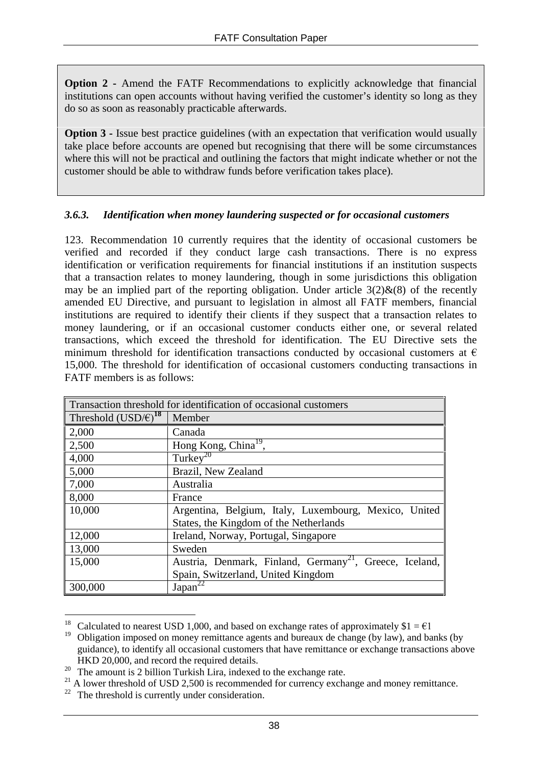**Option 2 -** Amend the FATF Recommendations to explicitly acknowledge that financial institutions can open accounts without having verified the customer's identity so long as they do so as soon as reasonably practicable afterwards.

**Option 3 -** Issue best practice guidelines (with an expectation that verification would usually take place before accounts are opened but recognising that there will be some circumstances where this will not be practical and outlining the factors that might indicate whether or not the customer should be able to withdraw funds before verification takes place).

### *3.6.3. Identification when money laundering suspected or for occasional customers*

123. Recommendation 10 currently requires that the identity of occasional customers be verified and recorded if they conduct large cash transactions. There is no express identification or verification requirements for financial institutions if an institution suspects that a transaction relates to money laundering, though in some jurisdictions this obligation may be an implied part of the reporting obligation. Under article 3(2)&(8) of the recently amended EU Directive, and pursuant to legislation in almost all FATF members, financial institutions are required to identify their clients if they suspect that a transaction relates to money laundering, or if an occasional customer conducts either one, or several related transactions, which exceed the threshold for identification. The EU Directive sets the minimum threshold for identification transactions conducted by occasional customers at € 15,000. The threshold for identification of occasional customers conducting transactions in FATF members is as follows:

| Transaction threshold for identification of occasional customers | |
|---|---|
| Threshold (USD/€)[18] | Member |
| 2,000 | Canada |
| 2,500 | Hong Kong, China[19], |
| 4,000 | Turkey[20] |
| 5,000 | Brazil, New Zealand |
| 7,000 | Australia |
| 8,000 | France |
| 10,000 | Argentina, Belgium, Italy, Luxembourg, Mexico, United States, the Kingdom of the Netherlands |
| 12,000 | Ireland, Norway, Portugal, Singapore |
| 13,000 | Sweden |
| 15,000 | Austria, Denmark, Finland, Germany[21], Greece, Iceland, Spain, Switzerland, United Kingdom |
| 300,000 | Japan[22] |

[18] Calculated to nearest USD 1,000, and based on exchange rates of approximately $1 = €1

[19] Obligation imposed on money remittance agents and bureaux de change (by law), and banks (by guidance), to identify all occasional customers that have remittance or exchange transactions above HKD 20,000, and record the required details.

[20] The amount is 2 billion Turkish Lira, indexed to the exchange rate.

[21] A lower threshold of USD 2,500 is recommended for currency exchange and money remittance.

[22] The threshold is currently under consideration.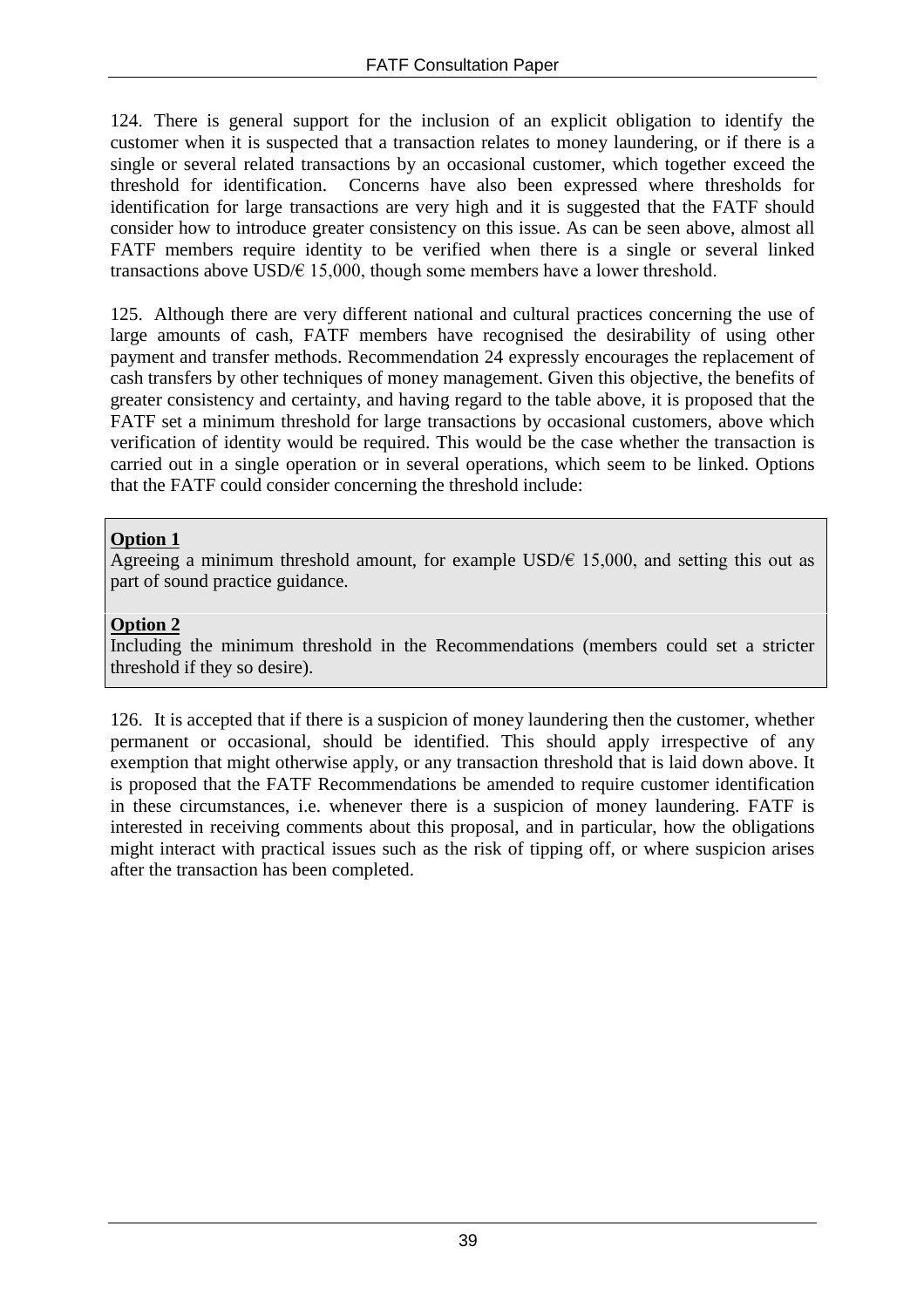124. There is general support for the inclusion of an explicit obligation to identify the customer when it is suspected that a transaction relates to money laundering, or if there is a single or several related transactions by an occasional customer, which together exceed the threshold for identification. Concerns have also been expressed where thresholds for identification for large transactions are very high and it is suggested that the FATF should consider how to introduce greater consistency on this issue. As can be seen above, almost all FATF members require identity to be verified when there is a single or several linked transactions above USD/€ 15,000, though some members have a lower threshold.

125. Although there are very different national and cultural practices concerning the use of large amounts of cash, FATF members have recognised the desirability of using other payment and transfer methods. Recommendation 24 expressly encourages the replacement of cash transfers by other techniques of money management. Given this objective, the benefits of greater consistency and certainty, and having regard to the table above, it is proposed that the FATF set a minimum threshold for large transactions by occasional customers, above which verification of identity would be required. This would be the case whether the transaction is carried out in a single operation or in several operations, which seem to be linked. Options that the FATF could consider concerning the threshold include:

**Option 1**

Agreeing a minimum threshold amount, for example USD/€ 15,000, and setting this out as part of sound practice guidance.

**Option 2**

Including the minimum threshold in the Recommendations (members could set a stricter threshold if they so desire).

126. It is accepted that if there is a suspicion of money laundering then the customer, whether permanent or occasional, should be identified. This should apply irrespective of any exemption that might otherwise apply, or any transaction threshold that is laid down above. It is proposed that the FATF Recommendations be amended to require customer identification in these circumstances, i.e. whenever there is a suspicion of money laundering. FATF is interested in receiving comments about this proposal, and in particular, how the obligations might interact with practical issues such as the risk of tipping off, or where suspicion arises after the transaction has been completed.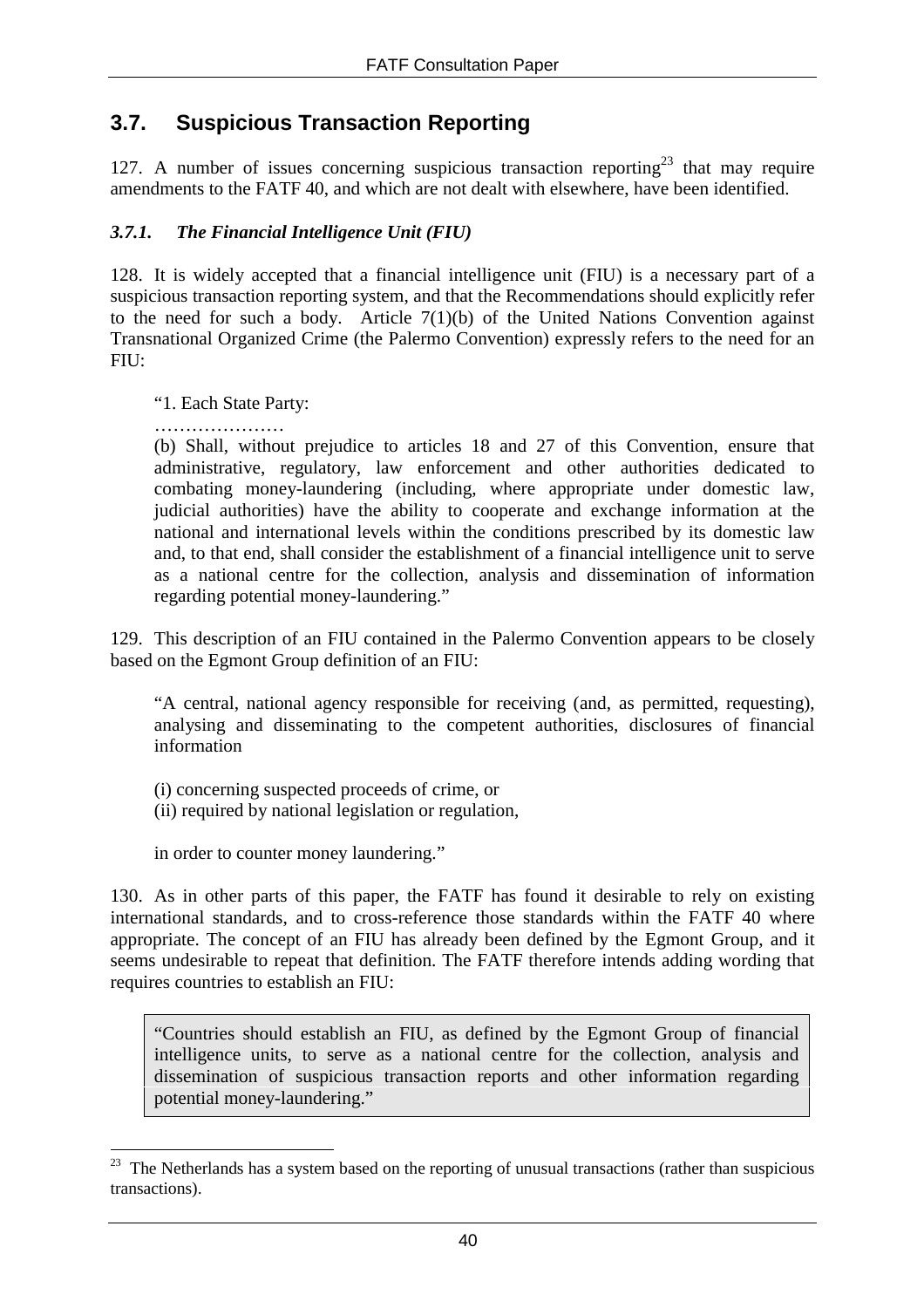## 3.7. Suspicious Transaction Reporting

127. A number of issues concerning suspicious transaction reporting[23] that may require amendments to the FATF 40, and which are not dealt with elsewhere, have been identified.

### *3.7.1. The Financial Intelligence Unit (FIU)*

128. It is widely accepted that a financial intelligence unit (FIU) is a necessary part of a suspicious transaction reporting system, and that the Recommendations should explicitly refer to the need for such a body. Article 7(1)(b) of the United Nations Convention against Transnational Organized Crime (the Palermo Convention) expressly refers to the need for an FIU:

> "1. Each State Party:
>
> …………………
>
> (b) Shall, without prejudice to articles 18 and 27 of this Convention, ensure that administrative, regulatory, law enforcement and other authorities dedicated to combating money-laundering (including, where appropriate under domestic law, judicial authorities) have the ability to cooperate and exchange information at the national and international levels within the conditions prescribed by its domestic law and, to that end, shall consider the establishment of a financial intelligence unit to serve as a national centre for the collection, analysis and dissemination of information regarding potential money-laundering."

129. This description of an FIU contained in the Palermo Convention appears to be closely based on the Egmont Group definition of an FIU:

> "A central, national agency responsible for receiving (and, as permitted, requesting), analysing and disseminating to the competent authorities, disclosures of financial information
>
> (i) concerning suspected proceeds of crime, or
> (ii) required by national legislation or regulation,
>
> in order to counter money laundering."

130. As in other parts of this paper, the FATF has found it desirable to rely on existing international standards, and to cross-reference those standards within the FATF 40 where appropriate. The concept of an FIU has already been defined by the Egmont Group, and it seems undesirable to repeat that definition. The FATF therefore intends adding wording that requires countries to establish an FIU:

> "Countries should establish an FIU, as defined by the Egmont Group of financial intelligence units, to serve as a national centre for the collection, analysis and dissemination of suspicious transaction reports and other information regarding potential money-laundering."

---

[23] The Netherlands has a system based on the reporting of unusual transactions (rather than suspicious transactions).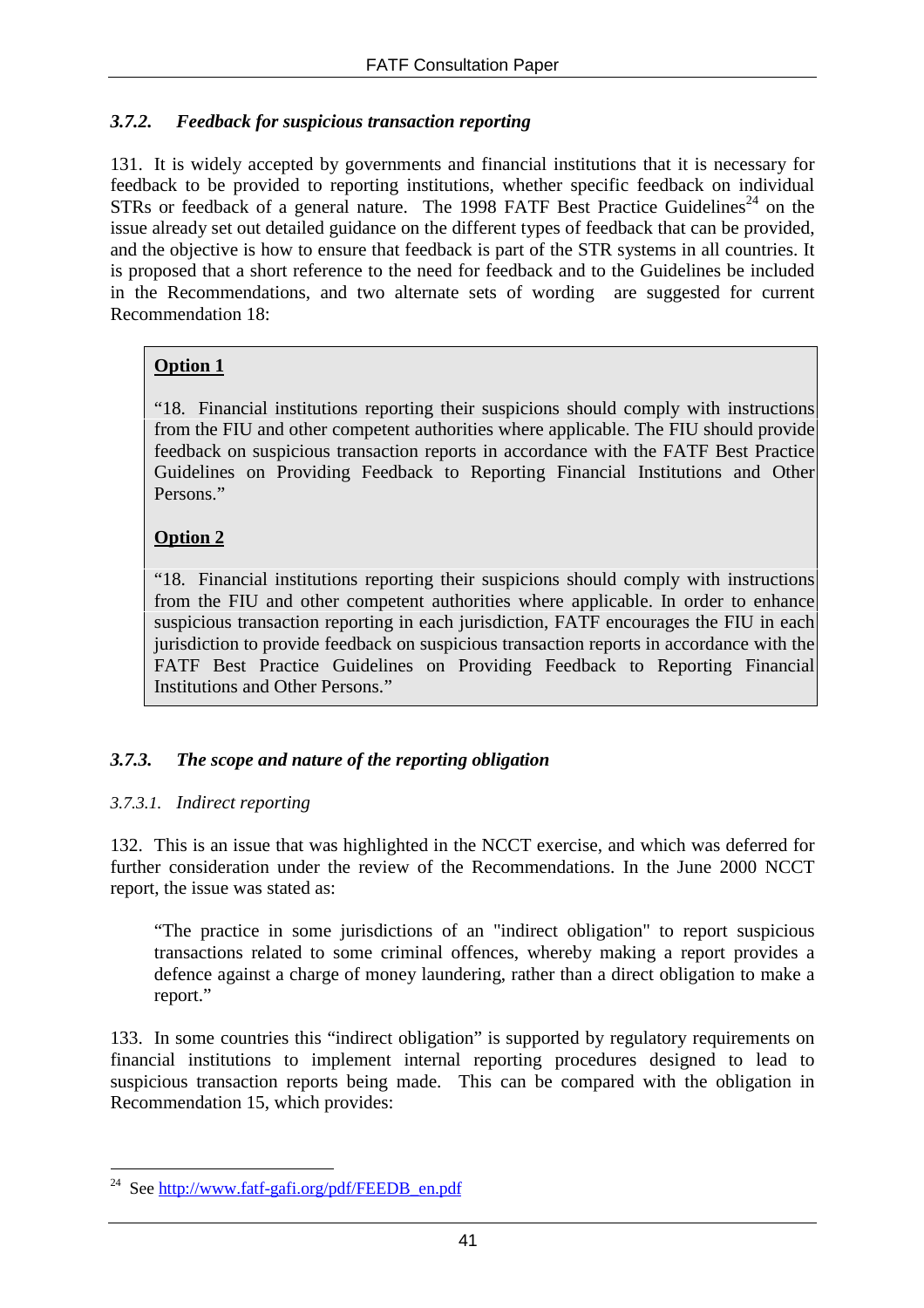### *3.7.2. Feedback for suspicious transaction reporting*

131. It is widely accepted by governments and financial institutions that it is necessary for feedback to be provided to reporting institutions, whether specific feedback on individual STRs or feedback of a general nature. The 1998 FATF Best Practice Guidelines[24] on the issue already set out detailed guidance on the different types of feedback that can be provided, and the objective is how to ensure that feedback is part of the STR systems in all countries. It is proposed that a short reference to the need for feedback and to the Guidelines be included in the Recommendations, and two alternate sets of wording are suggested for current Recommendation 18:

> **<u>Option 1</u>**
>
> "18. Financial institutions reporting their suspicions should comply with instructions from the FIU and other competent authorities where applicable. The FIU should provide feedback on suspicious transaction reports in accordance with the FATF Best Practice Guidelines on Providing Feedback to Reporting Financial Institutions and Other Persons."
>
> **<u>Option 2</u>**
>
> "18. Financial institutions reporting their suspicions should comply with instructions from the FIU and other competent authorities where applicable. In order to enhance suspicious transaction reporting in each jurisdiction, FATF encourages the FIU in each jurisdiction to provide feedback on suspicious transaction reports in accordance with the FATF Best Practice Guidelines on Providing Feedback to Reporting Financial Institutions and Other Persons."

### *3.7.3. The scope and nature of the reporting obligation*

#### *3.7.3.1. Indirect reporting*

132. This is an issue that was highlighted in the NCCT exercise, and which was deferred for further consideration under the review of the Recommendations. In the June 2000 NCCT report, the issue was stated as:

> "The practice in some jurisdictions of an "indirect obligation" to report suspicious transactions related to some criminal offences, whereby making a report provides a defence against a charge of money laundering, rather than a direct obligation to make a report."

133. In some countries this "indirect obligation" is supported by regulatory requirements on financial institutions to implement internal reporting procedures designed to lead to suspicious transaction reports being made. This can be compared with the obligation in Recommendation 15, which provides:

---

[24] See http://www.fatf-gafi.org/pdf/FEEDB_en.pdf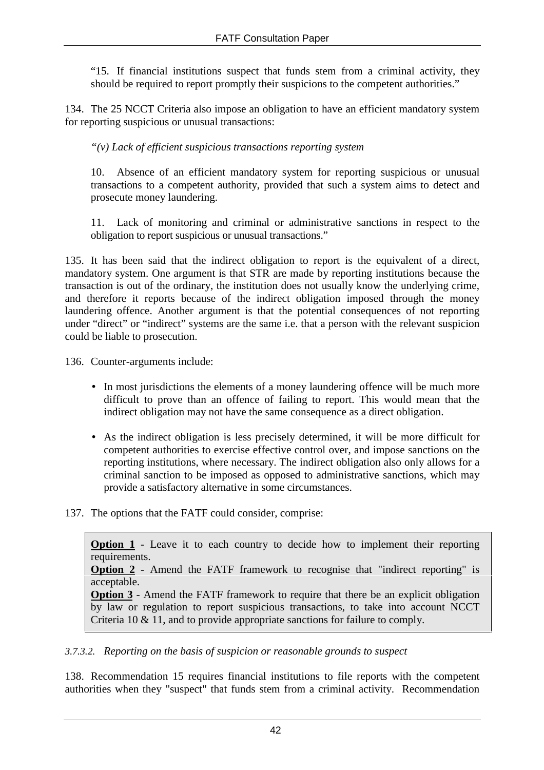"15. If financial institutions suspect that funds stem from a criminal activity, they should be required to report promptly their suspicions to the competent authorities."

134. The 25 NCCT Criteria also impose an obligation to have an efficient mandatory system for reporting suspicious or unusual transactions:

> *"(v) Lack of efficient suspicious transactions reporting system*
>
> 10. Absence of an efficient mandatory system for reporting suspicious or unusual transactions to a competent authority, provided that such a system aims to detect and prosecute money laundering.
>
> 11. Lack of monitoring and criminal or administrative sanctions in respect to the obligation to report suspicious or unusual transactions."

135. It has been said that the indirect obligation to report is the equivalent of a direct, mandatory system. One argument is that STR are made by reporting institutions because the transaction is out of the ordinary, the institution does not usually know the underlying crime, and therefore it reports because of the indirect obligation imposed through the money laundering offence. Another argument is that the potential consequences of not reporting under "direct" or "indirect" systems are the same i.e. that a person with the relevant suspicion could be liable to prosecution.

136. Counter-arguments include:

- In most jurisdictions the elements of a money laundering offence will be much more difficult to prove than an offence of failing to report. This would mean that the indirect obligation may not have the same consequence as a direct obligation.
- As the indirect obligation is less precisely determined, it will be more difficult for competent authorities to exercise effective control over, and impose sanctions on the reporting institutions, where necessary. The indirect obligation also only allows for a criminal sanction to be imposed as opposed to administrative sanctions, which may provide a satisfactory alternative in some circumstances.

137. The options that the FATF could consider, comprise:

> **Option 1** - Leave it to each country to decide how to implement their reporting requirements.
> **Option 2** - Amend the FATF framework to recognise that "indirect reporting" is acceptable.
> **Option 3** - Amend the FATF framework to require that there be an explicit obligation by law or regulation to report suspicious transactions, to take into account NCCT Criteria 10 & 11, and to provide appropriate sanctions for failure to comply.

#### *3.7.3.2. Reporting on the basis of suspicion or reasonable grounds to suspect*

138. Recommendation 15 requires financial institutions to file reports with the competent authorities when they "suspect" that funds stem from a criminal activity. Recommendation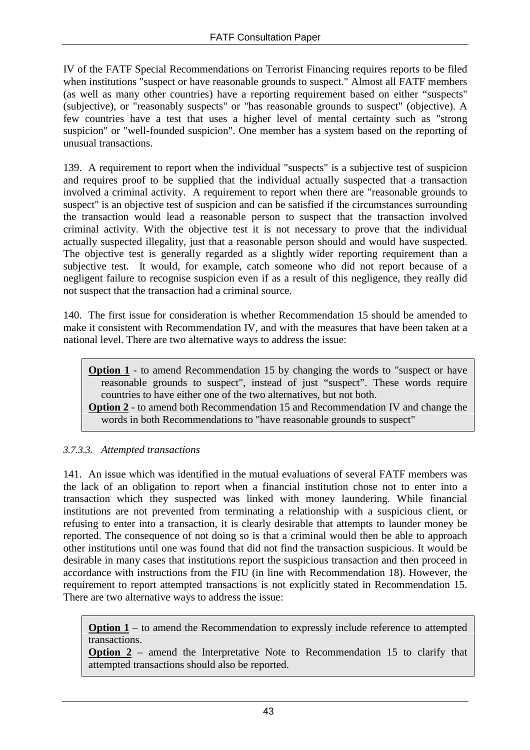IV of the FATF Special Recommendations on Terrorist Financing requires reports to be filed when institutions "suspect or have reasonable grounds to suspect." Almost all FATF members (as well as many other countries) have a reporting requirement based on either "suspects" (subjective), or "reasonably suspects" or "has reasonable grounds to suspect" (objective). A few countries have a test that uses a higher level of mental certainty such as "strong suspicion" or "well-founded suspicion". One member has a system based on the reporting of unusual transactions.

139. A requirement to report when the individual "suspects" is a subjective test of suspicion and requires proof to be supplied that the individual actually suspected that a transaction involved a criminal activity. A requirement to report when there are "reasonable grounds to suspect" is an objective test of suspicion and can be satisfied if the circumstances surrounding the transaction would lead a reasonable person to suspect that the transaction involved criminal activity. With the objective test it is not necessary to prove that the individual actually suspected illegality, just that a reasonable person should and would have suspected. The objective test is generally regarded as a slightly wider reporting requirement than a subjective test. It would, for example, catch someone who did not report because of a negligent failure to recognise suspicion even if as a result of this negligence, they really did not suspect that the transaction had a criminal source.

140. The first issue for consideration is whether Recommendation 15 should be amended to make it consistent with Recommendation IV, and with the measures that have been taken at a national level. There are two alternative ways to address the issue:

> **Option 1** - to amend Recommendation 15 by changing the words to "suspect or have reasonable grounds to suspect", instead of just "suspect". These words require countries to have either one of the two alternatives, but not both.
>
> **Option 2** - to amend both Recommendation 15 and Recommendation IV and change the words in both Recommendations to "have reasonable grounds to suspect"

*3.7.3.3. Attempted transactions*

141. An issue which was identified in the mutual evaluations of several FATF members was the lack of an obligation to report when a financial institution chose not to enter into a transaction which they suspected was linked with money laundering. While financial institutions are not prevented from terminating a relationship with a suspicious client, or refusing to enter into a transaction, it is clearly desirable that attempts to launder money be reported. The consequence of not doing so is that a criminal would then be able to approach other institutions until one was found that did not find the transaction suspicious. It would be desirable in many cases that institutions report the suspicious transaction and then proceed in accordance with instructions from the FIU (in line with Recommendation 18). However, the requirement to report attempted transactions is not explicitly stated in Recommendation 15. There are two alternative ways to address the issue:

> **Option 1** – to amend the Recommendation to expressly include reference to attempted transactions.
>
> **Option 2** – amend the Interpretative Note to Recommendation 15 to clarify that attempted transactions should also be reported.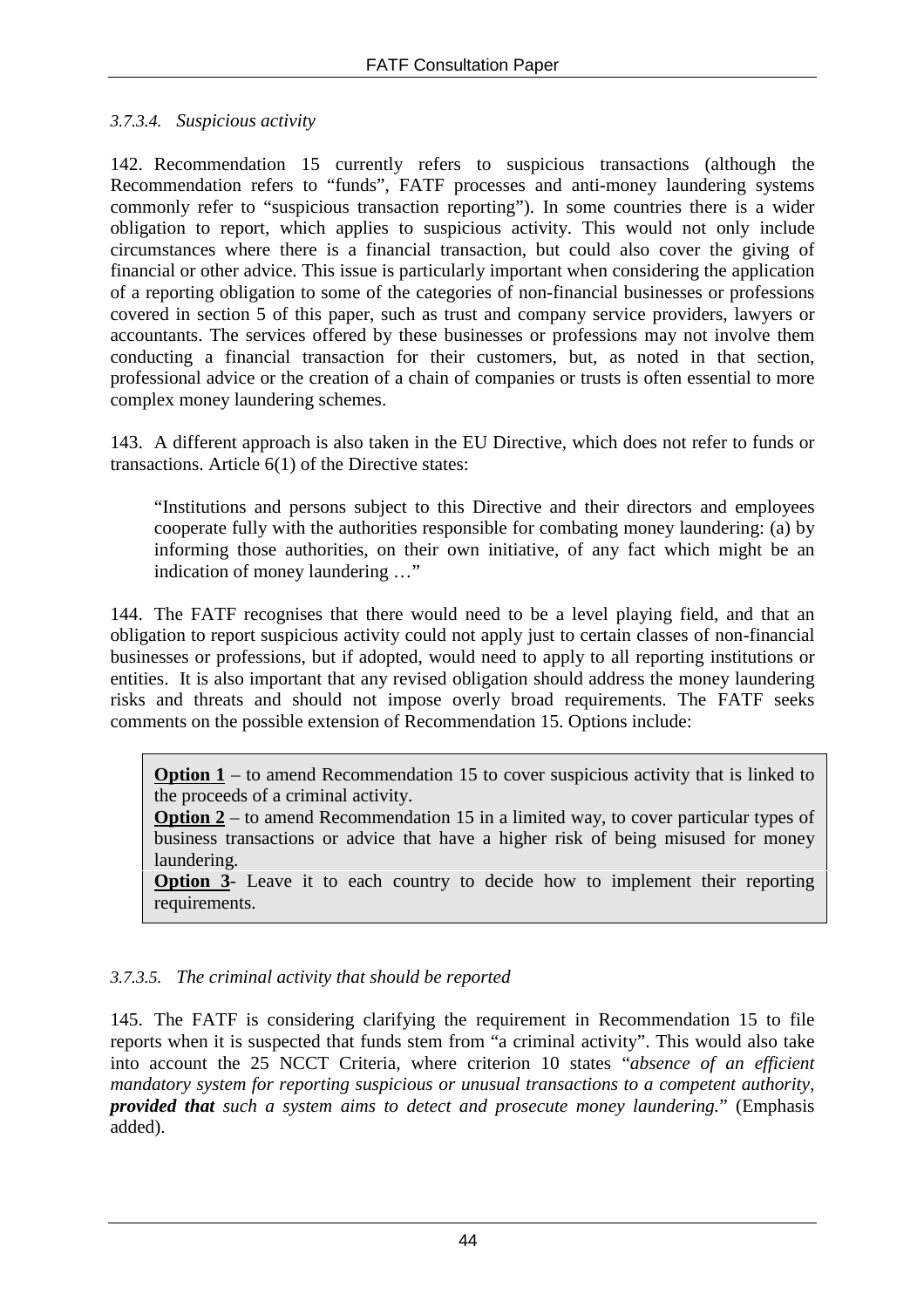#### *3.7.3.4. Suspicious activity*

142. Recommendation 15 currently refers to suspicious transactions (although the Recommendation refers to "funds", FATF processes and anti-money laundering systems commonly refer to "suspicious transaction reporting"). In some countries there is a wider obligation to report, which applies to suspicious activity. This would not only include circumstances where there is a financial transaction, but could also cover the giving of financial or other advice. This issue is particularly important when considering the application of a reporting obligation to some of the categories of non-financial businesses or professions covered in section 5 of this paper, such as trust and company service providers, lawyers or accountants. The services offered by these businesses or professions may not involve them conducting a financial transaction for their customers, but, as noted in that section, professional advice or the creation of a chain of companies or trusts is often essential to more complex money laundering schemes.

143. A different approach is also taken in the EU Directive, which does not refer to funds or transactions. Article 6(1) of the Directive states:

> "Institutions and persons subject to this Directive and their directors and employees cooperate fully with the authorities responsible for combating money laundering: (a) by informing those authorities, on their own initiative, of any fact which might be an indication of money laundering …"

144. The FATF recognises that there would need to be a level playing field, and that an obligation to report suspicious activity could not apply just to certain classes of non-financial businesses or professions, but if adopted, would need to apply to all reporting institutions or entities. It is also important that any revised obligation should address the money laundering risks and threats and should not impose overly broad requirements. The FATF seeks comments on the possible extension of Recommendation 15. Options include:

> **Option 1** – to amend Recommendation 15 to cover suspicious activity that is linked to the proceeds of a criminal activity.
> **Option 2** – to amend Recommendation 15 in a limited way, to cover particular types of business transactions or advice that have a higher risk of being misused for money laundering.
> **Option 3**- Leave it to each country to decide how to implement their reporting requirements.

#### *3.7.3.5. The criminal activity that should be reported*

145. The FATF is considering clarifying the requirement in Recommendation 15 to file reports when it is suspected that funds stem from "a criminal activity". This would also take into account the 25 NCCT Criteria, where criterion 10 states "*absence of an efficient mandatory system for reporting suspicious or unusual transactions to a competent authority,* ***provided that*** *such a system aims to detect and prosecute money laundering.*" (Emphasis added).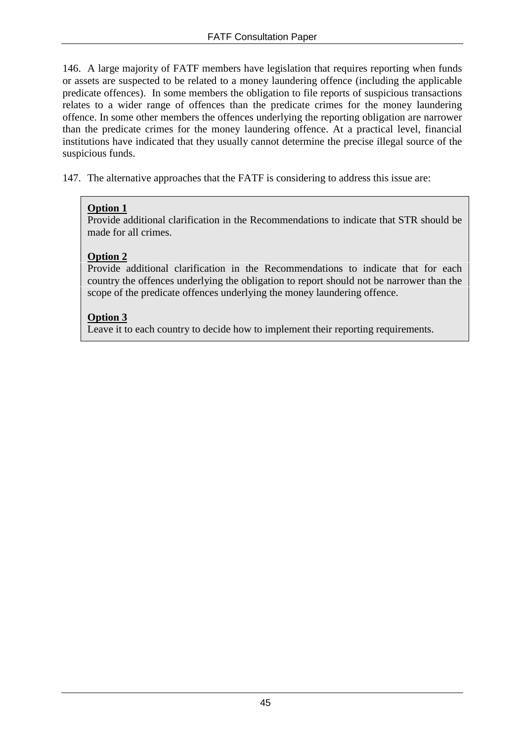146. A large majority of FATF members have legislation that requires reporting when funds or assets are suspected to be related to a money laundering offence (including the applicable predicate offences). In some members the obligation to file reports of suspicious transactions relates to a wider range of offences than the predicate crimes for the money laundering offence. In some other members the offences underlying the reporting obligation are narrower than the predicate crimes for the money laundering offence. At a practical level, financial institutions have indicated that they usually cannot determine the precise illegal source of the suspicious funds.

147. The alternative approaches that the FATF is considering to address this issue are:

> **Option 1**
> Provide additional clarification in the Recommendations to indicate that STR should be made for all crimes.
>
> **Option 2**
> Provide additional clarification in the Recommendations to indicate that for each country the offences underlying the obligation to report should not be narrower than the scope of the predicate offences underlying the money laundering offence.
>
> **Option 3**
> Leave it to each country to decide how to implement their reporting requirements.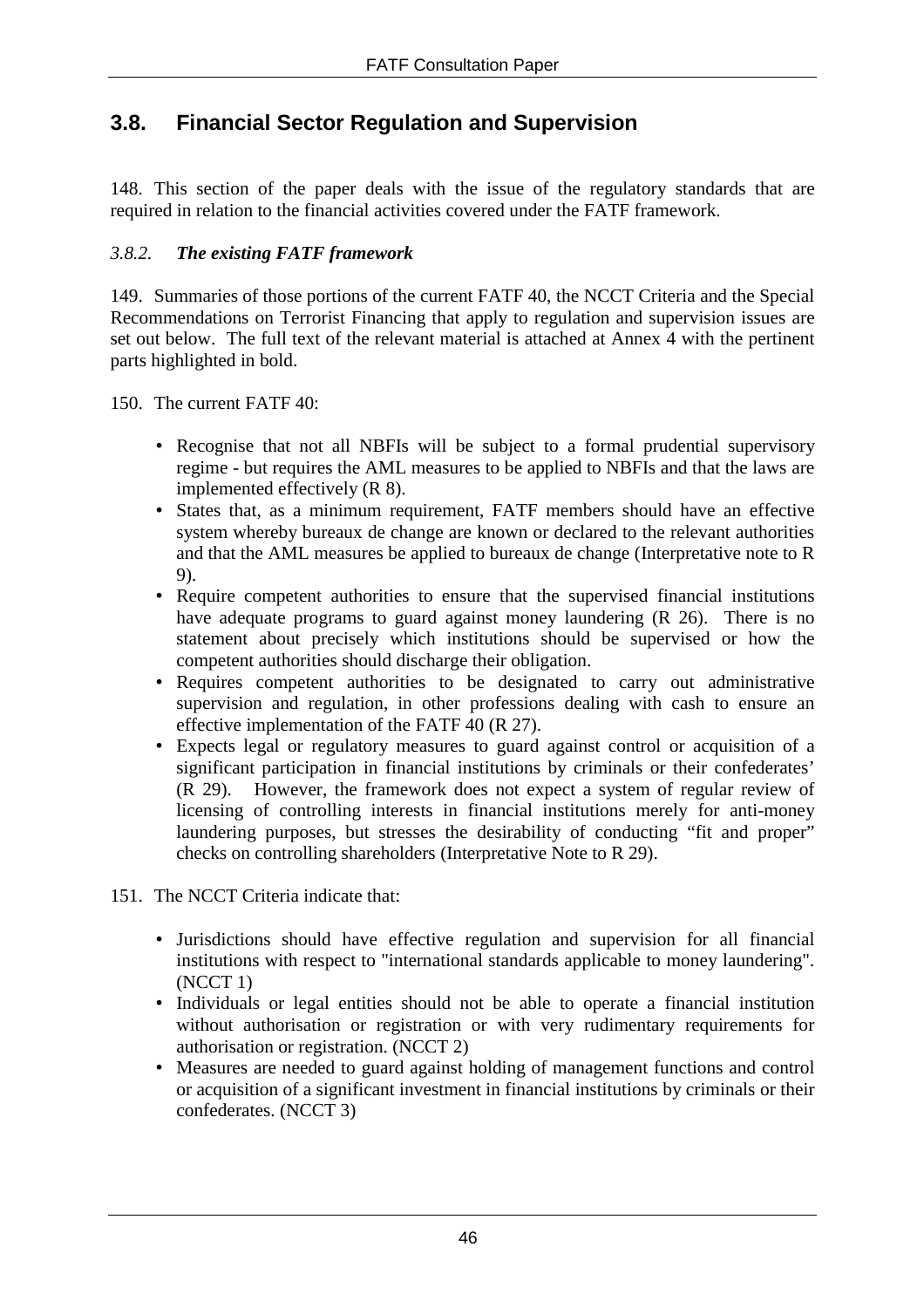## 3.8. Financial Sector Regulation and Supervision

148. This section of the paper deals with the issue of the regulatory standards that are required in relation to the financial activities covered under the FATF framework.

### *3.8.2. The existing FATF framework*

149. Summaries of those portions of the current FATF 40, the NCCT Criteria and the Special Recommendations on Terrorist Financing that apply to regulation and supervision issues are set out below. The full text of the relevant material is attached at Annex 4 with the pertinent parts highlighted in bold.

150. The current FATF 40:

- Recognise that not all NBFIs will be subject to a formal prudential supervisory regime - but requires the AML measures to be applied to NBFIs and that the laws are implemented effectively (R 8).
- States that, as a minimum requirement, FATF members should have an effective system whereby bureaux de change are known or declared to the relevant authorities and that the AML measures be applied to bureaux de change (Interpretative note to R 9).
- Require competent authorities to ensure that the supervised financial institutions have adequate programs to guard against money laundering (R 26). There is no statement about precisely which institutions should be supervised or how the competent authorities should discharge their obligation.
- Requires competent authorities to be designated to carry out administrative supervision and regulation, in other professions dealing with cash to ensure an effective implementation of the FATF 40 (R 27).
- Expects legal or regulatory measures to guard against control or acquisition of a significant participation in financial institutions by criminals or their confederates' (R 29). However, the framework does not expect a system of regular review of licensing of controlling interests in financial institutions merely for anti-money laundering purposes, but stresses the desirability of conducting "fit and proper" checks on controlling shareholders (Interpretative Note to R 29).

151. The NCCT Criteria indicate that:

- Jurisdictions should have effective regulation and supervision for all financial institutions with respect to "international standards applicable to money laundering". (NCCT 1)
- Individuals or legal entities should not be able to operate a financial institution without authorisation or registration or with very rudimentary requirements for authorisation or registration. (NCCT 2)
- Measures are needed to guard against holding of management functions and control or acquisition of a significant investment in financial institutions by criminals or their confederates. (NCCT 3)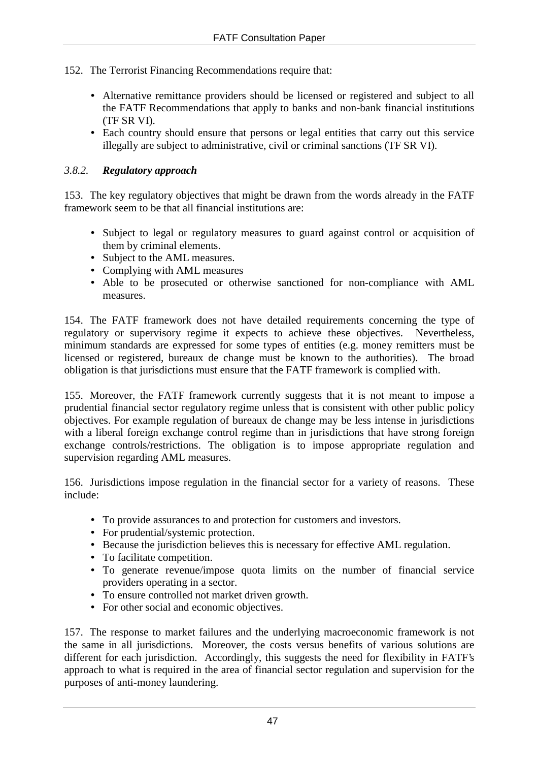152. The Terrorist Financing Recommendations require that:

- Alternative remittance providers should be licensed or registered and subject to all the FATF Recommendations that apply to banks and non-bank financial institutions (TF SR VI).
- Each country should ensure that persons or legal entities that carry out this service illegally are subject to administrative, civil or criminal sanctions (TF SR VI).

### *3.8.2.* ***Regulatory approach***

153. The key regulatory objectives that might be drawn from the words already in the FATF framework seem to be that all financial institutions are:

- Subject to legal or regulatory measures to guard against control or acquisition of them by criminal elements.
- Subject to the AML measures.
- Complying with AML measures
- Able to be prosecuted or otherwise sanctioned for non-compliance with AML measures.

154. The FATF framework does not have detailed requirements concerning the type of regulatory or supervisory regime it expects to achieve these objectives. Nevertheless, minimum standards are expressed for some types of entities (e.g. money remitters must be licensed or registered, bureaux de change must be known to the authorities). The broad obligation is that jurisdictions must ensure that the FATF framework is complied with.

155. Moreover, the FATF framework currently suggests that it is not meant to impose a prudential financial sector regulatory regime unless that is consistent with other public policy objectives. For example regulation of bureaux de change may be less intense in jurisdictions with a liberal foreign exchange control regime than in jurisdictions that have strong foreign exchange controls/restrictions. The obligation is to impose appropriate regulation and supervision regarding AML measures.

156. Jurisdictions impose regulation in the financial sector for a variety of reasons. These include:

- To provide assurances to and protection for customers and investors.
- For prudential/systemic protection.
- Because the jurisdiction believes this is necessary for effective AML regulation.
- To facilitate competition.
- To generate revenue/impose quota limits on the number of financial service providers operating in a sector.
- To ensure controlled not market driven growth.
- For other social and economic objectives.

157. The response to market failures and the underlying macroeconomic framework is not the same in all jurisdictions. Moreover, the costs versus benefits of various solutions are different for each jurisdiction. Accordingly, this suggests the need for flexibility in FATF's approach to what is required in the area of financial sector regulation and supervision for the purposes of anti-money laundering.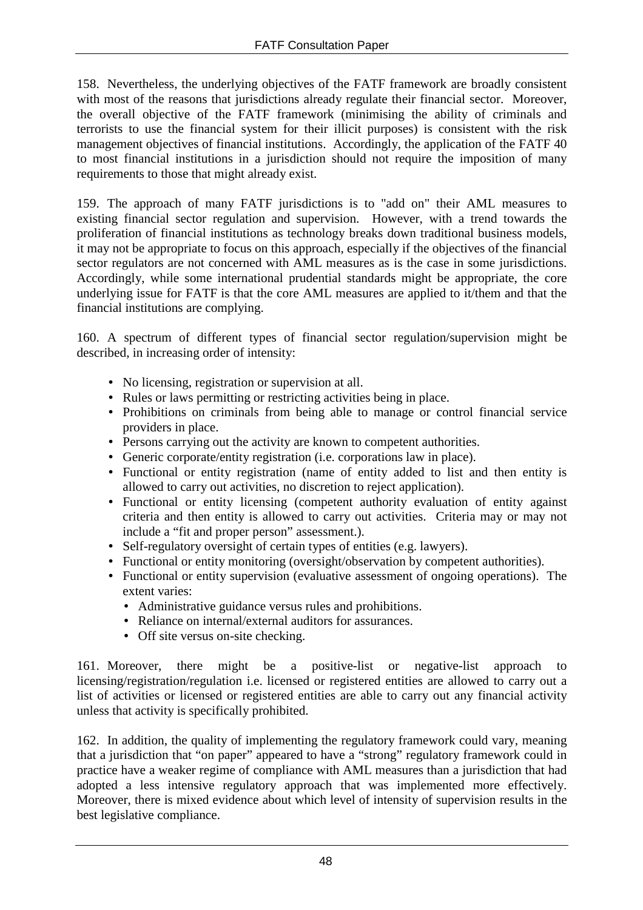158. Nevertheless, the underlying objectives of the FATF framework are broadly consistent with most of the reasons that jurisdictions already regulate their financial sector. Moreover, the overall objective of the FATF framework (minimising the ability of criminals and terrorists to use the financial system for their illicit purposes) is consistent with the risk management objectives of financial institutions. Accordingly, the application of the FATF 40 to most financial institutions in a jurisdiction should not require the imposition of many requirements to those that might already exist.

159. The approach of many FATF jurisdictions is to "add on" their AML measures to existing financial sector regulation and supervision. However, with a trend towards the proliferation of financial institutions as technology breaks down traditional business models, it may not be appropriate to focus on this approach, especially if the objectives of the financial sector regulators are not concerned with AML measures as is the case in some jurisdictions. Accordingly, while some international prudential standards might be appropriate, the core underlying issue for FATF is that the core AML measures are applied to it/them and that the financial institutions are complying.

160. A spectrum of different types of financial sector regulation/supervision might be described, in increasing order of intensity:

- No licensing, registration or supervision at all.
- Rules or laws permitting or restricting activities being in place.
- Prohibitions on criminals from being able to manage or control financial service providers in place.
- Persons carrying out the activity are known to competent authorities.
- Generic corporate/entity registration (i.e. corporations law in place).
- Functional or entity registration (name of entity added to list and then entity is allowed to carry out activities, no discretion to reject application).
- Functional or entity licensing (competent authority evaluation of entity against criteria and then entity is allowed to carry out activities. Criteria may or may not include a "fit and proper person" assessment.).
- Self-regulatory oversight of certain types of entities (e.g. lawyers).
- Functional or entity monitoring (oversight/observation by competent authorities).
- Functional or entity supervision (evaluative assessment of ongoing operations). The extent varies:
  - Administrative guidance versus rules and prohibitions.
  - Reliance on internal/external auditors for assurances.
  - Off site versus on-site checking.

161. Moreover, there might be a positive-list or negative-list approach to licensing/registration/regulation i.e. licensed or registered entities are allowed to carry out a list of activities or licensed or registered entities are able to carry out any financial activity unless that activity is specifically prohibited.

162. In addition, the quality of implementing the regulatory framework could vary, meaning that a jurisdiction that "on paper" appeared to have a "strong" regulatory framework could in practice have a weaker regime of compliance with AML measures than a jurisdiction that had adopted a less intensive regulatory approach that was implemented more effectively. Moreover, there is mixed evidence about which level of intensity of supervision results in the best legislative compliance.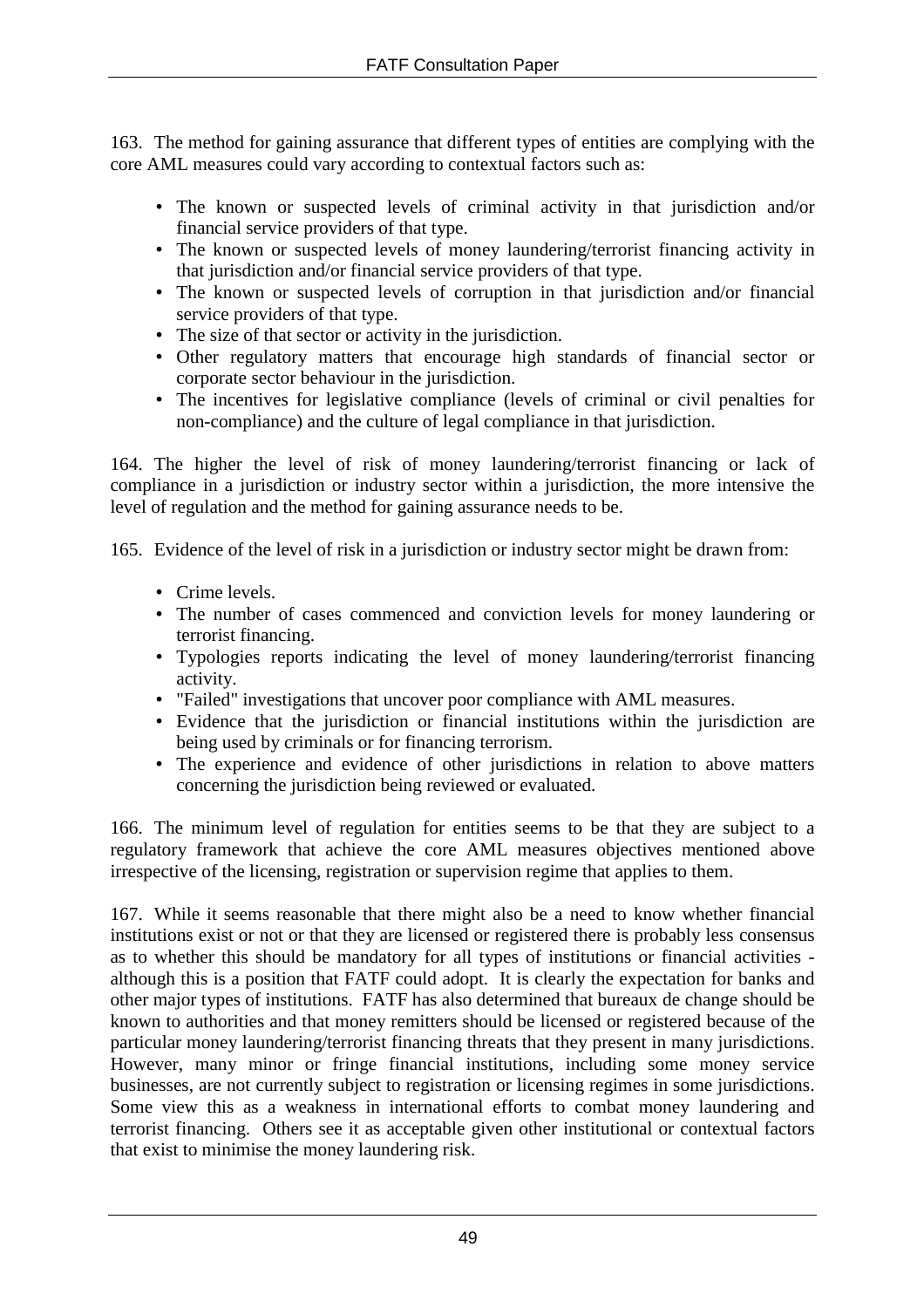163. The method for gaining assurance that different types of entities are complying with the core AML measures could vary according to contextual factors such as:

- The known or suspected levels of criminal activity in that jurisdiction and/or financial service providers of that type.
- The known or suspected levels of money laundering/terrorist financing activity in that jurisdiction and/or financial service providers of that type.
- The known or suspected levels of corruption in that jurisdiction and/or financial service providers of that type.
- The size of that sector or activity in the jurisdiction.
- Other regulatory matters that encourage high standards of financial sector or corporate sector behaviour in the jurisdiction.
- The incentives for legislative compliance (levels of criminal or civil penalties for non-compliance) and the culture of legal compliance in that jurisdiction.

164. The higher the level of risk of money laundering/terrorist financing or lack of compliance in a jurisdiction or industry sector within a jurisdiction, the more intensive the level of regulation and the method for gaining assurance needs to be.

165. Evidence of the level of risk in a jurisdiction or industry sector might be drawn from:

- Crime levels.
- The number of cases commenced and conviction levels for money laundering or terrorist financing.
- Typologies reports indicating the level of money laundering/terrorist financing activity.
- "Failed" investigations that uncover poor compliance with AML measures.
- Evidence that the jurisdiction or financial institutions within the jurisdiction are being used by criminals or for financing terrorism.
- The experience and evidence of other jurisdictions in relation to above matters concerning the jurisdiction being reviewed or evaluated.

166. The minimum level of regulation for entities seems to be that they are subject to a regulatory framework that achieve the core AML measures objectives mentioned above irrespective of the licensing, registration or supervision regime that applies to them.

167. While it seems reasonable that there might also be a need to know whether financial institutions exist or not or that they are licensed or registered there is probably less consensus as to whether this should be mandatory for all types of institutions or financial activities - although this is a position that FATF could adopt. It is clearly the expectation for banks and other major types of institutions. FATF has also determined that bureaux de change should be known to authorities and that money remitters should be licensed or registered because of the particular money laundering/terrorist financing threats that they present in many jurisdictions. However, many minor or fringe financial institutions, including some money service businesses, are not currently subject to registration or licensing regimes in some jurisdictions. Some view this as a weakness in international efforts to combat money laundering and terrorist financing. Others see it as acceptable given other institutional or contextual factors that exist to minimise the money laundering risk.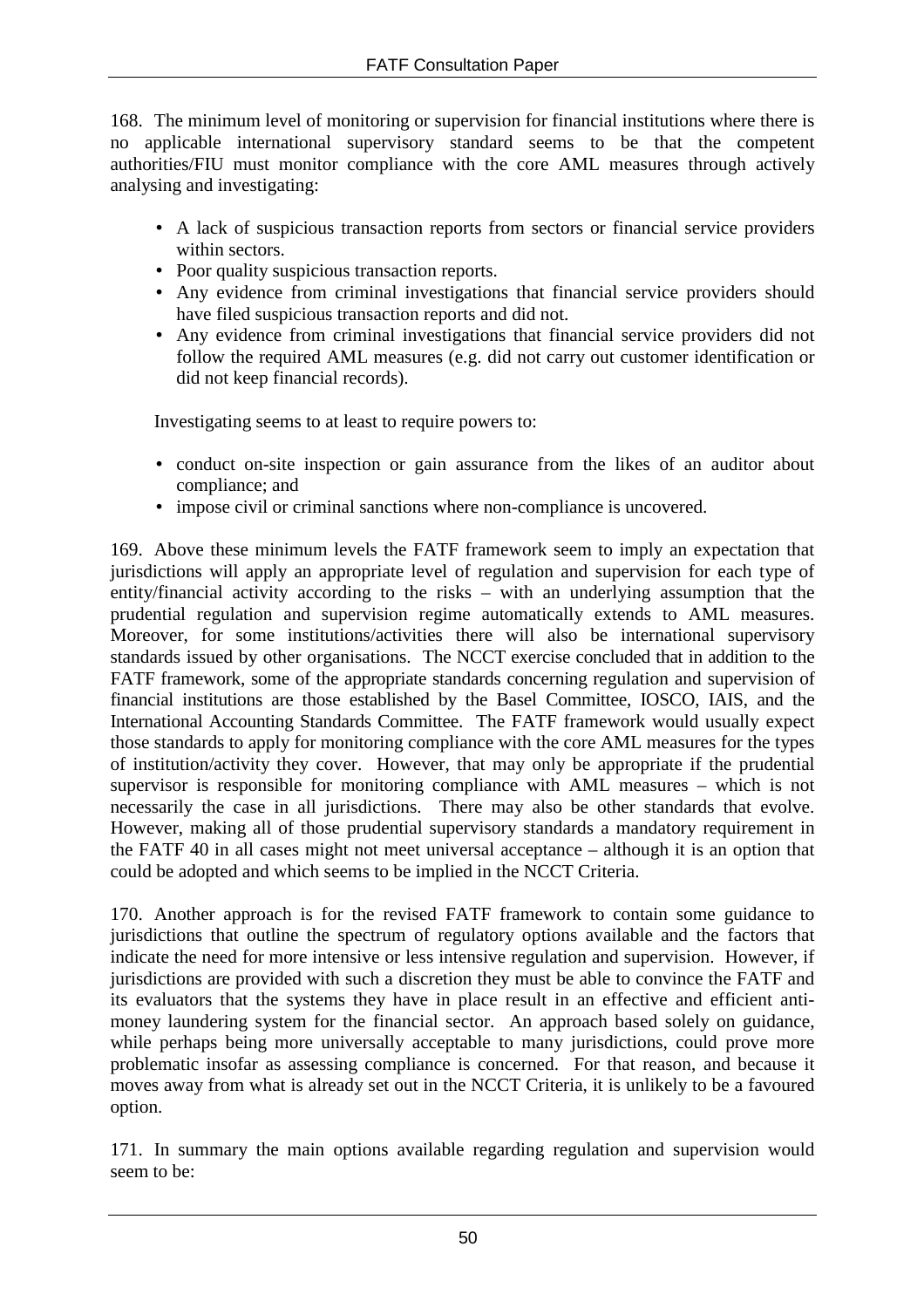168. The minimum level of monitoring or supervision for financial institutions where there is no applicable international supervisory standard seems to be that the competent authorities/FIU must monitor compliance with the core AML measures through actively analysing and investigating:

- A lack of suspicious transaction reports from sectors or financial service providers within sectors.
- Poor quality suspicious transaction reports.
- Any evidence from criminal investigations that financial service providers should have filed suspicious transaction reports and did not.
- Any evidence from criminal investigations that financial service providers did not follow the required AML measures (e.g. did not carry out customer identification or did not keep financial records).

Investigating seems to at least to require powers to:

- conduct on-site inspection or gain assurance from the likes of an auditor about compliance; and
- impose civil or criminal sanctions where non-compliance is uncovered.

169. Above these minimum levels the FATF framework seem to imply an expectation that jurisdictions will apply an appropriate level of regulation and supervision for each type of entity/financial activity according to the risks – with an underlying assumption that the prudential regulation and supervision regime automatically extends to AML measures. Moreover, for some institutions/activities there will also be international supervisory standards issued by other organisations. The NCCT exercise concluded that in addition to the FATF framework, some of the appropriate standards concerning regulation and supervision of financial institutions are those established by the Basel Committee, IOSCO, IAIS, and the International Accounting Standards Committee. The FATF framework would usually expect those standards to apply for monitoring compliance with the core AML measures for the types of institution/activity they cover. However, that may only be appropriate if the prudential supervisor is responsible for monitoring compliance with AML measures – which is not necessarily the case in all jurisdictions. There may also be other standards that evolve. However, making all of those prudential supervisory standards a mandatory requirement in the FATF 40 in all cases might not meet universal acceptance – although it is an option that could be adopted and which seems to be implied in the NCCT Criteria.

170. Another approach is for the revised FATF framework to contain some guidance to jurisdictions that outline the spectrum of regulatory options available and the factors that indicate the need for more intensive or less intensive regulation and supervision. However, if jurisdictions are provided with such a discretion they must be able to convince the FATF and its evaluators that the systems they have in place result in an effective and efficient anti-money laundering system for the financial sector. An approach based solely on guidance, while perhaps being more universally acceptable to many jurisdictions, could prove more problematic insofar as assessing compliance is concerned. For that reason, and because it moves away from what is already set out in the NCCT Criteria, it is unlikely to be a favoured option.

171. In summary the main options available regarding regulation and supervision would seem to be: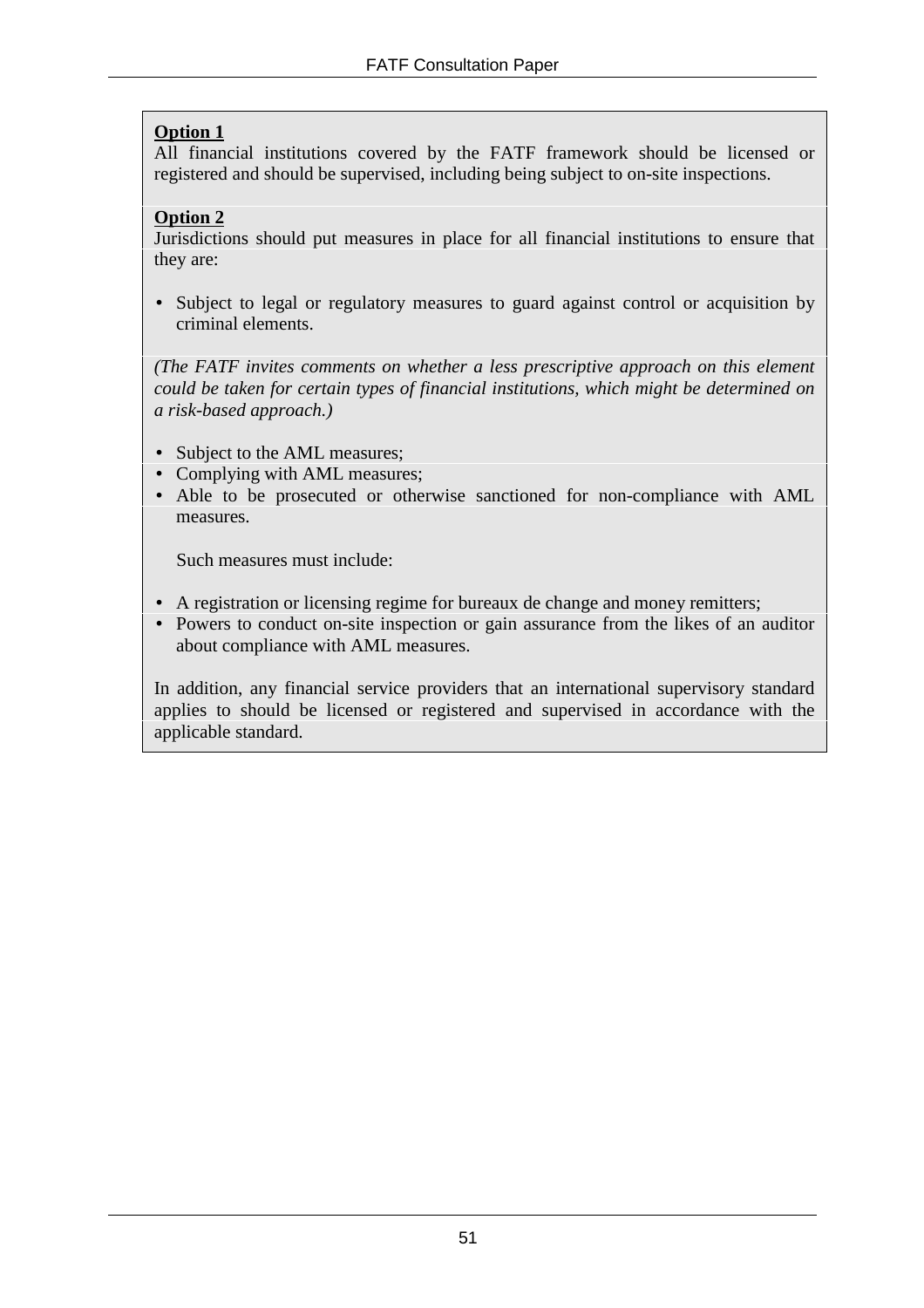**Option 1**

All financial institutions covered by the FATF framework should be licensed or registered and should be supervised, including being subject to on-site inspections.

**Option 2**

Jurisdictions should put measures in place for all financial institutions to ensure that they are:

- Subject to legal or regulatory measures to guard against control or acquisition by criminal elements.

*(The FATF invites comments on whether a less prescriptive approach on this element could be taken for certain types of financial institutions, which might be determined on a risk-based approach.)*

- Subject to the AML measures;
- Complying with AML measures;
- Able to be prosecuted or otherwise sanctioned for non-compliance with AML measures.

  Such measures must include:

- A registration or licensing regime for bureaux de change and money remitters;
- Powers to conduct on-site inspection or gain assurance from the likes of an auditor about compliance with AML measures.

In addition, any financial service providers that an international supervisory standard applies to should be licensed or registered and supervised in accordance with the applicable standard.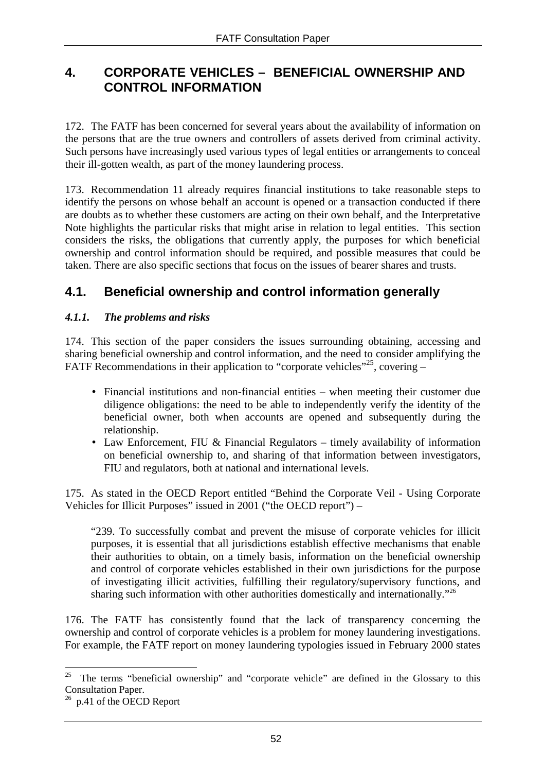# 4. CORPORATE VEHICLES – BENEFICIAL OWNERSHIP AND CONTROL INFORMATION

172. The FATF has been concerned for several years about the availability of information on the persons that are the true owners and controllers of assets derived from criminal activity. Such persons have increasingly used various types of legal entities or arrangements to conceal their ill-gotten wealth, as part of the money laundering process.

173. Recommendation 11 already requires financial institutions to take reasonable steps to identify the persons on whose behalf an account is opened or a transaction conducted if there are doubts as to whether these customers are acting on their own behalf, and the Interpretative Note highlights the particular risks that might arise in relation to legal entities. This section considers the risks, the obligations that currently apply, the purposes for which beneficial ownership and control information should be required, and possible measures that could be taken. There are also specific sections that focus on the issues of bearer shares and trusts.

## 4.1. Beneficial ownership and control information generally

### *4.1.1. The problems and risks*

174. This section of the paper considers the issues surrounding obtaining, accessing and sharing beneficial ownership and control information, and the need to consider amplifying the FATF Recommendations in their application to "corporate vehicles"[25], covering –

- Financial institutions and non-financial entities – when meeting their customer due diligence obligations: the need to be able to independently verify the identity of the beneficial owner, both when accounts are opened and subsequently during the relationship.
- Law Enforcement, FIU & Financial Regulators – timely availability of information on beneficial ownership to, and sharing of that information between investigators, FIU and regulators, both at national and international levels.

175. As stated in the OECD Report entitled "Behind the Corporate Veil - Using Corporate Vehicles for Illicit Purposes" issued in 2001 ("the OECD report") –

> "239. To successfully combat and prevent the misuse of corporate vehicles for illicit purposes, it is essential that all jurisdictions establish effective mechanisms that enable their authorities to obtain, on a timely basis, information on the beneficial ownership and control of corporate vehicles established in their own jurisdictions for the purpose of investigating illicit activities, fulfilling their regulatory/supervisory functions, and sharing such information with other authorities domestically and internationally."[26]

176. The FATF has consistently found that the lack of transparency concerning the ownership and control of corporate vehicles is a problem for money laundering investigations. For example, the FATF report on money laundering typologies issued in February 2000 states

---

[25] The terms "beneficial ownership" and "corporate vehicle" are defined in the Glossary to this Consultation Paper.

[26] p.41 of the OECD Report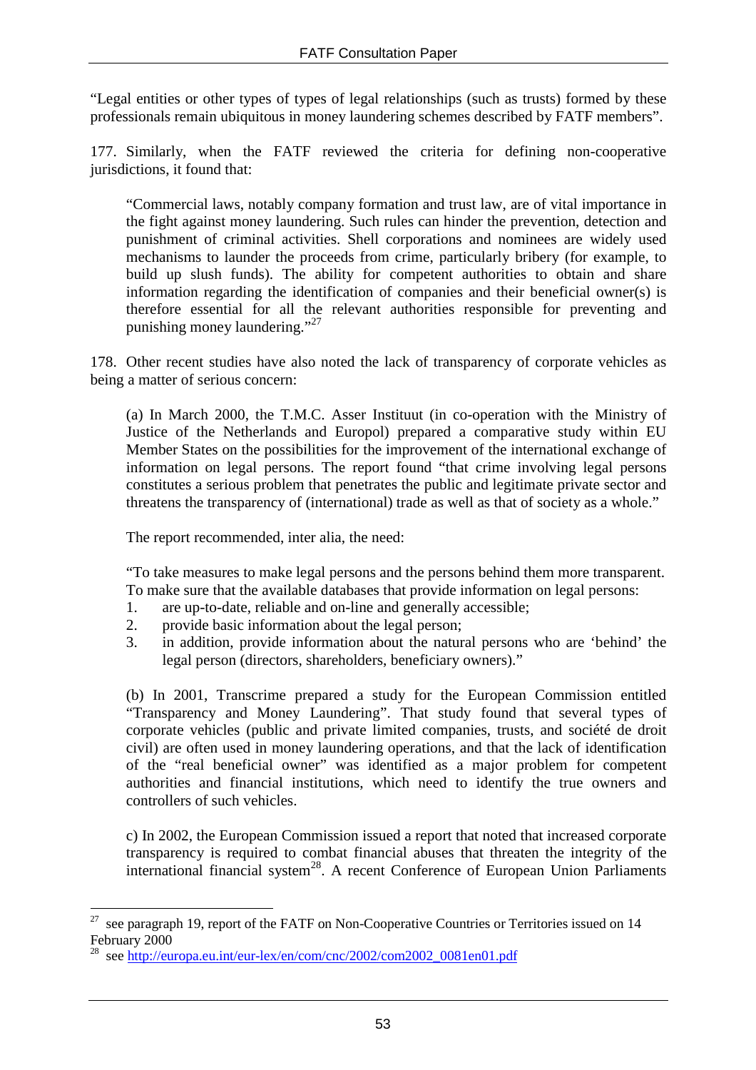"Legal entities or other types of types of legal relationships (such as trusts) formed by these professionals remain ubiquitous in money laundering schemes described by FATF members".

177. Similarly, when the FATF reviewed the criteria for defining non-cooperative jurisdictions, it found that:

> "Commercial laws, notably company formation and trust law, are of vital importance in the fight against money laundering. Such rules can hinder the prevention, detection and punishment of criminal activities. Shell corporations and nominees are widely used mechanisms to launder the proceeds from crime, particularly bribery (for example, to build up slush funds). The ability for competent authorities to obtain and share information regarding the identification of companies and their beneficial owner(s) is therefore essential for all the relevant authorities responsible for preventing and punishing money laundering."[27]

178. Other recent studies have also noted the lack of transparency of corporate vehicles as being a matter of serious concern:

(a) In March 2000, the T.M.C. Asser Instituut (in co-operation with the Ministry of Justice of the Netherlands and Europol) prepared a comparative study within EU Member States on the possibilities for the improvement of the international exchange of information on legal persons. The report found "that crime involving legal persons constitutes a serious problem that penetrates the public and legitimate private sector and threatens the transparency of (international) trade as well as that of society as a whole."

The report recommended, inter alia, the need:

"To take measures to make legal persons and the persons behind them more transparent. To make sure that the available databases that provide information on legal persons:

1. are up-to-date, reliable and on-line and generally accessible;
2. provide basic information about the legal person;
3. in addition, provide information about the natural persons who are 'behind' the legal person (directors, shareholders, beneficiary owners)."

(b) In 2001, Transcrime prepared a study for the European Commission entitled "Transparency and Money Laundering". That study found that several types of corporate vehicles (public and private limited companies, trusts, and société de droit civil) are often used in money laundering operations, and that the lack of identification of the "real beneficial owner" was identified as a major problem for competent authorities and financial institutions, which need to identify the true owners and controllers of such vehicles.

c) In 2002, the European Commission issued a report that noted that increased corporate transparency is required to combat financial abuses that threaten the integrity of the international financial system[28]. A recent Conference of European Union Parliaments

---

[27] see paragraph 19, report of the FATF on Non-Cooperative Countries or Territories issued on 14 February 2000

[28] see http://europa.eu.int/eur-lex/en/com/cnc/2002/com2002_0081en01.pdf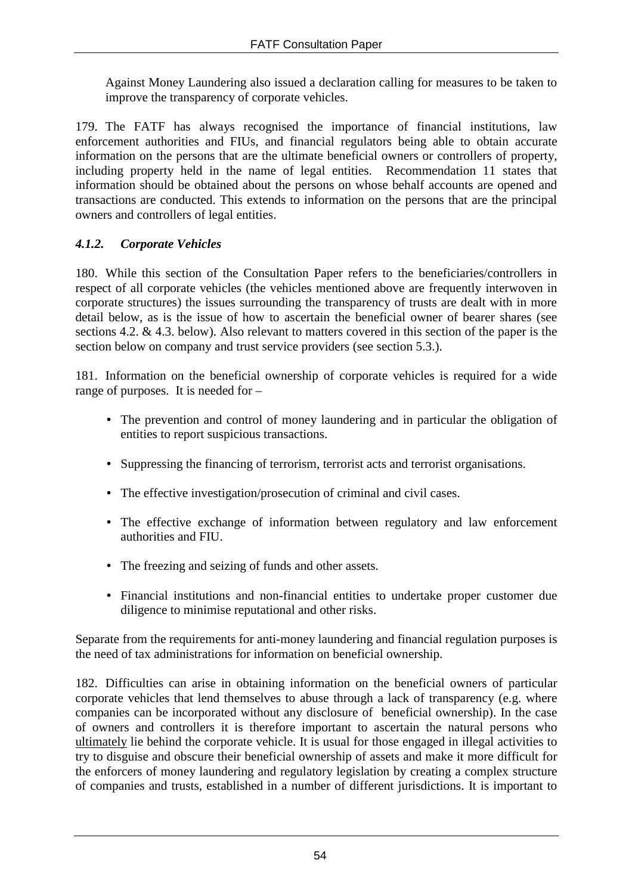Against Money Laundering also issued a declaration calling for measures to be taken to improve the transparency of corporate vehicles.

179. The FATF has always recognised the importance of financial institutions, law enforcement authorities and FIUs, and financial regulators being able to obtain accurate information on the persons that are the ultimate beneficial owners or controllers of property, including property held in the name of legal entities. Recommendation 11 states that information should be obtained about the persons on whose behalf accounts are opened and transactions are conducted. This extends to information on the persons that are the principal owners and controllers of legal entities.

### *4.1.2. Corporate Vehicles*

180. While this section of the Consultation Paper refers to the beneficiaries/controllers in respect of all corporate vehicles (the vehicles mentioned above are frequently interwoven in corporate structures) the issues surrounding the transparency of trusts are dealt with in more detail below, as is the issue of how to ascertain the beneficial owner of bearer shares (see sections 4.2. & 4.3. below). Also relevant to matters covered in this section of the paper is the section below on company and trust service providers (see section 5.3.).

181. Information on the beneficial ownership of corporate vehicles is required for a wide range of purposes. It is needed for –

- The prevention and control of money laundering and in particular the obligation of entities to report suspicious transactions.
- Suppressing the financing of terrorism, terrorist acts and terrorist organisations.
- The effective investigation/prosecution of criminal and civil cases.
- The effective exchange of information between regulatory and law enforcement authorities and FIU.
- The freezing and seizing of funds and other assets.
- Financial institutions and non-financial entities to undertake proper customer due diligence to minimise reputational and other risks.

Separate from the requirements for anti-money laundering and financial regulation purposes is the need of tax administrations for information on beneficial ownership.

182. Difficulties can arise in obtaining information on the beneficial owners of particular corporate vehicles that lend themselves to abuse through a lack of transparency (e.g. where companies can be incorporated without any disclosure of beneficial ownership). In the case of owners and controllers it is therefore important to ascertain the natural persons who <u>ultimately</u> lie behind the corporate vehicle. It is usual for those engaged in illegal activities to try to disguise and obscure their beneficial ownership of assets and make it more difficult for the enforcers of money laundering and regulatory legislation by creating a complex structure of companies and trusts, established in a number of different jurisdictions. It is important to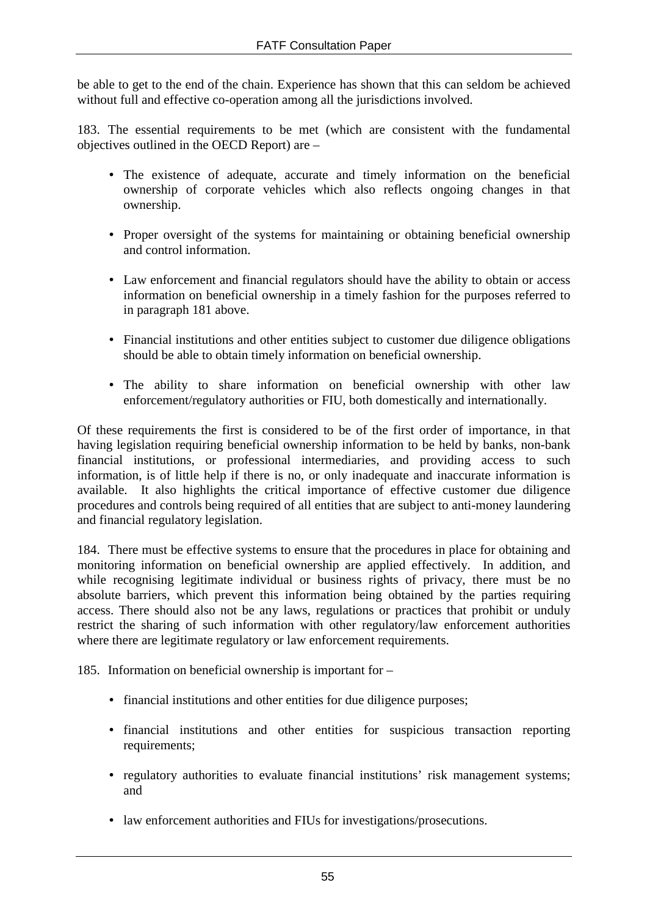be able to get to the end of the chain. Experience has shown that this can seldom be achieved without full and effective co-operation among all the jurisdictions involved.

183. The essential requirements to be met (which are consistent with the fundamental objectives outlined in the OECD Report) are –

- The existence of adequate, accurate and timely information on the beneficial ownership of corporate vehicles which also reflects ongoing changes in that ownership.
- Proper oversight of the systems for maintaining or obtaining beneficial ownership and control information.
- Law enforcement and financial regulators should have the ability to obtain or access information on beneficial ownership in a timely fashion for the purposes referred to in paragraph 181 above.
- Financial institutions and other entities subject to customer due diligence obligations should be able to obtain timely information on beneficial ownership.
- The ability to share information on beneficial ownership with other law enforcement/regulatory authorities or FIU, both domestically and internationally.

Of these requirements the first is considered to be of the first order of importance, in that having legislation requiring beneficial ownership information to be held by banks, non-bank financial institutions, or professional intermediaries, and providing access to such information, is of little help if there is no, or only inadequate and inaccurate information is available. It also highlights the critical importance of effective customer due diligence procedures and controls being required of all entities that are subject to anti-money laundering and financial regulatory legislation.

184. There must be effective systems to ensure that the procedures in place for obtaining and monitoring information on beneficial ownership are applied effectively. In addition, and while recognising legitimate individual or business rights of privacy, there must be no absolute barriers, which prevent this information being obtained by the parties requiring access. There should also not be any laws, regulations or practices that prohibit or unduly restrict the sharing of such information with other regulatory/law enforcement authorities where there are legitimate regulatory or law enforcement requirements.

185. Information on beneficial ownership is important for –

- financial institutions and other entities for due diligence purposes;
- financial institutions and other entities for suspicious transaction reporting requirements;
- regulatory authorities to evaluate financial institutions' risk management systems; and
- law enforcement authorities and FIUs for investigations/prosecutions.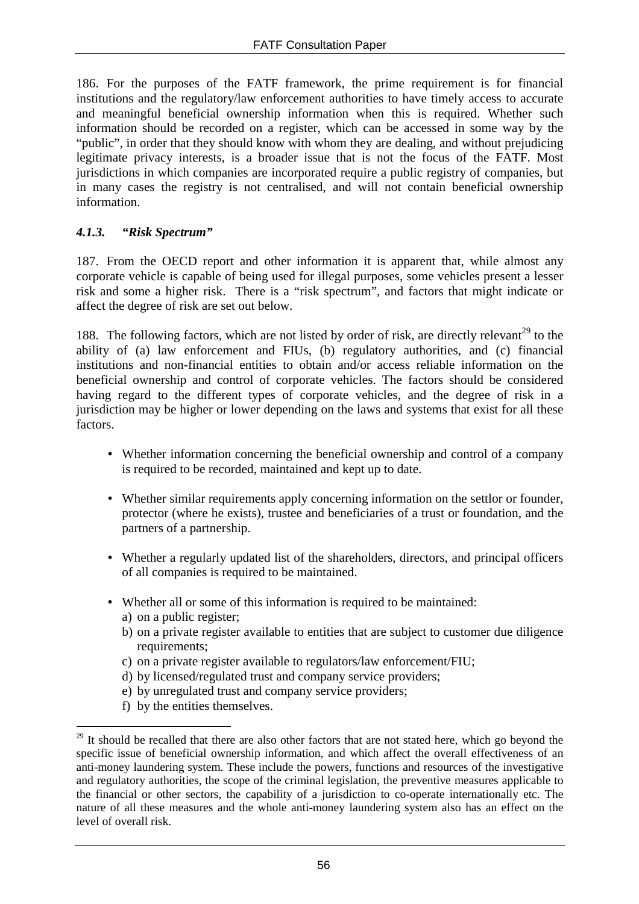186. For the purposes of the FATF framework, the prime requirement is for financial institutions and the regulatory/law enforcement authorities to have timely access to accurate and meaningful beneficial ownership information when this is required. Whether such information should be recorded on a register, which can be accessed in some way by the "public", in order that they should know with whom they are dealing, and without prejudicing legitimate privacy interests, is a broader issue that is not the focus of the FATF. Most jurisdictions in which companies are incorporated require a public registry of companies, but in many cases the registry is not centralised, and will not contain beneficial ownership information.

### *4.1.3. "Risk Spectrum"*

187. From the OECD report and other information it is apparent that, while almost any corporate vehicle is capable of being used for illegal purposes, some vehicles present a lesser risk and some a higher risk. There is a "risk spectrum", and factors that might indicate or affect the degree of risk are set out below.

188. The following factors, which are not listed by order of risk, are directly relevant[29] to the ability of (a) law enforcement and FIUs, (b) regulatory authorities, and (c) financial institutions and non-financial entities to obtain and/or access reliable information on the beneficial ownership and control of corporate vehicles. The factors should be considered having regard to the different types of corporate vehicles, and the degree of risk in a jurisdiction may be higher or lower depending on the laws and systems that exist for all these factors.

- Whether information concerning the beneficial ownership and control of a company is required to be recorded, maintained and kept up to date.
- Whether similar requirements apply concerning information on the settlor or founder, protector (where he exists), trustee and beneficiaries of a trust or foundation, and the partners of a partnership.
- Whether a regularly updated list of the shareholders, directors, and principal officers of all companies is required to be maintained.
- Whether all or some of this information is required to be maintained:
  a) on a public register;
  b) on a private register available to entities that are subject to customer due diligence requirements;
  c) on a private register available to regulators/law enforcement/FIU;
  d) by licensed/regulated trust and company service providers;
  e) by unregulated trust and company service providers;
  f) by the entities themselves.

[29] It should be recalled that there are also other factors that are not stated here, which go beyond the specific issue of beneficial ownership information, and which affect the overall effectiveness of an anti-money laundering system. These include the powers, functions and resources of the investigative and regulatory authorities, the scope of the criminal legislation, the preventive measures applicable to the financial or other sectors, the capability of a jurisdiction to co-operate internationally etc. The nature of all these measures and the whole anti-money laundering system also has an effect on the level of overall risk.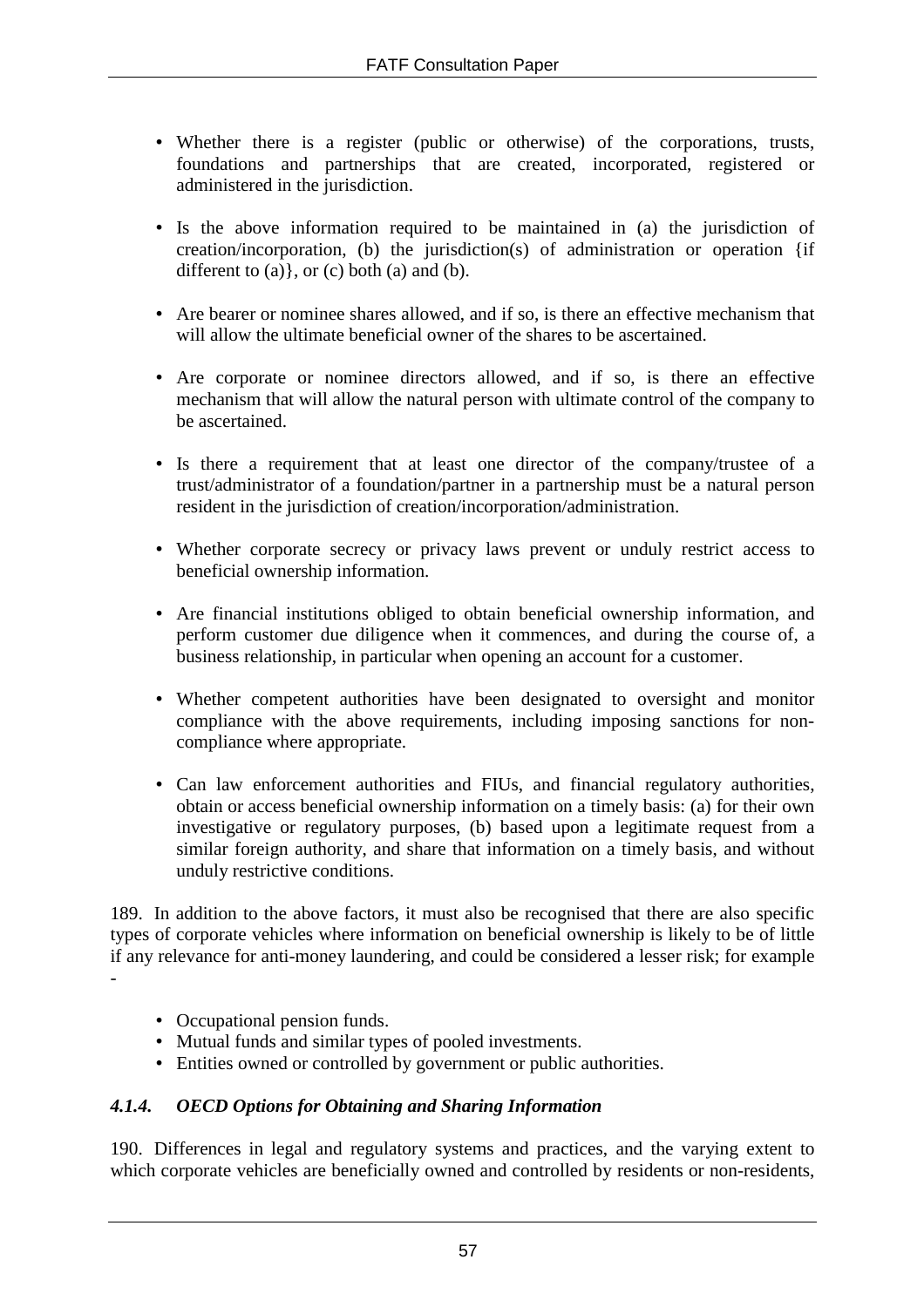- Whether there is a register (public or otherwise) of the corporations, trusts, foundations and partnerships that are created, incorporated, registered or administered in the jurisdiction.

- Is the above information required to be maintained in (a) the jurisdiction of creation/incorporation, (b) the jurisdiction(s) of administration or operation {if different to (a)}, or (c) both (a) and (b).

- Are bearer or nominee shares allowed, and if so, is there an effective mechanism that will allow the ultimate beneficial owner of the shares to be ascertained.

- Are corporate or nominee directors allowed, and if so, is there an effective mechanism that will allow the natural person with ultimate control of the company to be ascertained.

- Is there a requirement that at least one director of the company/trustee of a trust/administrator of a foundation/partner in a partnership must be a natural person resident in the jurisdiction of creation/incorporation/administration.

- Whether corporate secrecy or privacy laws prevent or unduly restrict access to beneficial ownership information.

- Are financial institutions obliged to obtain beneficial ownership information, and perform customer due diligence when it commences, and during the course of, a business relationship, in particular when opening an account for a customer.

- Whether competent authorities have been designated to oversight and monitor compliance with the above requirements, including imposing sanctions for non-compliance where appropriate.

- Can law enforcement authorities and FIUs, and financial regulatory authorities, obtain or access beneficial ownership information on a timely basis: (a) for their own investigative or regulatory purposes, (b) based upon a legitimate request from a similar foreign authority, and share that information on a timely basis, and without unduly restrictive conditions.

189. In addition to the above factors, it must also be recognised that there are also specific types of corporate vehicles where information on beneficial ownership is likely to be of little if any relevance for anti-money laundering, and could be considered a lesser risk; for example -

- Occupational pension funds.
- Mutual funds and similar types of pooled investments.
- Entities owned or controlled by government or public authorities.

### *4.1.4. OECD Options for Obtaining and Sharing Information*

190. Differences in legal and regulatory systems and practices, and the varying extent to which corporate vehicles are beneficially owned and controlled by residents or non-residents,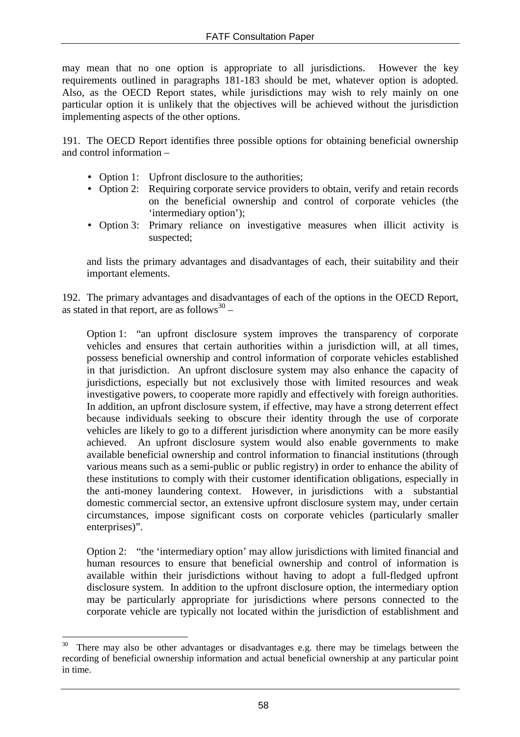may mean that no one option is appropriate to all jurisdictions. However the key requirements outlined in paragraphs 181-183 should be met, whatever option is adopted. Also, as the OECD Report states, while jurisdictions may wish to rely mainly on one particular option it is unlikely that the objectives will be achieved without the jurisdiction implementing aspects of the other options.

191. The OECD Report identifies three possible options for obtaining beneficial ownership and control information –

- Option 1: Upfront disclosure to the authorities;
- Option 2: Requiring corporate service providers to obtain, verify and retain records on the beneficial ownership and control of corporate vehicles (the 'intermediary option');
- Option 3: Primary reliance on investigative measures when illicit activity is suspected;

and lists the primary advantages and disadvantages of each, their suitability and their important elements.

192. The primary advantages and disadvantages of each of the options in the OECD Report, as stated in that report, are as follows[30] –

Option 1: "an upfront disclosure system improves the transparency of corporate vehicles and ensures that certain authorities within a jurisdiction will, at all times, possess beneficial ownership and control information of corporate vehicles established in that jurisdiction. An upfront disclosure system may also enhance the capacity of jurisdictions, especially but not exclusively those with limited resources and weak investigative powers, to cooperate more rapidly and effectively with foreign authorities. In addition, an upfront disclosure system, if effective, may have a strong deterrent effect because individuals seeking to obscure their identity through the use of corporate vehicles are likely to go to a different jurisdiction where anonymity can be more easily achieved. An upfront disclosure system would also enable governments to make available beneficial ownership and control information to financial institutions (through various means such as a semi-public or public registry) in order to enhance the ability of these institutions to comply with their customer identification obligations, especially in the anti-money laundering context. However, in jurisdictions with a substantial domestic commercial sector, an extensive upfront disclosure system may, under certain circumstances, impose significant costs on corporate vehicles (particularly smaller enterprises)".

Option 2: "the 'intermediary option' may allow jurisdictions with limited financial and human resources to ensure that beneficial ownership and control of information is available within their jurisdictions without having to adopt a full-fledged upfront disclosure system. In addition to the upfront disclosure option, the intermediary option may be particularly appropriate for jurisdictions where persons connected to the corporate vehicle are typically not located within the jurisdiction of establishment and

[30] There may also be other advantages or disadvantages e.g. there may be timelags between the recording of beneficial ownership information and actual beneficial ownership at any particular point in time.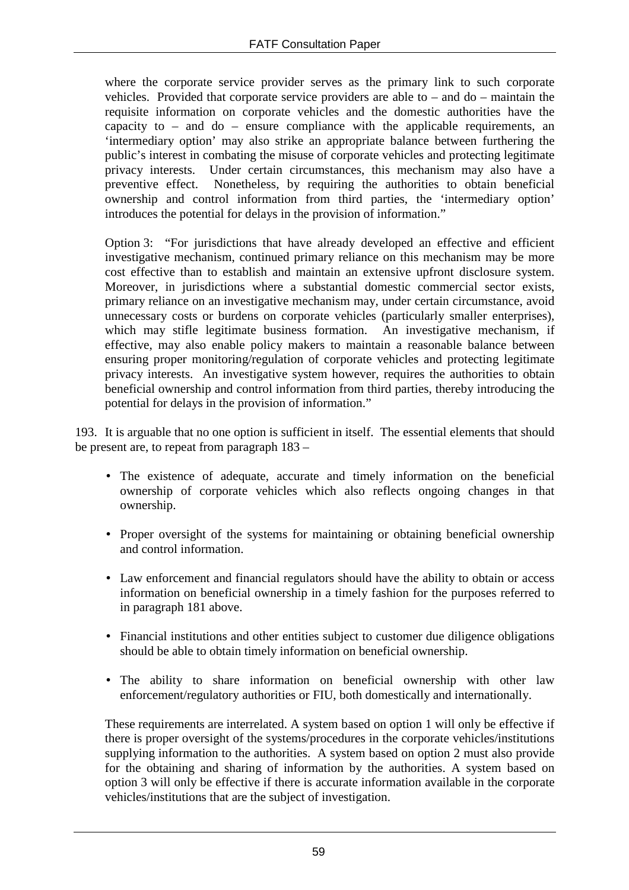where the corporate service provider serves as the primary link to such corporate vehicles. Provided that corporate service providers are able to – and do – maintain the requisite information on corporate vehicles and the domestic authorities have the capacity to – and do – ensure compliance with the applicable requirements, an 'intermediary option' may also strike an appropriate balance between furthering the public's interest in combating the misuse of corporate vehicles and protecting legitimate privacy interests. Under certain circumstances, this mechanism may also have a preventive effect. Nonetheless, by requiring the authorities to obtain beneficial ownership and control information from third parties, the 'intermediary option' introduces the potential for delays in the provision of information."

Option 3: "For jurisdictions that have already developed an effective and efficient investigative mechanism, continued primary reliance on this mechanism may be more cost effective than to establish and maintain an extensive upfront disclosure system. Moreover, in jurisdictions where a substantial domestic commercial sector exists, primary reliance on an investigative mechanism may, under certain circumstance, avoid unnecessary costs or burdens on corporate vehicles (particularly smaller enterprises), which may stifle legitimate business formation. An investigative mechanism, if effective, may also enable policy makers to maintain a reasonable balance between ensuring proper monitoring/regulation of corporate vehicles and protecting legitimate privacy interests. An investigative system however, requires the authorities to obtain beneficial ownership and control information from third parties, thereby introducing the potential for delays in the provision of information."

193. It is arguable that no one option is sufficient in itself. The essential elements that should be present are, to repeat from paragraph 183 –

- The existence of adequate, accurate and timely information on the beneficial ownership of corporate vehicles which also reflects ongoing changes in that ownership.
- Proper oversight of the systems for maintaining or obtaining beneficial ownership and control information.
- Law enforcement and financial regulators should have the ability to obtain or access information on beneficial ownership in a timely fashion for the purposes referred to in paragraph 181 above.
- Financial institutions and other entities subject to customer due diligence obligations should be able to obtain timely information on beneficial ownership.
- The ability to share information on beneficial ownership with other law enforcement/regulatory authorities or FIU, both domestically and internationally.

These requirements are interrelated. A system based on option 1 will only be effective if there is proper oversight of the systems/procedures in the corporate vehicles/institutions supplying information to the authorities. A system based on option 2 must also provide for the obtaining and sharing of information by the authorities. A system based on option 3 will only be effective if there is accurate information available in the corporate vehicles/institutions that are the subject of investigation.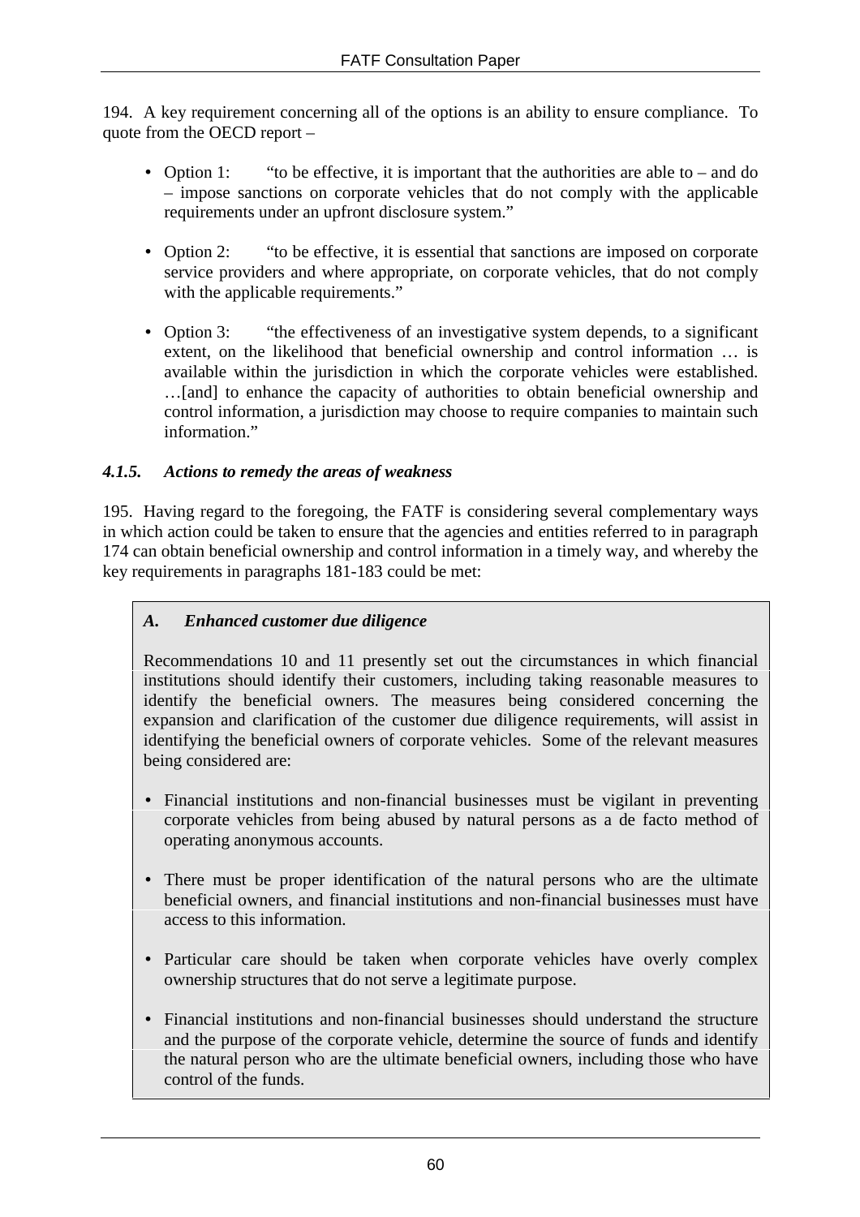194. A key requirement concerning all of the options is an ability to ensure compliance. To quote from the OECD report –

- Option 1: "to be effective, it is important that the authorities are able to – and do – impose sanctions on corporate vehicles that do not comply with the applicable requirements under an upfront disclosure system."

- Option 2: "to be effective, it is essential that sanctions are imposed on corporate service providers and where appropriate, on corporate vehicles, that do not comply with the applicable requirements."

- Option 3: "the effectiveness of an investigative system depends, to a significant extent, on the likelihood that beneficial ownership and control information … is available within the jurisdiction in which the corporate vehicles were established. …[and] to enhance the capacity of authorities to obtain beneficial ownership and control information, a jurisdiction may choose to require companies to maintain such information."

### *4.1.5. Actions to remedy the areas of weakness*

195. Having regard to the foregoing, the FATF is considering several complementary ways in which action could be taken to ensure that the agencies and entities referred to in paragraph 174 can obtain beneficial ownership and control information in a timely way, and whereby the key requirements in paragraphs 181-183 could be met:

***A. Enhanced customer due diligence***

Recommendations 10 and 11 presently set out the circumstances in which financial institutions should identify their customers, including taking reasonable measures to identify the beneficial owners. The measures being considered concerning the expansion and clarification of the customer due diligence requirements, will assist in identifying the beneficial owners of corporate vehicles. Some of the relevant measures being considered are:

- Financial institutions and non-financial businesses must be vigilant in preventing corporate vehicles from being abused by natural persons as a de facto method of operating anonymous accounts.

- There must be proper identification of the natural persons who are the ultimate beneficial owners, and financial institutions and non-financial businesses must have access to this information.

- Particular care should be taken when corporate vehicles have overly complex ownership structures that do not serve a legitimate purpose.

- Financial institutions and non-financial businesses should understand the structure and the purpose of the corporate vehicle, determine the source of funds and identify the natural person who are the ultimate beneficial owners, including those who have control of the funds.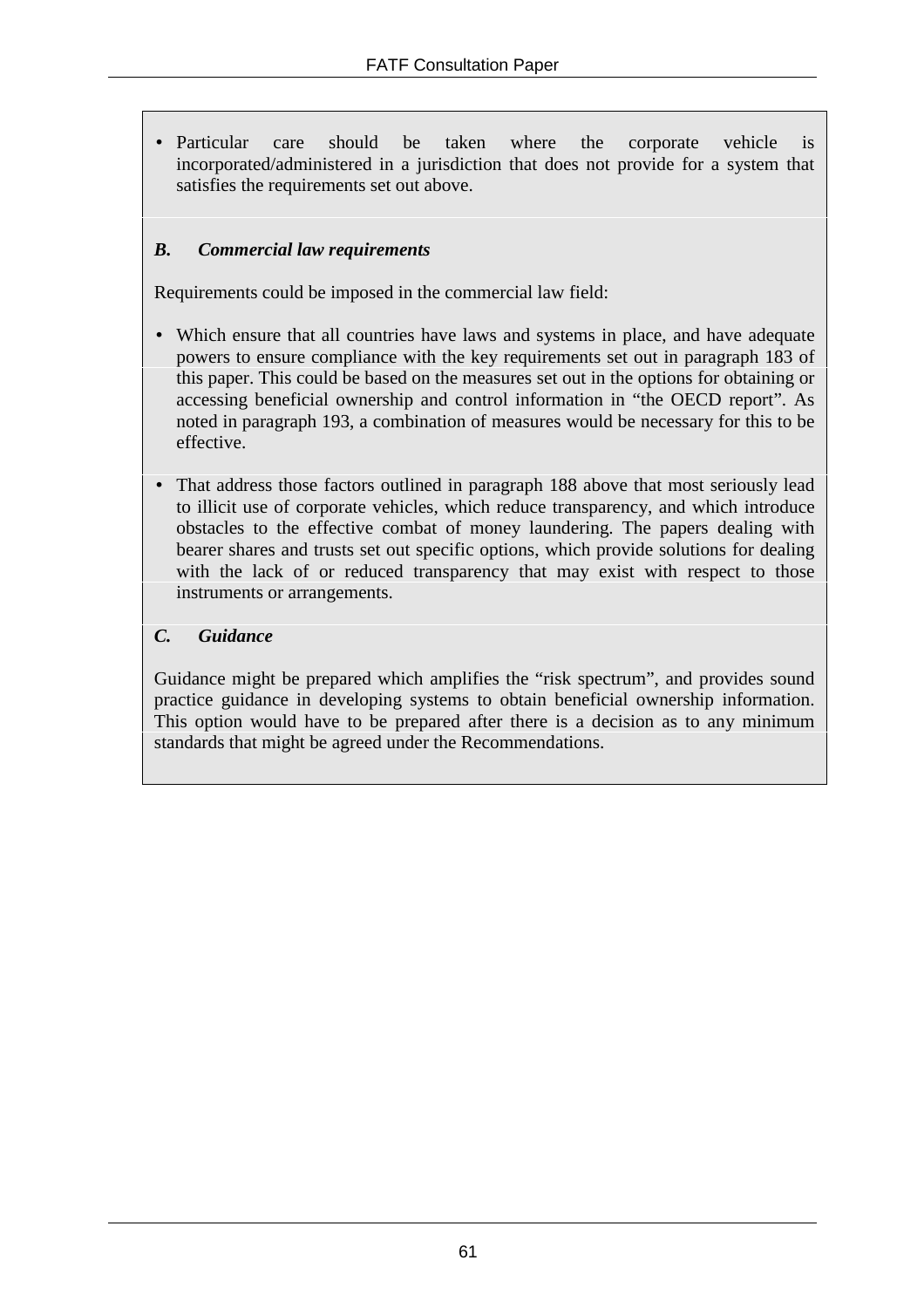- Particular care should be taken where the corporate vehicle is incorporated/administered in a jurisdiction that does not provide for a system that satisfies the requirements set out above.

***B. Commercial law requirements***

Requirements could be imposed in the commercial law field:

- Which ensure that all countries have laws and systems in place, and have adequate powers to ensure compliance with the key requirements set out in paragraph 183 of this paper. This could be based on the measures set out in the options for obtaining or accessing beneficial ownership and control information in "the OECD report". As noted in paragraph 193, a combination of measures would be necessary for this to be effective.
- That address those factors outlined in paragraph 188 above that most seriously lead to illicit use of corporate vehicles, which reduce transparency, and which introduce obstacles to the effective combat of money laundering. The papers dealing with bearer shares and trusts set out specific options, which provide solutions for dealing with the lack of or reduced transparency that may exist with respect to those instruments or arrangements.

***C. Guidance***

Guidance might be prepared which amplifies the "risk spectrum", and provides sound practice guidance in developing systems to obtain beneficial ownership information. This option would have to be prepared after there is a decision as to any minimum standards that might be agreed under the Recommendations.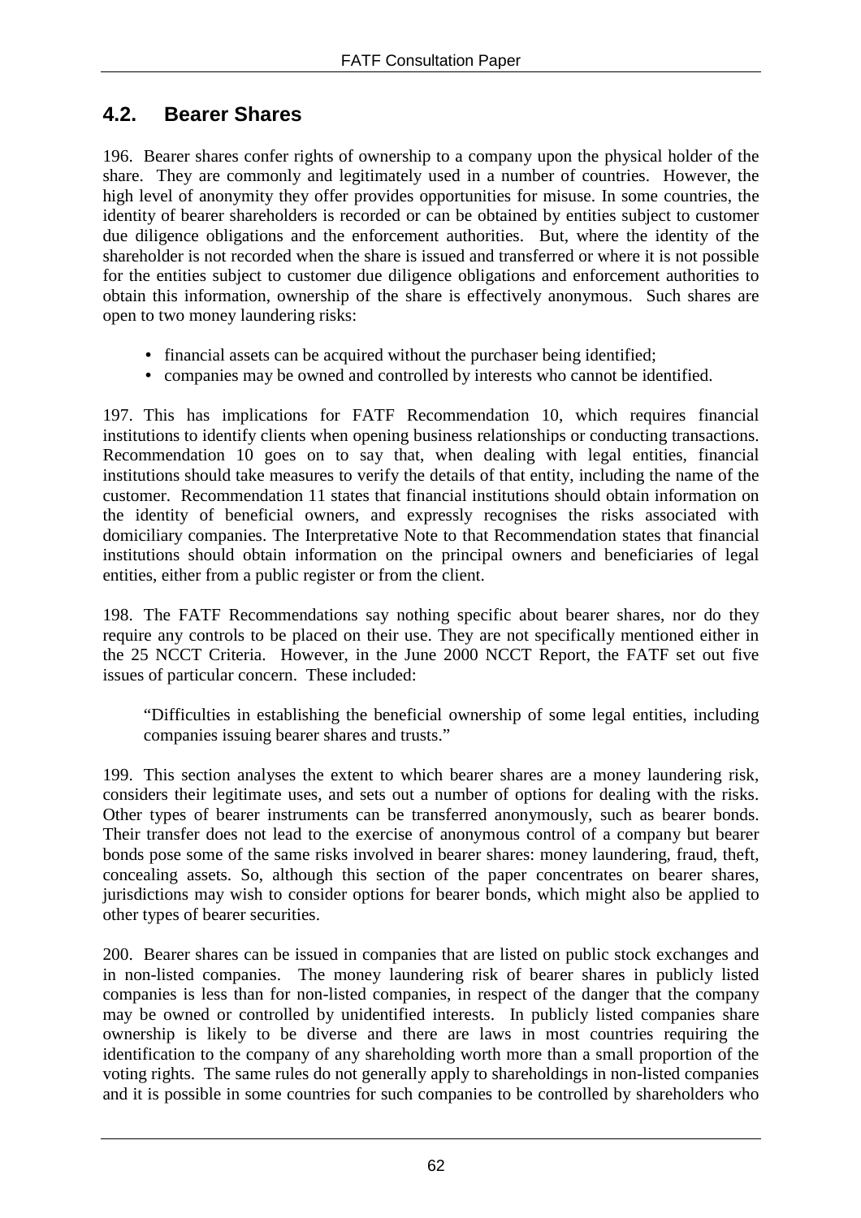## 4.2. Bearer Shares

196. Bearer shares confer rights of ownership to a company upon the physical holder of the share. They are commonly and legitimately used in a number of countries. However, the high level of anonymity they offer provides opportunities for misuse. In some countries, the identity of bearer shareholders is recorded or can be obtained by entities subject to customer due diligence obligations and the enforcement authorities. But, where the identity of the shareholder is not recorded when the share is issued and transferred or where it is not possible for the entities subject to customer due diligence obligations and enforcement authorities to obtain this information, ownership of the share is effectively anonymous. Such shares are open to two money laundering risks:

- financial assets can be acquired without the purchaser being identified;
- companies may be owned and controlled by interests who cannot be identified.

197. This has implications for FATF Recommendation 10, which requires financial institutions to identify clients when opening business relationships or conducting transactions. Recommendation 10 goes on to say that, when dealing with legal entities, financial institutions should take measures to verify the details of that entity, including the name of the customer. Recommendation 11 states that financial institutions should obtain information on the identity of beneficial owners, and expressly recognises the risks associated with domiciliary companies. The Interpretative Note to that Recommendation states that financial institutions should obtain information on the principal owners and beneficiaries of legal entities, either from a public register or from the client.

198. The FATF Recommendations say nothing specific about bearer shares, nor do they require any controls to be placed on their use. They are not specifically mentioned either in the 25 NCCT Criteria. However, in the June 2000 NCCT Report, the FATF set out five issues of particular concern. These included:

> "Difficulties in establishing the beneficial ownership of some legal entities, including companies issuing bearer shares and trusts."

199. This section analyses the extent to which bearer shares are a money laundering risk, considers their legitimate uses, and sets out a number of options for dealing with the risks. Other types of bearer instruments can be transferred anonymously, such as bearer bonds. Their transfer does not lead to the exercise of anonymous control of a company but bearer bonds pose some of the same risks involved in bearer shares: money laundering, fraud, theft, concealing assets. So, although this section of the paper concentrates on bearer shares, jurisdictions may wish to consider options for bearer bonds, which might also be applied to other types of bearer securities.

200. Bearer shares can be issued in companies that are listed on public stock exchanges and in non-listed companies. The money laundering risk of bearer shares in publicly listed companies is less than for non-listed companies, in respect of the danger that the company may be owned or controlled by unidentified interests. In publicly listed companies share ownership is likely to be diverse and there are laws in most countries requiring the identification to the company of any shareholding worth more than a small proportion of the voting rights. The same rules do not generally apply to shareholdings in non-listed companies and it is possible in some countries for such companies to be controlled by shareholders who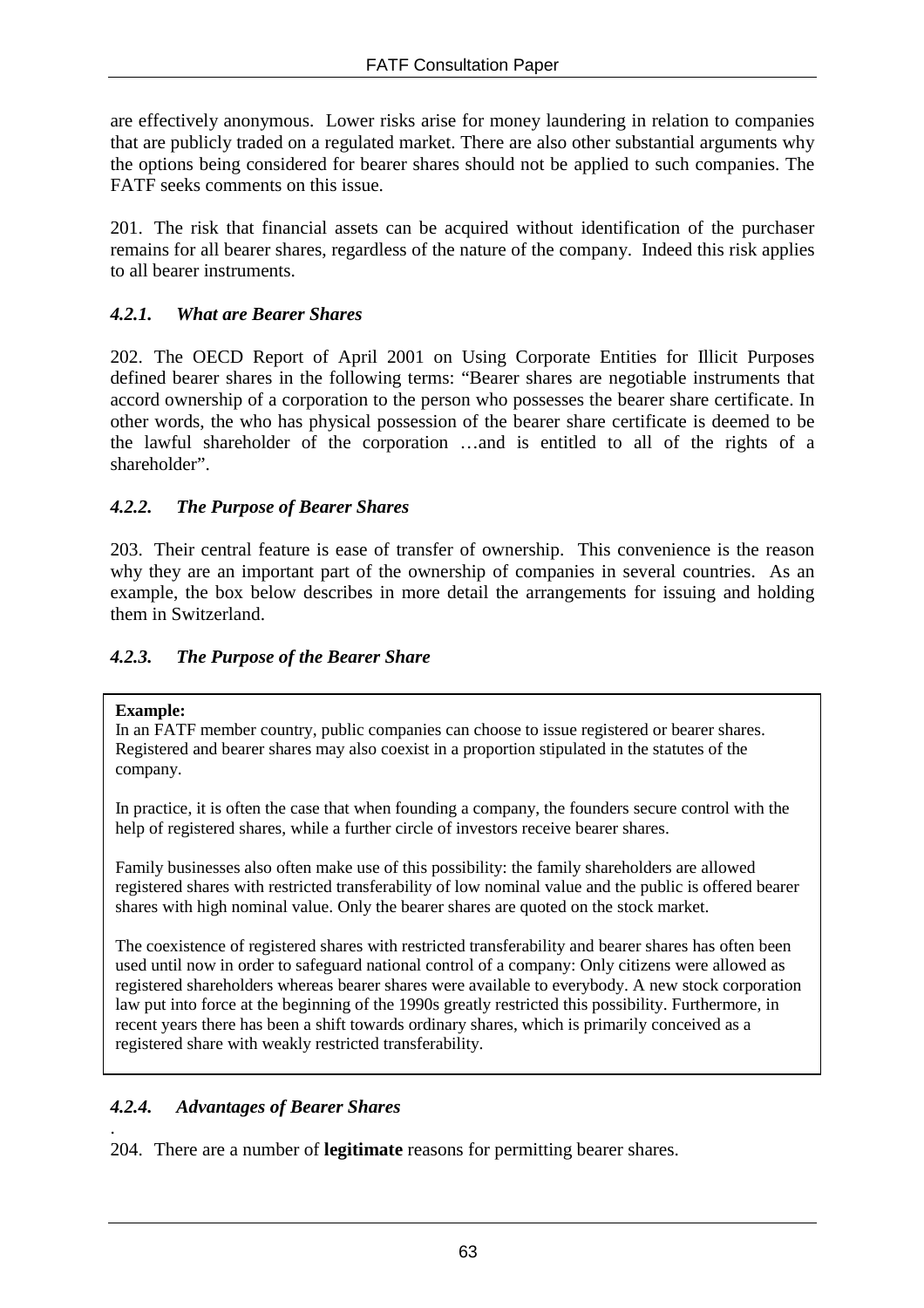are effectively anonymous. Lower risks arise for money laundering in relation to companies that are publicly traded on a regulated market. There are also other substantial arguments why the options being considered for bearer shares should not be applied to such companies. The FATF seeks comments on this issue.

201. The risk that financial assets can be acquired without identification of the purchaser remains for all bearer shares, regardless of the nature of the company. Indeed this risk applies to all bearer instruments.

### *4.2.1. What are Bearer Shares*

202. The OECD Report of April 2001 on Using Corporate Entities for Illicit Purposes defined bearer shares in the following terms: "Bearer shares are negotiable instruments that accord ownership of a corporation to the person who possesses the bearer share certificate. In other words, the who has physical possession of the bearer share certificate is deemed to be the lawful shareholder of the corporation …and is entitled to all of the rights of a shareholder".

### *4.2.2. The Purpose of Bearer Shares*

203. Their central feature is ease of transfer of ownership. This convenience is the reason why they are an important part of the ownership of companies in several countries. As an example, the box below describes in more detail the arrangements for issuing and holding them in Switzerland.

### *4.2.3. The Purpose of the Bearer Share*

> **Example:**
> In an FATF member country, public companies can choose to issue registered or bearer shares. Registered and bearer shares may also coexist in a proportion stipulated in the statutes of the company.
>
> In practice, it is often the case that when founding a company, the founders secure control with the help of registered shares, while a further circle of investors receive bearer shares.
>
> Family businesses also often make use of this possibility: the family shareholders are allowed registered shares with restricted transferability of low nominal value and the public is offered bearer shares with high nominal value. Only the bearer shares are quoted on the stock market.
>
> The coexistence of registered shares with restricted transferability and bearer shares has often been used until now in order to safeguard national control of a company: Only citizens were allowed as registered shareholders whereas bearer shares were available to everybody. A new stock corporation law put into force at the beginning of the 1990s greatly restricted this possibility. Furthermore, in recent years there has been a shift towards ordinary shares, which is primarily conceived as a registered share with weakly restricted transferability.

### *4.2.4. Advantages of Bearer Shares*

204. There are a number of **legitimate** reasons for permitting bearer shares.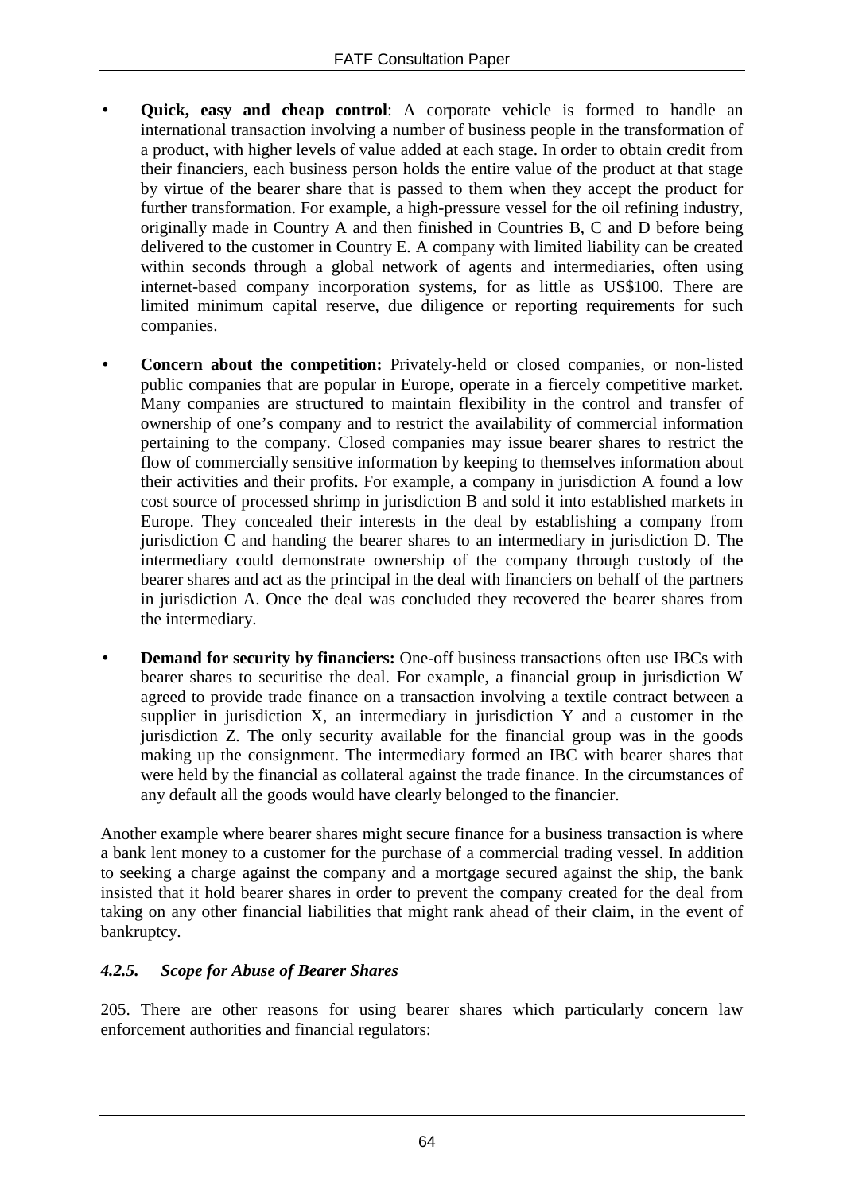- **Quick, easy and cheap control**: A corporate vehicle is formed to handle an international transaction involving a number of business people in the transformation of a product, with higher levels of value added at each stage. In order to obtain credit from their financiers, each business person holds the entire value of the product at that stage by virtue of the bearer share that is passed to them when they accept the product for further transformation. For example, a high-pressure vessel for the oil refining industry, originally made in Country A and then finished in Countries B, C and D before being delivered to the customer in Country E. A company with limited liability can be created within seconds through a global network of agents and intermediaries, often using internet-based company incorporation systems, for as little as US$100. There are limited minimum capital reserve, due diligence or reporting requirements for such companies.

- **Concern about the competition:** Privately-held or closed companies, or non-listed public companies that are popular in Europe, operate in a fiercely competitive market. Many companies are structured to maintain flexibility in the control and transfer of ownership of one's company and to restrict the availability of commercial information pertaining to the company. Closed companies may issue bearer shares to restrict the flow of commercially sensitive information by keeping to themselves information about their activities and their profits. For example, a company in jurisdiction A found a low cost source of processed shrimp in jurisdiction B and sold it into established markets in Europe. They concealed their interests in the deal by establishing a company from jurisdiction C and handing the bearer shares to an intermediary in jurisdiction D. The intermediary could demonstrate ownership of the company through custody of the bearer shares and act as the principal in the deal with financiers on behalf of the partners in jurisdiction A. Once the deal was concluded they recovered the bearer shares from the intermediary.

- **Demand for security by financiers:** One-off business transactions often use IBCs with bearer shares to securitise the deal. For example, a financial group in jurisdiction W agreed to provide trade finance on a transaction involving a textile contract between a supplier in jurisdiction X, an intermediary in jurisdiction Y and a customer in the jurisdiction Z. The only security available for the financial group was in the goods making up the consignment. The intermediary formed an IBC with bearer shares that were held by the financial as collateral against the trade finance. In the circumstances of any default all the goods would have clearly belonged to the financier.

Another example where bearer shares might secure finance for a business transaction is where a bank lent money to a customer for the purchase of a commercial trading vessel. In addition to seeking a charge against the company and a mortgage secured against the ship, the bank insisted that it hold bearer shares in order to prevent the company created for the deal from taking on any other financial liabilities that might rank ahead of their claim, in the event of bankruptcy.

### *4.2.5. Scope for Abuse of Bearer Shares*

205. There are other reasons for using bearer shares which particularly concern law enforcement authorities and financial regulators: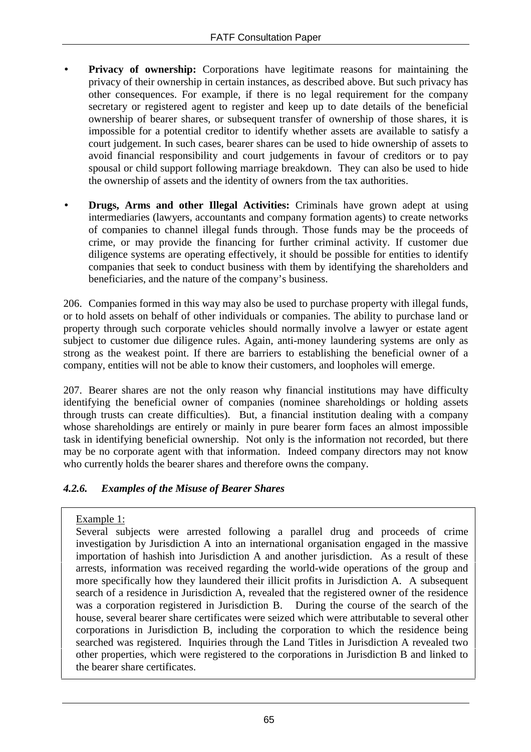- **Privacy of ownership:** Corporations have legitimate reasons for maintaining the privacy of their ownership in certain instances, as described above. But such privacy has other consequences. For example, if there is no legal requirement for the company secretary or registered agent to register and keep up to date details of the beneficial ownership of bearer shares, or subsequent transfer of ownership of those shares, it is impossible for a potential creditor to identify whether assets are available to satisfy a court judgement. In such cases, bearer shares can be used to hide ownership of assets to avoid financial responsibility and court judgements in favour of creditors or to pay spousal or child support following marriage breakdown. They can also be used to hide the ownership of assets and the identity of owners from the tax authorities.

- **Drugs, Arms and other Illegal Activities:** Criminals have grown adept at using intermediaries (lawyers, accountants and company formation agents) to create networks of companies to channel illegal funds through. Those funds may be the proceeds of crime, or may provide the financing for further criminal activity. If customer due diligence systems are operating effectively, it should be possible for entities to identify companies that seek to conduct business with them by identifying the shareholders and beneficiaries, and the nature of the company's business.

206. Companies formed in this way may also be used to purchase property with illegal funds, or to hold assets on behalf of other individuals or companies. The ability to purchase land or property through such corporate vehicles should normally involve a lawyer or estate agent subject to customer due diligence rules. Again, anti-money laundering systems are only as strong as the weakest point. If there are barriers to establishing the beneficial owner of a company, entities will not be able to know their customers, and loopholes will emerge.

207. Bearer shares are not the only reason why financial institutions may have difficulty identifying the beneficial owner of companies (nominee shareholdings or holding assets through trusts can create difficulties). But, a financial institution dealing with a company whose shareholdings are entirely or mainly in pure bearer form faces an almost impossible task in identifying beneficial ownership. Not only is the information not recorded, but there may be no corporate agent with that information. Indeed company directors may not know who currently holds the bearer shares and therefore owns the company.

#### *4.2.6. Examples of the Misuse of Bearer Shares*

Example 1:

Several subjects were arrested following a parallel drug and proceeds of crime investigation by Jurisdiction A into an international organisation engaged in the massive importation of hashish into Jurisdiction A and another jurisdiction. As a result of these arrests, information was received regarding the world-wide operations of the group and more specifically how they laundered their illicit profits in Jurisdiction A. A subsequent search of a residence in Jurisdiction A, revealed that the registered owner of the residence was a corporation registered in Jurisdiction B. During the course of the search of the house, several bearer share certificates were seized which were attributable to several other corporations in Jurisdiction B, including the corporation to which the residence being searched was registered. Inquiries through the Land Titles in Jurisdiction A revealed two other properties, which were registered to the corporations in Jurisdiction B and linked to the bearer share certificates.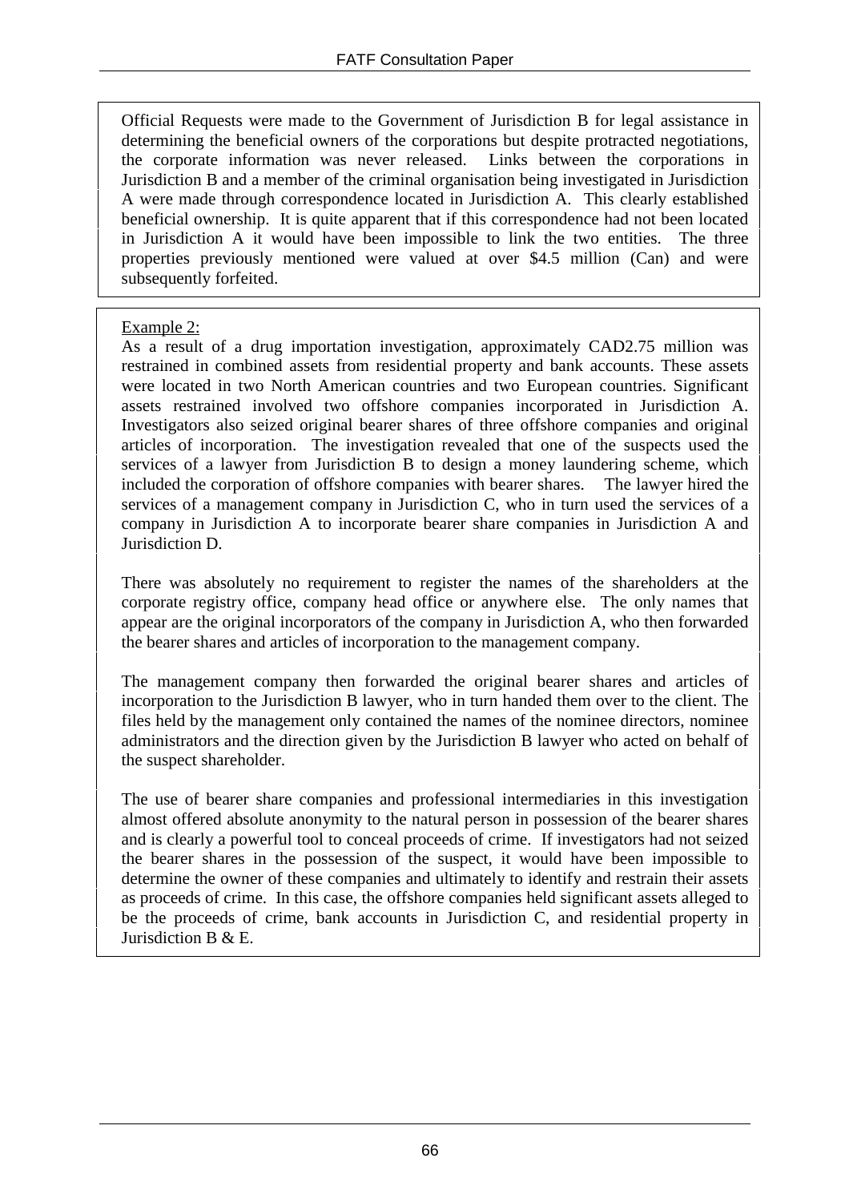Official Requests were made to the Government of Jurisdiction B for legal assistance in determining the beneficial owners of the corporations but despite protracted negotiations, the corporate information was never released. Links between the corporations in Jurisdiction B and a member of the criminal organisation being investigated in Jurisdiction A were made through correspondence located in Jurisdiction A. This clearly established beneficial ownership. It is quite apparent that if this correspondence had not been located in Jurisdiction A it would have been impossible to link the two entities. The three properties previously mentioned were valued at over $4.5 million (Can) and were subsequently forfeited.

Example 2:

As a result of a drug importation investigation, approximately CAD2.75 million was restrained in combined assets from residential property and bank accounts. These assets were located in two North American countries and two European countries. Significant assets restrained involved two offshore companies incorporated in Jurisdiction A. Investigators also seized original bearer shares of three offshore companies and original articles of incorporation. The investigation revealed that one of the suspects used the services of a lawyer from Jurisdiction B to design a money laundering scheme, which included the corporation of offshore companies with bearer shares. The lawyer hired the services of a management company in Jurisdiction C, who in turn used the services of a company in Jurisdiction A to incorporate bearer share companies in Jurisdiction A and Jurisdiction D.

There was absolutely no requirement to register the names of the shareholders at the corporate registry office, company head office or anywhere else. The only names that appear are the original incorporators of the company in Jurisdiction A, who then forwarded the bearer shares and articles of incorporation to the management company.

The management company then forwarded the original bearer shares and articles of incorporation to the Jurisdiction B lawyer, who in turn handed them over to the client. The files held by the management only contained the names of the nominee directors, nominee administrators and the direction given by the Jurisdiction B lawyer who acted on behalf of the suspect shareholder.

The use of bearer share companies and professional intermediaries in this investigation almost offered absolute anonymity to the natural person in possession of the bearer shares and is clearly a powerful tool to conceal proceeds of crime. If investigators had not seized the bearer shares in the possession of the suspect, it would have been impossible to determine the owner of these companies and ultimately to identify and restrain their assets as proceeds of crime. In this case, the offshore companies held significant assets alleged to be the proceeds of crime, bank accounts in Jurisdiction C, and residential property in Jurisdiction B & E.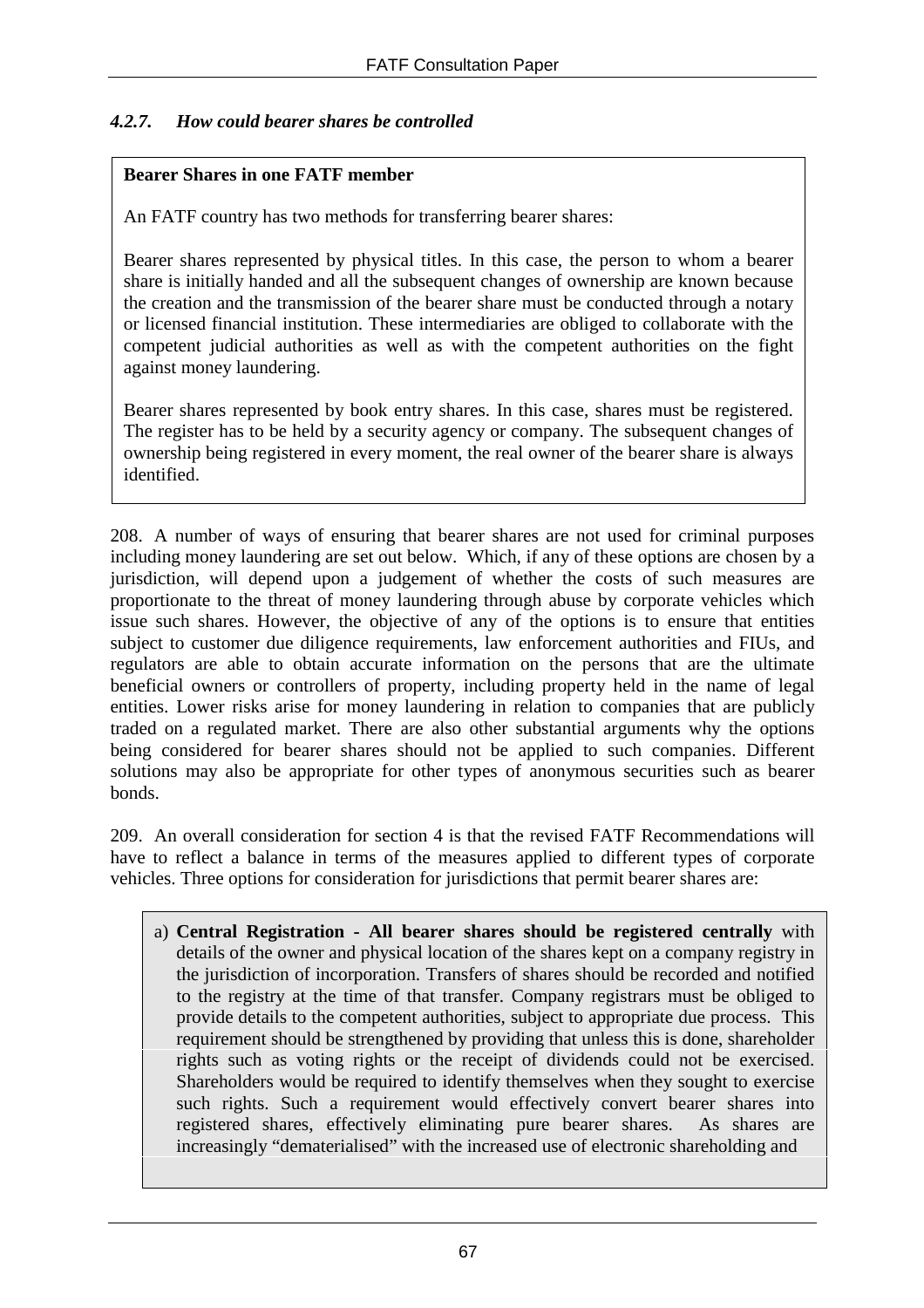#### *4.2.7. How could bearer shares be controlled*

**Bearer Shares in one FATF member**

An FATF country has two methods for transferring bearer shares:

Bearer shares represented by physical titles. In this case, the person to whom a bearer share is initially handed and all the subsequent changes of ownership are known because the creation and the transmission of the bearer share must be conducted through a notary or licensed financial institution. These intermediaries are obliged to collaborate with the competent judicial authorities as well as with the competent authorities on the fight against money laundering.

Bearer shares represented by book entry shares. In this case, shares must be registered. The register has to be held by a security agency or company. The subsequent changes of ownership being registered in every moment, the real owner of the bearer share is always identified.

208. A number of ways of ensuring that bearer shares are not used for criminal purposes including money laundering are set out below. Which, if any of these options are chosen by a jurisdiction, will depend upon a judgement of whether the costs of such measures are proportionate to the threat of money laundering through abuse by corporate vehicles which issue such shares. However, the objective of any of the options is to ensure that entities subject to customer due diligence requirements, law enforcement authorities and FIUs, and regulators are able to obtain accurate information on the persons that are the ultimate beneficial owners or controllers of property, including property held in the name of legal entities. Lower risks arise for money laundering in relation to companies that are publicly traded on a regulated market. There are also other substantial arguments why the options being considered for bearer shares should not be applied to such companies. Different solutions may also be appropriate for other types of anonymous securities such as bearer bonds.

209. An overall consideration for section 4 is that the revised FATF Recommendations will have to reflect a balance in terms of the measures applied to different types of corporate vehicles. Three options for consideration for jurisdictions that permit bearer shares are:

a) **Central Registration - All bearer shares should be registered centrally** with details of the owner and physical location of the shares kept on a company registry in the jurisdiction of incorporation. Transfers of shares should be recorded and notified to the registry at the time of that transfer. Company registrars must be obliged to provide details to the competent authorities, subject to appropriate due process. This requirement should be strengthened by providing that unless this is done, shareholder rights such as voting rights or the receipt of dividends could not be exercised. Shareholders would be required to identify themselves when they sought to exercise such rights. Such a requirement would effectively convert bearer shares into registered shares, effectively eliminating pure bearer shares. As shares are increasingly "dematerialised" with the increased use of electronic shareholding and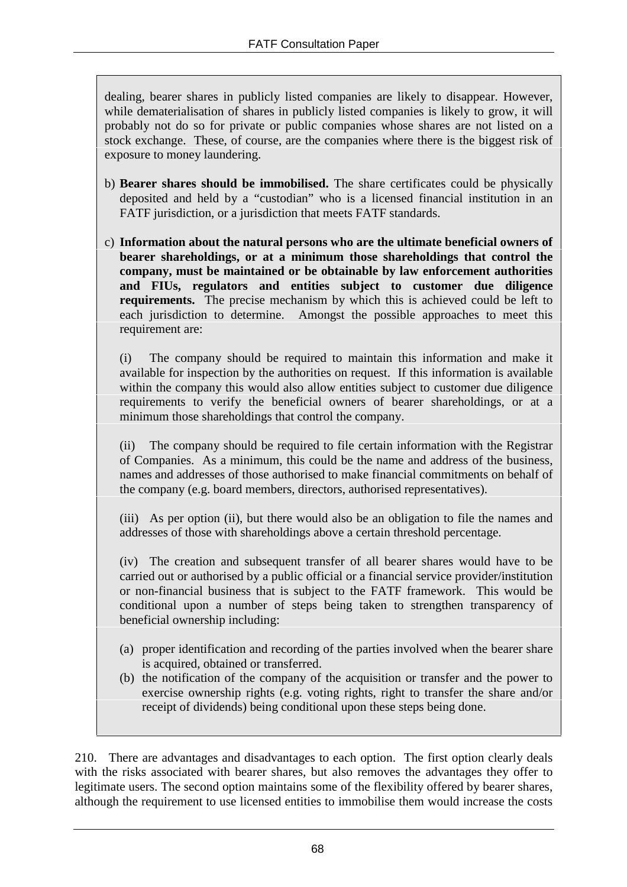dealing, bearer shares in publicly listed companies are likely to disappear. However, while dematerialisation of shares in publicly listed companies is likely to grow, it will probably not do so for private or public companies whose shares are not listed on a stock exchange. These, of course, are the companies where there is the biggest risk of exposure to money laundering.

b) **Bearer shares should be immobilised.** The share certificates could be physically deposited and held by a "custodian" who is a licensed financial institution in an FATF jurisdiction, or a jurisdiction that meets FATF standards.

c) **Information about the natural persons who are the ultimate beneficial owners of bearer shareholdings, or at a minimum those shareholdings that control the company, must be maintained or be obtainable by law enforcement authorities and FIUs, regulators and entities subject to customer due diligence requirements.** The precise mechanism by which this is achieved could be left to each jurisdiction to determine. Amongst the possible approaches to meet this requirement are:

(i) The company should be required to maintain this information and make it available for inspection by the authorities on request. If this information is available within the company this would also allow entities subject to customer due diligence requirements to verify the beneficial owners of bearer shareholdings, or at a minimum those shareholdings that control the company.

(ii) The company should be required to file certain information with the Registrar of Companies. As a minimum, this could be the name and address of the business, names and addresses of those authorised to make financial commitments on behalf of the company (e.g. board members, directors, authorised representatives).

(iii) As per option (ii), but there would also be an obligation to file the names and addresses of those with shareholdings above a certain threshold percentage.

(iv) The creation and subsequent transfer of all bearer shares would have to be carried out or authorised by a public official or a financial service provider/institution or non-financial business that is subject to the FATF framework. This would be conditional upon a number of steps being taken to strengthen transparency of beneficial ownership including:

(a) proper identification and recording of the parties involved when the bearer share is acquired, obtained or transferred.

(b) the notification of the company of the acquisition or transfer and the power to exercise ownership rights (e.g. voting rights, right to transfer the share and/or receipt of dividends) being conditional upon these steps being done.

210. There are advantages and disadvantages to each option. The first option clearly deals with the risks associated with bearer shares, but also removes the advantages they offer to legitimate users. The second option maintains some of the flexibility offered by bearer shares, although the requirement to use licensed entities to immobilise them would increase the costs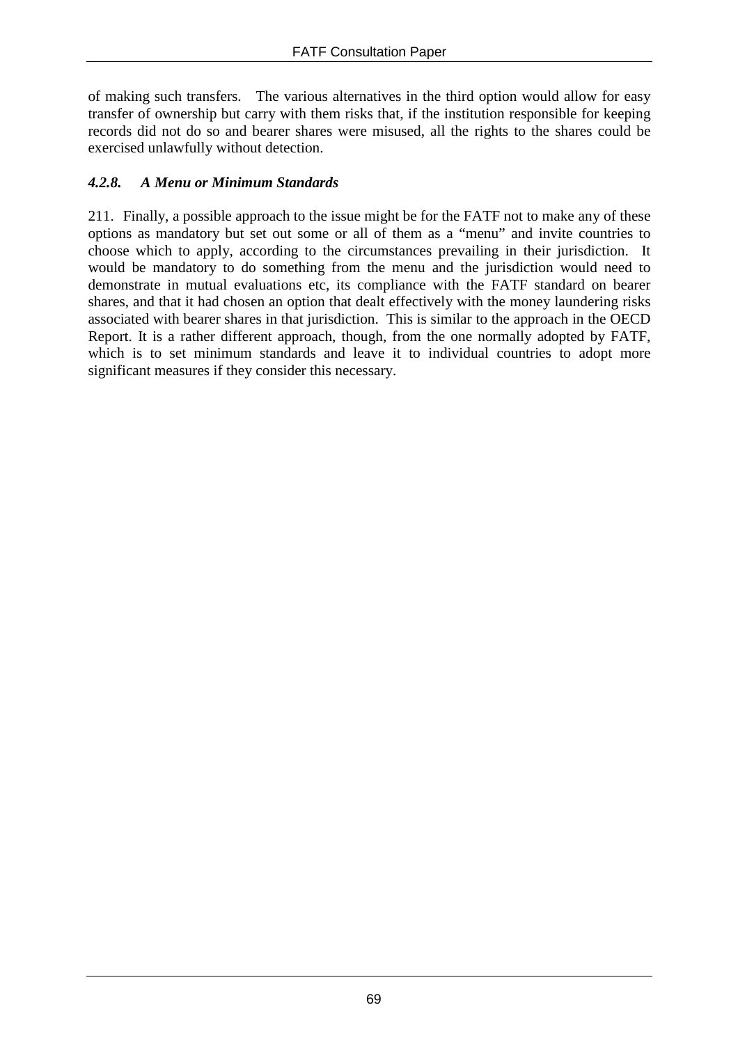of making such transfers. The various alternatives in the third option would allow for easy transfer of ownership but carry with them risks that, if the institution responsible for keeping records did not do so and bearer shares were misused, all the rights to the shares could be exercised unlawfully without detection.

#### *4.2.8. A Menu or Minimum Standards*

211. Finally, a possible approach to the issue might be for the FATF not to make any of these options as mandatory but set out some or all of them as a "menu" and invite countries to choose which to apply, according to the circumstances prevailing in their jurisdiction. It would be mandatory to do something from the menu and the jurisdiction would need to demonstrate in mutual evaluations etc, its compliance with the FATF standard on bearer shares, and that it had chosen an option that dealt effectively with the money laundering risks associated with bearer shares in that jurisdiction. This is similar to the approach in the OECD Report. It is a rather different approach, though, from the one normally adopted by FATF, which is to set minimum standards and leave it to individual countries to adopt more significant measures if they consider this necessary.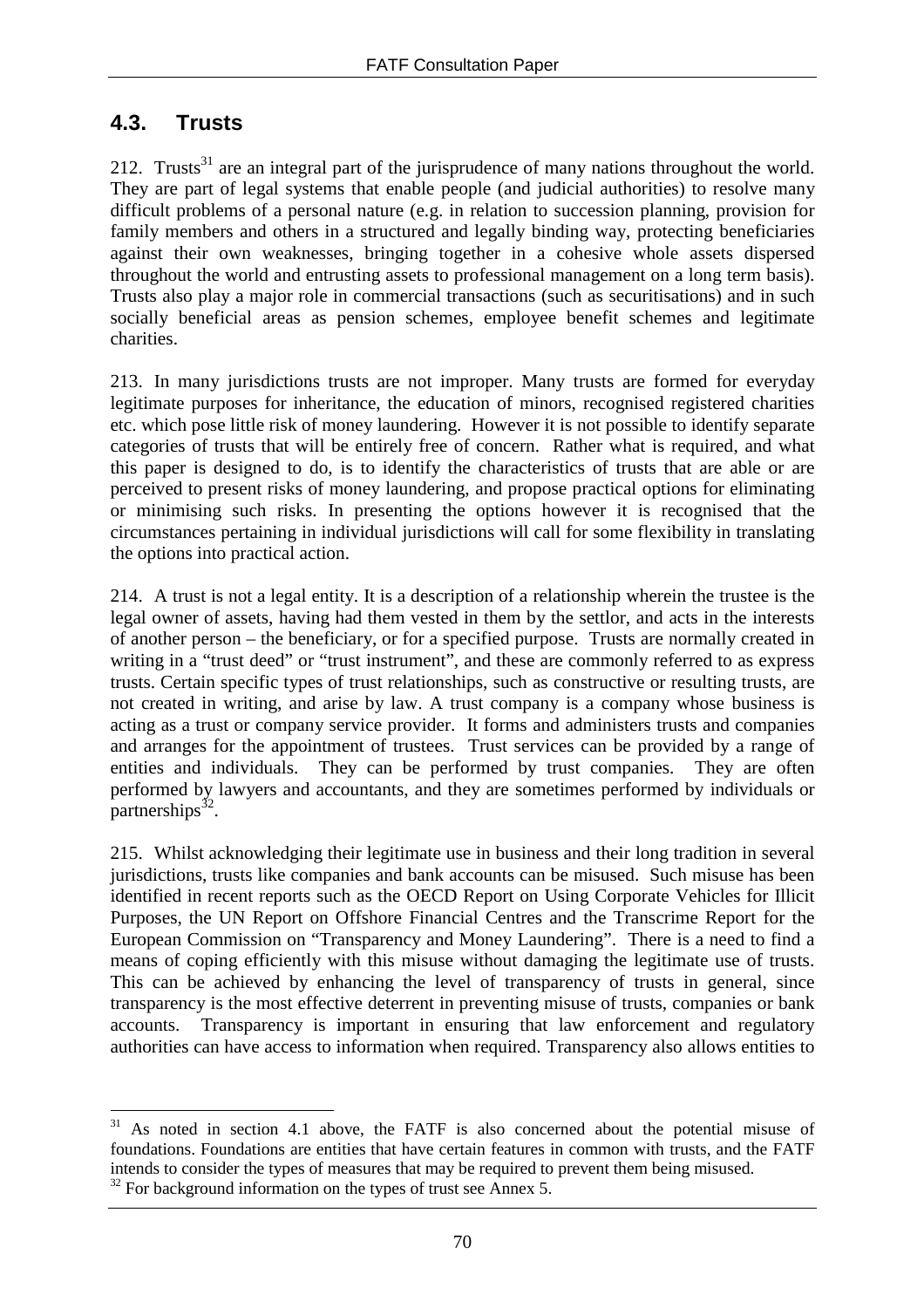## 4.3. Trusts

212. Trusts[31] are an integral part of the jurisprudence of many nations throughout the world. They are part of legal systems that enable people (and judicial authorities) to resolve many difficult problems of a personal nature (e.g. in relation to succession planning, provision for family members and others in a structured and legally binding way, protecting beneficiaries against their own weaknesses, bringing together in a cohesive whole assets dispersed throughout the world and entrusting assets to professional management on a long term basis). Trusts also play a major role in commercial transactions (such as securitisations) and in such socially beneficial areas as pension schemes, employee benefit schemes and legitimate charities.

213. In many jurisdictions trusts are not improper. Many trusts are formed for everyday legitimate purposes for inheritance, the education of minors, recognised registered charities etc. which pose little risk of money laundering. However it is not possible to identify separate categories of trusts that will be entirely free of concern. Rather what is required, and what this paper is designed to do, is to identify the characteristics of trusts that are able or are perceived to present risks of money laundering, and propose practical options for eliminating or minimising such risks. In presenting the options however it is recognised that the circumstances pertaining in individual jurisdictions will call for some flexibility in translating the options into practical action.

214. A trust is not a legal entity. It is a description of a relationship wherein the trustee is the legal owner of assets, having had them vested in them by the settlor, and acts in the interests of another person – the beneficiary, or for a specified purpose. Trusts are normally created in writing in a "trust deed" or "trust instrument", and these are commonly referred to as express trusts. Certain specific types of trust relationships, such as constructive or resulting trusts, are not created in writing, and arise by law. A trust company is a company whose business is acting as a trust or company service provider. It forms and administers trusts and companies and arranges for the appointment of trustees. Trust services can be provided by a range of entities and individuals. They can be performed by trust companies. They are often performed by lawyers and accountants, and they are sometimes performed by individuals or partnerships[32].

215. Whilst acknowledging their legitimate use in business and their long tradition in several jurisdictions, trusts like companies and bank accounts can be misused. Such misuse has been identified in recent reports such as the OECD Report on Using Corporate Vehicles for Illicit Purposes, the UN Report on Offshore Financial Centres and the Transcrime Report for the European Commission on "Transparency and Money Laundering". There is a need to find a means of coping efficiently with this misuse without damaging the legitimate use of trusts. This can be achieved by enhancing the level of transparency of trusts in general, since transparency is the most effective deterrent in preventing misuse of trusts, companies or bank accounts. Transparency is important in ensuring that law enforcement and regulatory authorities can have access to information when required. Transparency also allows entities to

---

[31] As noted in section 4.1 above, the FATF is also concerned about the potential misuse of foundations. Foundations are entities that have certain features in common with trusts, and the FATF intends to consider the types of measures that may be required to prevent them being misused.

[32] For background information on the types of trust see Annex 5.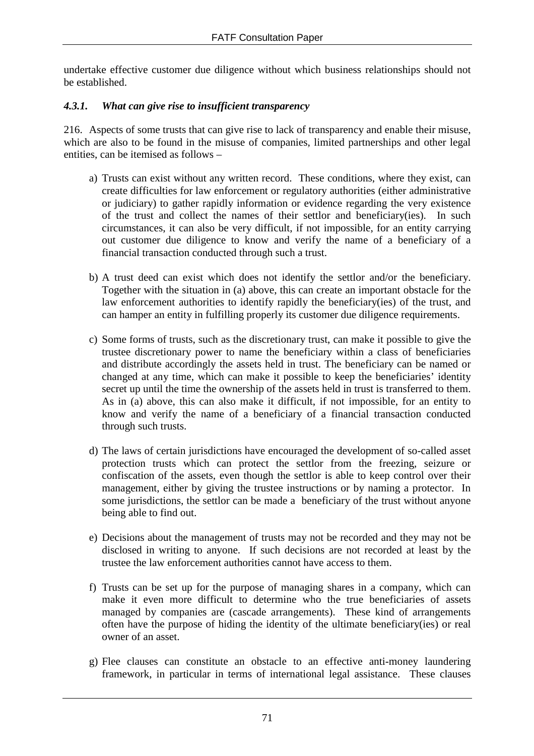undertake effective customer due diligence without which business relationships should not be established.

### *4.3.1. What can give rise to insufficient transparency*

216. Aspects of some trusts that can give rise to lack of transparency and enable their misuse, which are also to be found in the misuse of companies, limited partnerships and other legal entities, can be itemised as follows –

a) Trusts can exist without any written record. These conditions, where they exist, can create difficulties for law enforcement or regulatory authorities (either administrative or judiciary) to gather rapidly information or evidence regarding the very existence of the trust and collect the names of their settlor and beneficiary(ies). In such circumstances, it can also be very difficult, if not impossible, for an entity carrying out customer due diligence to know and verify the name of a beneficiary of a financial transaction conducted through such a trust.

b) A trust deed can exist which does not identify the settlor and/or the beneficiary. Together with the situation in (a) above, this can create an important obstacle for the law enforcement authorities to identify rapidly the beneficiary(ies) of the trust, and can hamper an entity in fulfilling properly its customer due diligence requirements.

c) Some forms of trusts, such as the discretionary trust, can make it possible to give the trustee discretionary power to name the beneficiary within a class of beneficiaries and distribute accordingly the assets held in trust. The beneficiary can be named or changed at any time, which can make it possible to keep the beneficiaries' identity secret up until the time the ownership of the assets held in trust is transferred to them. As in (a) above, this can also make it difficult, if not impossible, for an entity to know and verify the name of a beneficiary of a financial transaction conducted through such trusts.

d) The laws of certain jurisdictions have encouraged the development of so-called asset protection trusts which can protect the settlor from the freezing, seizure or confiscation of the assets, even though the settlor is able to keep control over their management, either by giving the trustee instructions or by naming a protector. In some jurisdictions, the settlor can be made a beneficiary of the trust without anyone being able to find out.

e) Decisions about the management of trusts may not be recorded and they may not be disclosed in writing to anyone. If such decisions are not recorded at least by the trustee the law enforcement authorities cannot have access to them.

f) Trusts can be set up for the purpose of managing shares in a company, which can make it even more difficult to determine who the true beneficiaries of assets managed by companies are (cascade arrangements). These kind of arrangements often have the purpose of hiding the identity of the ultimate beneficiary(ies) or real owner of an asset.

g) Flee clauses can constitute an obstacle to an effective anti-money laundering framework, in particular in terms of international legal assistance. These clauses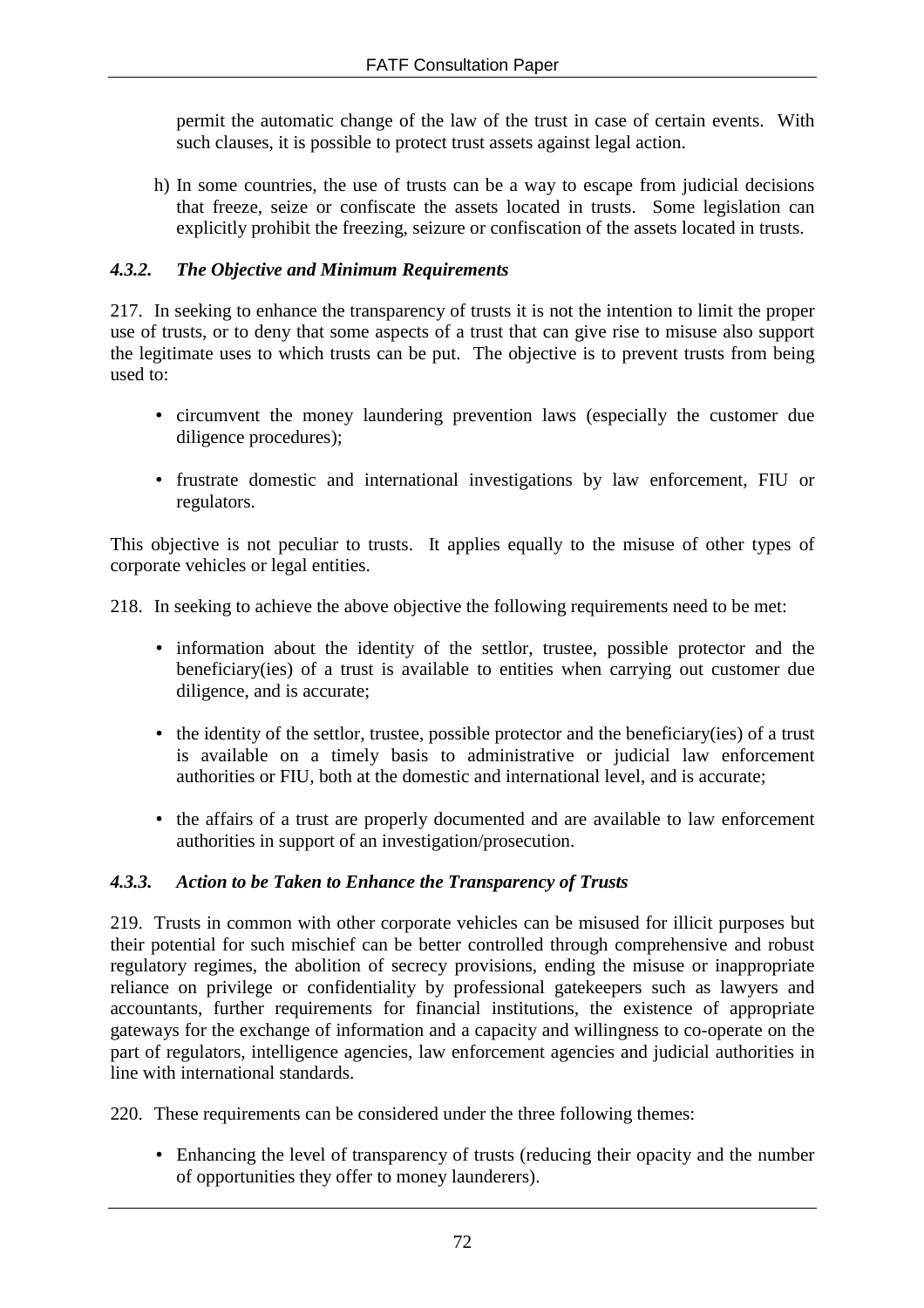permit the automatic change of the law of the trust in case of certain events. With such clauses, it is possible to protect trust assets against legal action.

h) In some countries, the use of trusts can be a way to escape from judicial decisions that freeze, seize or confiscate the assets located in trusts. Some legislation can explicitly prohibit the freezing, seizure or confiscation of the assets located in trusts.

### *4.3.2. The Objective and Minimum Requirements*

217. In seeking to enhance the transparency of trusts it is not the intention to limit the proper use of trusts, or to deny that some aspects of a trust that can give rise to misuse also support the legitimate uses to which trusts can be put. The objective is to prevent trusts from being used to:

- circumvent the money laundering prevention laws (especially the customer due diligence procedures);
- frustrate domestic and international investigations by law enforcement, FIU or regulators.

This objective is not peculiar to trusts. It applies equally to the misuse of other types of corporate vehicles or legal entities.

218. In seeking to achieve the above objective the following requirements need to be met:

- information about the identity of the settlor, trustee, possible protector and the beneficiary(ies) of a trust is available to entities when carrying out customer due diligence, and is accurate;
- the identity of the settlor, trustee, possible protector and the beneficiary(ies) of a trust is available on a timely basis to administrative or judicial law enforcement authorities or FIU, both at the domestic and international level, and is accurate;
- the affairs of a trust are properly documented and are available to law enforcement authorities in support of an investigation/prosecution.

### *4.3.3. Action to be Taken to Enhance the Transparency of Trusts*

219. Trusts in common with other corporate vehicles can be misused for illicit purposes but their potential for such mischief can be better controlled through comprehensive and robust regulatory regimes, the abolition of secrecy provisions, ending the misuse or inappropriate reliance on privilege or confidentiality by professional gatekeepers such as lawyers and accountants, further requirements for financial institutions, the existence of appropriate gateways for the exchange of information and a capacity and willingness to co-operate on the part of regulators, intelligence agencies, law enforcement agencies and judicial authorities in line with international standards.

220. These requirements can be considered under the three following themes:

- Enhancing the level of transparency of trusts (reducing their opacity and the number of opportunities they offer to money launderers).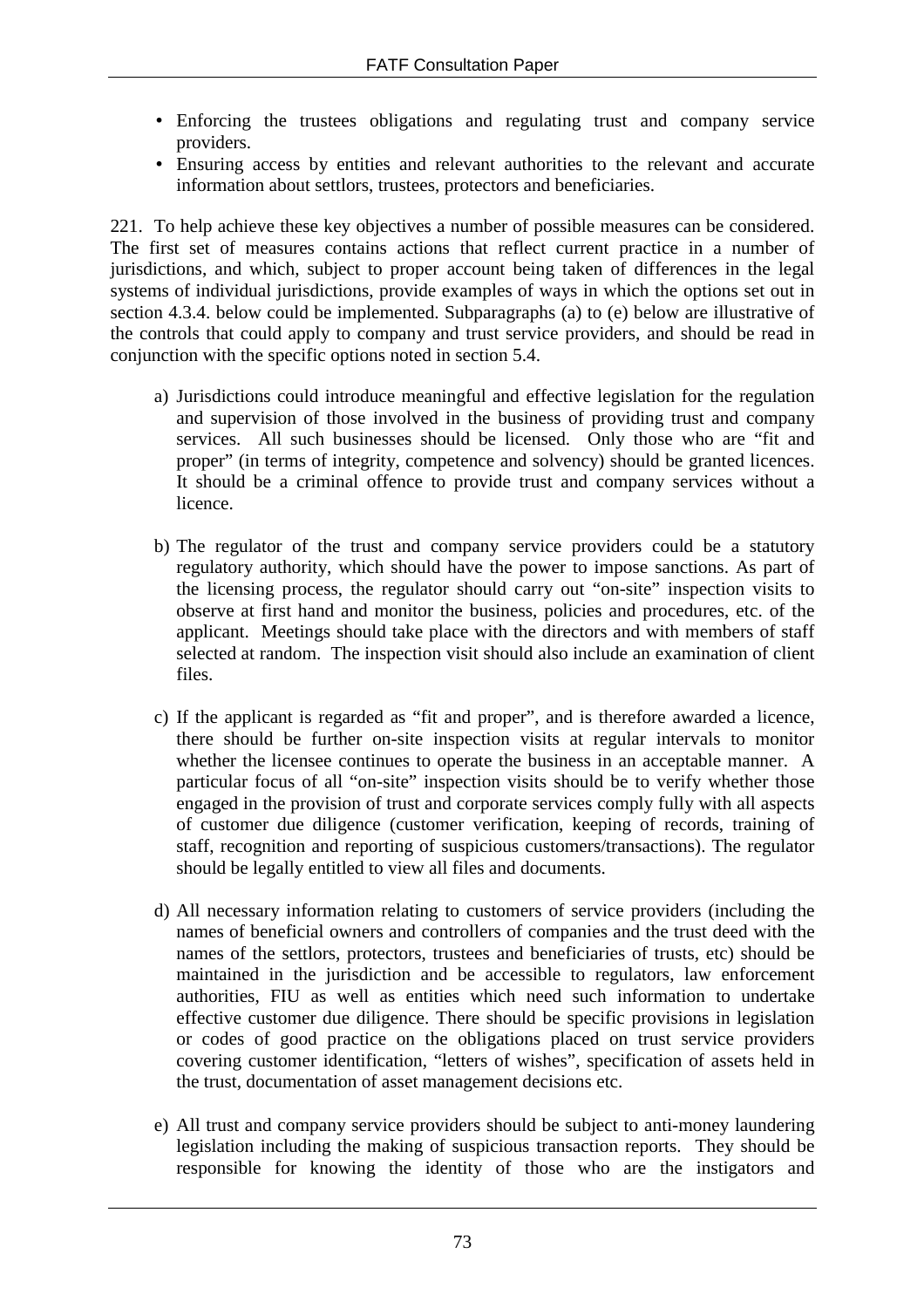- Enforcing the trustees obligations and regulating trust and company service providers.
- Ensuring access by entities and relevant authorities to the relevant and accurate information about settlors, trustees, protectors and beneficiaries.

221. To help achieve these key objectives a number of possible measures can be considered. The first set of measures contains actions that reflect current practice in a number of jurisdictions, and which, subject to proper account being taken of differences in the legal systems of individual jurisdictions, provide examples of ways in which the options set out in section 4.3.4. below could be implemented. Subparagraphs (a) to (e) below are illustrative of the controls that could apply to company and trust service providers, and should be read in conjunction with the specific options noted in section 5.4.

a) Jurisdictions could introduce meaningful and effective legislation for the regulation and supervision of those involved in the business of providing trust and company services. All such businesses should be licensed. Only those who are "fit and proper" (in terms of integrity, competence and solvency) should be granted licences. It should be a criminal offence to provide trust and company services without a licence.

b) The regulator of the trust and company service providers could be a statutory regulatory authority, which should have the power to impose sanctions. As part of the licensing process, the regulator should carry out "on-site" inspection visits to observe at first hand and monitor the business, policies and procedures, etc. of the applicant. Meetings should take place with the directors and with members of staff selected at random. The inspection visit should also include an examination of client files.

c) If the applicant is regarded as "fit and proper", and is therefore awarded a licence, there should be further on-site inspection visits at regular intervals to monitor whether the licensee continues to operate the business in an acceptable manner. A particular focus of all "on-site" inspection visits should be to verify whether those engaged in the provision of trust and corporate services comply fully with all aspects of customer due diligence (customer verification, keeping of records, training of staff, recognition and reporting of suspicious customers/transactions). The regulator should be legally entitled to view all files and documents.

d) All necessary information relating to customers of service providers (including the names of beneficial owners and controllers of companies and the trust deed with the names of the settlors, protectors, trustees and beneficiaries of trusts, etc) should be maintained in the jurisdiction and be accessible to regulators, law enforcement authorities, FIU as well as entities which need such information to undertake effective customer due diligence. There should be specific provisions in legislation or codes of good practice on the obligations placed on trust service providers covering customer identification, "letters of wishes", specification of assets held in the trust, documentation of asset management decisions etc.

e) All trust and company service providers should be subject to anti-money laundering legislation including the making of suspicious transaction reports. They should be responsible for knowing the identity of those who are the instigators and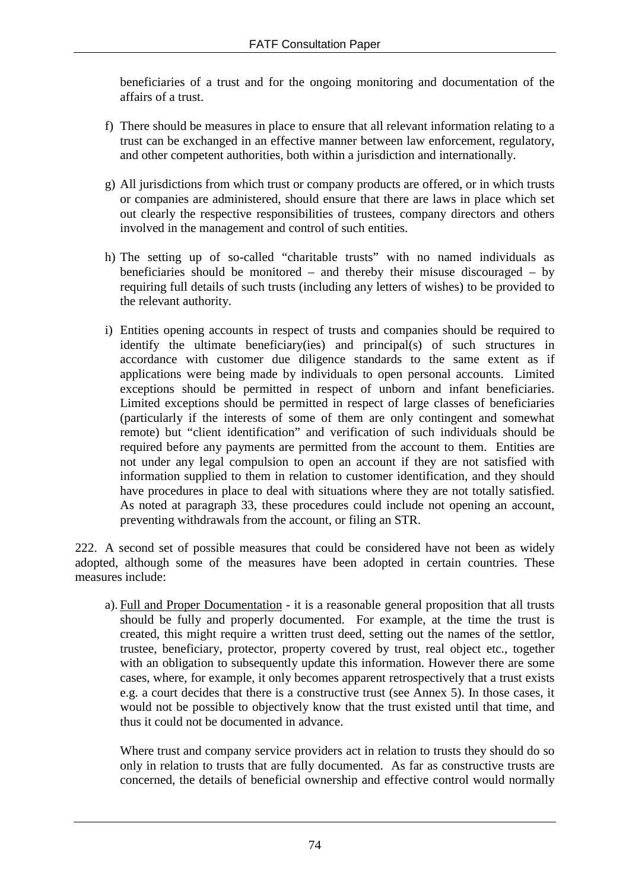beneficiaries of a trust and for the ongoing monitoring and documentation of the affairs of a trust.

f) There should be measures in place to ensure that all relevant information relating to a trust can be exchanged in an effective manner between law enforcement, regulatory, and other competent authorities, both within a jurisdiction and internationally.

g) All jurisdictions from which trust or company products are offered, or in which trusts or companies are administered, should ensure that there are laws in place which set out clearly the respective responsibilities of trustees, company directors and others involved in the management and control of such entities.

h) The setting up of so-called "charitable trusts" with no named individuals as beneficiaries should be monitored – and thereby their misuse discouraged – by requiring full details of such trusts (including any letters of wishes) to be provided to the relevant authority.

i) Entities opening accounts in respect of trusts and companies should be required to identify the ultimate beneficiary(ies) and principal(s) of such structures in accordance with customer due diligence standards to the same extent as if applications were being made by individuals to open personal accounts. Limited exceptions should be permitted in respect of unborn and infant beneficiaries. Limited exceptions should be permitted in respect of large classes of beneficiaries (particularly if the interests of some of them are only contingent and somewhat remote) but "client identification" and verification of such individuals should be required before any payments are permitted from the account to them. Entities are not under any legal compulsion to open an account if they are not satisfied with information supplied to them in relation to customer identification, and they should have procedures in place to deal with situations where they are not totally satisfied. As noted at paragraph 33, these procedures could include not opening an account, preventing withdrawals from the account, or filing an STR.

222. A second set of possible measures that could be considered have not been as widely adopted, although some of the measures have been adopted in certain countries. These measures include:

a). Full and Proper Documentation - it is a reasonable general proposition that all trusts should be fully and properly documented. For example, at the time the trust is created, this might require a written trust deed, setting out the names of the settlor, trustee, beneficiary, protector, property covered by trust, real object etc., together with an obligation to subsequently update this information. However there are some cases, where, for example, it only becomes apparent retrospectively that a trust exists e.g. a court decides that there is a constructive trust (see Annex 5). In those cases, it would not be possible to objectively know that the trust existed until that time, and thus it could not be documented in advance.

Where trust and company service providers act in relation to trusts they should do so only in relation to trusts that are fully documented. As far as constructive trusts are concerned, the details of beneficial ownership and effective control would normally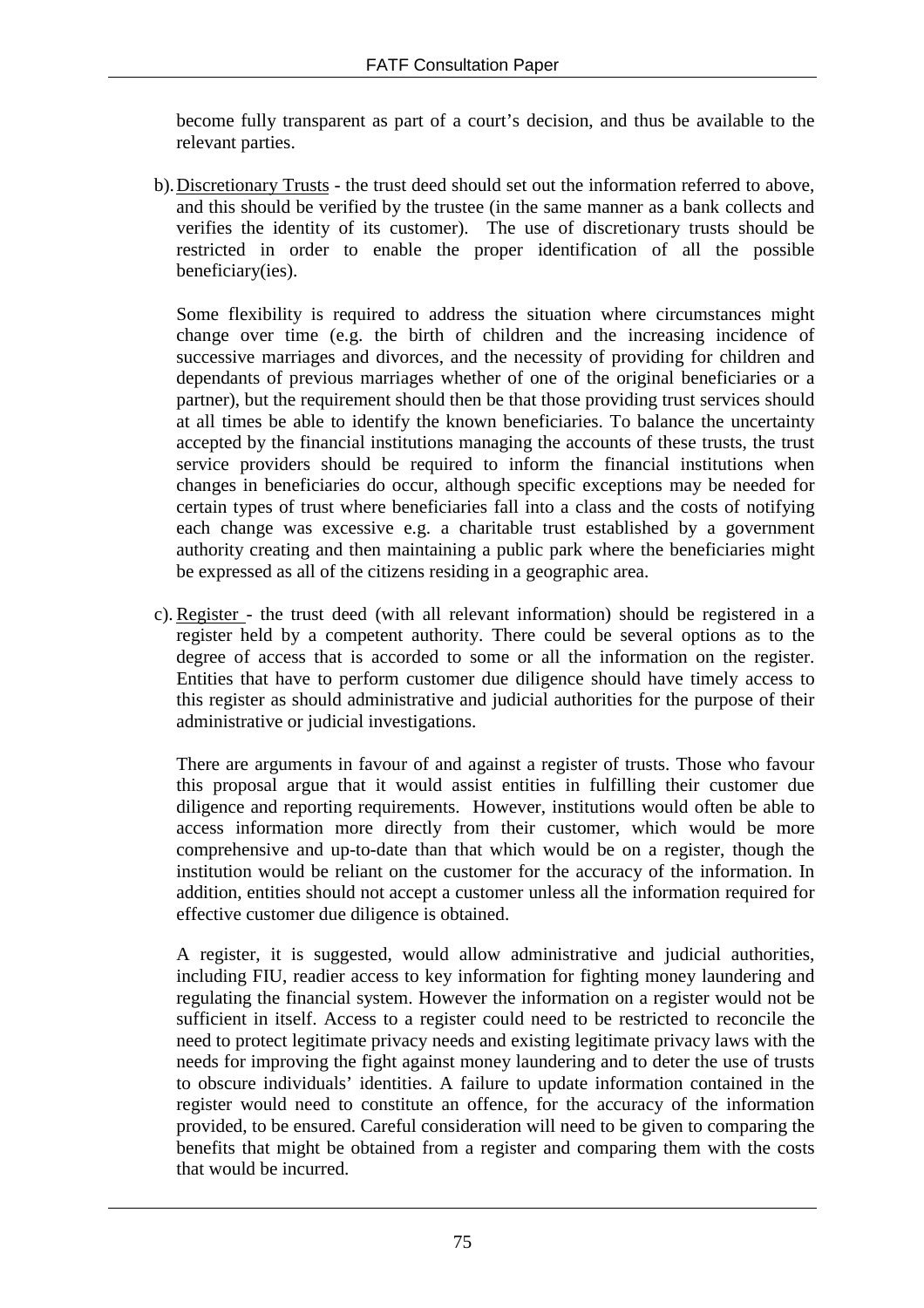become fully transparent as part of a court's decision, and thus be available to the relevant parties.

b). Discretionary Trusts - the trust deed should set out the information referred to above, and this should be verified by the trustee (in the same manner as a bank collects and verifies the identity of its customer). The use of discretionary trusts should be restricted in order to enable the proper identification of all the possible beneficiary(ies).

Some flexibility is required to address the situation where circumstances might change over time (e.g. the birth of children and the increasing incidence of successive marriages and divorces, and the necessity of providing for children and dependants of previous marriages whether of one of the original beneficiaries or a partner), but the requirement should then be that those providing trust services should at all times be able to identify the known beneficiaries. To balance the uncertainty accepted by the financial institutions managing the accounts of these trusts, the trust service providers should be required to inform the financial institutions when changes in beneficiaries do occur, although specific exceptions may be needed for certain types of trust where beneficiaries fall into a class and the costs of notifying each change was excessive e.g. a charitable trust established by a government authority creating and then maintaining a public park where the beneficiaries might be expressed as all of the citizens residing in a geographic area.

c). Register - the trust deed (with all relevant information) should be registered in a register held by a competent authority. There could be several options as to the degree of access that is accorded to some or all the information on the register. Entities that have to perform customer due diligence should have timely access to this register as should administrative and judicial authorities for the purpose of their administrative or judicial investigations.

There are arguments in favour of and against a register of trusts. Those who favour this proposal argue that it would assist entities in fulfilling their customer due diligence and reporting requirements. However, institutions would often be able to access information more directly from their customer, which would be more comprehensive and up-to-date than that which would be on a register, though the institution would be reliant on the customer for the accuracy of the information. In addition, entities should not accept a customer unless all the information required for effective customer due diligence is obtained.

A register, it is suggested, would allow administrative and judicial authorities, including FIU, readier access to key information for fighting money laundering and regulating the financial system. However the information on a register would not be sufficient in itself. Access to a register could need to be restricted to reconcile the need to protect legitimate privacy needs and existing legitimate privacy laws with the needs for improving the fight against money laundering and to deter the use of trusts to obscure individuals' identities. A failure to update information contained in the register would need to constitute an offence, for the accuracy of the information provided, to be ensured. Careful consideration will need to be given to comparing the benefits that might be obtained from a register and comparing them with the costs that would be incurred.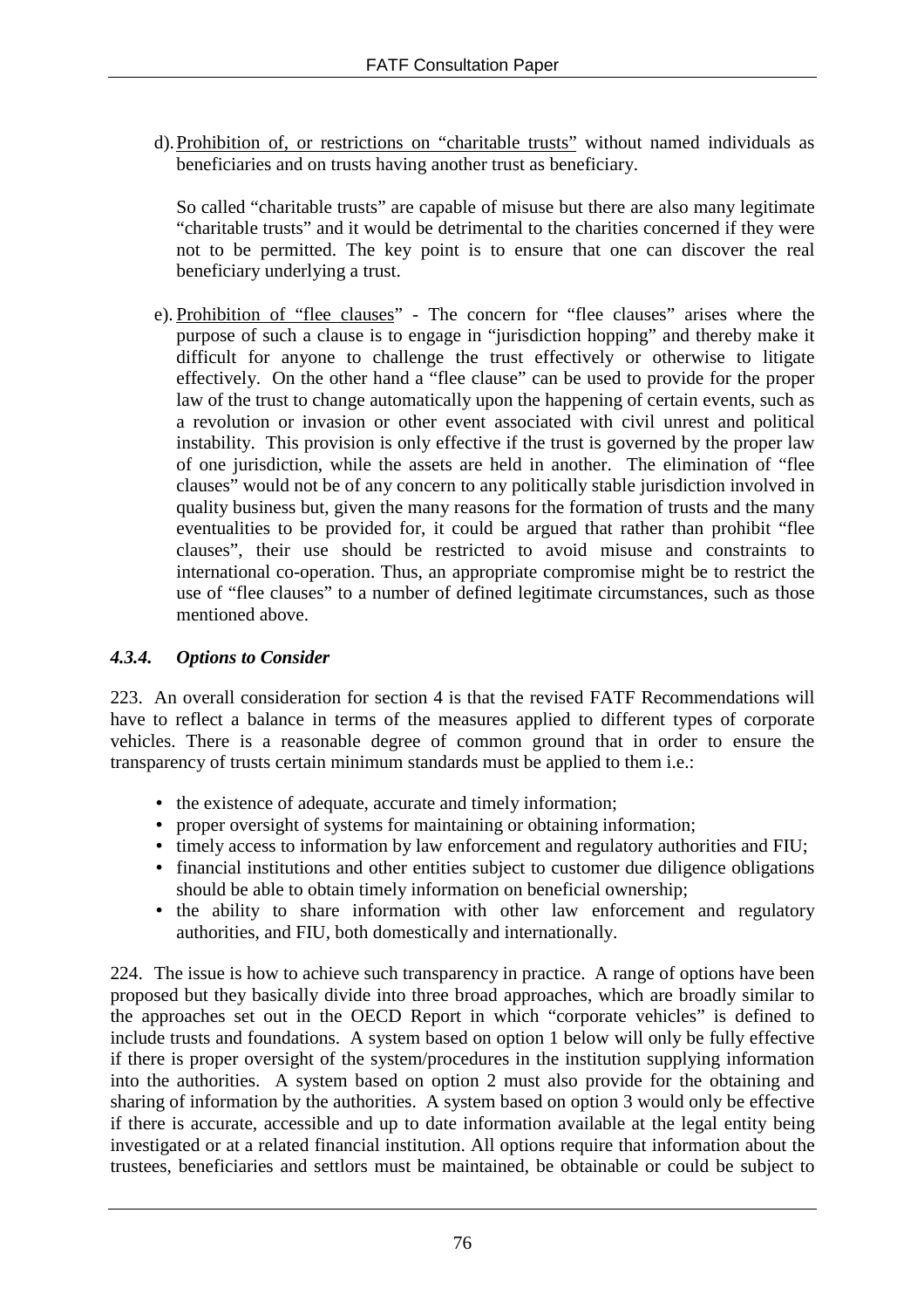d). Prohibition of, or restrictions on "charitable trusts" without named individuals as beneficiaries and on trusts having another trust as beneficiary.

So called "charitable trusts" are capable of misuse but there are also many legitimate "charitable trusts" and it would be detrimental to the charities concerned if they were not to be permitted. The key point is to ensure that one can discover the real beneficiary underlying a trust.

e). Prohibition of "flee clauses" - The concern for "flee clauses" arises where the purpose of such a clause is to engage in "jurisdiction hopping" and thereby make it difficult for anyone to challenge the trust effectively or otherwise to litigate effectively. On the other hand a "flee clause" can be used to provide for the proper law of the trust to change automatically upon the happening of certain events, such as a revolution or invasion or other event associated with civil unrest and political instability. This provision is only effective if the trust is governed by the proper law of one jurisdiction, while the assets are held in another. The elimination of "flee clauses" would not be of any concern to any politically stable jurisdiction involved in quality business but, given the many reasons for the formation of trusts and the many eventualities to be provided for, it could be argued that rather than prohibit "flee clauses", their use should be restricted to avoid misuse and constraints to international co-operation. Thus, an appropriate compromise might be to restrict the use of "flee clauses" to a number of defined legitimate circumstances, such as those mentioned above.

### *4.3.4. Options to Consider*

223. An overall consideration for section 4 is that the revised FATF Recommendations will have to reflect a balance in terms of the measures applied to different types of corporate vehicles. There is a reasonable degree of common ground that in order to ensure the transparency of trusts certain minimum standards must be applied to them i.e.:

- the existence of adequate, accurate and timely information;
- proper oversight of systems for maintaining or obtaining information;
- timely access to information by law enforcement and regulatory authorities and FIU;
- financial institutions and other entities subject to customer due diligence obligations should be able to obtain timely information on beneficial ownership;
- the ability to share information with other law enforcement and regulatory authorities, and FIU, both domestically and internationally.

224. The issue is how to achieve such transparency in practice. A range of options have been proposed but they basically divide into three broad approaches, which are broadly similar to the approaches set out in the OECD Report in which "corporate vehicles" is defined to include trusts and foundations. A system based on option 1 below will only be fully effective if there is proper oversight of the system/procedures in the institution supplying information into the authorities. A system based on option 2 must also provide for the obtaining and sharing of information by the authorities. A system based on option 3 would only be effective if there is accurate, accessible and up to date information available at the legal entity being investigated or at a related financial institution. All options require that information about the trustees, beneficiaries and settlors must be maintained, be obtainable or could be subject to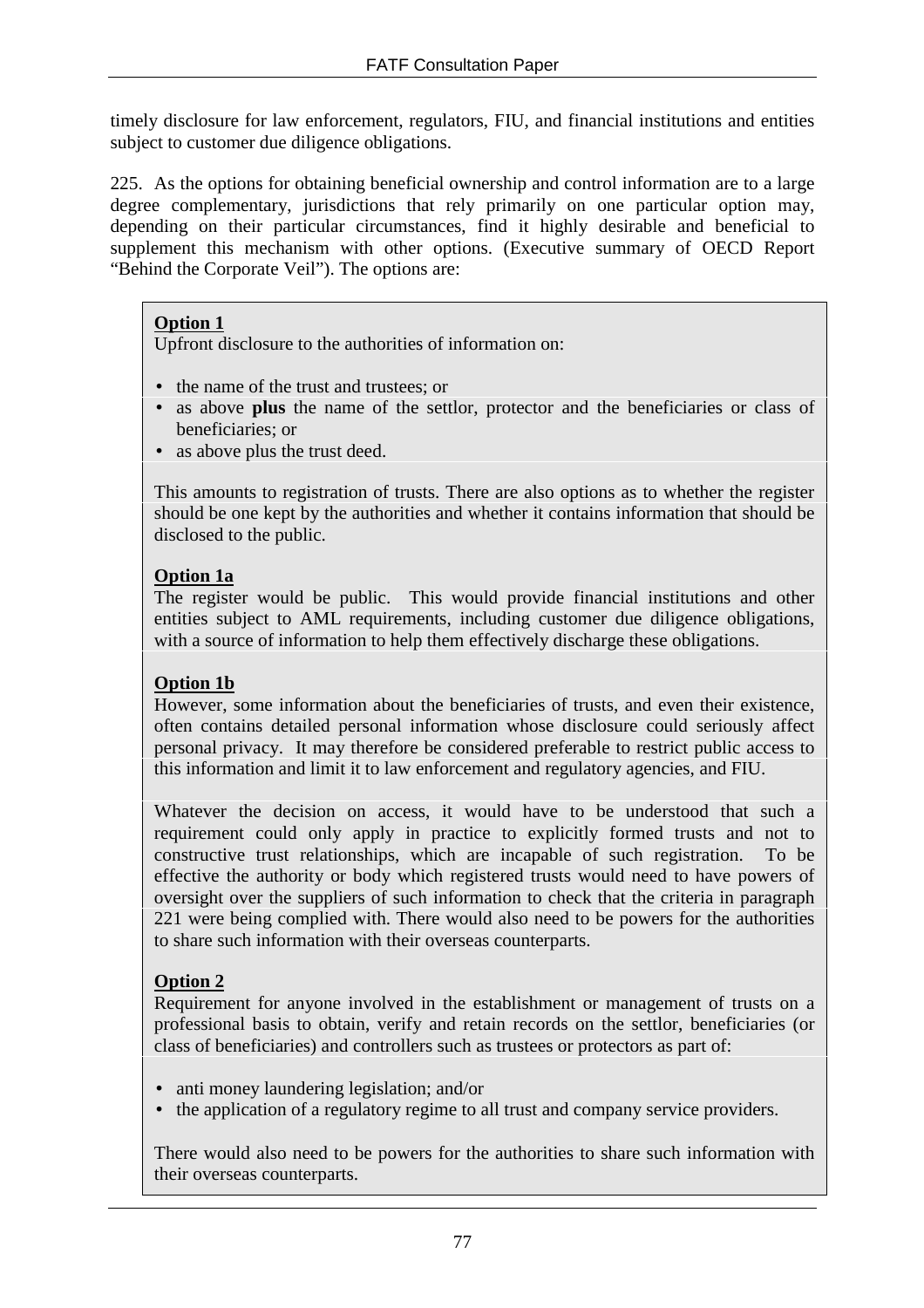timely disclosure for law enforcement, regulators, FIU, and financial institutions and entities subject to customer due diligence obligations.

225. As the options for obtaining beneficial ownership and control information are to a large degree complementary, jurisdictions that rely primarily on one particular option may, depending on their particular circumstances, find it highly desirable and beneficial to supplement this mechanism with other options. (Executive summary of OECD Report "Behind the Corporate Veil"). The options are:

**Option 1**

Upfront disclosure to the authorities of information on:

- the name of the trust and trustees; or
- as above **plus** the name of the settlor, protector and the beneficiaries or class of beneficiaries; or
- as above plus the trust deed.

This amounts to registration of trusts. There are also options as to whether the register should be one kept by the authorities and whether it contains information that should be disclosed to the public.

**Option 1a**

The register would be public. This would provide financial institutions and other entities subject to AML requirements, including customer due diligence obligations, with a source of information to help them effectively discharge these obligations.

**Option 1b**

However, some information about the beneficiaries of trusts, and even their existence, often contains detailed personal information whose disclosure could seriously affect personal privacy. It may therefore be considered preferable to restrict public access to this information and limit it to law enforcement and regulatory agencies, and FIU.

Whatever the decision on access, it would have to be understood that such a requirement could only apply in practice to explicitly formed trusts and not to constructive trust relationships, which are incapable of such registration. To be effective the authority or body which registered trusts would need to have powers of oversight over the suppliers of such information to check that the criteria in paragraph 221 were being complied with. There would also need to be powers for the authorities to share such information with their overseas counterparts.

**Option 2**

Requirement for anyone involved in the establishment or management of trusts on a professional basis to obtain, verify and retain records on the settlor, beneficiaries (or class of beneficiaries) and controllers such as trustees or protectors as part of:

- anti money laundering legislation; and/or
- the application of a regulatory regime to all trust and company service providers.

There would also need to be powers for the authorities to share such information with their overseas counterparts.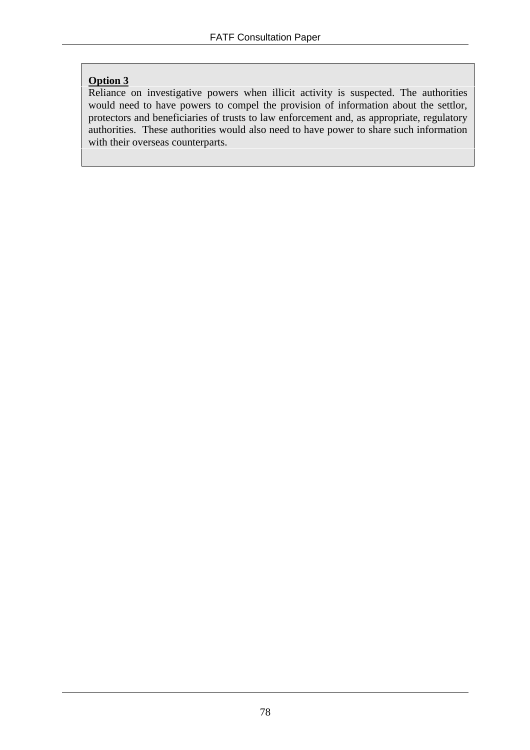**Option 3**

Reliance on investigative powers when illicit activity is suspected. The authorities would need to have powers to compel the provision of information about the settlor, protectors and beneficiaries of trusts to law enforcement and, as appropriate, regulatory authorities. These authorities would also need to have power to share such information with their overseas counterparts.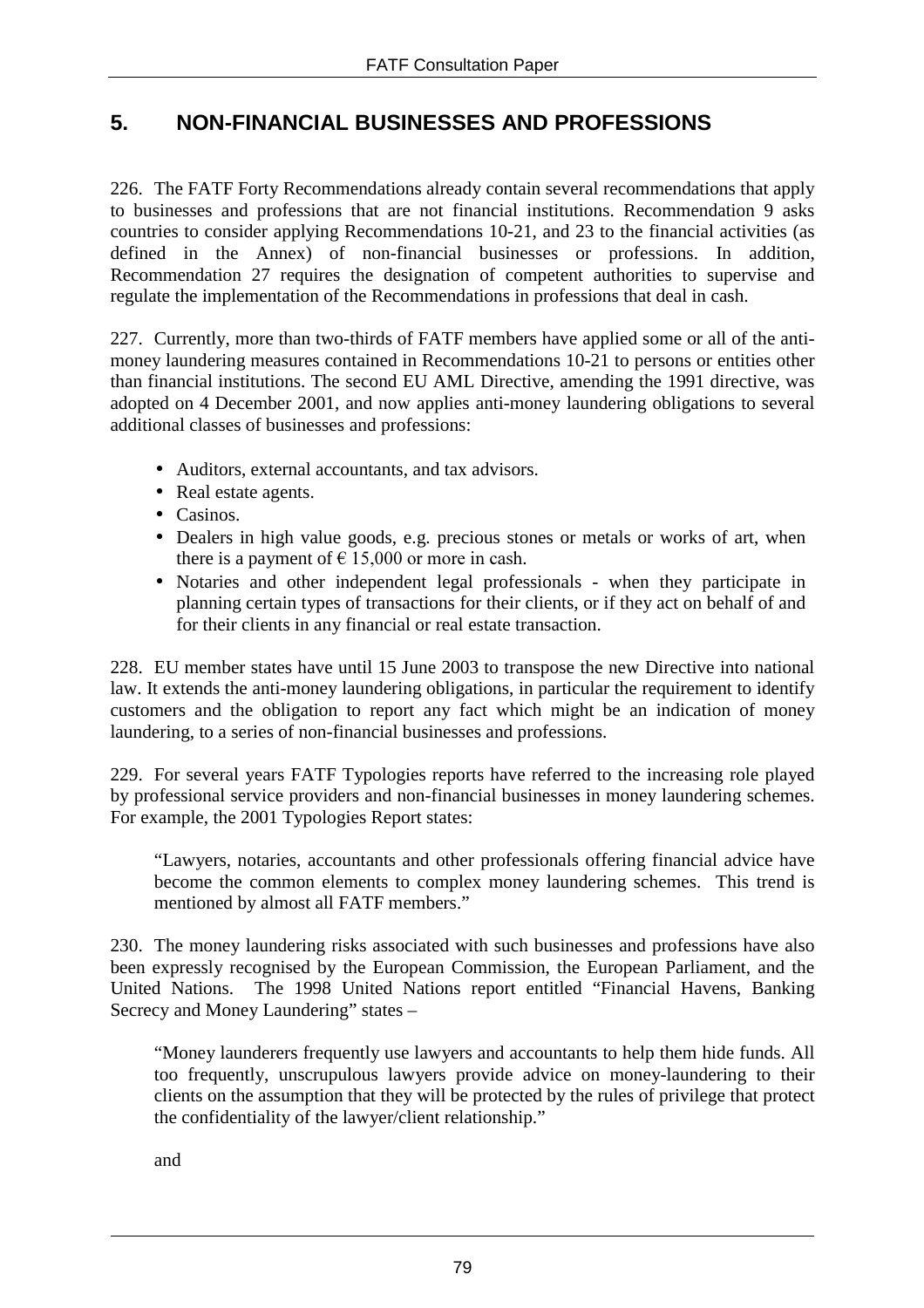## 5. NON-FINANCIAL BUSINESSES AND PROFESSIONS

226. The FATF Forty Recommendations already contain several recommendations that apply to businesses and professions that are not financial institutions. Recommendation 9 asks countries to consider applying Recommendations 10-21, and 23 to the financial activities (as defined in the Annex) of non-financial businesses or professions. In addition, Recommendation 27 requires the designation of competent authorities to supervise and regulate the implementation of the Recommendations in professions that deal in cash.

227. Currently, more than two-thirds of FATF members have applied some or all of the anti-money laundering measures contained in Recommendations 10-21 to persons or entities other than financial institutions. The second EU AML Directive, amending the 1991 directive, was adopted on 4 December 2001, and now applies anti-money laundering obligations to several additional classes of businesses and professions:

- Auditors, external accountants, and tax advisors.
- Real estate agents.
- Casinos.
- Dealers in high value goods, e.g. precious stones or metals or works of art, when there is a payment of € 15,000 or more in cash.
- Notaries and other independent legal professionals - when they participate in planning certain types of transactions for their clients, or if they act on behalf of and for their clients in any financial or real estate transaction.

228. EU member states have until 15 June 2003 to transpose the new Directive into national law. It extends the anti-money laundering obligations, in particular the requirement to identify customers and the obligation to report any fact which might be an indication of money laundering, to a series of non-financial businesses and professions.

229. For several years FATF Typologies reports have referred to the increasing role played by professional service providers and non-financial businesses in money laundering schemes. For example, the 2001 Typologies Report states:

> "Lawyers, notaries, accountants and other professionals offering financial advice have become the common elements to complex money laundering schemes. This trend is mentioned by almost all FATF members."

230. The money laundering risks associated with such businesses and professions have also been expressly recognised by the European Commission, the European Parliament, and the United Nations. The 1998 United Nations report entitled "Financial Havens, Banking Secrecy and Money Laundering" states –

> "Money launderers frequently use lawyers and accountants to help them hide funds. All too frequently, unscrupulous lawyers provide advice on money-laundering to their clients on the assumption that they will be protected by the rules of privilege that protect the confidentiality of the lawyer/client relationship."

and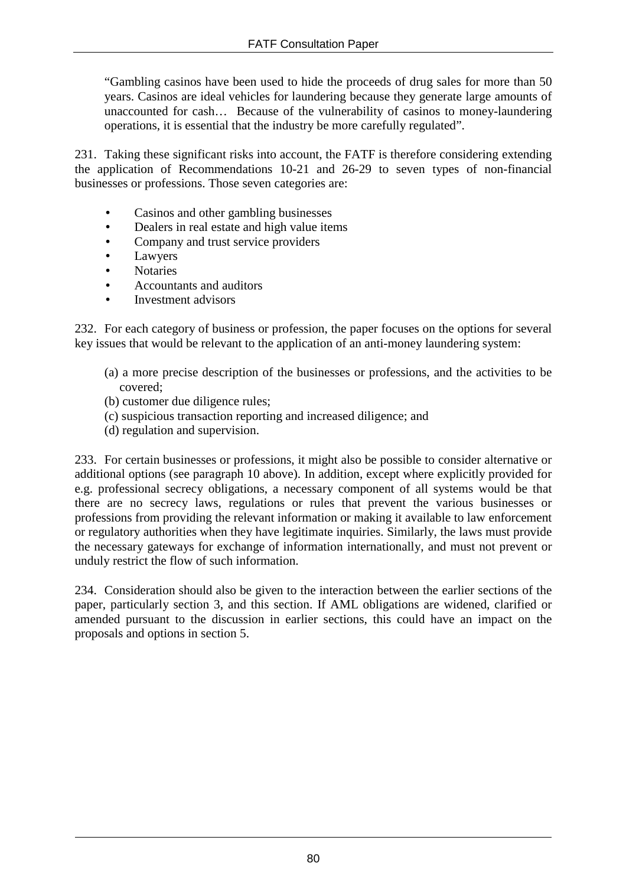> "Gambling casinos have been used to hide the proceeds of drug sales for more than 50 years. Casinos are ideal vehicles for laundering because they generate large amounts of unaccounted for cash… Because of the vulnerability of casinos to money-laundering operations, it is essential that the industry be more carefully regulated".

231. Taking these significant risks into account, the FATF is therefore considering extending the application of Recommendations 10-21 and 26-29 to seven types of non-financial businesses or professions. Those seven categories are:

- Casinos and other gambling businesses
- Dealers in real estate and high value items
- Company and trust service providers
- Lawyers
- Notaries
- Accountants and auditors
- Investment advisors

232. For each category of business or profession, the paper focuses on the options for several key issues that would be relevant to the application of an anti-money laundering system:

(a) a more precise description of the businesses or professions, and the activities to be covered;
(b) customer due diligence rules;
(c) suspicious transaction reporting and increased diligence; and
(d) regulation and supervision.

233. For certain businesses or professions, it might also be possible to consider alternative or additional options (see paragraph 10 above). In addition, except where explicitly provided for e.g. professional secrecy obligations, a necessary component of all systems would be that there are no secrecy laws, regulations or rules that prevent the various businesses or professions from providing the relevant information or making it available to law enforcement or regulatory authorities when they have legitimate inquiries. Similarly, the laws must provide the necessary gateways for exchange of information internationally, and must not prevent or unduly restrict the flow of such information.

234. Consideration should also be given to the interaction between the earlier sections of the paper, particularly section 3, and this section. If AML obligations are widened, clarified or amended pursuant to the discussion in earlier sections, this could have an impact on the proposals and options in section 5.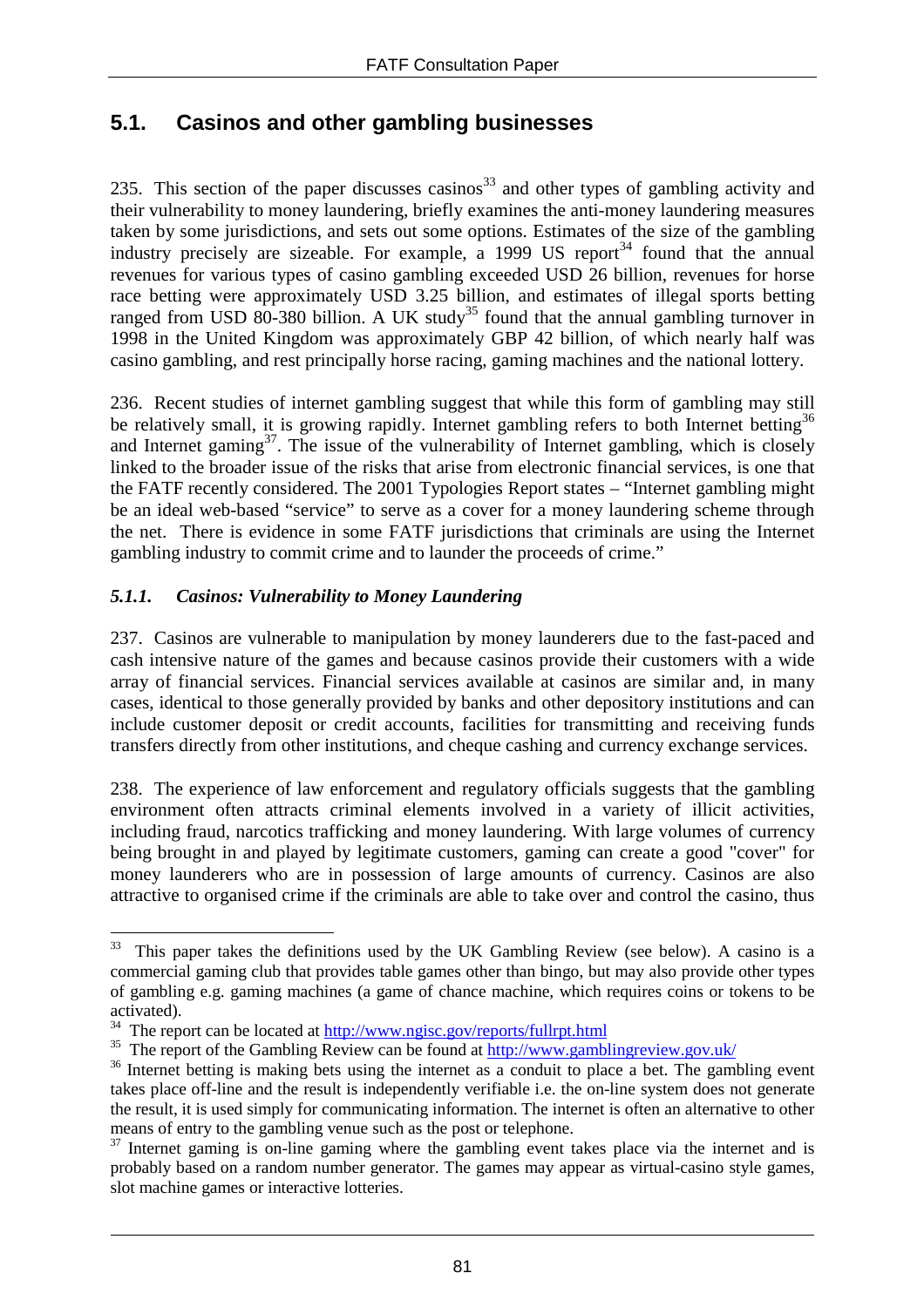## 5.1. Casinos and other gambling businesses

235. This section of the paper discusses casinos[33] and other types of gambling activity and their vulnerability to money laundering, briefly examines the anti-money laundering measures taken by some jurisdictions, and sets out some options. Estimates of the size of the gambling industry precisely are sizeable. For example, a 1999 US report[34] found that the annual revenues for various types of casino gambling exceeded USD 26 billion, revenues for horse race betting were approximately USD 3.25 billion, and estimates of illegal sports betting ranged from USD 80-380 billion. A UK study[35] found that the annual gambling turnover in 1998 in the United Kingdom was approximately GBP 42 billion, of which nearly half was casino gambling, and rest principally horse racing, gaming machines and the national lottery.

236. Recent studies of internet gambling suggest that while this form of gambling may still be relatively small, it is growing rapidly. Internet gambling refers to both Internet betting[36] and Internet gaming[37]. The issue of the vulnerability of Internet gambling, which is closely linked to the broader issue of the risks that arise from electronic financial services, is one that the FATF recently considered. The 2001 Typologies Report states – "Internet gambling might be an ideal web-based "service" to serve as a cover for a money laundering scheme through the net. There is evidence in some FATF jurisdictions that criminals are using the Internet gambling industry to commit crime and to launder the proceeds of crime."

### *5.1.1. Casinos: Vulnerability to Money Laundering*

237. Casinos are vulnerable to manipulation by money launderers due to the fast-paced and cash intensive nature of the games and because casinos provide their customers with a wide array of financial services. Financial services available at casinos are similar and, in many cases, identical to those generally provided by banks and other depository institutions and can include customer deposit or credit accounts, facilities for transmitting and receiving funds transfers directly from other institutions, and cheque cashing and currency exchange services.

238. The experience of law enforcement and regulatory officials suggests that the gambling environment often attracts criminal elements involved in a variety of illicit activities, including fraud, narcotics trafficking and money laundering. With large volumes of currency being brought in and played by legitimate customers, gaming can create a good "cover" for money launderers who are in possession of large amounts of currency. Casinos are also attractive to organised crime if the criminals are able to take over and control the casino, thus

---

[33] This paper takes the definitions used by the UK Gambling Review (see below). A casino is a commercial gaming club that provides table games other than bingo, but may also provide other types of gambling e.g. gaming machines (a game of chance machine, which requires coins or tokens to be activated).

[34] The report can be located at http://www.ngisc.gov/reports/fullrpt.html

[35] The report of the Gambling Review can be found at http://www.gamblingreview.gov.uk/

[36] Internet betting is making bets using the internet as a conduit to place a bet. The gambling event takes place off-line and the result is independently verifiable i.e. the on-line system does not generate the result, it is used simply for communicating information. The internet is often an alternative to other means of entry to the gambling venue such as the post or telephone.

[37] Internet gaming is on-line gaming where the gambling event takes place via the internet and is probably based on a random number generator. The games may appear as virtual-casino style games, slot machine games or interactive lotteries.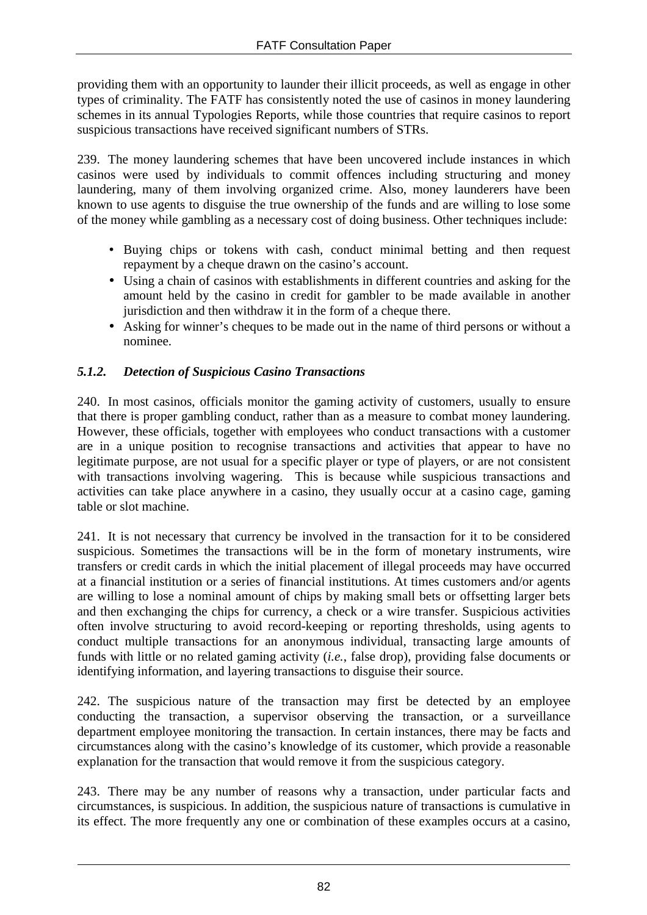providing them with an opportunity to launder their illicit proceeds, as well as engage in other types of criminality. The FATF has consistently noted the use of casinos in money laundering schemes in its annual Typologies Reports, while those countries that require casinos to report suspicious transactions have received significant numbers of STRs.

239. The money laundering schemes that have been uncovered include instances in which casinos were used by individuals to commit offences including structuring and money laundering, many of them involving organized crime. Also, money launderers have been known to use agents to disguise the true ownership of the funds and are willing to lose some of the money while gambling as a necessary cost of doing business. Other techniques include:

- Buying chips or tokens with cash, conduct minimal betting and then request repayment by a cheque drawn on the casino's account.
- Using a chain of casinos with establishments in different countries and asking for the amount held by the casino in credit for gambler to be made available in another jurisdiction and then withdraw it in the form of a cheque there.
- Asking for winner's cheques to be made out in the name of third persons or without a nominee.

### *5.1.2. Detection of Suspicious Casino Transactions*

240. In most casinos, officials monitor the gaming activity of customers, usually to ensure that there is proper gambling conduct, rather than as a measure to combat money laundering. However, these officials, together with employees who conduct transactions with a customer are in a unique position to recognise transactions and activities that appear to have no legitimate purpose, are not usual for a specific player or type of players, or are not consistent with transactions involving wagering. This is because while suspicious transactions and activities can take place anywhere in a casino, they usually occur at a casino cage, gaming table or slot machine.

241. It is not necessary that currency be involved in the transaction for it to be considered suspicious. Sometimes the transactions will be in the form of monetary instruments, wire transfers or credit cards in which the initial placement of illegal proceeds may have occurred at a financial institution or a series of financial institutions. At times customers and/or agents are willing to lose a nominal amount of chips by making small bets or offsetting larger bets and then exchanging the chips for currency, a check or a wire transfer. Suspicious activities often involve structuring to avoid record-keeping or reporting thresholds, using agents to conduct multiple transactions for an anonymous individual, transacting large amounts of funds with little or no related gaming activity (*i.e.*, false drop), providing false documents or identifying information, and layering transactions to disguise their source.

242. The suspicious nature of the transaction may first be detected by an employee conducting the transaction, a supervisor observing the transaction, or a surveillance department employee monitoring the transaction. In certain instances, there may be facts and circumstances along with the casino's knowledge of its customer, which provide a reasonable explanation for the transaction that would remove it from the suspicious category.

243. There may be any number of reasons why a transaction, under particular facts and circumstances, is suspicious. In addition, the suspicious nature of transactions is cumulative in its effect. The more frequently any one or combination of these examples occurs at a casino,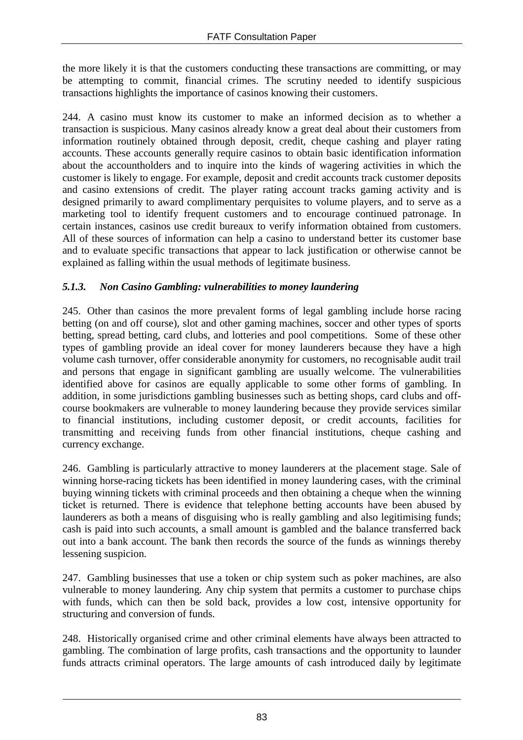the more likely it is that the customers conducting these transactions are committing, or may be attempting to commit, financial crimes. The scrutiny needed to identify suspicious transactions highlights the importance of casinos knowing their customers.

244. A casino must know its customer to make an informed decision as to whether a transaction is suspicious. Many casinos already know a great deal about their customers from information routinely obtained through deposit, credit, cheque cashing and player rating accounts. These accounts generally require casinos to obtain basic identification information about the accountholders and to inquire into the kinds of wagering activities in which the customer is likely to engage. For example, deposit and credit accounts track customer deposits and casino extensions of credit. The player rating account tracks gaming activity and is designed primarily to award complimentary perquisites to volume players, and to serve as a marketing tool to identify frequent customers and to encourage continued patronage. In certain instances, casinos use credit bureaux to verify information obtained from customers. All of these sources of information can help a casino to understand better its customer base and to evaluate specific transactions that appear to lack justification or otherwise cannot be explained as falling within the usual methods of legitimate business.

### *5.1.3. Non Casino Gambling: vulnerabilities to money laundering*

245. Other than casinos the more prevalent forms of legal gambling include horse racing betting (on and off course), slot and other gaming machines, soccer and other types of sports betting, spread betting, card clubs, and lotteries and pool competitions. Some of these other types of gambling provide an ideal cover for money launderers because they have a high volume cash turnover, offer considerable anonymity for customers, no recognisable audit trail and persons that engage in significant gambling are usually welcome. The vulnerabilities identified above for casinos are equally applicable to some other forms of gambling. In addition, in some jurisdictions gambling businesses such as betting shops, card clubs and off-course bookmakers are vulnerable to money laundering because they provide services similar to financial institutions, including customer deposit, or credit accounts, facilities for transmitting and receiving funds from other financial institutions, cheque cashing and currency exchange.

246. Gambling is particularly attractive to money launderers at the placement stage. Sale of winning horse-racing tickets has been identified in money laundering cases, with the criminal buying winning tickets with criminal proceeds and then obtaining a cheque when the winning ticket is returned. There is evidence that telephone betting accounts have been abused by launderers as both a means of disguising who is really gambling and also legitimising funds; cash is paid into such accounts, a small amount is gambled and the balance transferred back out into a bank account. The bank then records the source of the funds as winnings thereby lessening suspicion.

247. Gambling businesses that use a token or chip system such as poker machines, are also vulnerable to money laundering. Any chip system that permits a customer to purchase chips with funds, which can then be sold back, provides a low cost, intensive opportunity for structuring and conversion of funds.

248. Historically organised crime and other criminal elements have always been attracted to gambling. The combination of large profits, cash transactions and the opportunity to launder funds attracts criminal operators. The large amounts of cash introduced daily by legitimate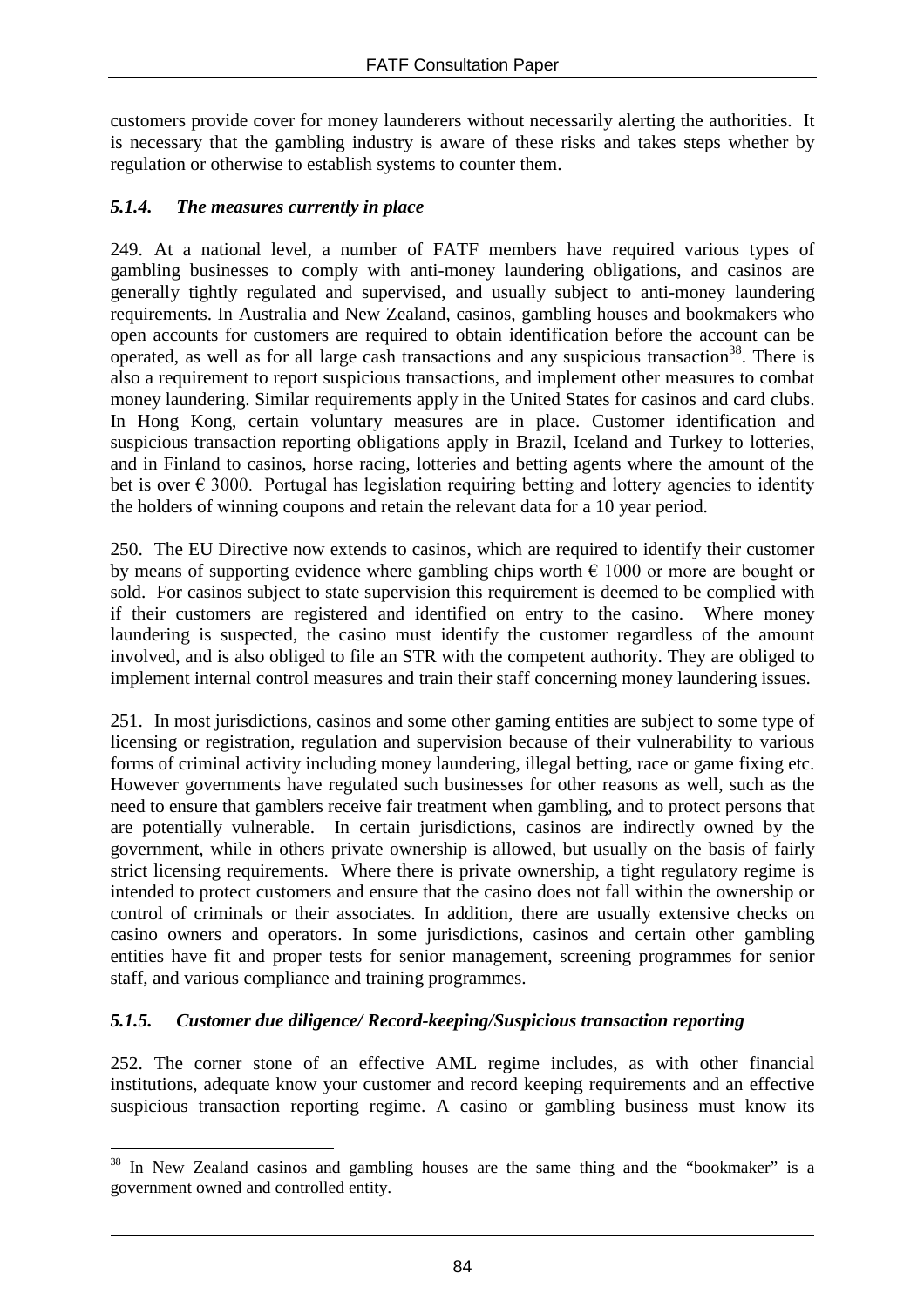customers provide cover for money launderers without necessarily alerting the authorities. It is necessary that the gambling industry is aware of these risks and takes steps whether by regulation or otherwise to establish systems to counter them.

### *5.1.4. The measures currently in place*

249. At a national level, a number of FATF members have required various types of gambling businesses to comply with anti-money laundering obligations, and casinos are generally tightly regulated and supervised, and usually subject to anti-money laundering requirements. In Australia and New Zealand, casinos, gambling houses and bookmakers who open accounts for customers are required to obtain identification before the account can be operated, as well as for all large cash transactions and any suspicious transaction[38]. There is also a requirement to report suspicious transactions, and implement other measures to combat money laundering. Similar requirements apply in the United States for casinos and card clubs. In Hong Kong, certain voluntary measures are in place. Customer identification and suspicious transaction reporting obligations apply in Brazil, Iceland and Turkey to lotteries, and in Finland to casinos, horse racing, lotteries and betting agents where the amount of the bet is over € 3000. Portugal has legislation requiring betting and lottery agencies to identity the holders of winning coupons and retain the relevant data for a 10 year period.

250. The EU Directive now extends to casinos, which are required to identify their customer by means of supporting evidence where gambling chips worth € 1000 or more are bought or sold. For casinos subject to state supervision this requirement is deemed to be complied with if their customers are registered and identified on entry to the casino. Where money laundering is suspected, the casino must identify the customer regardless of the amount involved, and is also obliged to file an STR with the competent authority. They are obliged to implement internal control measures and train their staff concerning money laundering issues.

251. In most jurisdictions, casinos and some other gaming entities are subject to some type of licensing or registration, regulation and supervision because of their vulnerability to various forms of criminal activity including money laundering, illegal betting, race or game fixing etc. However governments have regulated such businesses for other reasons as well, such as the need to ensure that gamblers receive fair treatment when gambling, and to protect persons that are potentially vulnerable. In certain jurisdictions, casinos are indirectly owned by the government, while in others private ownership is allowed, but usually on the basis of fairly strict licensing requirements. Where there is private ownership, a tight regulatory regime is intended to protect customers and ensure that the casino does not fall within the ownership or control of criminals or their associates. In addition, there are usually extensive checks on casino owners and operators. In some jurisdictions, casinos and certain other gambling entities have fit and proper tests for senior management, screening programmes for senior staff, and various compliance and training programmes.

### *5.1.5. Customer due diligence/ Record-keeping/Suspicious transaction reporting*

252. The corner stone of an effective AML regime includes, as with other financial institutions, adequate know your customer and record keeping requirements and an effective suspicious transaction reporting regime. A casino or gambling business must know its

[38] In New Zealand casinos and gambling houses are the same thing and the "bookmaker" is a government owned and controlled entity.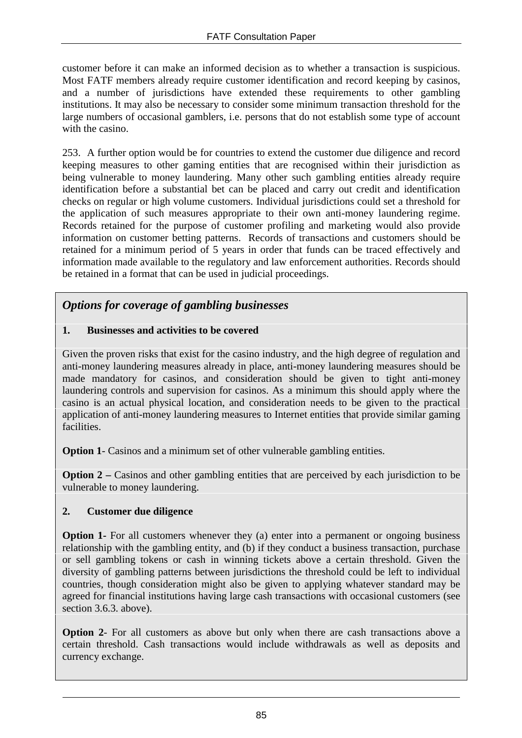customer before it can make an informed decision as to whether a transaction is suspicious. Most FATF members already require customer identification and record keeping by casinos, and a number of jurisdictions have extended these requirements to other gambling institutions. It may also be necessary to consider some minimum transaction threshold for the large numbers of occasional gamblers, i.e. persons that do not establish some type of account with the casino.

253. A further option would be for countries to extend the customer due diligence and record keeping measures to other gaming entities that are recognised within their jurisdiction as being vulnerable to money laundering. Many other such gambling entities already require identification before a substantial bet can be placed and carry out credit and identification checks on regular or high volume customers. Individual jurisdictions could set a threshold for the application of such measures appropriate to their own anti-money laundering regime. Records retained for the purpose of customer profiling and marketing would also provide information on customer betting patterns. Records of transactions and customers should be retained for a minimum period of 5 years in order that funds can be traced effectively and information made available to the regulatory and law enforcement authorities. Records should be retained in a format that can be used in judicial proceedings.

## *Options for coverage of gambling businesses*

**1. Businesses and activities to be covered**

Given the proven risks that exist for the casino industry, and the high degree of regulation and anti-money laundering measures already in place, anti-money laundering measures should be made mandatory for casinos, and consideration should be given to tight anti-money laundering controls and supervision for casinos. As a minimum this should apply where the casino is an actual physical location, and consideration needs to be given to the practical application of anti-money laundering measures to Internet entities that provide similar gaming facilities.

**Option 1**- Casinos and a minimum set of other vulnerable gambling entities.

**Option 2 –** Casinos and other gambling entities that are perceived by each jurisdiction to be vulnerable to money laundering.

**2. Customer due diligence**

**Option 1**- For all customers whenever they (a) enter into a permanent or ongoing business relationship with the gambling entity, and (b) if they conduct a business transaction, purchase or sell gambling tokens or cash in winning tickets above a certain threshold. Given the diversity of gambling patterns between jurisdictions the threshold could be left to individual countries, though consideration might also be given to applying whatever standard may be agreed for financial institutions having large cash transactions with occasional customers (see section 3.6.3. above).

**Option 2**- For all customers as above but only when there are cash transactions above a certain threshold. Cash transactions would include withdrawals as well as deposits and currency exchange.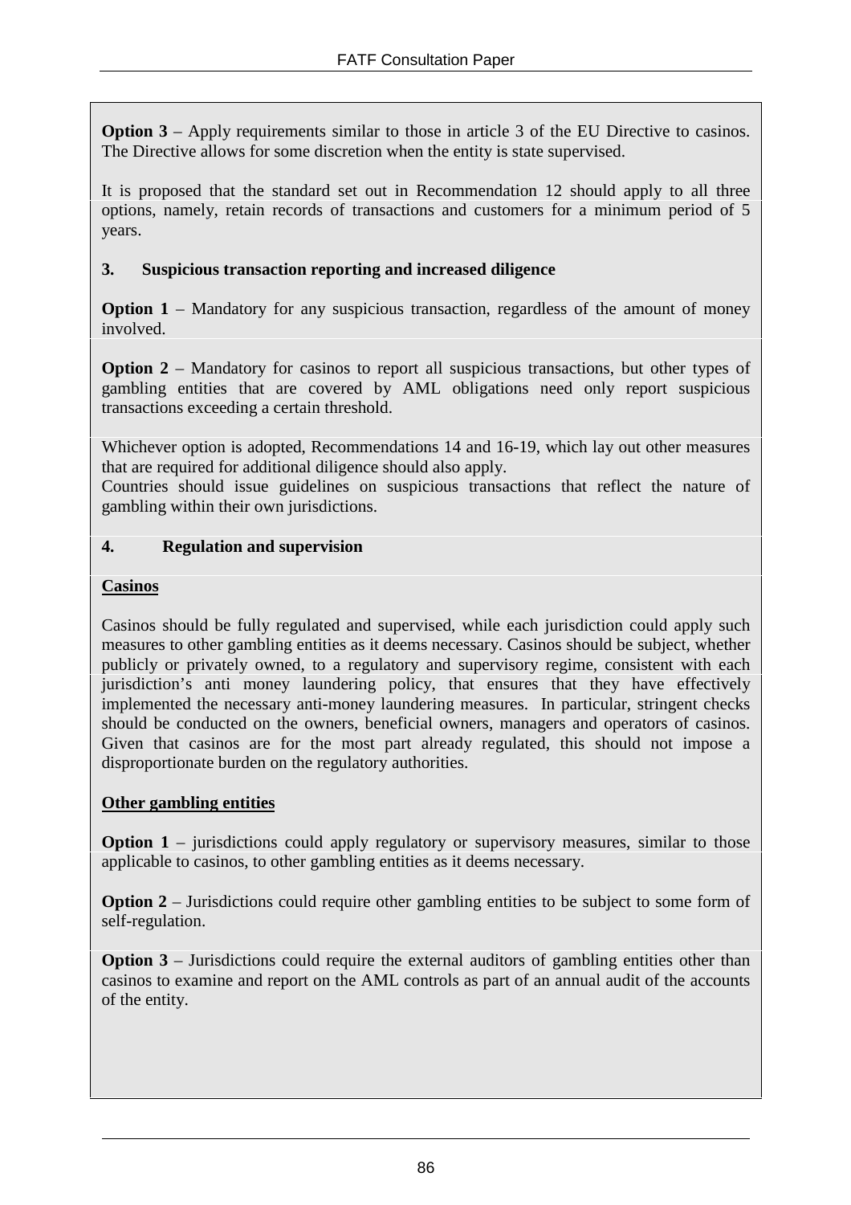**Option 3** – Apply requirements similar to those in article 3 of the EU Directive to casinos. The Directive allows for some discretion when the entity is state supervised.

It is proposed that the standard set out in Recommendation 12 should apply to all three options, namely, retain records of transactions and customers for a minimum period of 5 years.

**3. Suspicious transaction reporting and increased diligence**

**Option 1** – Mandatory for any suspicious transaction, regardless of the amount of money involved.

**Option 2** – Mandatory for casinos to report all suspicious transactions, but other types of gambling entities that are covered by AML obligations need only report suspicious transactions exceeding a certain threshold.

Whichever option is adopted, Recommendations 14 and 16-19, which lay out other measures that are required for additional diligence should also apply.
Countries should issue guidelines on suspicious transactions that reflect the nature of gambling within their own jurisdictions.

**4. Regulation and supervision**

**Casinos**

Casinos should be fully regulated and supervised, while each jurisdiction could apply such measures to other gambling entities as it deems necessary. Casinos should be subject, whether publicly or privately owned, to a regulatory and supervisory regime, consistent with each jurisdiction's anti money laundering policy, that ensures that they have effectively implemented the necessary anti-money laundering measures. In particular, stringent checks should be conducted on the owners, beneficial owners, managers and operators of casinos. Given that casinos are for the most part already regulated, this should not impose a disproportionate burden on the regulatory authorities.

**Other gambling entities**

**Option 1** – jurisdictions could apply regulatory or supervisory measures, similar to those applicable to casinos, to other gambling entities as it deems necessary.

**Option 2** – Jurisdictions could require other gambling entities to be subject to some form of self-regulation.

**Option 3** – Jurisdictions could require the external auditors of gambling entities other than casinos to examine and report on the AML controls as part of an annual audit of the accounts of the entity.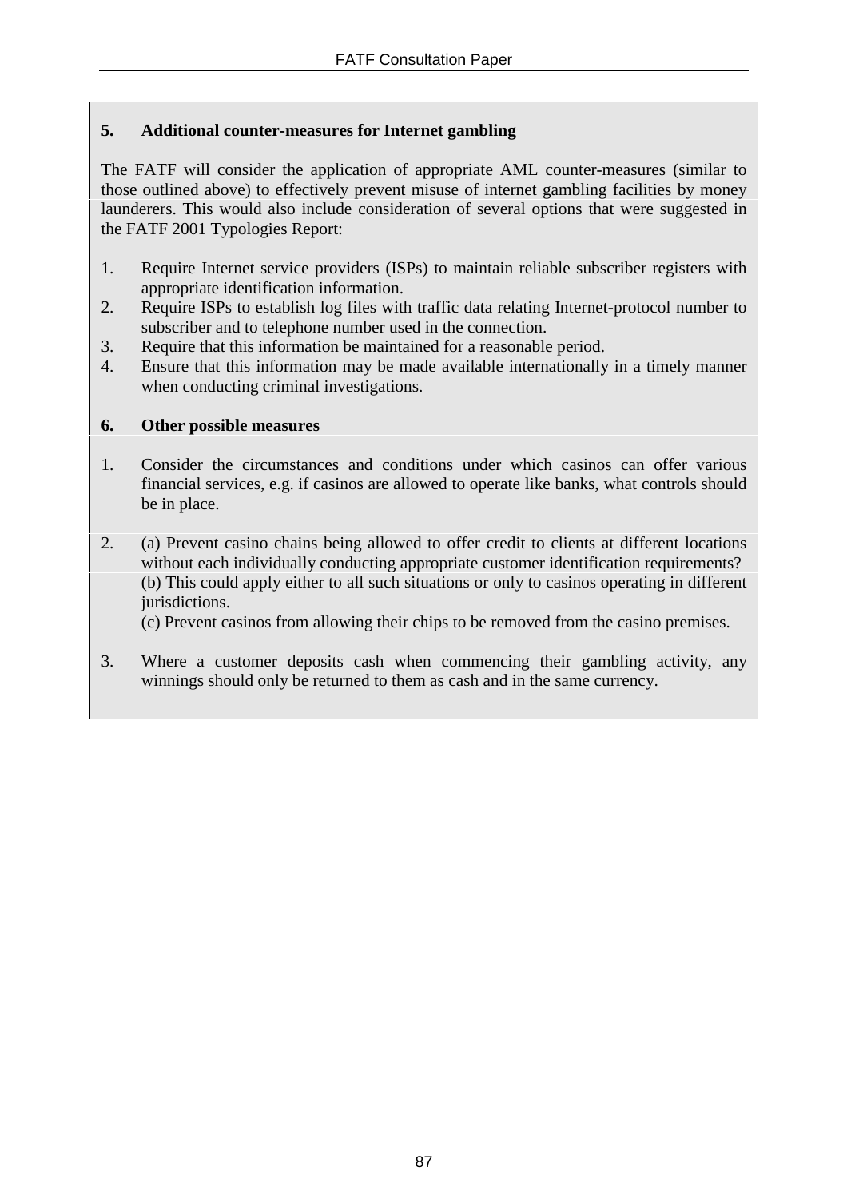**5. Additional counter-measures for Internet gambling**

The FATF will consider the application of appropriate AML counter-measures (similar to those outlined above) to effectively prevent misuse of internet gambling facilities by money launderers. This would also include consideration of several options that were suggested in the FATF 2001 Typologies Report:

1. Require Internet service providers (ISPs) to maintain reliable subscriber registers with appropriate identification information.
2. Require ISPs to establish log files with traffic data relating Internet-protocol number to subscriber and to telephone number used in the connection.
3. Require that this information be maintained for a reasonable period.
4. Ensure that this information may be made available internationally in a timely manner when conducting criminal investigations.

**6. Other possible measures**

1. Consider the circumstances and conditions under which casinos can offer various financial services, e.g. if casinos are allowed to operate like banks, what controls should be in place.

2. (a) Prevent casino chains being allowed to offer credit to clients at different locations without each individually conducting appropriate customer identification requirements?
   (b) This could apply either to all such situations or only to casinos operating in different jurisdictions.
   (c) Prevent casinos from allowing their chips to be removed from the casino premises.

3. Where a customer deposits cash when commencing their gambling activity, any winnings should only be returned to them as cash and in the same currency.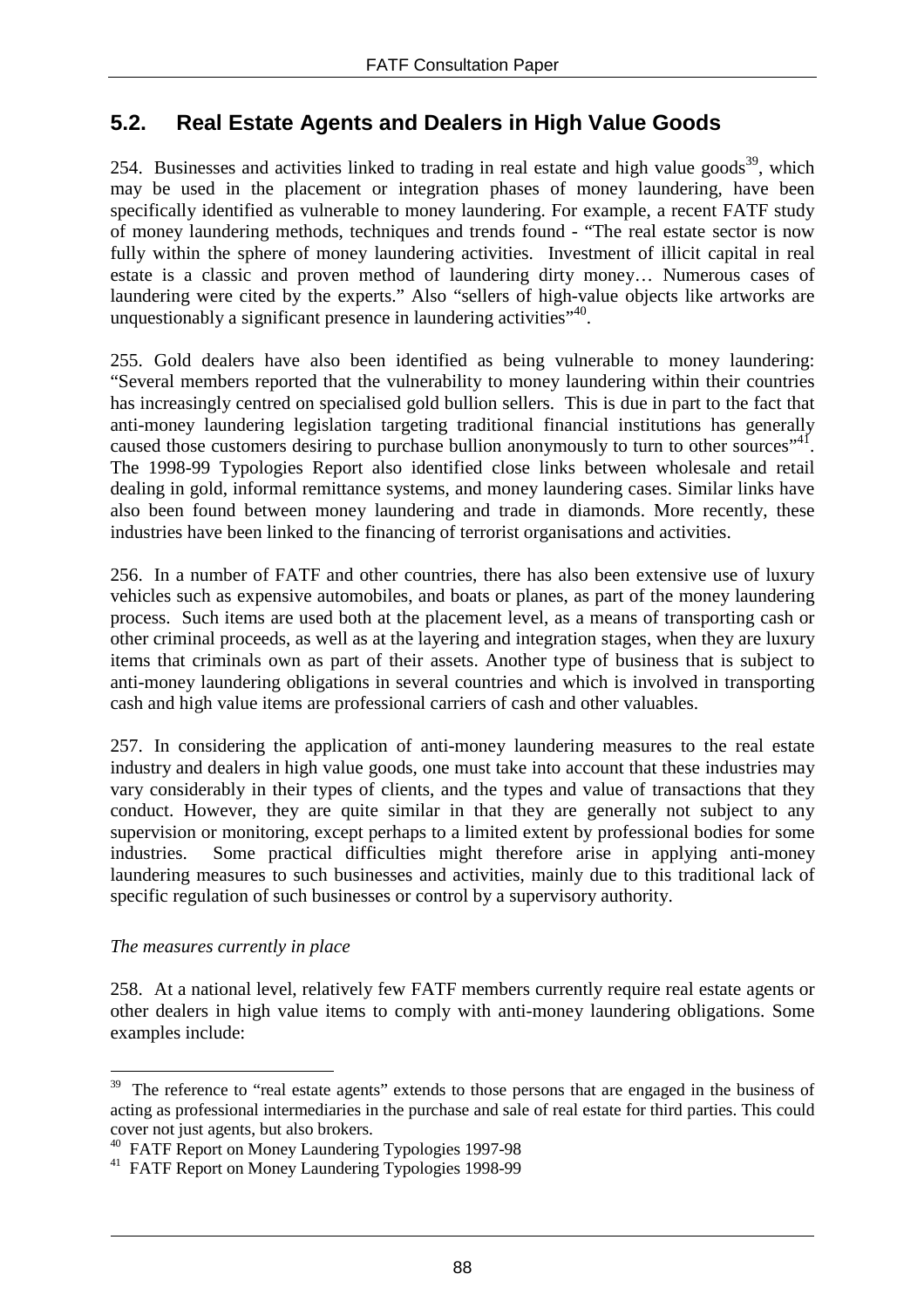## 5.2. Real Estate Agents and Dealers in High Value Goods

254. Businesses and activities linked to trading in real estate and high value goods[39], which may be used in the placement or integration phases of money laundering, have been specifically identified as vulnerable to money laundering. For example, a recent FATF study of money laundering methods, techniques and trends found - "The real estate sector is now fully within the sphere of money laundering activities. Investment of illicit capital in real estate is a classic and proven method of laundering dirty money… Numerous cases of laundering were cited by the experts." Also "sellers of high-value objects like artworks are unquestionably a significant presence in laundering activities"[40].

255. Gold dealers have also been identified as being vulnerable to money laundering: "Several members reported that the vulnerability to money laundering within their countries has increasingly centred on specialised gold bullion sellers. This is due in part to the fact that anti-money laundering legislation targeting traditional financial institutions has generally caused those customers desiring to purchase bullion anonymously to turn to other sources"[41]. The 1998-99 Typologies Report also identified close links between wholesale and retail dealing in gold, informal remittance systems, and money laundering cases. Similar links have also been found between money laundering and trade in diamonds. More recently, these industries have been linked to the financing of terrorist organisations and activities.

256. In a number of FATF and other countries, there has also been extensive use of luxury vehicles such as expensive automobiles, and boats or planes, as part of the money laundering process. Such items are used both at the placement level, as a means of transporting cash or other criminal proceeds, as well as at the layering and integration stages, when they are luxury items that criminals own as part of their assets. Another type of business that is subject to anti-money laundering obligations in several countries and which is involved in transporting cash and high value items are professional carriers of cash and other valuables.

257. In considering the application of anti-money laundering measures to the real estate industry and dealers in high value goods, one must take into account that these industries may vary considerably in their types of clients, and the types and value of transactions that they conduct. However, they are quite similar in that they are generally not subject to any supervision or monitoring, except perhaps to a limited extent by professional bodies for some industries. Some practical difficulties might therefore arise in applying anti-money laundering measures to such businesses and activities, mainly due to this traditional lack of specific regulation of such businesses or control by a supervisory authority.

*The measures currently in place*

258. At a national level, relatively few FATF members currently require real estate agents or other dealers in high value items to comply with anti-money laundering obligations. Some examples include:

---

[39] The reference to "real estate agents" extends to those persons that are engaged in the business of acting as professional intermediaries in the purchase and sale of real estate for third parties. This could cover not just agents, but also brokers.

[40] FATF Report on Money Laundering Typologies 1997-98

[41] FATF Report on Money Laundering Typologies 1998-99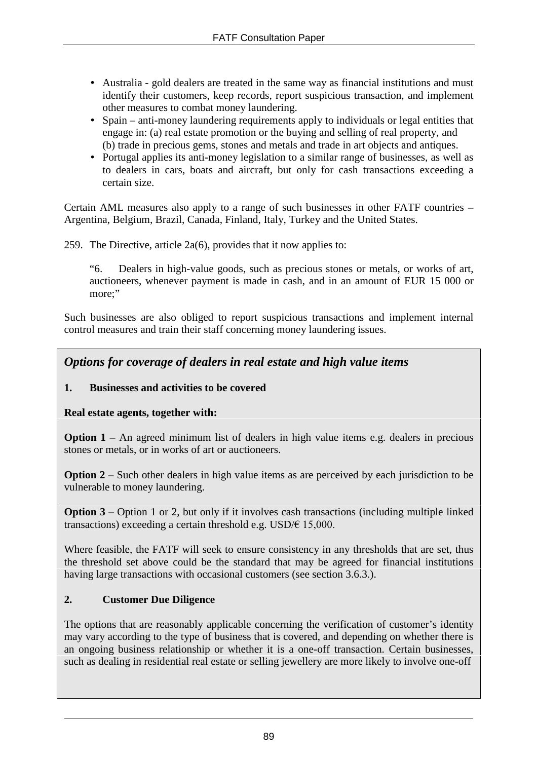- Australia - gold dealers are treated in the same way as financial institutions and must identify their customers, keep records, report suspicious transaction, and implement other measures to combat money laundering.
- Spain – anti-money laundering requirements apply to individuals or legal entities that engage in: (a) real estate promotion or the buying and selling of real property, and (b) trade in precious gems, stones and metals and trade in art objects and antiques.
- Portugal applies its anti-money legislation to a similar range of businesses, as well as to dealers in cars, boats and aircraft, but only for cash transactions exceeding a certain size.

Certain AML measures also apply to a range of such businesses in other FATF countries – Argentina, Belgium, Brazil, Canada, Finland, Italy, Turkey and the United States.

259. The Directive, article 2a(6), provides that it now applies to:

> "6. Dealers in high-value goods, such as precious stones or metals, or works of art, auctioneers, whenever payment is made in cash, and in an amount of EUR 15 000 or more;"

Such businesses are also obliged to report suspicious transactions and implement internal control measures and train their staff concerning money laundering issues.

### *Options for coverage of dealers in real estate and high value items*

**1. Businesses and activities to be covered**

**Real estate agents, together with:**

**Option 1** – An agreed minimum list of dealers in high value items e.g. dealers in precious stones or metals, or in works of art or auctioneers.

**Option 2** – Such other dealers in high value items as are perceived by each jurisdiction to be vulnerable to money laundering.

**Option 3** – Option 1 or 2, but only if it involves cash transactions (including multiple linked transactions) exceeding a certain threshold e.g. USD/€ 15,000.

Where feasible, the FATF will seek to ensure consistency in any thresholds that are set, thus the threshold set above could be the standard that may be agreed for financial institutions having large transactions with occasional customers (see section 3.6.3.).

**2. Customer Due Diligence**

The options that are reasonably applicable concerning the verification of customer's identity may vary according to the type of business that is covered, and depending on whether there is an ongoing business relationship or whether it is a one-off transaction. Certain businesses, such as dealing in residential real estate or selling jewellery are more likely to involve one-off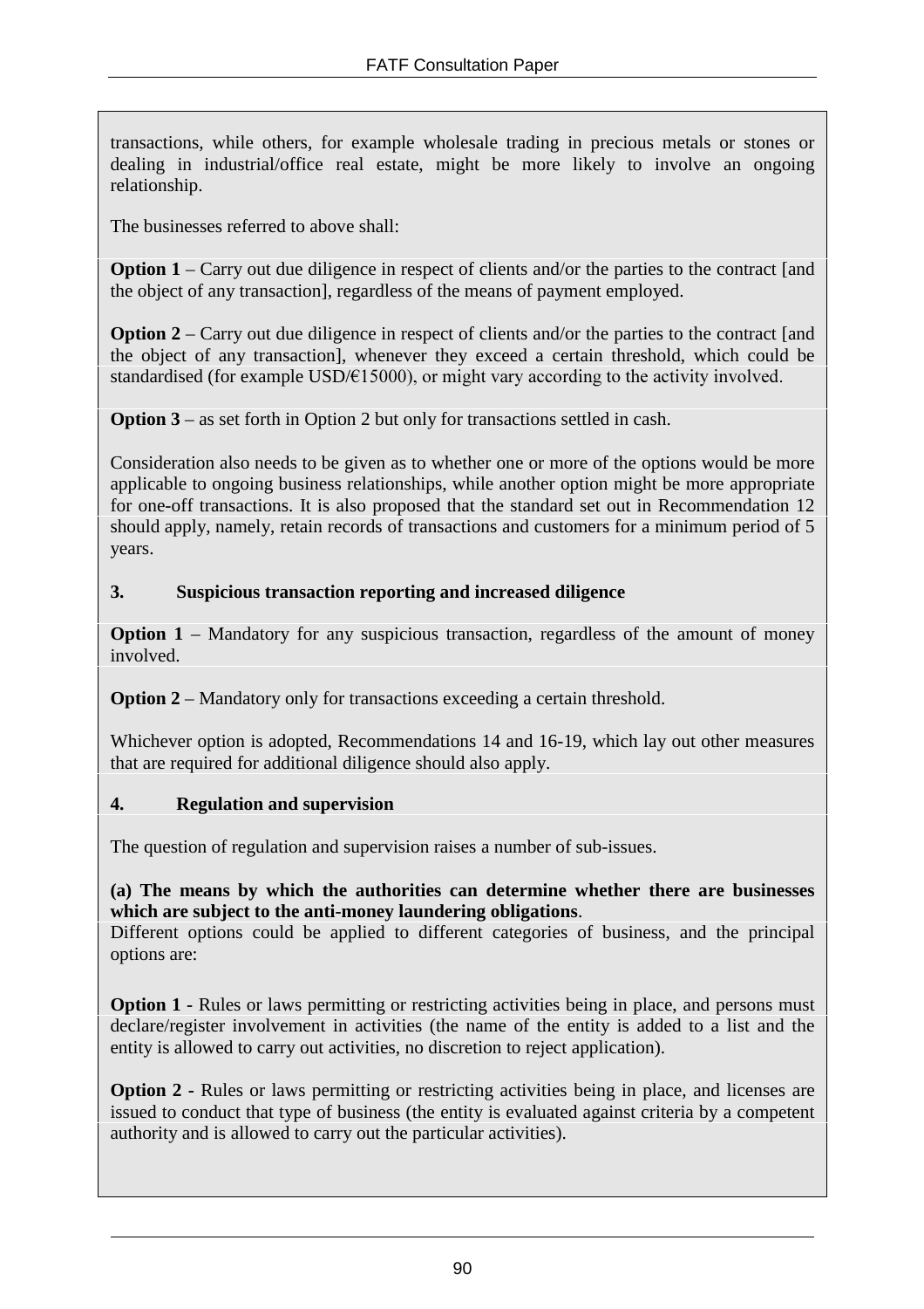transactions, while others, for example wholesale trading in precious metals or stones or dealing in industrial/office real estate, might be more likely to involve an ongoing relationship.

The businesses referred to above shall:

**Option 1** – Carry out due diligence in respect of clients and/or the parties to the contract [and the object of any transaction], regardless of the means of payment employed.

**Option 2** – Carry out due diligence in respect of clients and/or the parties to the contract [and the object of any transaction], whenever they exceed a certain threshold, which could be standardised (for example USD/€15000), or might vary according to the activity involved.

**Option 3** – as set forth in Option 2 but only for transactions settled in cash.

Consideration also needs to be given as to whether one or more of the options would be more applicable to ongoing business relationships, while another option might be more appropriate for one-off transactions. It is also proposed that the standard set out in Recommendation 12 should apply, namely, retain records of transactions and customers for a minimum period of 5 years.

**3. Suspicious transaction reporting and increased diligence**

**Option 1** – Mandatory for any suspicious transaction, regardless of the amount of money involved.

**Option 2** – Mandatory only for transactions exceeding a certain threshold.

Whichever option is adopted, Recommendations 14 and 16-19, which lay out other measures that are required for additional diligence should also apply.

**4. Regulation and supervision**

The question of regulation and supervision raises a number of sub-issues.

**(a) The means by which the authorities can determine whether there are businesses which are subject to the anti-money laundering obligations**.
Different options could be applied to different categories of business, and the principal options are:

**Option 1 -** Rules or laws permitting or restricting activities being in place, and persons must declare/register involvement in activities (the name of the entity is added to a list and the entity is allowed to carry out activities, no discretion to reject application).

**Option 2 -** Rules or laws permitting or restricting activities being in place, and licenses are issued to conduct that type of business (the entity is evaluated against criteria by a competent authority and is allowed to carry out the particular activities).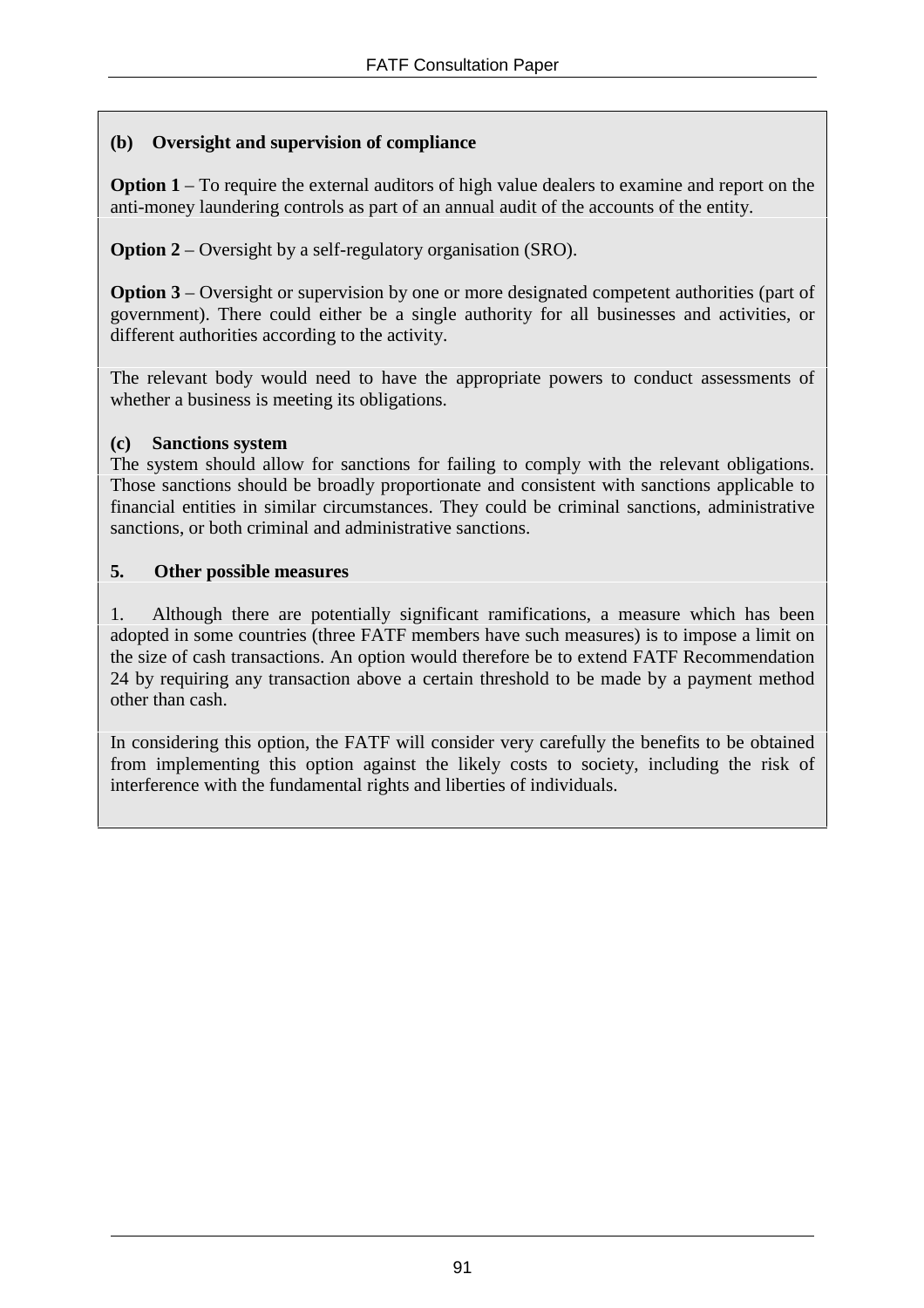**(b) Oversight and supervision of compliance**

**Option 1** – To require the external auditors of high value dealers to examine and report on the anti-money laundering controls as part of an annual audit of the accounts of the entity.

**Option 2** – Oversight by a self-regulatory organisation (SRO).

**Option 3** – Oversight or supervision by one or more designated competent authorities (part of government). There could either be a single authority for all businesses and activities, or different authorities according to the activity.

The relevant body would need to have the appropriate powers to conduct assessments of whether a business is meeting its obligations.

**(c) Sanctions system**

The system should allow for sanctions for failing to comply with the relevant obligations. Those sanctions should be broadly proportionate and consistent with sanctions applicable to financial entities in similar circumstances. They could be criminal sanctions, administrative sanctions, or both criminal and administrative sanctions.

**5. Other possible measures**

1. Although there are potentially significant ramifications, a measure which has been adopted in some countries (three FATF members have such measures) is to impose a limit on the size of cash transactions. An option would therefore be to extend FATF Recommendation 24 by requiring any transaction above a certain threshold to be made by a payment method other than cash.

In considering this option, the FATF will consider very carefully the benefits to be obtained from implementing this option against the likely costs to society, including the risk of interference with the fundamental rights and liberties of individuals.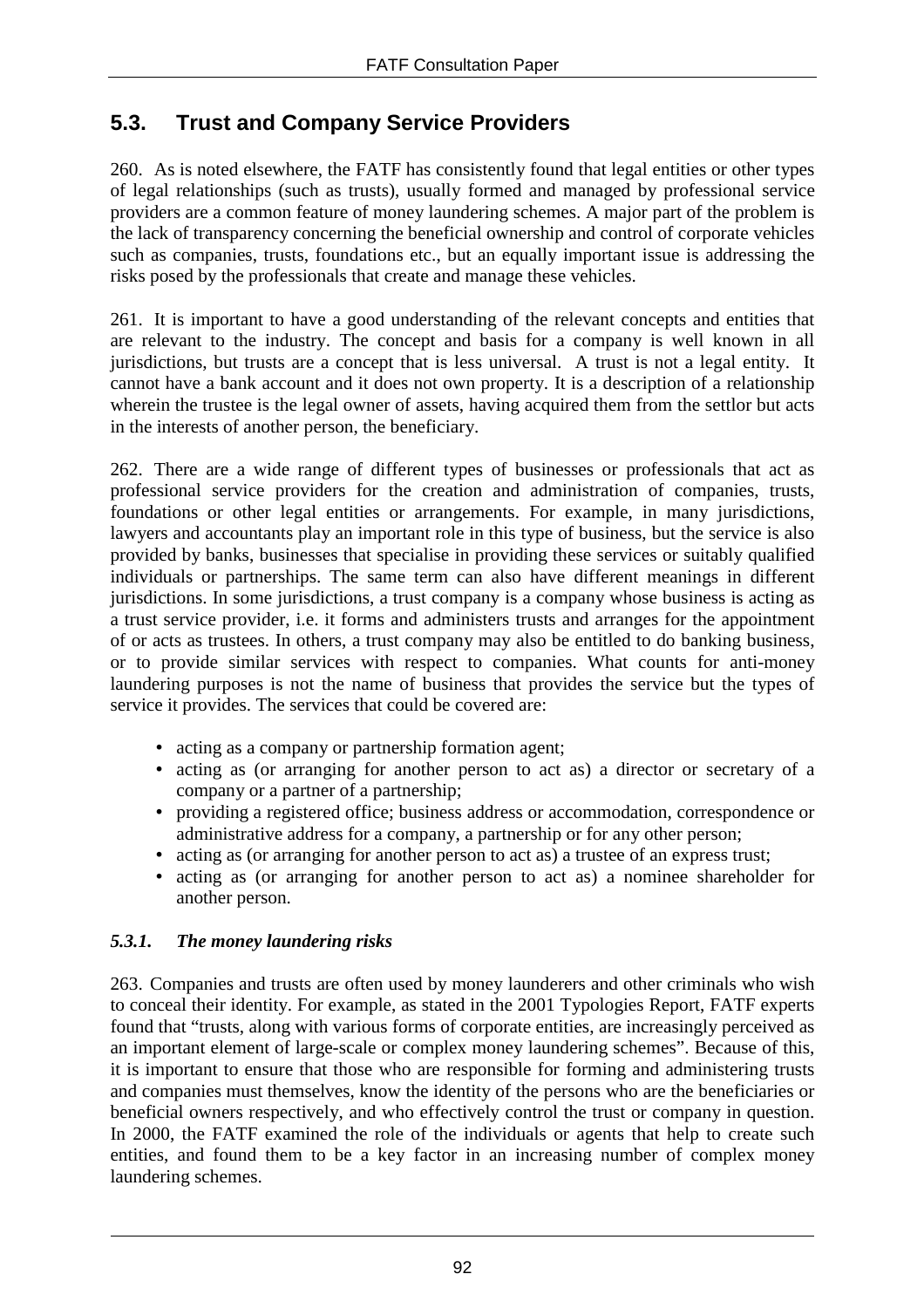## 5.3. Trust and Company Service Providers

260. As is noted elsewhere, the FATF has consistently found that legal entities or other types of legal relationships (such as trusts), usually formed and managed by professional service providers are a common feature of money laundering schemes. A major part of the problem is the lack of transparency concerning the beneficial ownership and control of corporate vehicles such as companies, trusts, foundations etc., but an equally important issue is addressing the risks posed by the professionals that create and manage these vehicles.

261. It is important to have a good understanding of the relevant concepts and entities that are relevant to the industry. The concept and basis for a company is well known in all jurisdictions, but trusts are a concept that is less universal. A trust is not a legal entity. It cannot have a bank account and it does not own property. It is a description of a relationship wherein the trustee is the legal owner of assets, having acquired them from the settlor but acts in the interests of another person, the beneficiary.

262. There are a wide range of different types of businesses or professionals that act as professional service providers for the creation and administration of companies, trusts, foundations or other legal entities or arrangements. For example, in many jurisdictions, lawyers and accountants play an important role in this type of business, but the service is also provided by banks, businesses that specialise in providing these services or suitably qualified individuals or partnerships. The same term can also have different meanings in different jurisdictions. In some jurisdictions, a trust company is a company whose business is acting as a trust service provider, i.e. it forms and administers trusts and arranges for the appointment of or acts as trustees. In others, a trust company may also be entitled to do banking business, or to provide similar services with respect to companies. What counts for anti-money laundering purposes is not the name of business that provides the service but the types of service it provides. The services that could be covered are:

- acting as a company or partnership formation agent;
- acting as (or arranging for another person to act as) a director or secretary of a company or a partner of a partnership;
- providing a registered office; business address or accommodation, correspondence or administrative address for a company, a partnership or for any other person;
- acting as (or arranging for another person to act as) a trustee of an express trust;
- acting as (or arranging for another person to act as) a nominee shareholder for another person.

### *5.3.1. The money laundering risks*

263. Companies and trusts are often used by money launderers and other criminals who wish to conceal their identity. For example, as stated in the 2001 Typologies Report, FATF experts found that "trusts, along with various forms of corporate entities, are increasingly perceived as an important element of large-scale or complex money laundering schemes". Because of this, it is important to ensure that those who are responsible for forming and administering trusts and companies must themselves, know the identity of the persons who are the beneficiaries or beneficial owners respectively, and who effectively control the trust or company in question. In 2000, the FATF examined the role of the individuals or agents that help to create such entities, and found them to be a key factor in an increasing number of complex money laundering schemes.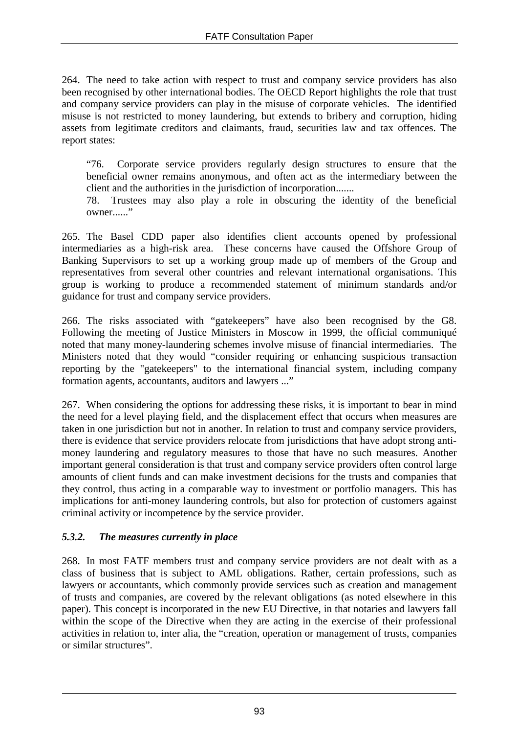264. The need to take action with respect to trust and company service providers has also been recognised by other international bodies. The OECD Report highlights the role that trust and company service providers can play in the misuse of corporate vehicles. The identified misuse is not restricted to money laundering, but extends to bribery and corruption, hiding assets from legitimate creditors and claimants, fraud, securities law and tax offences. The report states:

> "76. Corporate service providers regularly design structures to ensure that the beneficial owner remains anonymous, and often act as the intermediary between the client and the authorities in the jurisdiction of incorporation.......
>
> 78. Trustees may also play a role in obscuring the identity of the beneficial owner......"

265. The Basel CDD paper also identifies client accounts opened by professional intermediaries as a high-risk area. These concerns have caused the Offshore Group of Banking Supervisors to set up a working group made up of members of the Group and representatives from several other countries and relevant international organisations. This group is working to produce a recommended statement of minimum standards and/or guidance for trust and company service providers.

266. The risks associated with "gatekeepers" have also been recognised by the G8. Following the meeting of Justice Ministers in Moscow in 1999, the official communiqué noted that many money-laundering schemes involve misuse of financial intermediaries. The Ministers noted that they would "consider requiring or enhancing suspicious transaction reporting by the "gatekeepers" to the international financial system, including company formation agents, accountants, auditors and lawyers ..."

267. When considering the options for addressing these risks, it is important to bear in mind the need for a level playing field, and the displacement effect that occurs when measures are taken in one jurisdiction but not in another. In relation to trust and company service providers, there is evidence that service providers relocate from jurisdictions that have adopt strong anti-money laundering and regulatory measures to those that have no such measures. Another important general consideration is that trust and company service providers often control large amounts of client funds and can make investment decisions for the trusts and companies that they control, thus acting in a comparable way to investment or portfolio managers. This has implications for anti-money laundering controls, but also for protection of customers against criminal activity or incompetence by the service provider.

### *5.3.2. The measures currently in place*

268. In most FATF members trust and company service providers are not dealt with as a class of business that is subject to AML obligations. Rather, certain professions, such as lawyers or accountants, which commonly provide services such as creation and management of trusts and companies, are covered by the relevant obligations (as noted elsewhere in this paper). This concept is incorporated in the new EU Directive, in that notaries and lawyers fall within the scope of the Directive when they are acting in the exercise of their professional activities in relation to, inter alia, the "creation, operation or management of trusts, companies or similar structures".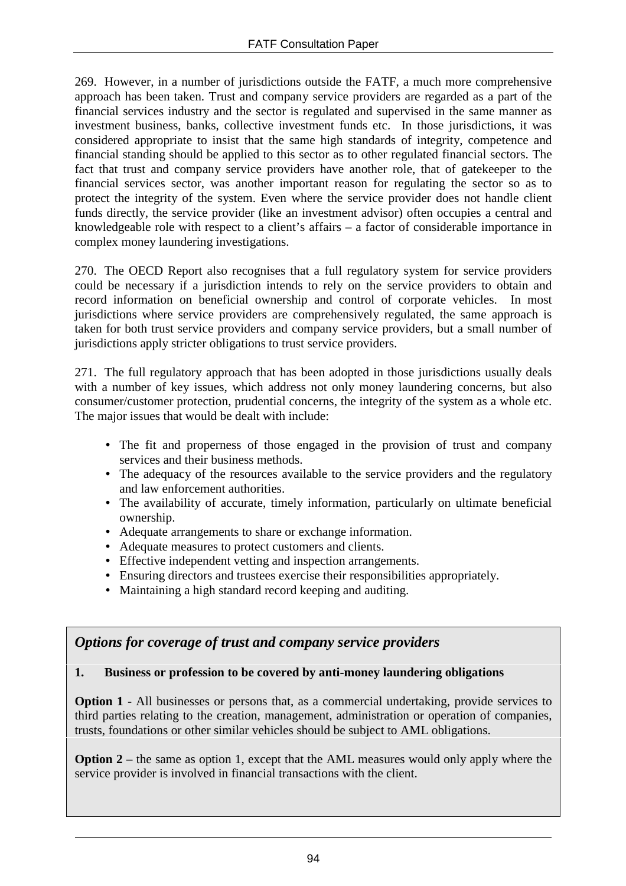269. However, in a number of jurisdictions outside the FATF, a much more comprehensive approach has been taken. Trust and company service providers are regarded as a part of the financial services industry and the sector is regulated and supervised in the same manner as investment business, banks, collective investment funds etc. In those jurisdictions, it was considered appropriate to insist that the same high standards of integrity, competence and financial standing should be applied to this sector as to other regulated financial sectors. The fact that trust and company service providers have another role, that of gatekeeper to the financial services sector, was another important reason for regulating the sector so as to protect the integrity of the system. Even where the service provider does not handle client funds directly, the service provider (like an investment advisor) often occupies a central and knowledgeable role with respect to a client's affairs – a factor of considerable importance in complex money laundering investigations.

270. The OECD Report also recognises that a full regulatory system for service providers could be necessary if a jurisdiction intends to rely on the service providers to obtain and record information on beneficial ownership and control of corporate vehicles. In most jurisdictions where service providers are comprehensively regulated, the same approach is taken for both trust service providers and company service providers, but a small number of jurisdictions apply stricter obligations to trust service providers.

271. The full regulatory approach that has been adopted in those jurisdictions usually deals with a number of key issues, which address not only money laundering concerns, but also consumer/customer protection, prudential concerns, the integrity of the system as a whole etc. The major issues that would be dealt with include:

- The fit and properness of those engaged in the provision of trust and company services and their business methods.
- The adequacy of the resources available to the service providers and the regulatory and law enforcement authorities.
- The availability of accurate, timely information, particularly on ultimate beneficial ownership.
- Adequate arrangements to share or exchange information.
- Adequate measures to protect customers and clients.
- Effective independent vetting and inspection arrangements.
- Ensuring directors and trustees exercise their responsibilities appropriately.
- Maintaining a high standard record keeping and auditing.

## *Options for coverage of trust and company service providers*

**1. Business or profession to be covered by anti-money laundering obligations**

**Option 1** - All businesses or persons that, as a commercial undertaking, provide services to third parties relating to the creation, management, administration or operation of companies, trusts, foundations or other similar vehicles should be subject to AML obligations.

**Option 2** – the same as option 1, except that the AML measures would only apply where the service provider is involved in financial transactions with the client.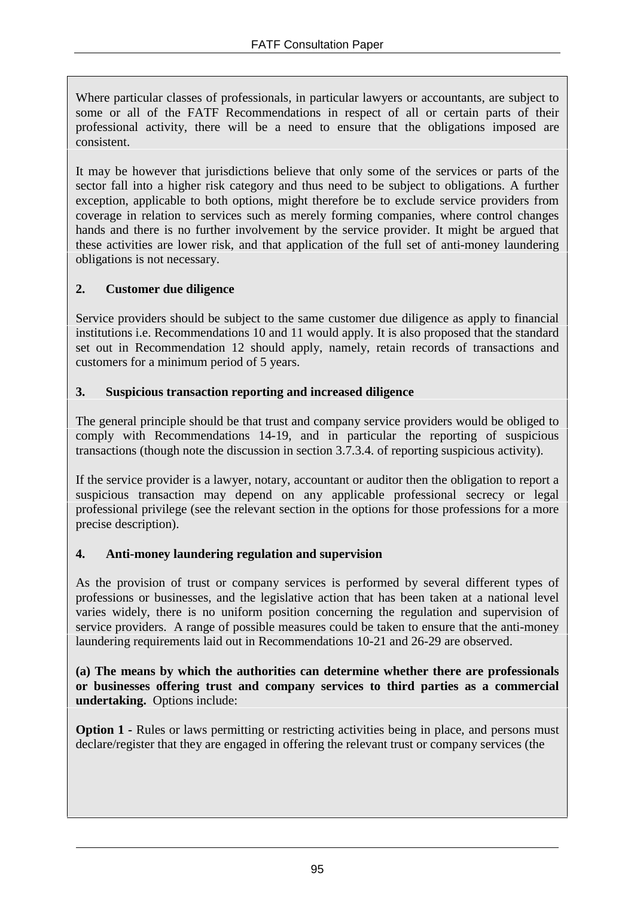Where particular classes of professionals, in particular lawyers or accountants, are subject to some or all of the FATF Recommendations in respect of all or certain parts of their professional activity, there will be a need to ensure that the obligations imposed are consistent.

It may be however that jurisdictions believe that only some of the services or parts of the sector fall into a higher risk category and thus need to be subject to obligations. A further exception, applicable to both options, might therefore be to exclude service providers from coverage in relation to services such as merely forming companies, where control changes hands and there is no further involvement by the service provider. It might be argued that these activities are lower risk, and that application of the full set of anti-money laundering obligations is not necessary.

**2. Customer due diligence**

Service providers should be subject to the same customer due diligence as apply to financial institutions i.e. Recommendations 10 and 11 would apply. It is also proposed that the standard set out in Recommendation 12 should apply, namely, retain records of transactions and customers for a minimum period of 5 years.

**3. Suspicious transaction reporting and increased diligence**

The general principle should be that trust and company service providers would be obliged to comply with Recommendations 14-19, and in particular the reporting of suspicious transactions (though note the discussion in section 3.7.3.4. of reporting suspicious activity).

If the service provider is a lawyer, notary, accountant or auditor then the obligation to report a suspicious transaction may depend on any applicable professional secrecy or legal professional privilege (see the relevant section in the options for those professions for a more precise description).

**4. Anti-money laundering regulation and supervision**

As the provision of trust or company services is performed by several different types of professions or businesses, and the legislative action that has been taken at a national level varies widely, there is no uniform position concerning the regulation and supervision of service providers. A range of possible measures could be taken to ensure that the anti-money laundering requirements laid out in Recommendations 10-21 and 26-29 are observed.

**(a) The means by which the authorities can determine whether there are professionals or businesses offering trust and company services to third parties as a commercial undertaking.** Options include:

**Option 1 -** Rules or laws permitting or restricting activities being in place, and persons must declare/register that they are engaged in offering the relevant trust or company services (the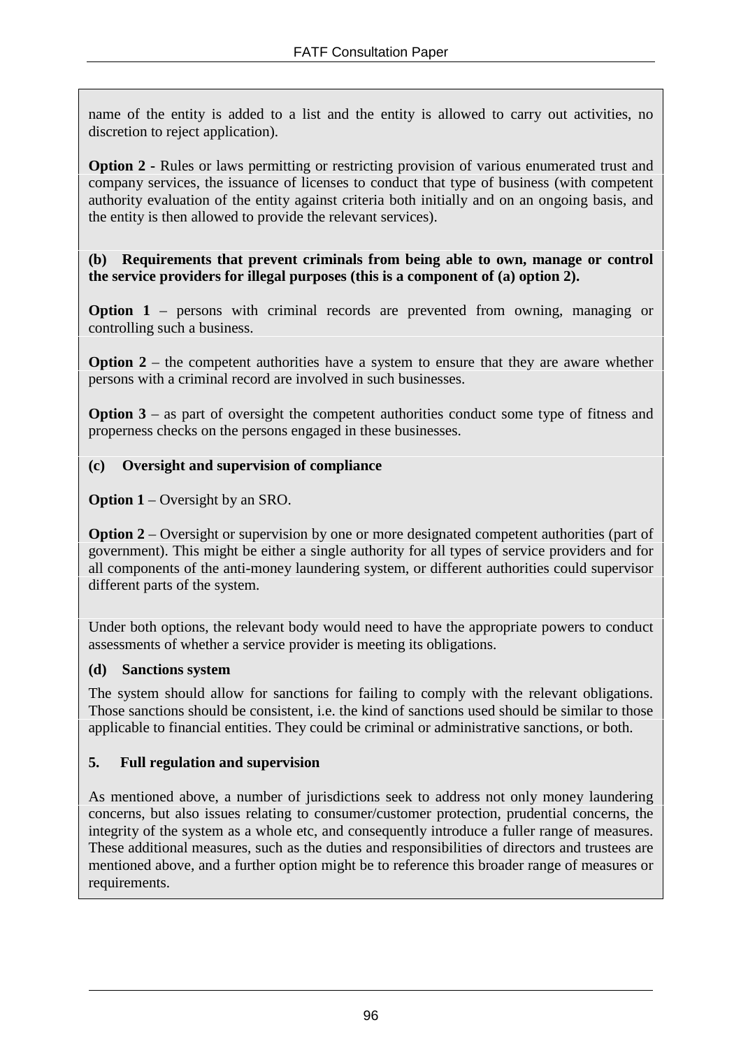name of the entity is added to a list and the entity is allowed to carry out activities, no discretion to reject application).

**Option 2 -** Rules or laws permitting or restricting provision of various enumerated trust and company services, the issuance of licenses to conduct that type of business (with competent authority evaluation of the entity against criteria both initially and on an ongoing basis, and the entity is then allowed to provide the relevant services).

**(b) Requirements that prevent criminals from being able to own, manage or control the service providers for illegal purposes (this is a component of (a) option 2).**

**Option 1** – persons with criminal records are prevented from owning, managing or controlling such a business.

**Option 2** – the competent authorities have a system to ensure that they are aware whether persons with a criminal record are involved in such businesses.

**Option 3** – as part of oversight the competent authorities conduct some type of fitness and properness checks on the persons engaged in these businesses.

**(c) Oversight and supervision of compliance**

**Option 1** – Oversight by an SRO.

**Option 2** – Oversight or supervision by one or more designated competent authorities (part of government). This might be either a single authority for all types of service providers and for all components of the anti-money laundering system, or different authorities could supervisor different parts of the system.

Under both options, the relevant body would need to have the appropriate powers to conduct assessments of whether a service provider is meeting its obligations.

**(d) Sanctions system**

The system should allow for sanctions for failing to comply with the relevant obligations. Those sanctions should be consistent, i.e. the kind of sanctions used should be similar to those applicable to financial entities. They could be criminal or administrative sanctions, or both.

**5. Full regulation and supervision**

As mentioned above, a number of jurisdictions seek to address not only money laundering concerns, but also issues relating to consumer/customer protection, prudential concerns, the integrity of the system as a whole etc, and consequently introduce a fuller range of measures. These additional measures, such as the duties and responsibilities of directors and trustees are mentioned above, and a further option might be to reference this broader range of measures or requirements.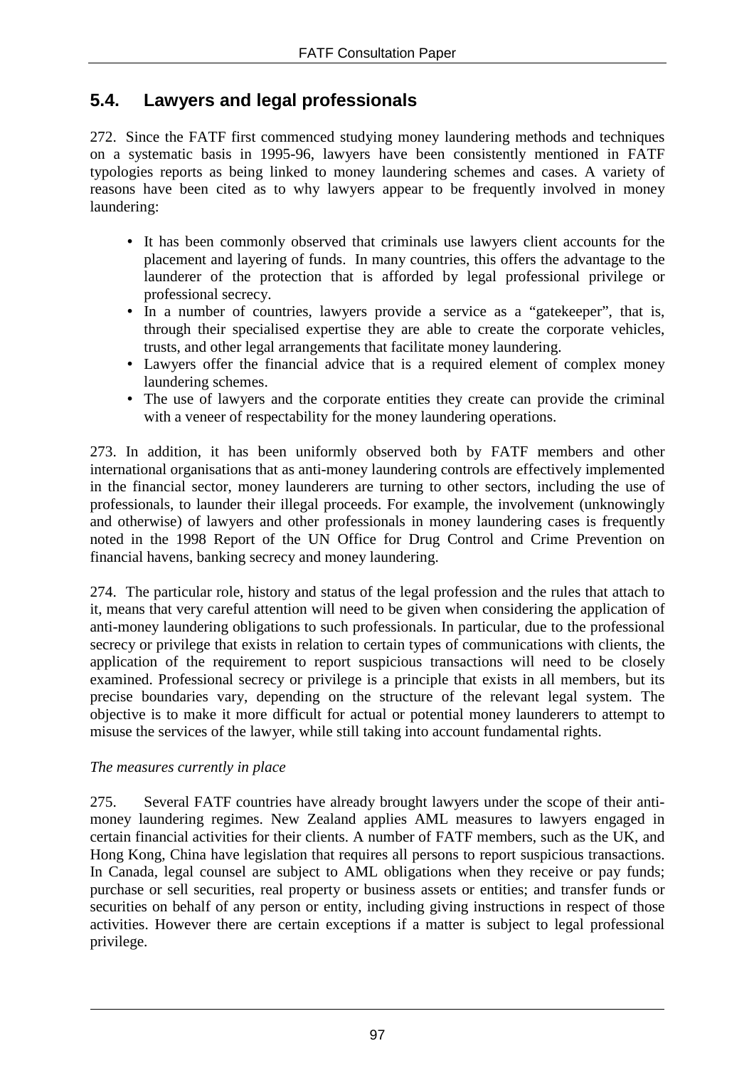## 5.4. Lawyers and legal professionals

272. Since the FATF first commenced studying money laundering methods and techniques on a systematic basis in 1995-96, lawyers have been consistently mentioned in FATF typologies reports as being linked to money laundering schemes and cases. A variety of reasons have been cited as to why lawyers appear to be frequently involved in money laundering:

- It has been commonly observed that criminals use lawyers client accounts for the placement and layering of funds. In many countries, this offers the advantage to the launderer of the protection that is afforded by legal professional privilege or professional secrecy.
- In a number of countries, lawyers provide a service as a "gatekeeper", that is, through their specialised expertise they are able to create the corporate vehicles, trusts, and other legal arrangements that facilitate money laundering.
- Lawyers offer the financial advice that is a required element of complex money laundering schemes.
- The use of lawyers and the corporate entities they create can provide the criminal with a veneer of respectability for the money laundering operations.

273. In addition, it has been uniformly observed both by FATF members and other international organisations that as anti-money laundering controls are effectively implemented in the financial sector, money launderers are turning to other sectors, including the use of professionals, to launder their illegal proceeds. For example, the involvement (unknowingly and otherwise) of lawyers and other professionals in money laundering cases is frequently noted in the 1998 Report of the UN Office for Drug Control and Crime Prevention on financial havens, banking secrecy and money laundering.

274. The particular role, history and status of the legal profession and the rules that attach to it, means that very careful attention will need to be given when considering the application of anti-money laundering obligations to such professionals. In particular, due to the professional secrecy or privilege that exists in relation to certain types of communications with clients, the application of the requirement to report suspicious transactions will need to be closely examined. Professional secrecy or privilege is a principle that exists in all members, but its precise boundaries vary, depending on the structure of the relevant legal system. The objective is to make it more difficult for actual or potential money launderers to attempt to misuse the services of the lawyer, while still taking into account fundamental rights.

*The measures currently in place*

275. Several FATF countries have already brought lawyers under the scope of their anti-money laundering regimes. New Zealand applies AML measures to lawyers engaged in certain financial activities for their clients. A number of FATF members, such as the UK, and Hong Kong, China have legislation that requires all persons to report suspicious transactions. In Canada, legal counsel are subject to AML obligations when they receive or pay funds; purchase or sell securities, real property or business assets or entities; and transfer funds or securities on behalf of any person or entity, including giving instructions in respect of those activities. However there are certain exceptions if a matter is subject to legal professional privilege.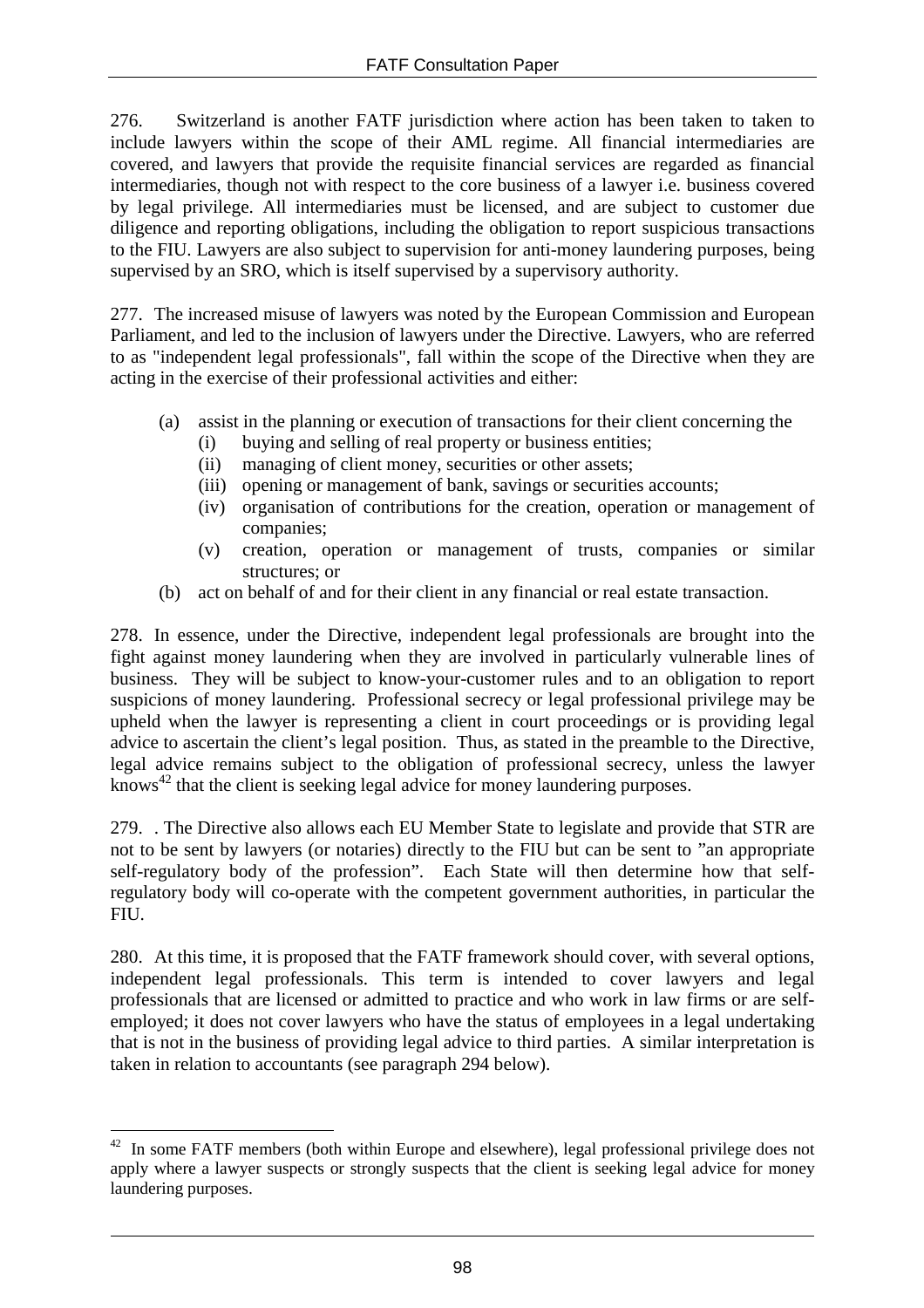276. Switzerland is another FATF jurisdiction where action has been taken to taken to include lawyers within the scope of their AML regime. All financial intermediaries are covered, and lawyers that provide the requisite financial services are regarded as financial intermediaries, though not with respect to the core business of a lawyer i.e. business covered by legal privilege. All intermediaries must be licensed, and are subject to customer due diligence and reporting obligations, including the obligation to report suspicious transactions to the FIU. Lawyers are also subject to supervision for anti-money laundering purposes, being supervised by an SRO, which is itself supervised by a supervisory authority.

277. The increased misuse of lawyers was noted by the European Commission and European Parliament, and led to the inclusion of lawyers under the Directive. Lawyers, who are referred to as "independent legal professionals", fall within the scope of the Directive when they are acting in the exercise of their professional activities and either:

- (a) assist in the planning or execution of transactions for their client concerning the
  - (i) buying and selling of real property or business entities;
  - (ii) managing of client money, securities or other assets;
  - (iii) opening or management of bank, savings or securities accounts;
  - (iv) organisation of contributions for the creation, operation or management of companies;
  - (v) creation, operation or management of trusts, companies or similar structures; or
- (b) act on behalf of and for their client in any financial or real estate transaction.

278. In essence, under the Directive, independent legal professionals are brought into the fight against money laundering when they are involved in particularly vulnerable lines of business. They will be subject to know-your-customer rules and to an obligation to report suspicions of money laundering. Professional secrecy or legal professional privilege may be upheld when the lawyer is representing a client in court proceedings or is providing legal advice to ascertain the client's legal position. Thus, as stated in the preamble to the Directive, legal advice remains subject to the obligation of professional secrecy, unless the lawyer knows[42] that the client is seeking legal advice for money laundering purposes.

279. . The Directive also allows each EU Member State to legislate and provide that STR are not to be sent by lawyers (or notaries) directly to the FIU but can be sent to "an appropriate self-regulatory body of the profession". Each State will then determine how that self-regulatory body will co-operate with the competent government authorities, in particular the FIU.

280. At this time, it is proposed that the FATF framework should cover, with several options, independent legal professionals. This term is intended to cover lawyers and legal professionals that are licensed or admitted to practice and who work in law firms or are self-employed; it does not cover lawyers who have the status of employees in a legal undertaking that is not in the business of providing legal advice to third parties. A similar interpretation is taken in relation to accountants (see paragraph 294 below).

---

[42] In some FATF members (both within Europe and elsewhere), legal professional privilege does not apply where a lawyer suspects or strongly suspects that the client is seeking legal advice for money laundering purposes.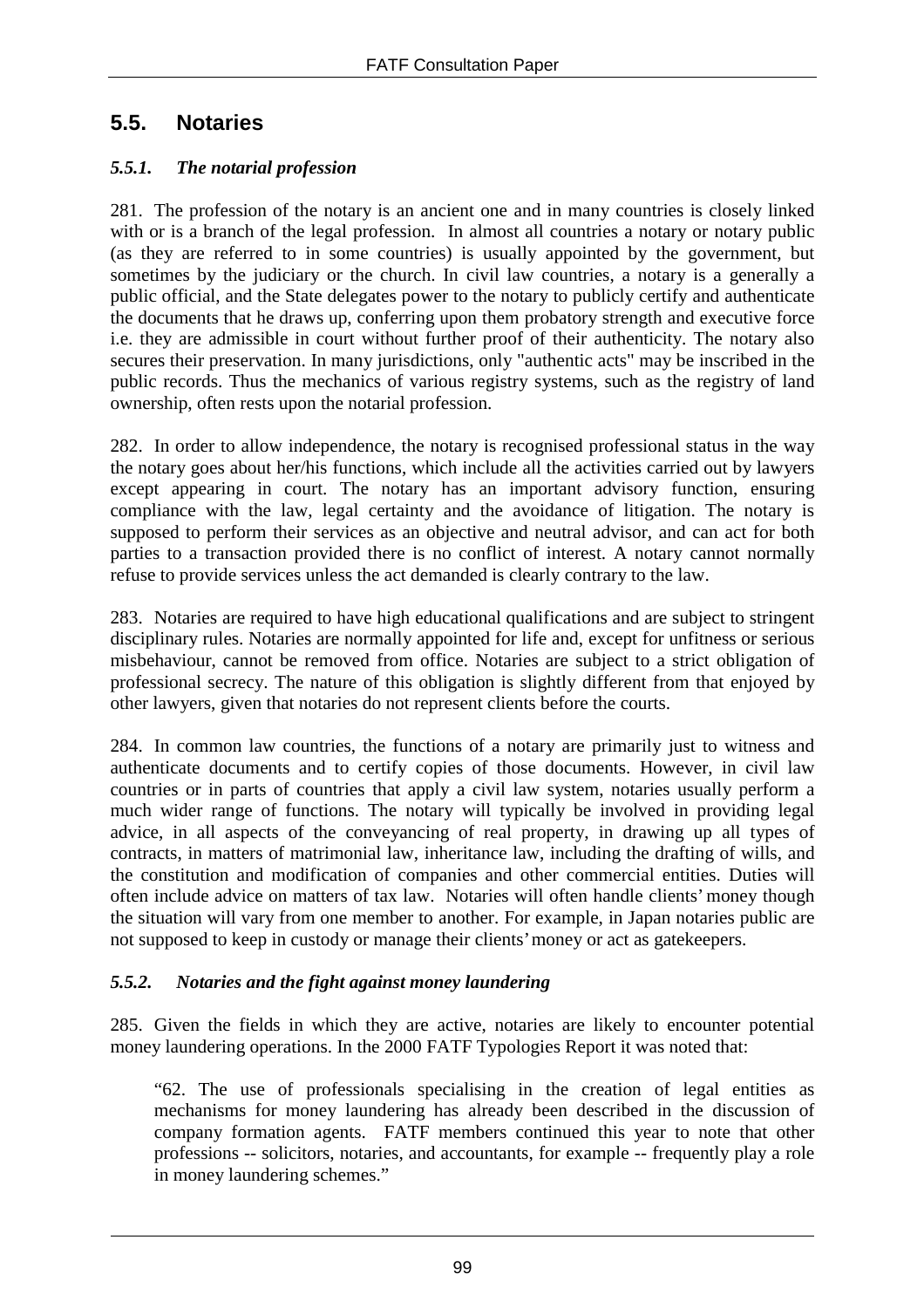## 5.5. Notaries

### *5.5.1. The notarial profession*

281. The profession of the notary is an ancient one and in many countries is closely linked with or is a branch of the legal profession. In almost all countries a notary or notary public (as they are referred to in some countries) is usually appointed by the government, but sometimes by the judiciary or the church. In civil law countries, a notary is a generally a public official, and the State delegates power to the notary to publicly certify and authenticate the documents that he draws up, conferring upon them probatory strength and executive force i.e. they are admissible in court without further proof of their authenticity. The notary also secures their preservation. In many jurisdictions, only "authentic acts" may be inscribed in the public records. Thus the mechanics of various registry systems, such as the registry of land ownership, often rests upon the notarial profession.

282. In order to allow independence, the notary is recognised professional status in the way the notary goes about her/his functions, which include all the activities carried out by lawyers except appearing in court. The notary has an important advisory function, ensuring compliance with the law, legal certainty and the avoidance of litigation. The notary is supposed to perform their services as an objective and neutral advisor, and can act for both parties to a transaction provided there is no conflict of interest. A notary cannot normally refuse to provide services unless the act demanded is clearly contrary to the law.

283. Notaries are required to have high educational qualifications and are subject to stringent disciplinary rules. Notaries are normally appointed for life and, except for unfitness or serious misbehaviour, cannot be removed from office. Notaries are subject to a strict obligation of professional secrecy. The nature of this obligation is slightly different from that enjoyed by other lawyers, given that notaries do not represent clients before the courts.

284. In common law countries, the functions of a notary are primarily just to witness and authenticate documents and to certify copies of those documents. However, in civil law countries or in parts of countries that apply a civil law system, notaries usually perform a much wider range of functions. The notary will typically be involved in providing legal advice, in all aspects of the conveyancing of real property, in drawing up all types of contracts, in matters of matrimonial law, inheritance law, including the drafting of wills, and the constitution and modification of companies and other commercial entities. Duties will often include advice on matters of tax law. Notaries will often handle clients' money though the situation will vary from one member to another. For example, in Japan notaries public are not supposed to keep in custody or manage their clients' money or act as gatekeepers.

### *5.5.2. Notaries and the fight against money laundering*

285. Given the fields in which they are active, notaries are likely to encounter potential money laundering operations. In the 2000 FATF Typologies Report it was noted that:

> "62. The use of professionals specialising in the creation of legal entities as mechanisms for money laundering has already been described in the discussion of company formation agents. FATF members continued this year to note that other professions -- solicitors, notaries, and accountants, for example -- frequently play a role in money laundering schemes."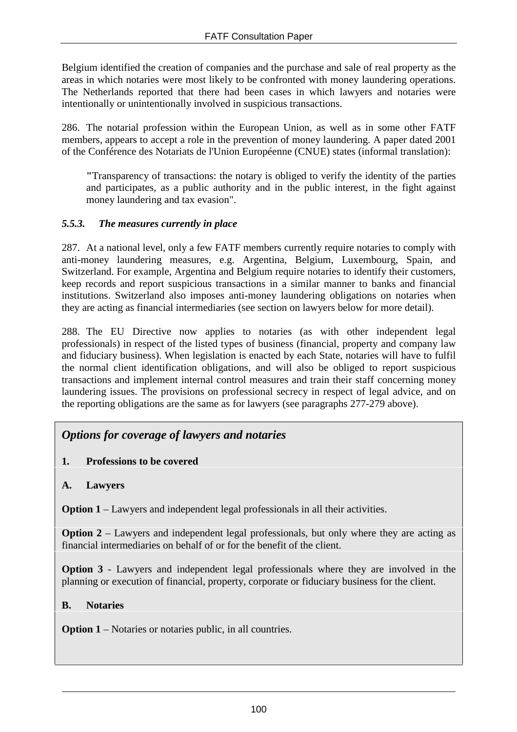Belgium identified the creation of companies and the purchase and sale of real property as the areas in which notaries were most likely to be confronted with money laundering operations. The Netherlands reported that there had been cases in which lawyers and notaries were intentionally or unintentionally involved in suspicious transactions.

286. The notarial profession within the European Union, as well as in some other FATF members, appears to accept a role in the prevention of money laundering. A paper dated 2001 of the Conférence des Notariats de l'Union Européenne (CNUE) states (informal translation):

> "Transparency of transactions: the notary is obliged to verify the identity of the parties and participates, as a public authority and in the public interest, in the fight against money laundering and tax evasion".

### *5.5.3. The measures currently in place*

287. At a national level, only a few FATF members currently require notaries to comply with anti-money laundering measures, e.g. Argentina, Belgium, Luxembourg, Spain, and Switzerland. For example, Argentina and Belgium require notaries to identify their customers, keep records and report suspicious transactions in a similar manner to banks and financial institutions. Switzerland also imposes anti-money laundering obligations on notaries when they are acting as financial intermediaries (see section on lawyers below for more detail).

288. The EU Directive now applies to notaries (as with other independent legal professionals) in respect of the listed types of business (financial, property and company law and fiduciary business). When legislation is enacted by each State, notaries will have to fulfil the normal client identification obligations, and will also be obliged to report suspicious transactions and implement internal control measures and train their staff concerning money laundering issues. The provisions on professional secrecy in respect of legal advice, and on the reporting obligations are the same as for lawyers (see paragraphs 277-279 above).

## *Options for coverage of lawyers and notaries*

**1. Professions to be covered**

**A. Lawyers**

**Option 1** – Lawyers and independent legal professionals in all their activities.

**Option 2** – Lawyers and independent legal professionals, but only where they are acting as financial intermediaries on behalf of or for the benefit of the client.

**Option 3** - Lawyers and independent legal professionals where they are involved in the planning or execution of financial, property, corporate or fiduciary business for the client.

**B. Notaries**

**Option 1** – Notaries or notaries public, in all countries.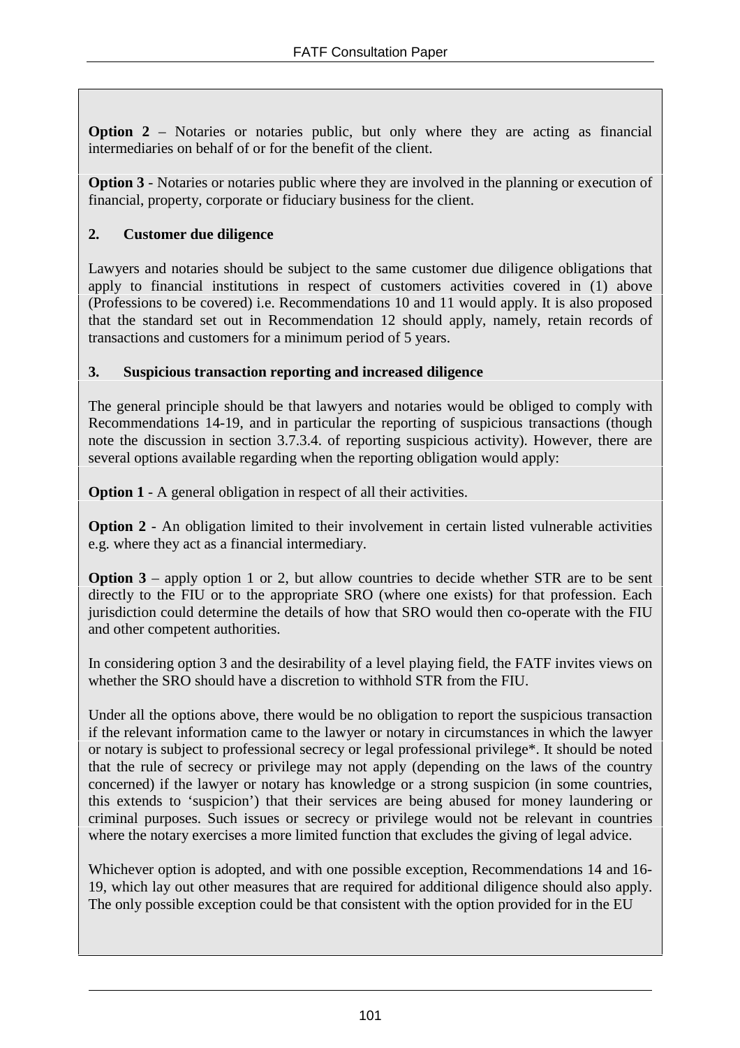**Option 2** – Notaries or notaries public, but only where they are acting as financial intermediaries on behalf of or for the benefit of the client.

**Option 3** - Notaries or notaries public where they are involved in the planning or execution of financial, property, corporate or fiduciary business for the client.

**2. Customer due diligence**

Lawyers and notaries should be subject to the same customer due diligence obligations that apply to financial institutions in respect of customers activities covered in (1) above (Professions to be covered) i.e. Recommendations 10 and 11 would apply. It is also proposed that the standard set out in Recommendation 12 should apply, namely, retain records of transactions and customers for a minimum period of 5 years.

**3. Suspicious transaction reporting and increased diligence**

The general principle should be that lawyers and notaries would be obliged to comply with Recommendations 14-19, and in particular the reporting of suspicious transactions (though note the discussion in section 3.7.3.4. of reporting suspicious activity). However, there are several options available regarding when the reporting obligation would apply:

**Option 1** - A general obligation in respect of all their activities.

**Option 2** - An obligation limited to their involvement in certain listed vulnerable activities e.g. where they act as a financial intermediary.

**Option 3** – apply option 1 or 2, but allow countries to decide whether STR are to be sent directly to the FIU or to the appropriate SRO (where one exists) for that profession. Each jurisdiction could determine the details of how that SRO would then co-operate with the FIU and other competent authorities.

In considering option 3 and the desirability of a level playing field, the FATF invites views on whether the SRO should have a discretion to withhold STR from the FIU.

Under all the options above, there would be no obligation to report the suspicious transaction if the relevant information came to the lawyer or notary in circumstances in which the lawyer or notary is subject to professional secrecy or legal professional privilege*. It should be noted that the rule of secrecy or privilege may not apply (depending on the laws of the country concerned) if the lawyer or notary has knowledge or a strong suspicion (in some countries, this extends to 'suspicion') that their services are being abused for money laundering or criminal purposes. Such issues or secrecy or privilege would not be relevant in countries where the notary exercises a more limited function that excludes the giving of legal advice.

Whichever option is adopted, and with one possible exception, Recommendations 14 and 16-19, which lay out other measures that are required for additional diligence should also apply. The only possible exception could be that consistent with the option provided for in the EU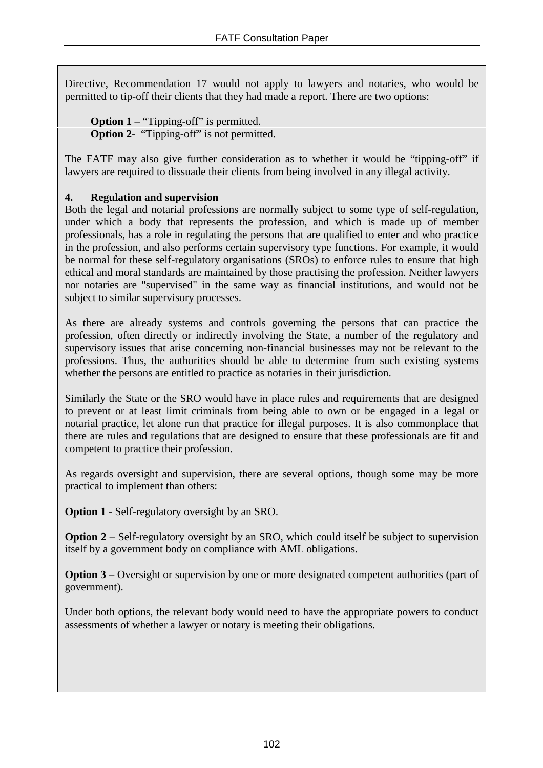Directive, Recommendation 17 would not apply to lawyers and notaries, who would be permitted to tip-off their clients that they had made a report. There are two options:

**Option 1** – "Tipping-off" is permitted.
**Option 2**- "Tipping-off" is not permitted.

The FATF may also give further consideration as to whether it would be "tipping-off" if lawyers are required to dissuade their clients from being involved in any illegal activity.

**4. Regulation and supervision**

Both the legal and notarial professions are normally subject to some type of self-regulation, under which a body that represents the profession, and which is made up of member professionals, has a role in regulating the persons that are qualified to enter and who practice in the profession, and also performs certain supervisory type functions. For example, it would be normal for these self-regulatory organisations (SROs) to enforce rules to ensure that high ethical and moral standards are maintained by those practising the profession. Neither lawyers nor notaries are "supervised" in the same way as financial institutions, and would not be subject to similar supervisory processes.

As there are already systems and controls governing the persons that can practice the profession, often directly or indirectly involving the State, a number of the regulatory and supervisory issues that arise concerning non-financial businesses may not be relevant to the professions. Thus, the authorities should be able to determine from such existing systems whether the persons are entitled to practice as notaries in their jurisdiction.

Similarly the State or the SRO would have in place rules and requirements that are designed to prevent or at least limit criminals from being able to own or be engaged in a legal or notarial practice, let alone run that practice for illegal purposes. It is also commonplace that there are rules and regulations that are designed to ensure that these professionals are fit and competent to practice their profession.

As regards oversight and supervision, there are several options, though some may be more practical to implement than others:

**Option 1** - Self-regulatory oversight by an SRO.

**Option 2** – Self-regulatory oversight by an SRO, which could itself be subject to supervision itself by a government body on compliance with AML obligations.

**Option 3** – Oversight or supervision by one or more designated competent authorities (part of government).

Under both options, the relevant body would need to have the appropriate powers to conduct assessments of whether a lawyer or notary is meeting their obligations.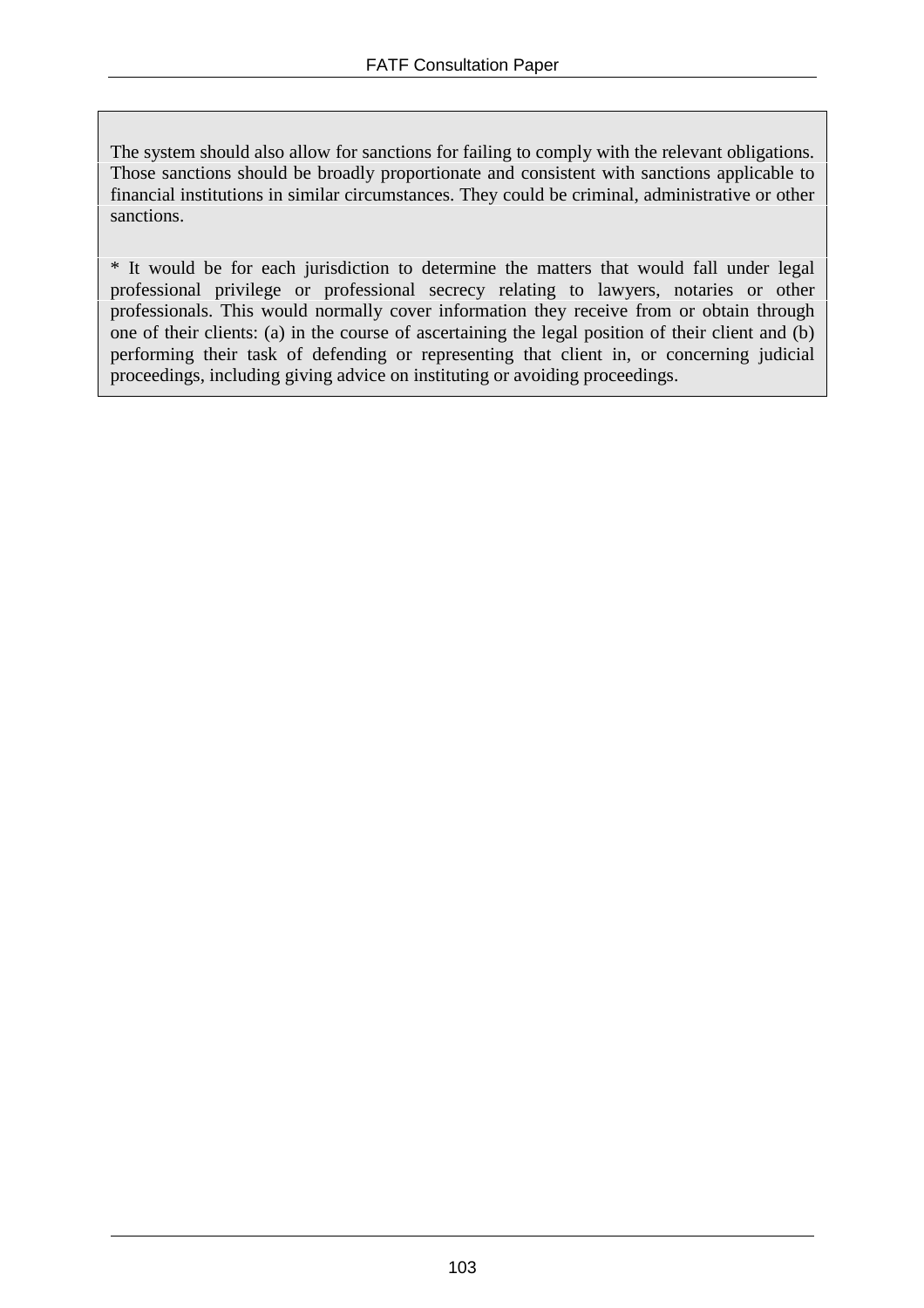The system should also allow for sanctions for failing to comply with the relevant obligations. Those sanctions should be broadly proportionate and consistent with sanctions applicable to financial institutions in similar circumstances. They could be criminal, administrative or other sanctions.

* It would be for each jurisdiction to determine the matters that would fall under legal professional privilege or professional secrecy relating to lawyers, notaries or other professionals. This would normally cover information they receive from or obtain through one of their clients: (a) in the course of ascertaining the legal position of their client and (b) performing their task of defending or representing that client in, or concerning judicial proceedings, including giving advice on instituting or avoiding proceedings.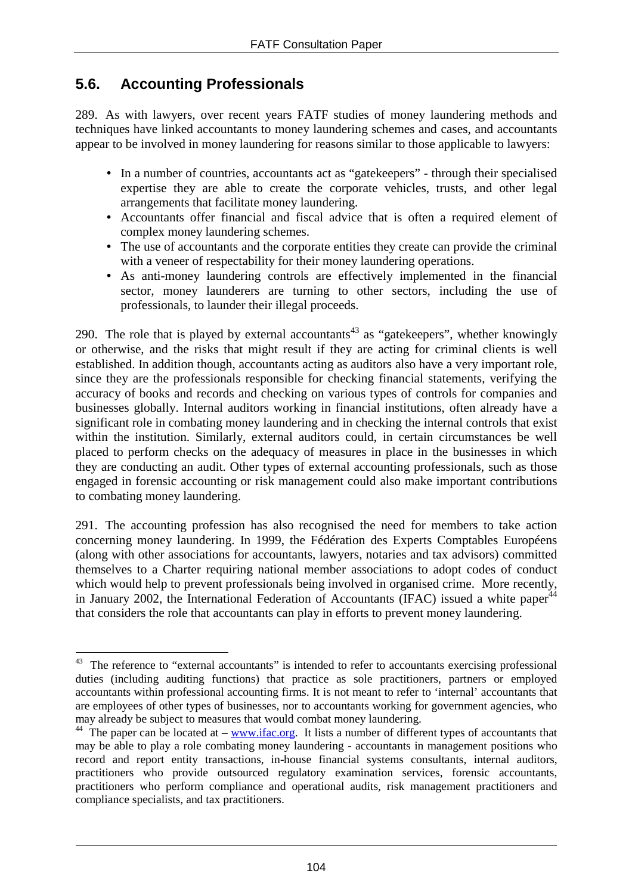## 5.6. Accounting Professionals

289. As with lawyers, over recent years FATF studies of money laundering methods and techniques have linked accountants to money laundering schemes and cases, and accountants appear to be involved in money laundering for reasons similar to those applicable to lawyers:

- In a number of countries, accountants act as "gatekeepers" - through their specialised expertise they are able to create the corporate vehicles, trusts, and other legal arrangements that facilitate money laundering.
- Accountants offer financial and fiscal advice that is often a required element of complex money laundering schemes.
- The use of accountants and the corporate entities they create can provide the criminal with a veneer of respectability for their money laundering operations.
- As anti-money laundering controls are effectively implemented in the financial sector, money launderers are turning to other sectors, including the use of professionals, to launder their illegal proceeds.

290. The role that is played by external accountants[43] as "gatekeepers", whether knowingly or otherwise, and the risks that might result if they are acting for criminal clients is well established. In addition though, accountants acting as auditors also have a very important role, since they are the professionals responsible for checking financial statements, verifying the accuracy of books and records and checking on various types of controls for companies and businesses globally. Internal auditors working in financial institutions, often already have a significant role in combating money laundering and in checking the internal controls that exist within the institution. Similarly, external auditors could, in certain circumstances be well placed to perform checks on the adequacy of measures in place in the businesses in which they are conducting an audit. Other types of external accounting professionals, such as those engaged in forensic accounting or risk management could also make important contributions to combating money laundering.

291. The accounting profession has also recognised the need for members to take action concerning money laundering. In 1999, the Fédération des Experts Comptables Européens (along with other associations for accountants, lawyers, notaries and tax advisors) committed themselves to a Charter requiring national member associations to adopt codes of conduct which would help to prevent professionals being involved in organised crime. More recently, in January 2002, the International Federation of Accountants (IFAC) issued a white paper[44] that considers the role that accountants can play in efforts to prevent money laundering.

---

[43] The reference to "external accountants" is intended to refer to accountants exercising professional duties (including auditing functions) that practice as sole practitioners, partners or employed accountants within professional accounting firms. It is not meant to refer to 'internal' accountants that are employees of other types of businesses, nor to accountants working for government agencies, who may already be subject to measures that would combat money laundering.

[44] The paper can be located at – www.ifac.org. It lists a number of different types of accountants that may be able to play a role combating money laundering - accountants in management positions who record and report entity transactions, in-house financial systems consultants, internal auditors, practitioners who provide outsourced regulatory examination services, forensic accountants, practitioners who perform compliance and operational audits, risk management practitioners and compliance specialists, and tax practitioners.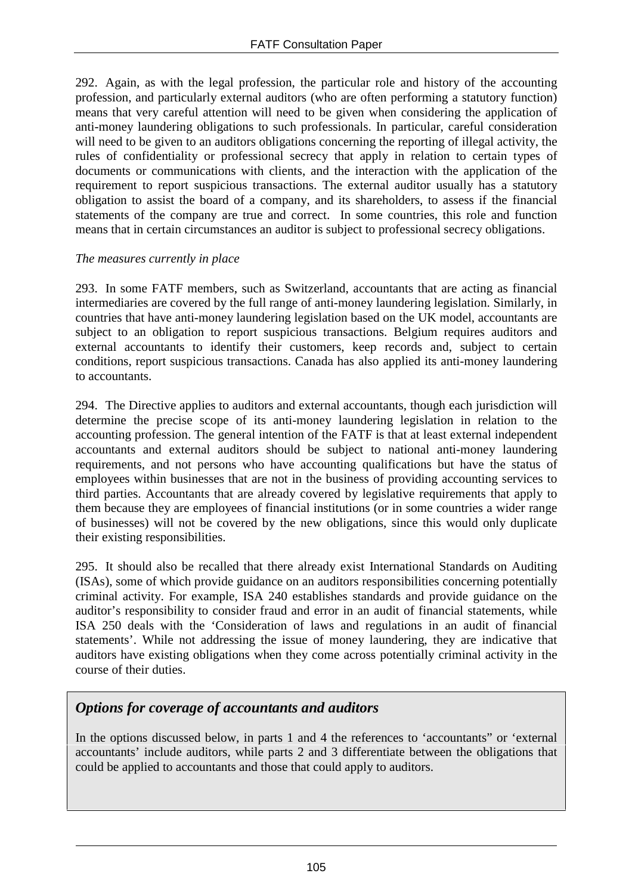292. Again, as with the legal profession, the particular role and history of the accounting profession, and particularly external auditors (who are often performing a statutory function) means that very careful attention will need to be given when considering the application of anti-money laundering obligations to such professionals. In particular, careful consideration will need to be given to an auditors obligations concerning the reporting of illegal activity, the rules of confidentiality or professional secrecy that apply in relation to certain types of documents or communications with clients, and the interaction with the application of the requirement to report suspicious transactions. The external auditor usually has a statutory obligation to assist the board of a company, and its shareholders, to assess if the financial statements of the company are true and correct. In some countries, this role and function means that in certain circumstances an auditor is subject to professional secrecy obligations.

*The measures currently in place*

293. In some FATF members, such as Switzerland, accountants that are acting as financial intermediaries are covered by the full range of anti-money laundering legislation. Similarly, in countries that have anti-money laundering legislation based on the UK model, accountants are subject to an obligation to report suspicious transactions. Belgium requires auditors and external accountants to identify their customers, keep records and, subject to certain conditions, report suspicious transactions. Canada has also applied its anti-money laundering to accountants.

294. The Directive applies to auditors and external accountants, though each jurisdiction will determine the precise scope of its anti-money laundering legislation in relation to the accounting profession. The general intention of the FATF is that at least external independent accountants and external auditors should be subject to national anti-money laundering requirements, and not persons who have accounting qualifications but have the status of employees within businesses that are not in the business of providing accounting services to third parties. Accountants that are already covered by legislative requirements that apply to them because they are employees of financial institutions (or in some countries a wider range of businesses) will not be covered by the new obligations, since this would only duplicate their existing responsibilities.

295. It should also be recalled that there already exist International Standards on Auditing (ISAs), some of which provide guidance on an auditors responsibilities concerning potentially criminal activity. For example, ISA 240 establishes standards and provide guidance on the auditor's responsibility to consider fraud and error in an audit of financial statements, while ISA 250 deals with the 'Consideration of laws and regulations in an audit of financial statements'. While not addressing the issue of money laundering, they are indicative that auditors have existing obligations when they come across potentially criminal activity in the course of their duties.

### *Options for coverage of accountants and auditors*

In the options discussed below, in parts 1 and 4 the references to 'accountants" or 'external accountants' include auditors, while parts 2 and 3 differentiate between the obligations that could be applied to accountants and those that could apply to auditors.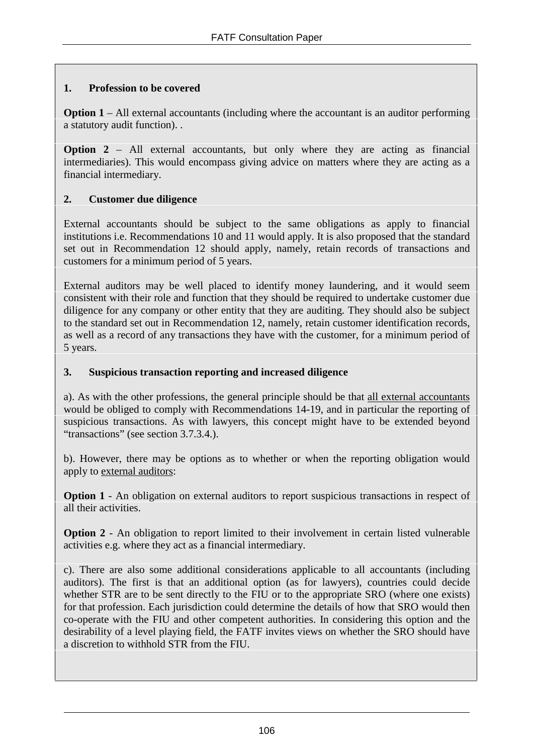**1. Profession to be covered**

**Option 1** – All external accountants (including where the accountant is an auditor performing a statutory audit function). .

**Option 2** – All external accountants, but only where they are acting as financial intermediaries). This would encompass giving advice on matters where they are acting as a financial intermediary.

**2. Customer due diligence**

External accountants should be subject to the same obligations as apply to financial institutions i.e. Recommendations 10 and 11 would apply. It is also proposed that the standard set out in Recommendation 12 should apply, namely, retain records of transactions and customers for a minimum period of 5 years.

External auditors may be well placed to identify money laundering, and it would seem consistent with their role and function that they should be required to undertake customer due diligence for any company or other entity that they are auditing. They should also be subject to the standard set out in Recommendation 12, namely, retain customer identification records, as well as a record of any transactions they have with the customer, for a minimum period of 5 years.

**3. Suspicious transaction reporting and increased diligence**

a). As with the other professions, the general principle should be that all external accountants would be obliged to comply with Recommendations 14-19, and in particular the reporting of suspicious transactions. As with lawyers, this concept might have to be extended beyond "transactions" (see section 3.7.3.4.).

b). However, there may be options as to whether or when the reporting obligation would apply to external auditors:

**Option 1** - An obligation on external auditors to report suspicious transactions in respect of all their activities.

**Option 2** - An obligation to report limited to their involvement in certain listed vulnerable activities e.g. where they act as a financial intermediary.

c). There are also some additional considerations applicable to all accountants (including auditors). The first is that an additional option (as for lawyers), countries could decide whether STR are to be sent directly to the FIU or to the appropriate SRO (where one exists) for that profession. Each jurisdiction could determine the details of how that SRO would then co-operate with the FIU and other competent authorities. In considering this option and the desirability of a level playing field, the FATF invites views on whether the SRO should have a discretion to withhold STR from the FIU.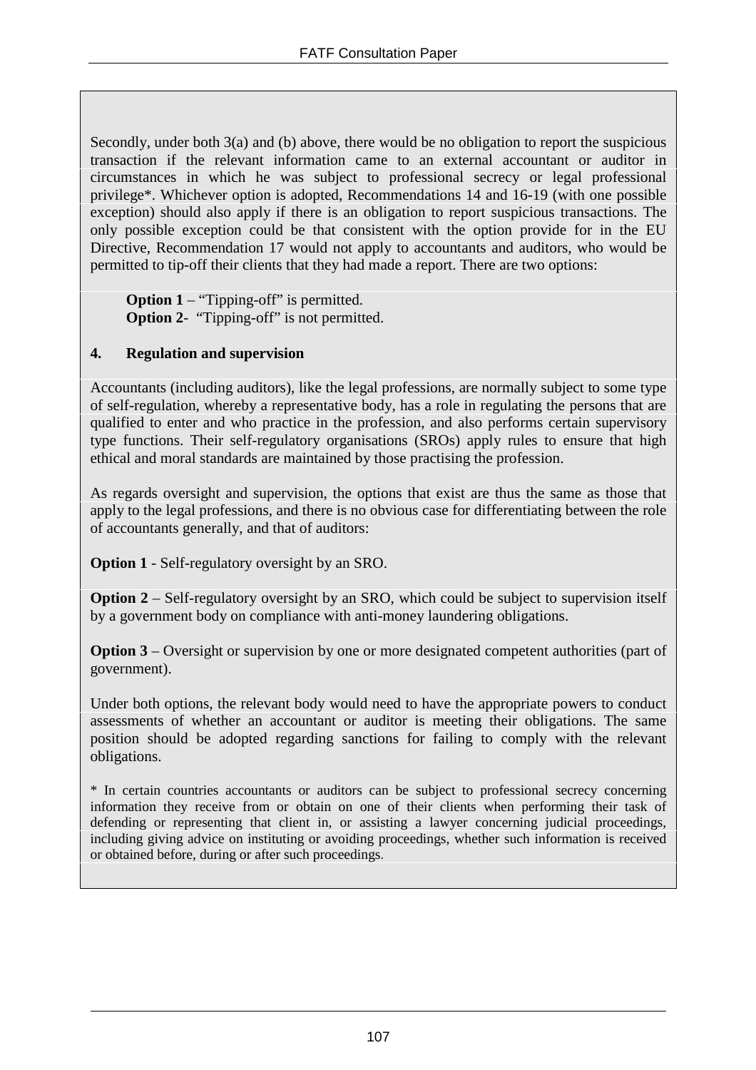Secondly, under both 3(a) and (b) above, there would be no obligation to report the suspicious transaction if the relevant information came to an external accountant or auditor in circumstances in which he was subject to professional secrecy or legal professional privilege*. Whichever option is adopted, Recommendations 14 and 16-19 (with one possible exception) should also apply if there is an obligation to report suspicious transactions. The only possible exception could be that consistent with the option provide for in the EU Directive, Recommendation 17 would not apply to accountants and auditors, who would be permitted to tip-off their clients that they had made a report. There are two options:

**Option 1** – "Tipping-off" is permitted.
**Option 2**- "Tipping-off" is not permitted.

## 4. Regulation and supervision

Accountants (including auditors), like the legal professions, are normally subject to some type of self-regulation, whereby a representative body, has a role in regulating the persons that are qualified to enter and who practice in the profession, and also performs certain supervisory type functions. Their self-regulatory organisations (SROs) apply rules to ensure that high ethical and moral standards are maintained by those practising the profession.

As regards oversight and supervision, the options that exist are thus the same as those that apply to the legal professions, and there is no obvious case for differentiating between the role of accountants generally, and that of auditors:

**Option 1** - Self-regulatory oversight by an SRO.

**Option 2** – Self-regulatory oversight by an SRO, which could be subject to supervision itself by a government body on compliance with anti-money laundering obligations.

**Option 3** – Oversight or supervision by one or more designated competent authorities (part of government).

Under both options, the relevant body would need to have the appropriate powers to conduct assessments of whether an accountant or auditor is meeting their obligations. The same position should be adopted regarding sanctions for failing to comply with the relevant obligations.

* In certain countries accountants or auditors can be subject to professional secrecy concerning information they receive from or obtain on one of their clients when performing their task of defending or representing that client in, or assisting a lawyer concerning judicial proceedings, including giving advice on instituting or avoiding proceedings, whether such information is received or obtained before, during or after such proceedings.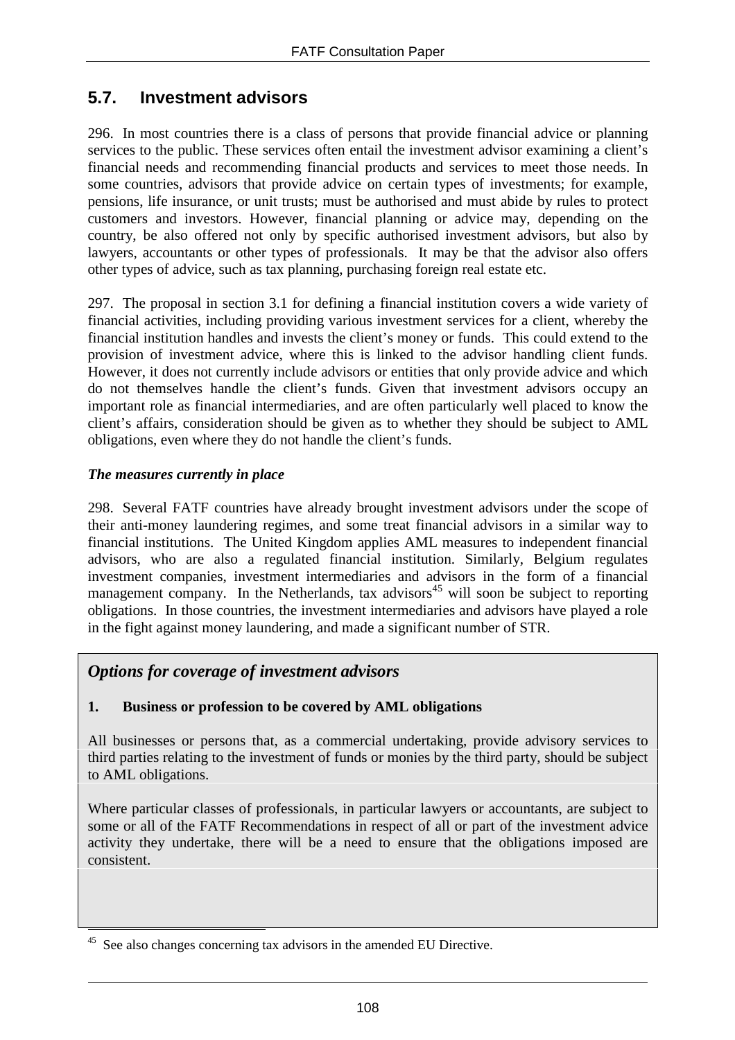## 5.7. Investment advisors

296. In most countries there is a class of persons that provide financial advice or planning services to the public. These services often entail the investment advisor examining a client's financial needs and recommending financial products and services to meet those needs. In some countries, advisors that provide advice on certain types of investments; for example, pensions, life insurance, or unit trusts; must be authorised and must abide by rules to protect customers and investors. However, financial planning or advice may, depending on the country, be also offered not only by specific authorised investment advisors, but also by lawyers, accountants or other types of professionals. It may be that the advisor also offers other types of advice, such as tax planning, purchasing foreign real estate etc.

297. The proposal in section 3.1 for defining a financial institution covers a wide variety of financial activities, including providing various investment services for a client, whereby the financial institution handles and invests the client's money or funds. This could extend to the provision of investment advice, where this is linked to the advisor handling client funds. However, it does not currently include advisors or entities that only provide advice and which do not themselves handle the client's funds. Given that investment advisors occupy an important role as financial intermediaries, and are often particularly well placed to know the client's affairs, consideration should be given as to whether they should be subject to AML obligations, even where they do not handle the client's funds.

***The measures currently in place***

298. Several FATF countries have already brought investment advisors under the scope of their anti-money laundering regimes, and some treat financial advisors in a similar way to financial institutions. The United Kingdom applies AML measures to independent financial advisors, who are also a regulated financial institution. Similarly, Belgium regulates investment companies, investment intermediaries and advisors in the form of a financial management company. In the Netherlands, tax advisors[45] will soon be subject to reporting obligations. In those countries, the investment intermediaries and advisors have played a role in the fight against money laundering, and made a significant number of STR.

***Options for coverage of investment advisors***

**1. Business or profession to be covered by AML obligations**

All businesses or persons that, as a commercial undertaking, provide advisory services to third parties relating to the investment of funds or monies by the third party, should be subject to AML obligations.

Where particular classes of professionals, in particular lawyers or accountants, are subject to some or all of the FATF Recommendations in respect of all or part of the investment advice activity they undertake, there will be a need to ensure that the obligations imposed are consistent.

---

[45] See also changes concerning tax advisors in the amended EU Directive.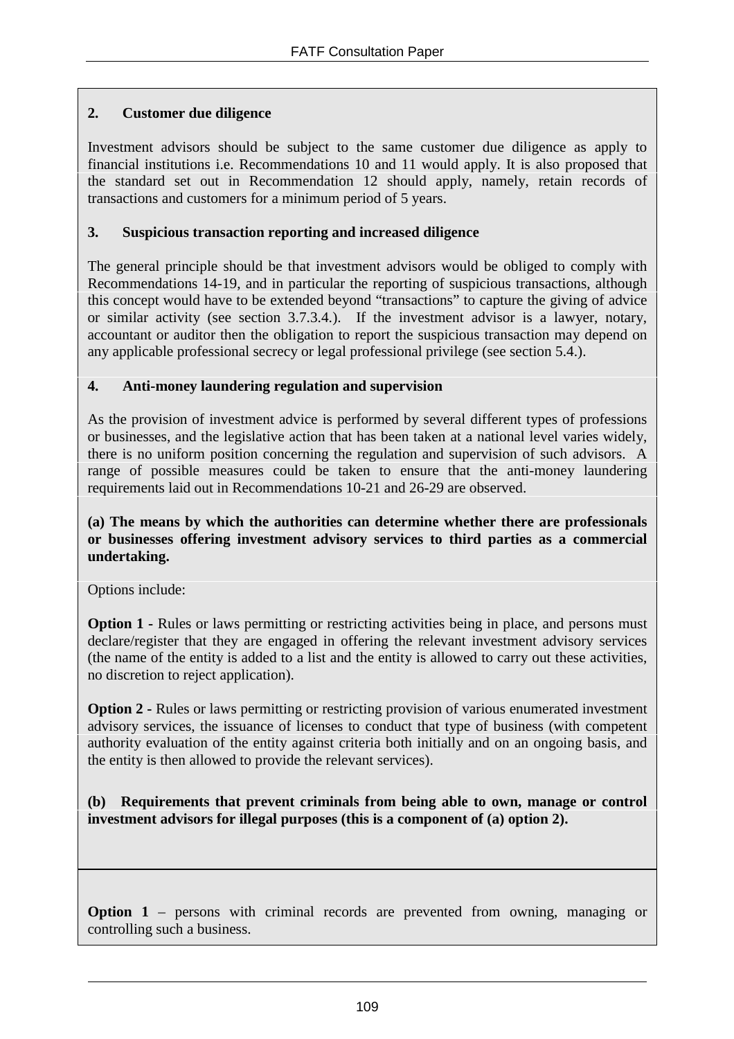**2. Customer due diligence**

Investment advisors should be subject to the same customer due diligence as apply to financial institutions i.e. Recommendations 10 and 11 would apply. It is also proposed that the standard set out in Recommendation 12 should apply, namely, retain records of transactions and customers for a minimum period of 5 years.

**3. Suspicious transaction reporting and increased diligence**

The general principle should be that investment advisors would be obliged to comply with Recommendations 14-19, and in particular the reporting of suspicious transactions, although this concept would have to be extended beyond "transactions" to capture the giving of advice or similar activity (see section 3.7.3.4.). If the investment advisor is a lawyer, notary, accountant or auditor then the obligation to report the suspicious transaction may depend on any applicable professional secrecy or legal professional privilege (see section 5.4.).

**4. Anti-money laundering regulation and supervision**

As the provision of investment advice is performed by several different types of professions or businesses, and the legislative action that has been taken at a national level varies widely, there is no uniform position concerning the regulation and supervision of such advisors. A range of possible measures could be taken to ensure that the anti-money laundering requirements laid out in Recommendations 10-21 and 26-29 are observed.

**(a) The means by which the authorities can determine whether there are professionals or businesses offering investment advisory services to third parties as a commercial undertaking.**

Options include:

**Option 1 -** Rules or laws permitting or restricting activities being in place, and persons must declare/register that they are engaged in offering the relevant investment advisory services (the name of the entity is added to a list and the entity is allowed to carry out these activities, no discretion to reject application).

**Option 2 -** Rules or laws permitting or restricting provision of various enumerated investment advisory services, the issuance of licenses to conduct that type of business (with competent authority evaluation of the entity against criteria both initially and on an ongoing basis, and the entity is then allowed to provide the relevant services).

**(b) Requirements that prevent criminals from being able to own, manage or control investment advisors for illegal purposes (this is a component of (a) option 2).**

**Option 1** – persons with criminal records are prevented from owning, managing or controlling such a business.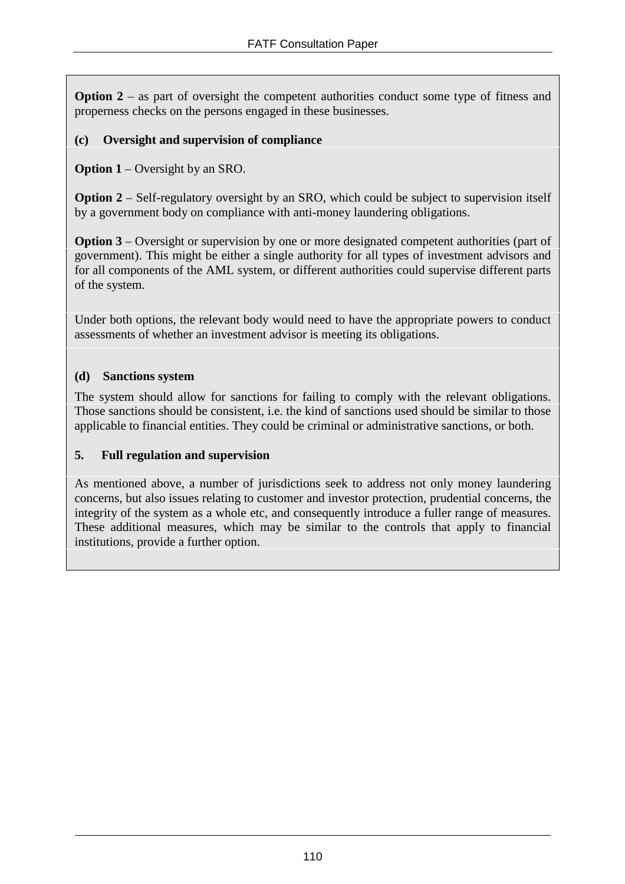**Option 2** – as part of oversight the competent authorities conduct some type of fitness and properness checks on the persons engaged in these businesses.

**(c) Oversight and supervision of compliance**

**Option 1** – Oversight by an SRO.

**Option 2** – Self-regulatory oversight by an SRO, which could be subject to supervision itself by a government body on compliance with anti-money laundering obligations.

**Option 3** – Oversight or supervision by one or more designated competent authorities (part of government). This might be either a single authority for all types of investment advisors and for all components of the AML system, or different authorities could supervise different parts of the system.

Under both options, the relevant body would need to have the appropriate powers to conduct assessments of whether an investment advisor is meeting its obligations.

**(d) Sanctions system**

The system should allow for sanctions for failing to comply with the relevant obligations. Those sanctions should be consistent, i.e. the kind of sanctions used should be similar to those applicable to financial entities. They could be criminal or administrative sanctions, or both.

**5. Full regulation and supervision**

As mentioned above, a number of jurisdictions seek to address not only money laundering concerns, but also issues relating to customer and investor protection, prudential concerns, the integrity of the system as a whole etc, and consequently introduce a fuller range of measures. These additional measures, which may be similar to the controls that apply to financial institutions, provide a further option.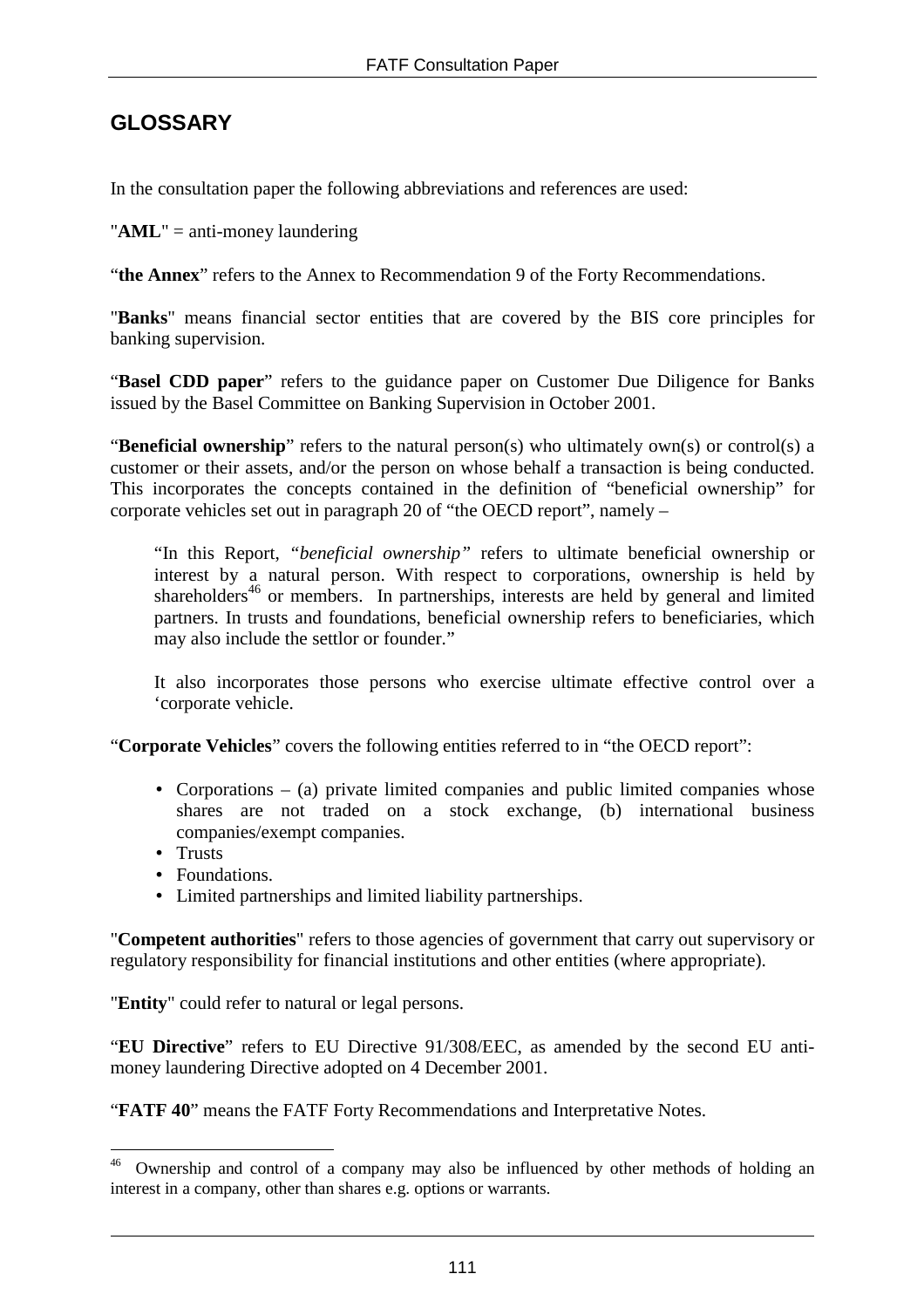## GLOSSARY

In the consultation paper the following abbreviations and references are used:

"**AML**" = anti-money laundering

"**the Annex**" refers to the Annex to Recommendation 9 of the Forty Recommendations.

"**Banks**" means financial sector entities that are covered by the BIS core principles for banking supervision.

"**Basel CDD paper**" refers to the guidance paper on Customer Due Diligence for Banks issued by the Basel Committee on Banking Supervision in October 2001.

"**Beneficial ownership**" refers to the natural person(s) who ultimately own(s) or control(s) a customer or their assets, and/or the person on whose behalf a transaction is being conducted. This incorporates the concepts contained in the definition of "beneficial ownership" for corporate vehicles set out in paragraph 20 of "the OECD report", namely –

> "In this Report, *"beneficial ownership"* refers to ultimate beneficial ownership or interest by a natural person. With respect to corporations, ownership is held by shareholders[46] or members. In partnerships, interests are held by general and limited partners. In trusts and foundations, beneficial ownership refers to beneficiaries, which may also include the settlor or founder."
>
> It also incorporates those persons who exercise ultimate effective control over a 'corporate vehicle.

"**Corporate Vehicles**" covers the following entities referred to in "the OECD report":

- Corporations – (a) private limited companies and public limited companies whose shares are not traded on a stock exchange, (b) international business companies/exempt companies.
- Trusts
- Foundations.
- Limited partnerships and limited liability partnerships.

"**Competent authorities**" refers to those agencies of government that carry out supervisory or regulatory responsibility for financial institutions and other entities (where appropriate).

"**Entity**" could refer to natural or legal persons.

"**EU Directive**" refers to EU Directive 91/308/EEC, as amended by the second EU anti-money laundering Directive adopted on 4 December 2001.

"**FATF 40**" means the FATF Forty Recommendations and Interpretative Notes.

---

[46] Ownership and control of a company may also be influenced by other methods of holding an interest in a company, other than shares e.g. options or warrants.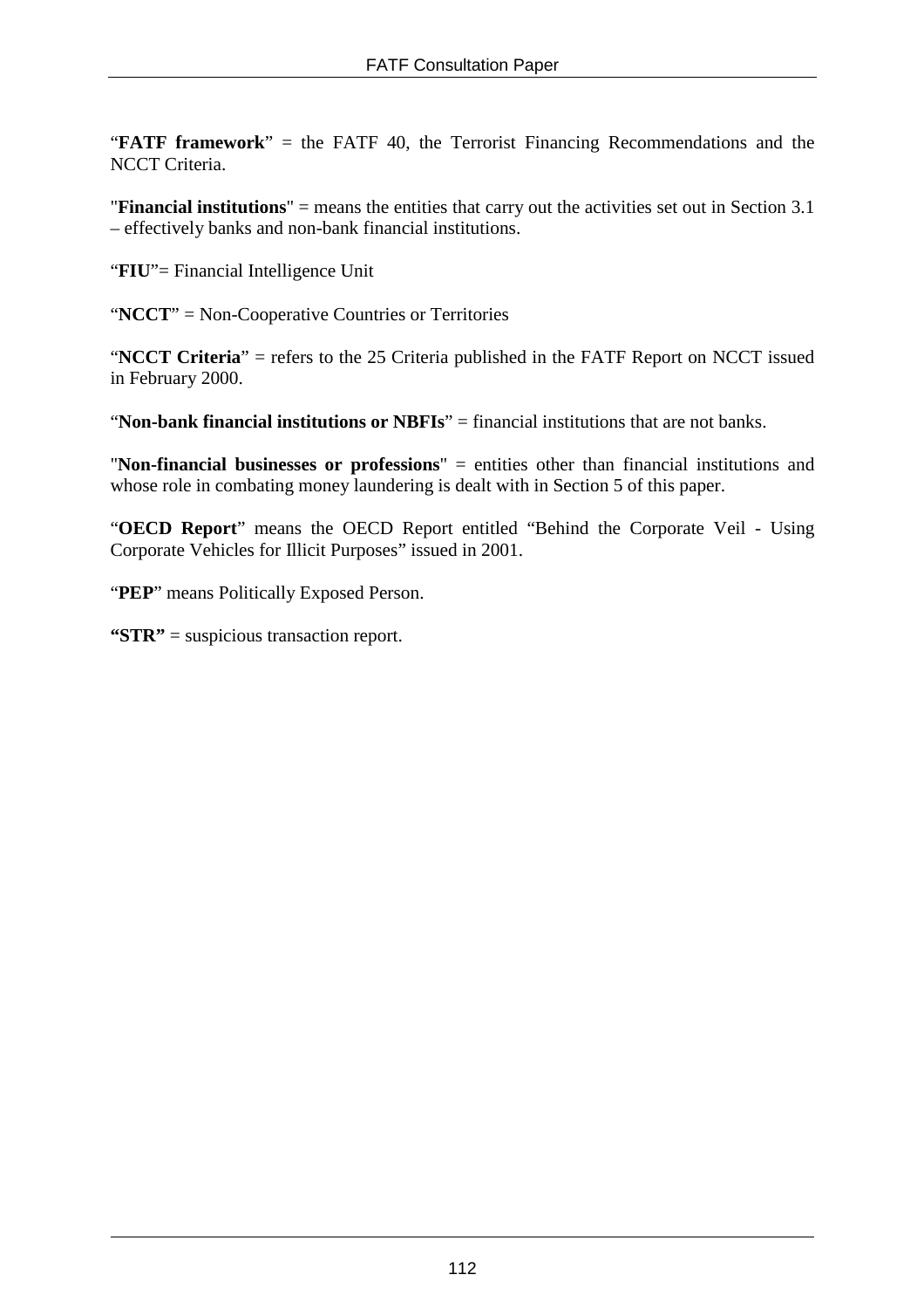"**FATF framework**" = the FATF 40, the Terrorist Financing Recommendations and the NCCT Criteria.

"**Financial institutions**" = means the entities that carry out the activities set out in Section 3.1 – effectively banks and non-bank financial institutions.

"**FIU**"= Financial Intelligence Unit

"**NCCT**" = Non-Cooperative Countries or Territories

"**NCCT Criteria**" = refers to the 25 Criteria published in the FATF Report on NCCT issued in February 2000.

"**Non-bank financial institutions or NBFIs**" = financial institutions that are not banks.

"**Non-financial businesses or professions**" = entities other than financial institutions and whose role in combating money laundering is dealt with in Section 5 of this paper.

"**OECD Report**" means the OECD Report entitled "Behind the Corporate Veil - Using Corporate Vehicles for Illicit Purposes" issued in 2001.

"**PEP**" means Politically Exposed Person.

**"STR"** = suspicious transaction report.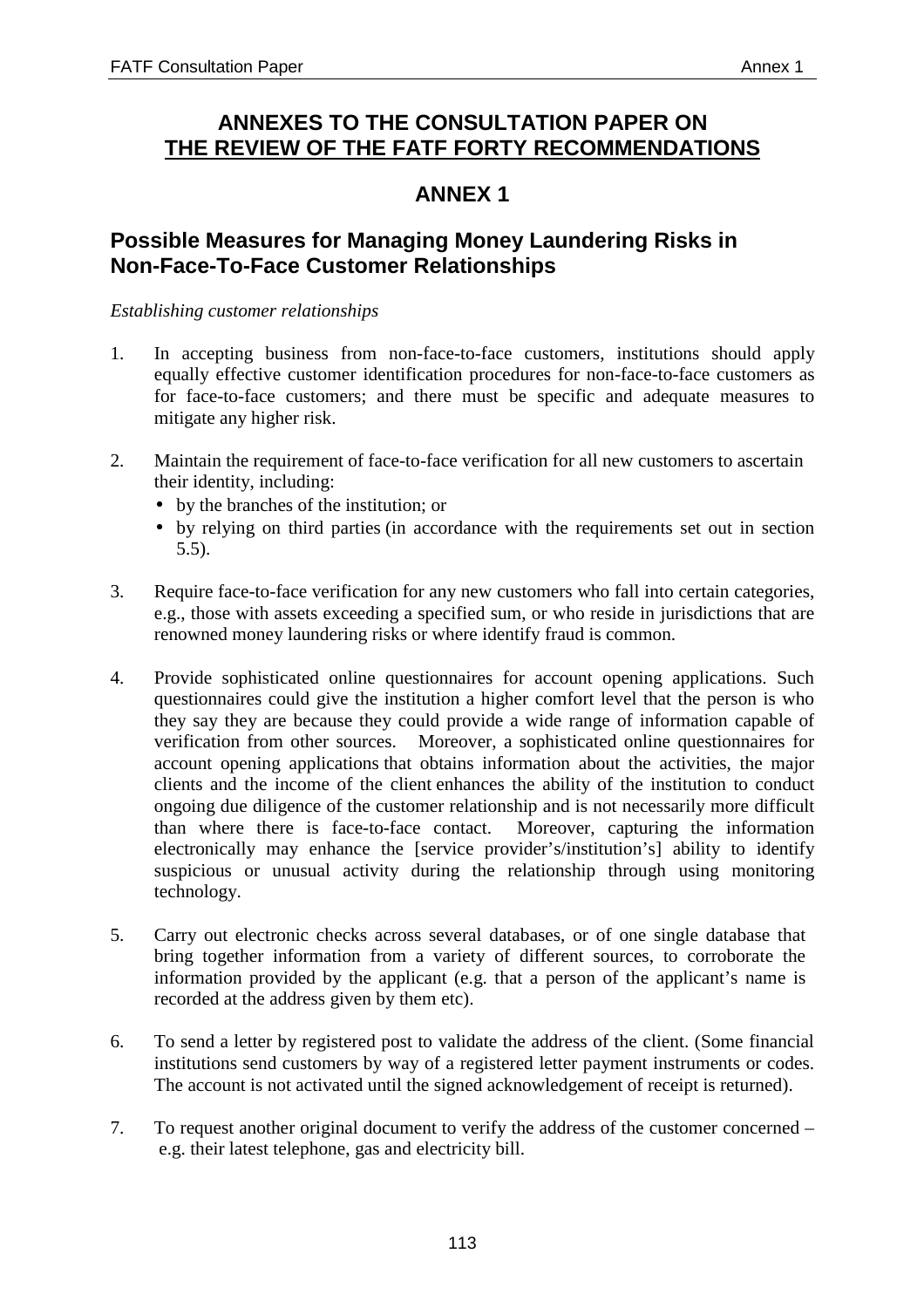# ANNEXES TO THE CONSULTATION PAPER ON THE REVIEW OF THE FATF FORTY RECOMMENDATIONS

## ANNEX 1

## Possible Measures for Managing Money Laundering Risks in Non-Face-To-Face Customer Relationships

*Establishing customer relationships*

1. In accepting business from non-face-to-face customers, institutions should apply equally effective customer identification procedures for non-face-to-face customers as for face-to-face customers; and there must be specific and adequate measures to mitigate any higher risk.

2. Maintain the requirement of face-to-face verification for all new customers to ascertain their identity, including:
   - by the branches of the institution; or
   - by relying on third parties (in accordance with the requirements set out in section 5.5).

3. Require face-to-face verification for any new customers who fall into certain categories, e.g., those with assets exceeding a specified sum, or who reside in jurisdictions that are renowned money laundering risks or where identify fraud is common.

4. Provide sophisticated online questionnaires for account opening applications. Such questionnaires could give the institution a higher comfort level that the person is who they say they are because they could provide a wide range of information capable of verification from other sources. Moreover, a sophisticated online questionnaires for account opening applications that obtains information about the activities, the major clients and the income of the client enhances the ability of the institution to conduct ongoing due diligence of the customer relationship and is not necessarily more difficult than where there is face-to-face contact. Moreover, capturing the information electronically may enhance the [service provider's/institution's] ability to identify suspicious or unusual activity during the relationship through using monitoring technology.

5. Carry out electronic checks across several databases, or of one single database that bring together information from a variety of different sources, to corroborate the information provided by the applicant (e.g. that a person of the applicant's name is recorded at the address given by them etc).

6. To send a letter by registered post to validate the address of the client. (Some financial institutions send customers by way of a registered letter payment instruments or codes. The account is not activated until the signed acknowledgement of receipt is returned).

7. To request another original document to verify the address of the customer concerned – e.g. their latest telephone, gas and electricity bill.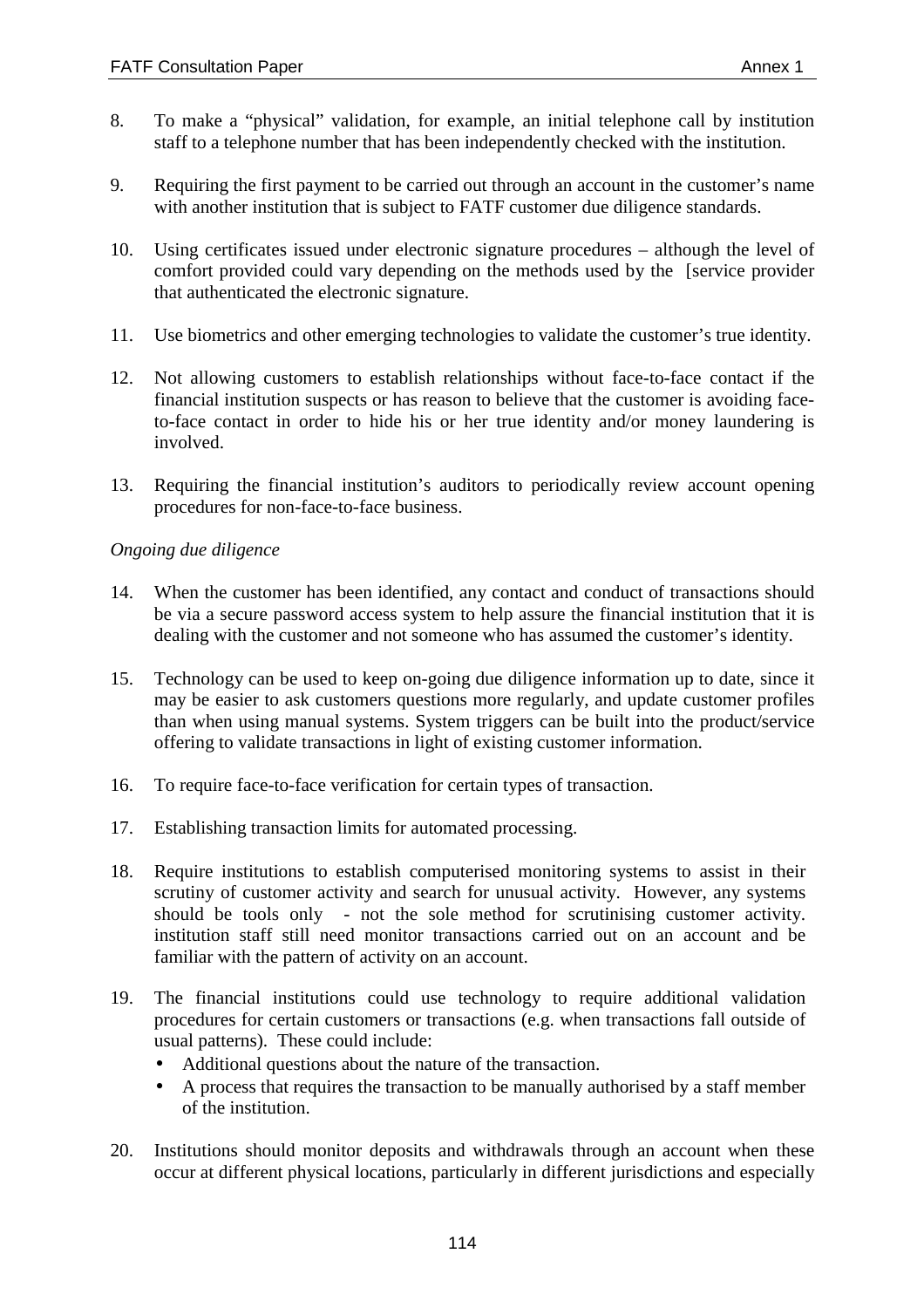8. To make a "physical" validation, for example, an initial telephone call by institution staff to a telephone number that has been independently checked with the institution.

9. Requiring the first payment to be carried out through an account in the customer's name with another institution that is subject to FATF customer due diligence standards.

10. Using certificates issued under electronic signature procedures – although the level of comfort provided could vary depending on the methods used by the [service provider that authenticated the electronic signature.

11. Use biometrics and other emerging technologies to validate the customer's true identity.

12. Not allowing customers to establish relationships without face-to-face contact if the financial institution suspects or has reason to believe that the customer is avoiding face-to-face contact in order to hide his or her true identity and/or money laundering is involved.

13. Requiring the financial institution's auditors to periodically review account opening procedures for non-face-to-face business.

*Ongoing due diligence*

14. When the customer has been identified, any contact and conduct of transactions should be via a secure password access system to help assure the financial institution that it is dealing with the customer and not someone who has assumed the customer's identity.

15. Technology can be used to keep on-going due diligence information up to date, since it may be easier to ask customers questions more regularly, and update customer profiles than when using manual systems. System triggers can be built into the product/service offering to validate transactions in light of existing customer information.

16. To require face-to-face verification for certain types of transaction.

17. Establishing transaction limits for automated processing.

18. Require institutions to establish computerised monitoring systems to assist in their scrutiny of customer activity and search for unusual activity. However, any systems should be tools only - not the sole method for scrutinising customer activity. institution staff still need monitor transactions carried out on an account and be familiar with the pattern of activity on an account.

19. The financial institutions could use technology to require additional validation procedures for certain customers or transactions (e.g. when transactions fall outside of usual patterns). These could include:
    - Additional questions about the nature of the transaction.
    - A process that requires the transaction to be manually authorised by a staff member of the institution.

20. Institutions should monitor deposits and withdrawals through an account when these occur at different physical locations, particularly in different jurisdictions and especially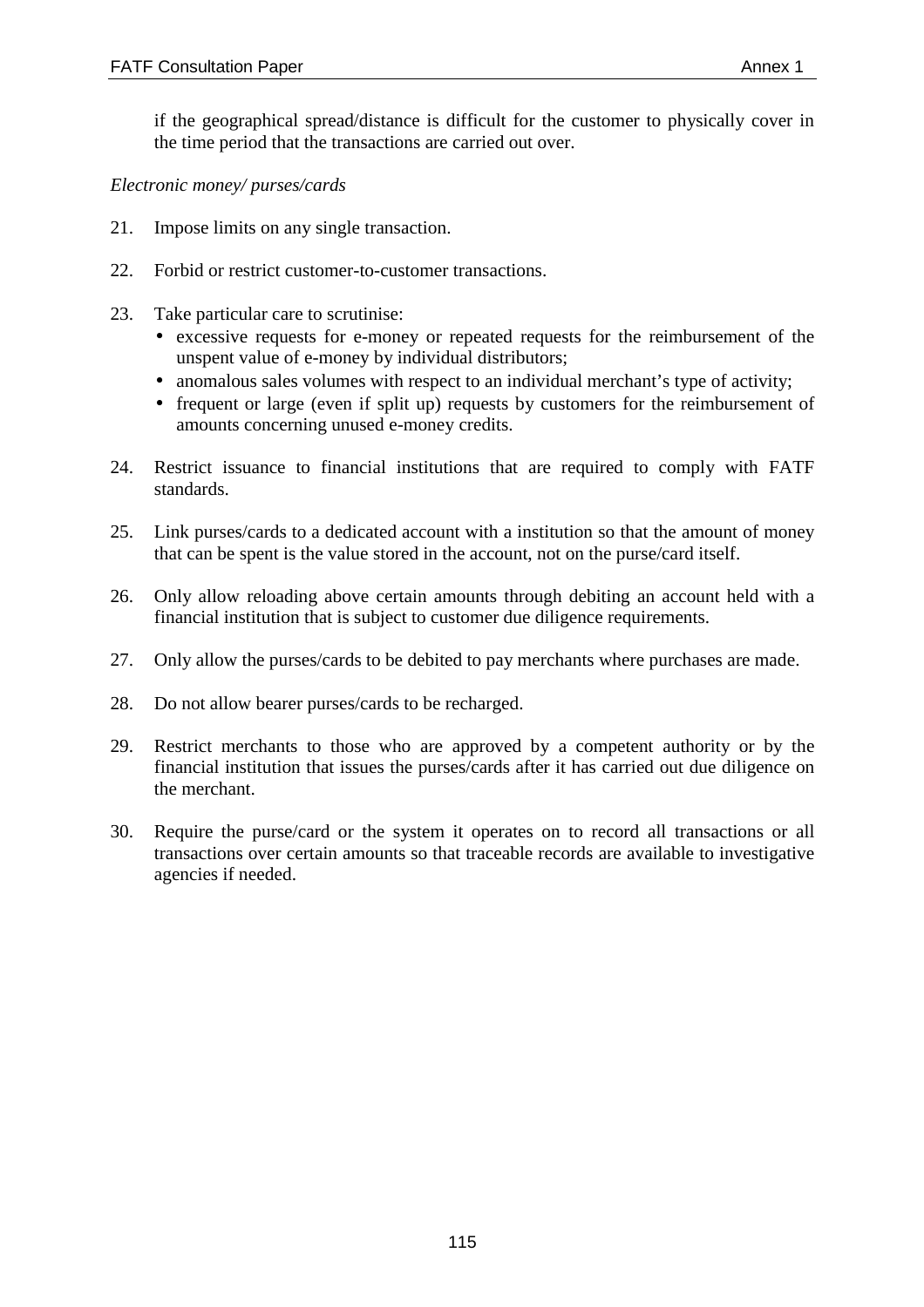if the geographical spread/distance is difficult for the customer to physically cover in the time period that the transactions are carried out over.

*Electronic money/ purses/cards*

21. Impose limits on any single transaction.

22. Forbid or restrict customer-to-customer transactions.

23. Take particular care to scrutinise:
    - excessive requests for e-money or repeated requests for the reimbursement of the unspent value of e-money by individual distributors;
    - anomalous sales volumes with respect to an individual merchant's type of activity;
    - frequent or large (even if split up) requests by customers for the reimbursement of amounts concerning unused e-money credits.

24. Restrict issuance to financial institutions that are required to comply with FATF standards.

25. Link purses/cards to a dedicated account with a institution so that the amount of money that can be spent is the value stored in the account, not on the purse/card itself.

26. Only allow reloading above certain amounts through debiting an account held with a financial institution that is subject to customer due diligence requirements.

27. Only allow the purses/cards to be debited to pay merchants where purchases are made.

28. Do not allow bearer purses/cards to be recharged.

29. Restrict merchants to those who are approved by a competent authority or by the financial institution that issues the purses/cards after it has carried out due diligence on the merchant.

30. Require the purse/card or the system it operates on to record all transactions or all transactions over certain amounts so that traceable records are available to investigative agencies if needed.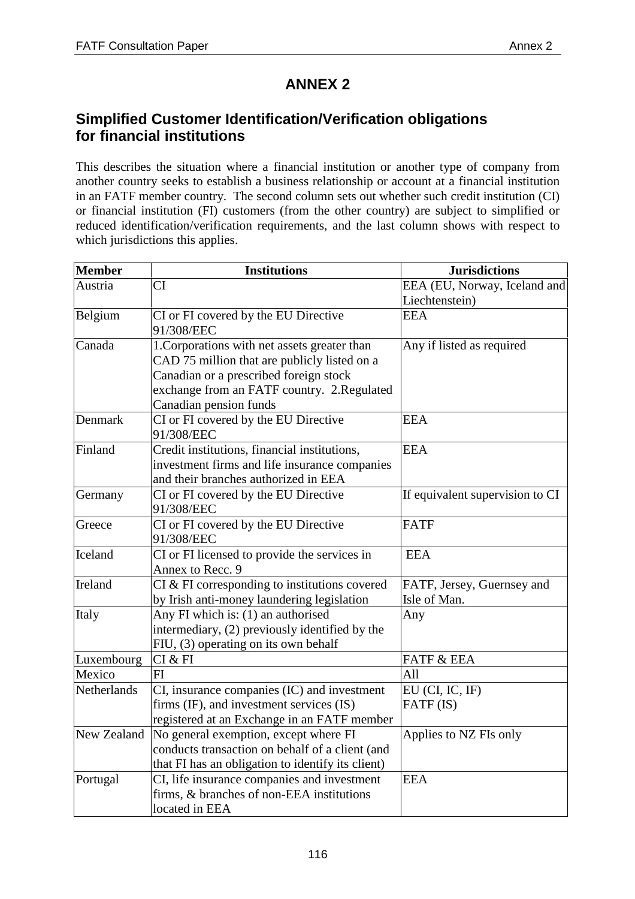# ANNEX 2

## Simplified Customer Identification/Verification obligations for financial institutions

This describes the situation where a financial institution or another type of company from another country seeks to establish a business relationship or account at a financial institution in an FATF member country. The second column sets out whether such credit institution (CI) or financial institution (FI) customers (from the other country) are subject to simplified or reduced identification/verification requirements, and the last column shows with respect to which jurisdictions this applies.

| Member | Institutions | Jurisdictions |
|---|---|---|
| Austria | CI | EEA (EU, Norway, Iceland and Liechtenstein) |
| Belgium | CI or FI covered by the EU Directive 91/308/EEC | EEA |
| Canada | 1.Corporations with net assets greater than CAD 75 million that are publicly listed on a Canadian or a prescribed foreign stock exchange from an FATF country. 2.Regulated Canadian pension funds | Any if listed as required |
| Denmark | CI or FI covered by the EU Directive 91/308/EEC | EEA |
| Finland | Credit institutions, financial institutions, investment firms and life insurance companies and their branches authorized in EEA | EEA |
| Germany | CI or FI covered by the EU Directive 91/308/EEC | If equivalent supervision to CI |
| Greece | CI or FI covered by the EU Directive 91/308/EEC | FATF |
| Iceland | CI or FI licensed to provide the services in Annex to Recc. 9 | EEA |
| Ireland | CI & FI corresponding to institutions covered by Irish anti-money laundering legislation | FATF, Jersey, Guernsey and Isle of Man. |
| Italy | Any FI which is: (1) an authorised intermediary, (2) previously identified by the FIU, (3) operating on its own behalf | Any |
| Luxembourg | CI & FI | FATF & EEA |
| Mexico | FI | All |
| Netherlands | CI, insurance companies (IC) and investment firms (IF), and investment services (IS) registered at an Exchange in an FATF member | EU (CI, IC, IF)<br>FATF (IS) |
| New Zealand | No general exemption, except where FI conducts transaction on behalf of a client (and that FI has an obligation to identify its client) | Applies to NZ FIs only |
| Portugal | CI, life insurance companies and investment firms, & branches of non-EEA institutions located in EEA | EEA |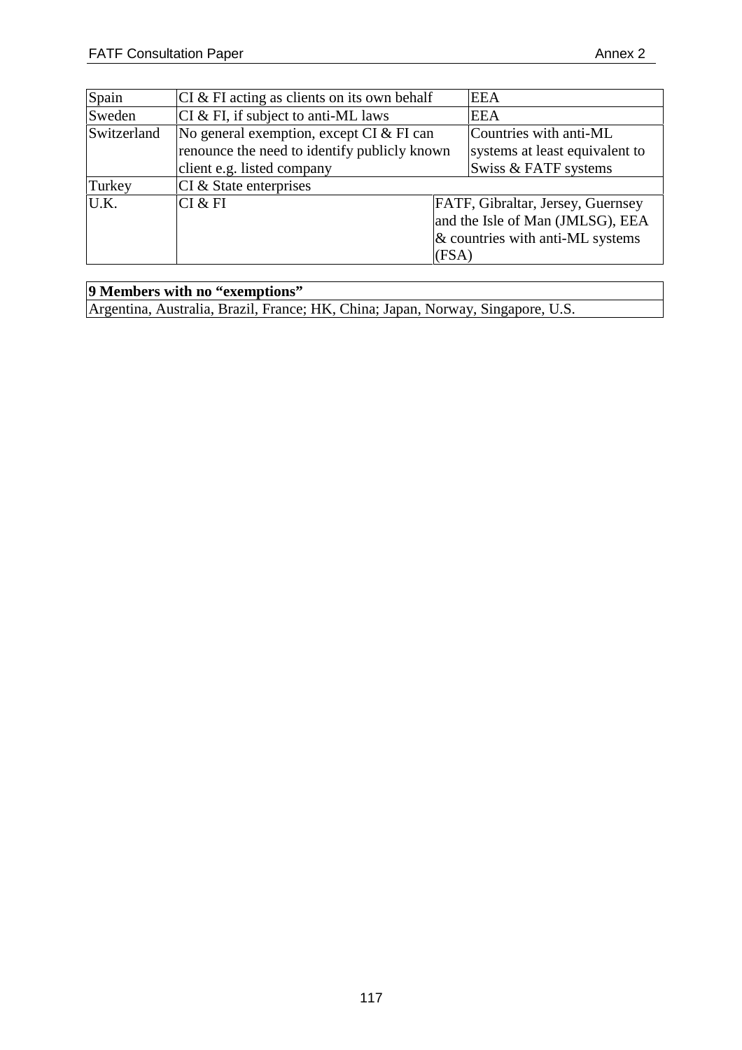| | | |
|---|---|---|
| Spain | CI & FI acting as clients on its own behalf | EEA |
| Sweden | CI & FI, if subject to anti-ML laws | EEA |
| Switzerland | No general exemption, except CI & FI can renounce the need to identify publicly known client e.g. listed company | Countries with anti-ML systems at least equivalent to Swiss & FATF systems |
| Turkey | CI & State enterprises | |
| U.K. | CI & FI | FATF, Gibraltar, Jersey, Guernsey and the Isle of Man (JMLSG), EEA & countries with anti-ML systems (FSA) |

| **9 Members with no "exemptions"** |
|---|
| Argentina, Australia, Brazil, France; HK, China; Japan, Norway, Singapore, U.S. |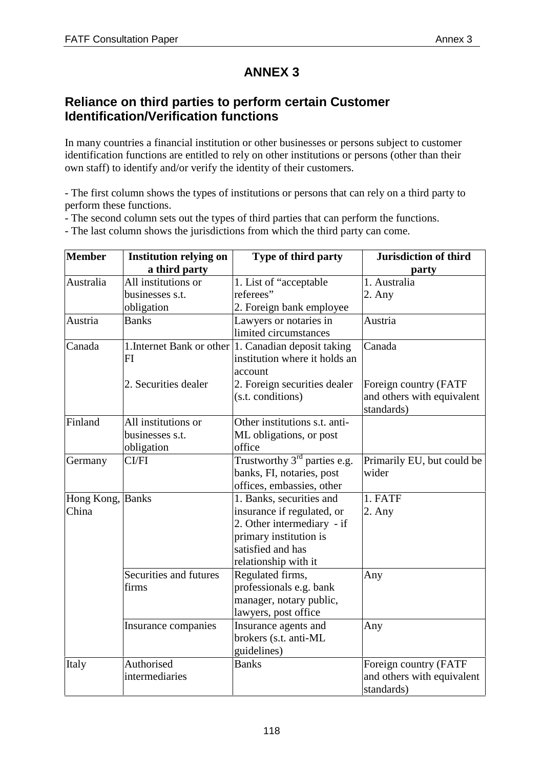# ANNEX 3

## Reliance on third parties to perform certain Customer Identification/Verification functions

In many countries a financial institution or other businesses or persons subject to customer identification functions are entitled to rely on other institutions or persons (other than their own staff) to identify and/or verify the identity of their customers.

- The first column shows the types of institutions or persons that can rely on a third party to perform these functions.
- The second column sets out the types of third parties that can perform the functions.
- The last column shows the jurisdictions from which the third party can come.

| Member | Institution relying on a third party | Type of third party | Jurisdiction of third party |
|---|---|---|---|
| Australia | All institutions or businesses s.t. obligation | 1. List of "acceptable referees"<br>2. Foreign bank employee | 1. Australia<br>2. Any |
| Austria | Banks | Lawyers or notaries in limited circumstances | Austria |
| Canada | 1.Internet Bank or other FI | 1. Canadian deposit taking institution where it holds an account | Canada |
| | 2. Securities dealer | 2. Foreign securities dealer (s.t. conditions) | Foreign country (FATF and others with equivalent standards) |
| Finland | All institutions or businesses s.t. obligation | Other institutions s.t. anti-ML obligations, or post office | |
| Germany | CI/FI | Trustworthy 3rd parties e.g. banks, FI, notaries, post offices, embassies, other | Primarily EU, but could be wider |
| Hong Kong, China | Banks | 1. Banks, securities and insurance if regulated, or<br>2. Other intermediary - if primary institution is satisfied and has relationship with it | 1. FATF<br>2. Any |
| | Securities and futures firms | Regulated firms, professionals e.g. bank manager, notary public, lawyers, post office | Any |
| | Insurance companies | Insurance agents and brokers (s.t. anti-ML guidelines) | Any |
| Italy | Authorised intermediaries | Banks | Foreign country (FATF and others with equivalent standards) |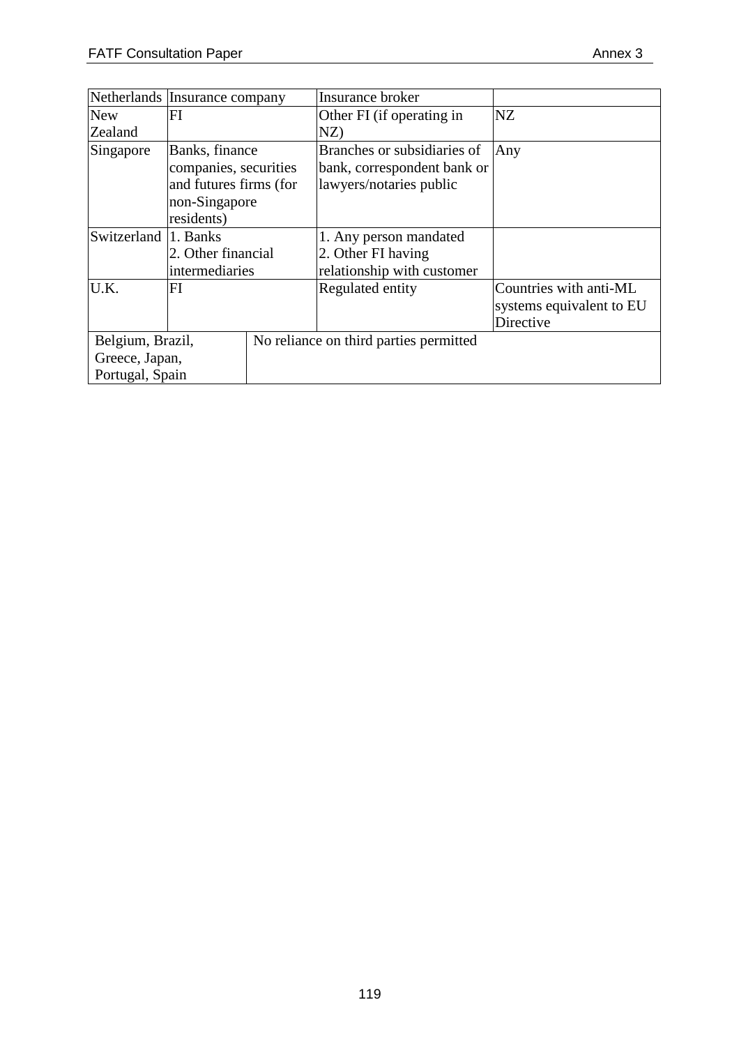| Netherlands | Insurance company | Insurance broker | |
|---|---|---|---|
| New Zealand | FI | Other FI (if operating in NZ) | NZ |
| Singapore | Banks, finance companies, securities and futures firms (for non-Singapore residents) | Branches or subsidiaries of bank, correspondent bank or lawyers/notaries public | Any |
| Switzerland | 1. Banks<br>2. Other financial intermediaries | 1. Any person mandated<br>2. Other FI having relationship with customer | |
| U.K. | FI | Regulated entity | Countries with anti-ML systems equivalent to EU Directive |
| Belgium, Brazil, Greece, Japan, Portugal, Spain | No reliance on third parties permitted | | |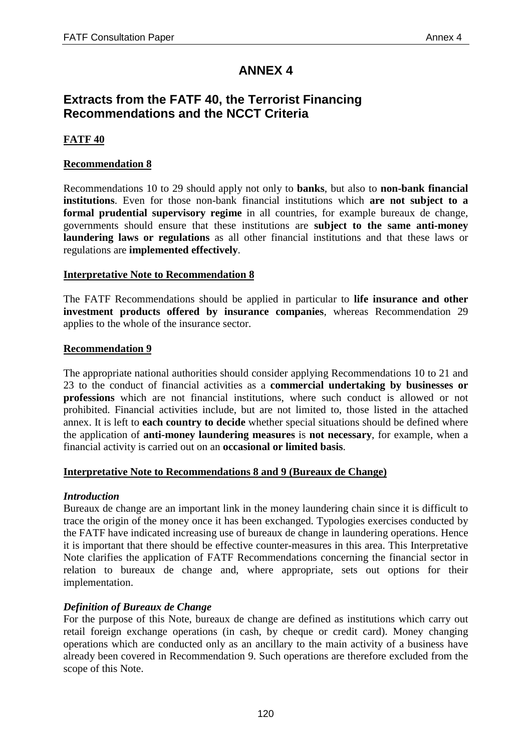# ANNEX 4

## Extracts from the FATF 40, the Terrorist Financing Recommendations and the NCCT Criteria

**FATF 40**

**Recommendation 8**

Recommendations 10 to 29 should apply not only to **banks**, but also to **non-bank financial institutions**. Even for those non-bank financial institutions which **are not subject to a formal prudential supervisory regime** in all countries, for example bureaux de change, governments should ensure that these institutions are **subject to the same anti-money laundering laws or regulations** as all other financial institutions and that these laws or regulations are **implemented effectively**.

**Interpretative Note to Recommendation 8**

The FATF Recommendations should be applied in particular to **life insurance and other investment products offered by insurance companies**, whereas Recommendation 29 applies to the whole of the insurance sector.

**Recommendation 9**

The appropriate national authorities should consider applying Recommendations 10 to 21 and 23 to the conduct of financial activities as a **commercial undertaking by businesses or professions** which are not financial institutions, where such conduct is allowed or not prohibited. Financial activities include, but are not limited to, those listed in the attached annex. It is left to **each country to decide** whether special situations should be defined where the application of **anti-money laundering measures** is **not necessary**, for example, when a financial activity is carried out on an **occasional or limited basis**.

**Interpretative Note to Recommendations 8 and 9 (Bureaux de Change)**

***Introduction***

Bureaux de change are an important link in the money laundering chain since it is difficult to trace the origin of the money once it has been exchanged. Typologies exercises conducted by the FATF have indicated increasing use of bureaux de change in laundering operations. Hence it is important that there should be effective counter-measures in this area. This Interpretative Note clarifies the application of FATF Recommendations concerning the financial sector in relation to bureaux de change and, where appropriate, sets out options for their implementation.

***Definition of Bureaux de Change***

For the purpose of this Note, bureaux de change are defined as institutions which carry out retail foreign exchange operations (in cash, by cheque or credit card). Money changing operations which are conducted only as an ancillary to the main activity of a business have already been covered in Recommendation 9. Such operations are therefore excluded from the scope of this Note.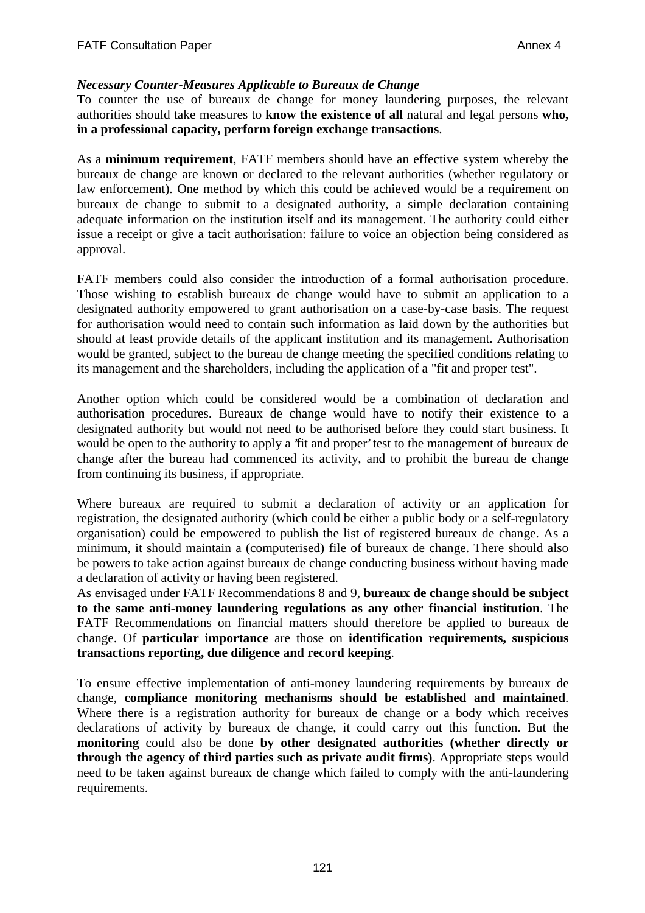***Necessary Counter-Measures Applicable to Bureaux de Change***

To counter the use of bureaux de change for money laundering purposes, the relevant authorities should take measures to **know the existence of all** natural and legal persons **who, in a professional capacity, perform foreign exchange transactions**.

As a **minimum requirement**, FATF members should have an effective system whereby the bureaux de change are known or declared to the relevant authorities (whether regulatory or law enforcement). One method by which this could be achieved would be a requirement on bureaux de change to submit to a designated authority, a simple declaration containing adequate information on the institution itself and its management. The authority could either issue a receipt or give a tacit authorisation: failure to voice an objection being considered as approval.

FATF members could also consider the introduction of a formal authorisation procedure. Those wishing to establish bureaux de change would have to submit an application to a designated authority empowered to grant authorisation on a case-by-case basis. The request for authorisation would need to contain such information as laid down by the authorities but should at least provide details of the applicant institution and its management. Authorisation would be granted, subject to the bureau de change meeting the specified conditions relating to its management and the shareholders, including the application of a "fit and proper test".

Another option which could be considered would be a combination of declaration and authorisation procedures. Bureaux de change would have to notify their existence to a designated authority but would not need to be authorised before they could start business. It would be open to the authority to apply a 'fit and proper' test to the management of bureaux de change after the bureau had commenced its activity, and to prohibit the bureau de change from continuing its business, if appropriate.

Where bureaux are required to submit a declaration of activity or an application for registration, the designated authority (which could be either a public body or a self-regulatory organisation) could be empowered to publish the list of registered bureaux de change. As a minimum, it should maintain a (computerised) file of bureaux de change. There should also be powers to take action against bureaux de change conducting business without having made a declaration of activity or having been registered.

As envisaged under FATF Recommendations 8 and 9, **bureaux de change should be subject to the same anti-money laundering regulations as any other financial institution**. The FATF Recommendations on financial matters should therefore be applied to bureaux de change. Of **particular importance** are those on **identification requirements, suspicious transactions reporting, due diligence and record keeping**.

To ensure effective implementation of anti-money laundering requirements by bureaux de change, **compliance monitoring mechanisms should be established and maintained**. Where there is a registration authority for bureaux de change or a body which receives declarations of activity by bureaux de change, it could carry out this function. But the **monitoring** could also be done **by other designated authorities (whether directly or through the agency of third parties such as private audit firms)**. Appropriate steps would need to be taken against bureaux de change which failed to comply with the anti-laundering requirements.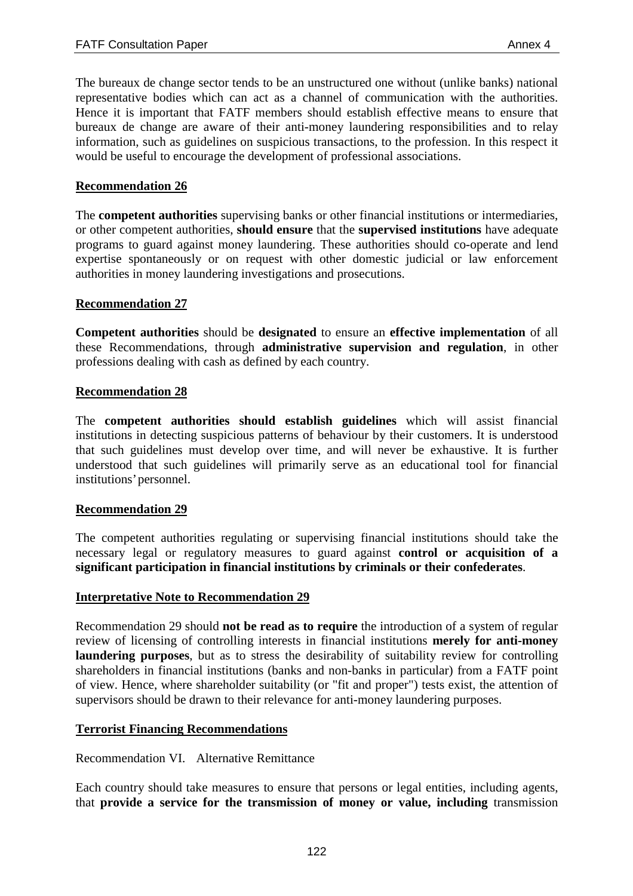The bureaux de change sector tends to be an unstructured one without (unlike banks) national representative bodies which can act as a channel of communication with the authorities. Hence it is important that FATF members should establish effective means to ensure that bureaux de change are aware of their anti-money laundering responsibilities and to relay information, such as guidelines on suspicious transactions, to the profession. In this respect it would be useful to encourage the development of professional associations.

**Recommendation 26**

The **competent authorities** supervising banks or other financial institutions or intermediaries, or other competent authorities, **should ensure** that the **supervised institutions** have adequate programs to guard against money laundering. These authorities should co-operate and lend expertise spontaneously or on request with other domestic judicial or law enforcement authorities in money laundering investigations and prosecutions.

**Recommendation 27**

**Competent authorities** should be **designated** to ensure an **effective implementation** of all these Recommendations, through **administrative supervision and regulation**, in other professions dealing with cash as defined by each country.

**Recommendation 28**

The **competent authorities should establish guidelines** which will assist financial institutions in detecting suspicious patterns of behaviour by their customers. It is understood that such guidelines must develop over time, and will never be exhaustive. It is further understood that such guidelines will primarily serve as an educational tool for financial institutions' personnel.

**Recommendation 29**

The competent authorities regulating or supervising financial institutions should take the necessary legal or regulatory measures to guard against **control or acquisition of a significant participation in financial institutions by criminals or their confederates**.

**Interpretative Note to Recommendation 29**

Recommendation 29 should **not be read as to require** the introduction of a system of regular review of licensing of controlling interests in financial institutions **merely for anti-money laundering purposes**, but as to stress the desirability of suitability review for controlling shareholders in financial institutions (banks and non-banks in particular) from a FATF point of view. Hence, where shareholder suitability (or "fit and proper") tests exist, the attention of supervisors should be drawn to their relevance for anti-money laundering purposes.

**Terrorist Financing Recommendations**

Recommendation VI. Alternative Remittance

Each country should take measures to ensure that persons or legal entities, including agents, that **provide a service for the transmission of money or value, including** transmission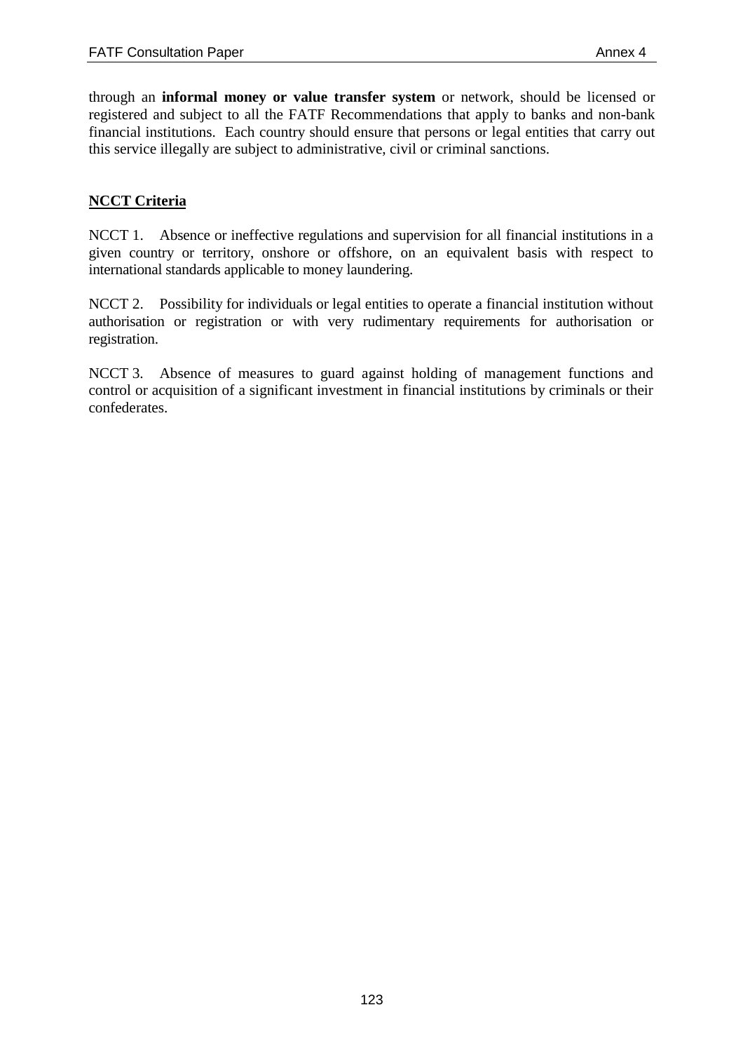through an **informal money or value transfer system** or network, should be licensed or registered and subject to all the FATF Recommendations that apply to banks and non-bank financial institutions. Each country should ensure that persons or legal entities that carry out this service illegally are subject to administrative, civil or criminal sanctions.

**NCCT Criteria**

NCCT 1. Absence or ineffective regulations and supervision for all financial institutions in a given country or territory, onshore or offshore, on an equivalent basis with respect to international standards applicable to money laundering.

NCCT 2. Possibility for individuals or legal entities to operate a financial institution without authorisation or registration or with very rudimentary requirements for authorisation or registration.

NCCT 3. Absence of measures to guard against holding of management functions and control or acquisition of a significant investment in financial institutions by criminals or their confederates.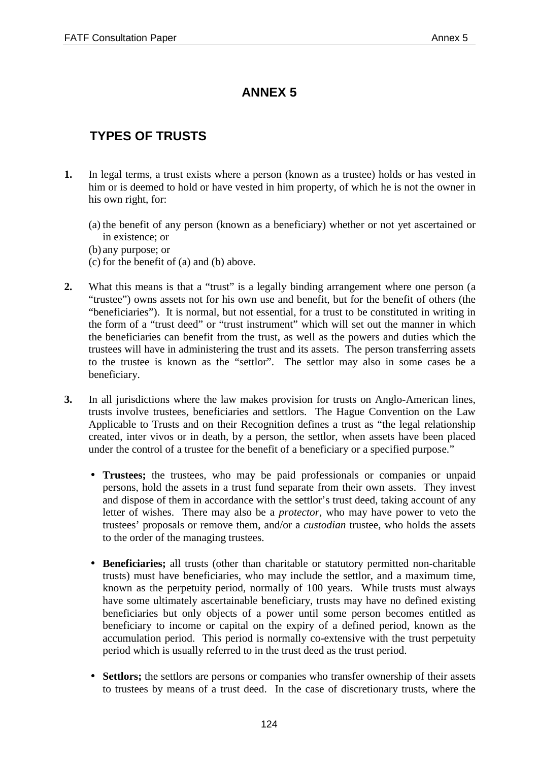# ANNEX 5

## TYPES OF TRUSTS

**1.** In legal terms, a trust exists where a person (known as a trustee) holds or has vested in him or is deemed to hold or have vested in him property, of which he is not the owner in his own right, for:

(a) the benefit of any person (known as a beneficiary) whether or not yet ascertained or in existence; or
(b) any purpose; or
(c) for the benefit of (a) and (b) above.

**2.** What this means is that a "trust" is a legally binding arrangement where one person (a "trustee") owns assets not for his own use and benefit, but for the benefit of others (the "beneficiaries"). It is normal, but not essential, for a trust to be constituted in writing in the form of a "trust deed" or "trust instrument" which will set out the manner in which the beneficiaries can benefit from the trust, as well as the powers and duties which the trustees will have in administering the trust and its assets. The person transferring assets to the trustee is known as the "settlor". The settlor may also in some cases be a beneficiary.

**3.** In all jurisdictions where the law makes provision for trusts on Anglo-American lines, trusts involve trustees, beneficiaries and settlors. The Hague Convention on the Law Applicable to Trusts and on their Recognition defines a trust as "the legal relationship created, inter vivos or in death, by a person, the settlor, when assets have been placed under the control of a trustee for the benefit of a beneficiary or a specified purpose."

- **Trustees;** the trustees, who may be paid professionals or companies or unpaid persons, hold the assets in a trust fund separate from their own assets. They invest and dispose of them in accordance with the settlor's trust deed, taking account of any letter of wishes. There may also be a *protector*, who may have power to veto the trustees' proposals or remove them, and/or a *custodian* trustee, who holds the assets to the order of the managing trustees.

- **Beneficiaries;** all trusts (other than charitable or statutory permitted non-charitable trusts) must have beneficiaries, who may include the settlor, and a maximum time, known as the perpetuity period, normally of 100 years. While trusts must always have some ultimately ascertainable beneficiary, trusts may have no defined existing beneficiaries but only objects of a power until some person becomes entitled as beneficiary to income or capital on the expiry of a defined period, known as the accumulation period. This period is normally co-extensive with the trust perpetuity period which is usually referred to in the trust deed as the trust period.

- **Settlors;** the settlors are persons or companies who transfer ownership of their assets to trustees by means of a trust deed. In the case of discretionary trusts, where the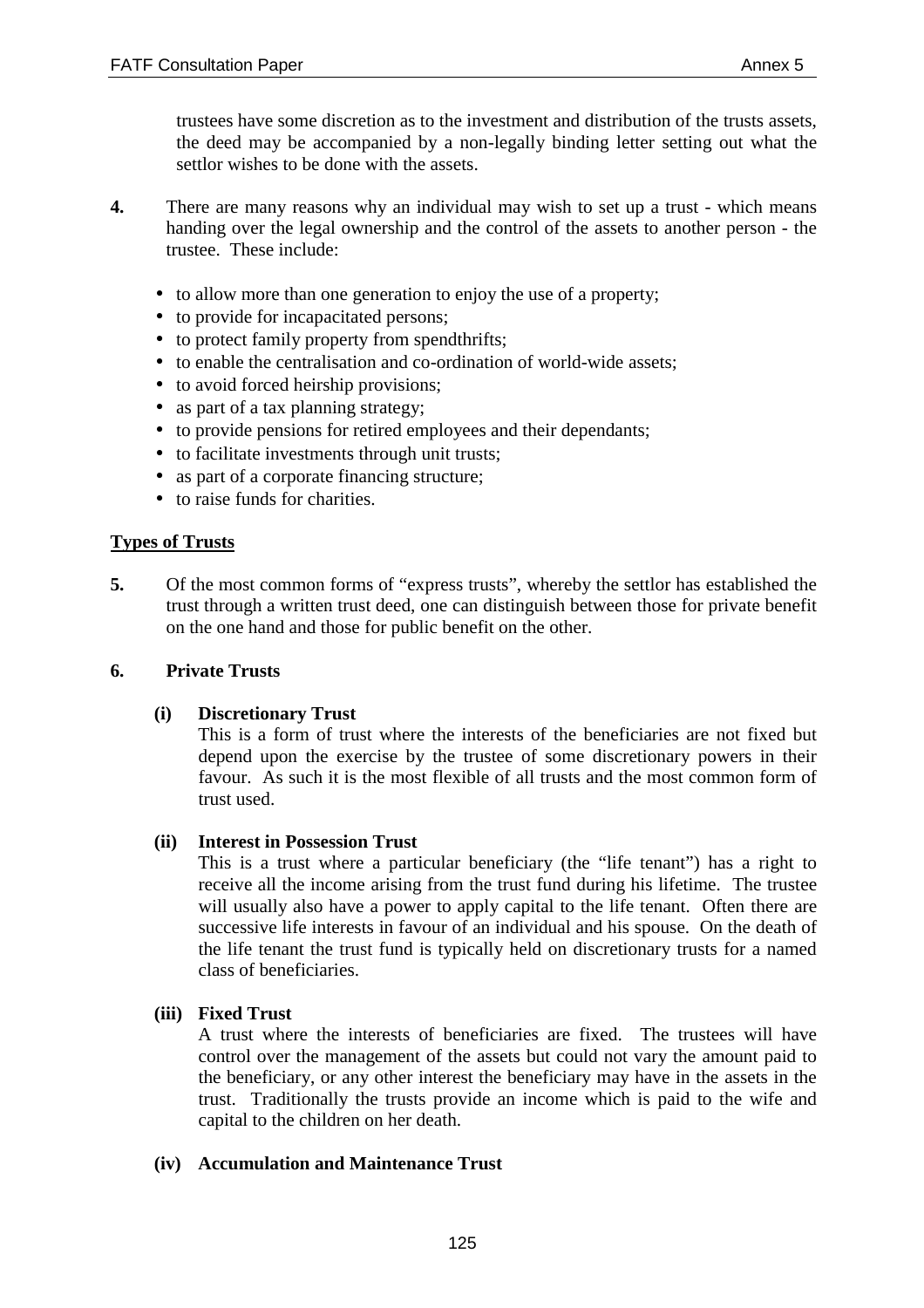trustees have some discretion as to the investment and distribution of the trusts assets, the deed may be accompanied by a non-legally binding letter setting out what the settlor wishes to be done with the assets.

**4.** There are many reasons why an individual may wish to set up a trust - which means handing over the legal ownership and the control of the assets to another person - the trustee. These include:

- to allow more than one generation to enjoy the use of a property;
- to provide for incapacitated persons;
- to protect family property from spendthrifts;
- to enable the centralisation and co-ordination of world-wide assets;
- to avoid forced heirship provisions;
- as part of a tax planning strategy;
- to provide pensions for retired employees and their dependants;
- to facilitate investments through unit trusts;
- as part of a corporate financing structure;
- to raise funds for charities.

## Types of Trusts

**5.** Of the most common forms of "express trusts", whereby the settlor has established the trust through a written trust deed, one can distinguish between those for private benefit on the one hand and those for public benefit on the other.

### 6. Private Trusts

**(i) Discretionary Trust**

This is a form of trust where the interests of the beneficiaries are not fixed but depend upon the exercise by the trustee of some discretionary powers in their favour. As such it is the most flexible of all trusts and the most common form of trust used.

**(ii) Interest in Possession Trust**

This is a trust where a particular beneficiary (the "life tenant") has a right to receive all the income arising from the trust fund during his lifetime. The trustee will usually also have a power to apply capital to the life tenant. Often there are successive life interests in favour of an individual and his spouse. On the death of the life tenant the trust fund is typically held on discretionary trusts for a named class of beneficiaries.

**(iii) Fixed Trust**

A trust where the interests of beneficiaries are fixed. The trustees will have control over the management of the assets but could not vary the amount paid to the beneficiary, or any other interest the beneficiary may have in the assets in the trust. Traditionally the trusts provide an income which is paid to the wife and capital to the children on her death.

**(iv) Accumulation and Maintenance Trust**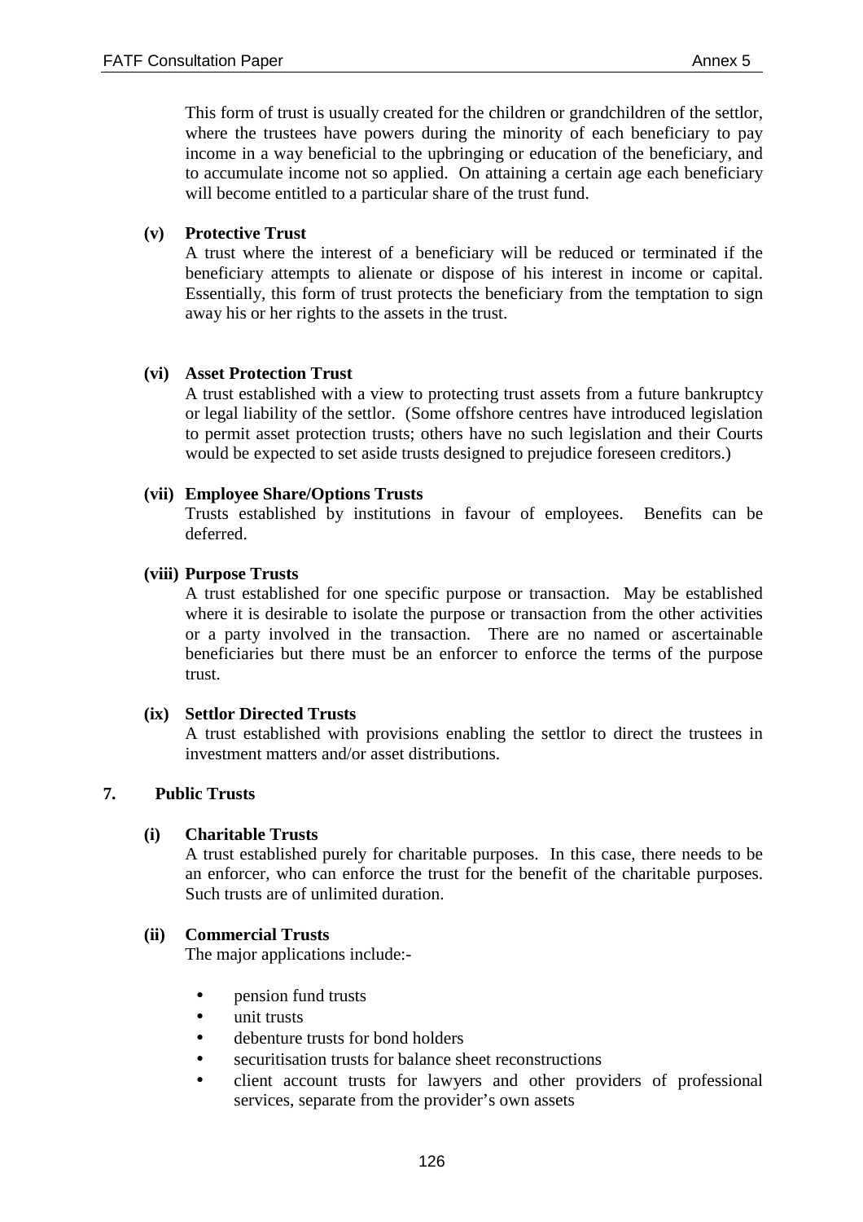This form of trust is usually created for the children or grandchildren of the settlor, where the trustees have powers during the minority of each beneficiary to pay income in a way beneficial to the upbringing or education of the beneficiary, and to accumulate income not so applied. On attaining a certain age each beneficiary will become entitled to a particular share of the trust fund.

**(v) Protective Trust**

A trust where the interest of a beneficiary will be reduced or terminated if the beneficiary attempts to alienate or dispose of his interest in income or capital. Essentially, this form of trust protects the beneficiary from the temptation to sign away his or her rights to the assets in the trust.

**(vi) Asset Protection Trust**

A trust established with a view to protecting trust assets from a future bankruptcy or legal liability of the settlor. (Some offshore centres have introduced legislation to permit asset protection trusts; others have no such legislation and their Courts would be expected to set aside trusts designed to prejudice foreseen creditors.)

**(vii) Employee Share/Options Trusts**

Trusts established by institutions in favour of employees. Benefits can be deferred.

**(viii) Purpose Trusts**

A trust established for one specific purpose or transaction. May be established where it is desirable to isolate the purpose or transaction from the other activities or a party involved in the transaction. There are no named or ascertainable beneficiaries but there must be an enforcer to enforce the terms of the purpose trust.

**(ix) Settlor Directed Trusts**

A trust established with provisions enabling the settlor to direct the trustees in investment matters and/or asset distributions.

## 7. Public Trusts

**(i) Charitable Trusts**

A trust established purely for charitable purposes. In this case, there needs to be an enforcer, who can enforce the trust for the benefit of the charitable purposes. Such trusts are of unlimited duration.

**(ii) Commercial Trusts**

The major applications include:-

- pension fund trusts
- unit trusts
- debenture trusts for bond holders
- securitisation trusts for balance sheet reconstructions
- client account trusts for lawyers and other providers of professional services, separate from the provider's own assets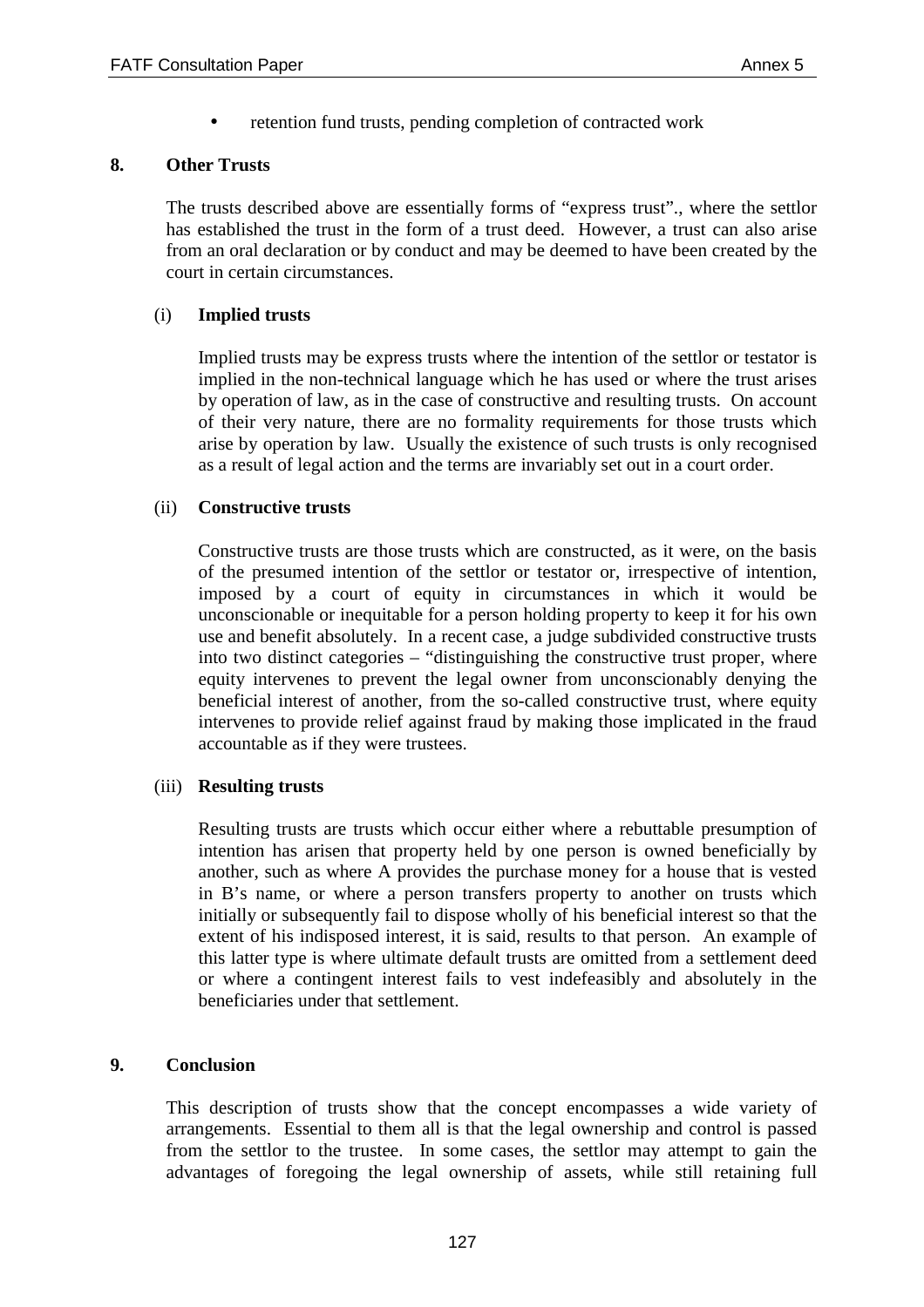- retention fund trusts, pending completion of contracted work

## 8. Other Trusts

The trusts described above are essentially forms of "express trust"., where the settlor has established the trust in the form of a trust deed. However, a trust can also arise from an oral declaration or by conduct and may be deemed to have been created by the court in certain circumstances.

### (i) Implied trusts

Implied trusts may be express trusts where the intention of the settlor or testator is implied in the non-technical language which he has used or where the trust arises by operation of law, as in the case of constructive and resulting trusts. On account of their very nature, there are no formality requirements for those trusts which arise by operation by law. Usually the existence of such trusts is only recognised as a result of legal action and the terms are invariably set out in a court order.

### (ii) Constructive trusts

Constructive trusts are those trusts which are constructed, as it were, on the basis of the presumed intention of the settlor or testator or, irrespective of intention, imposed by a court of equity in circumstances in which it would be unconscionable or inequitable for a person holding property to keep it for his own use and benefit absolutely. In a recent case, a judge subdivided constructive trusts into two distinct categories – "distinguishing the constructive trust proper, where equity intervenes to prevent the legal owner from unconscionably denying the beneficial interest of another, from the so-called constructive trust, where equity intervenes to provide relief against fraud by making those implicated in the fraud accountable as if they were trustees.

### (iii) Resulting trusts

Resulting trusts are trusts which occur either where a rebuttable presumption of intention has arisen that property held by one person is owned beneficially by another, such as where A provides the purchase money for a house that is vested in B's name, or where a person transfers property to another on trusts which initially or subsequently fail to dispose wholly of his beneficial interest so that the extent of his indisposed interest, it is said, results to that person. An example of this latter type is where ultimate default trusts are omitted from a settlement deed or where a contingent interest fails to vest indefeasibly and absolutely in the beneficiaries under that settlement.

## 9. Conclusion

This description of trusts show that the concept encompasses a wide variety of arrangements. Essential to them all is that the legal ownership and control is passed from the settlor to the trustee. In some cases, the settlor may attempt to gain the advantages of foregoing the legal ownership of assets, while still retaining full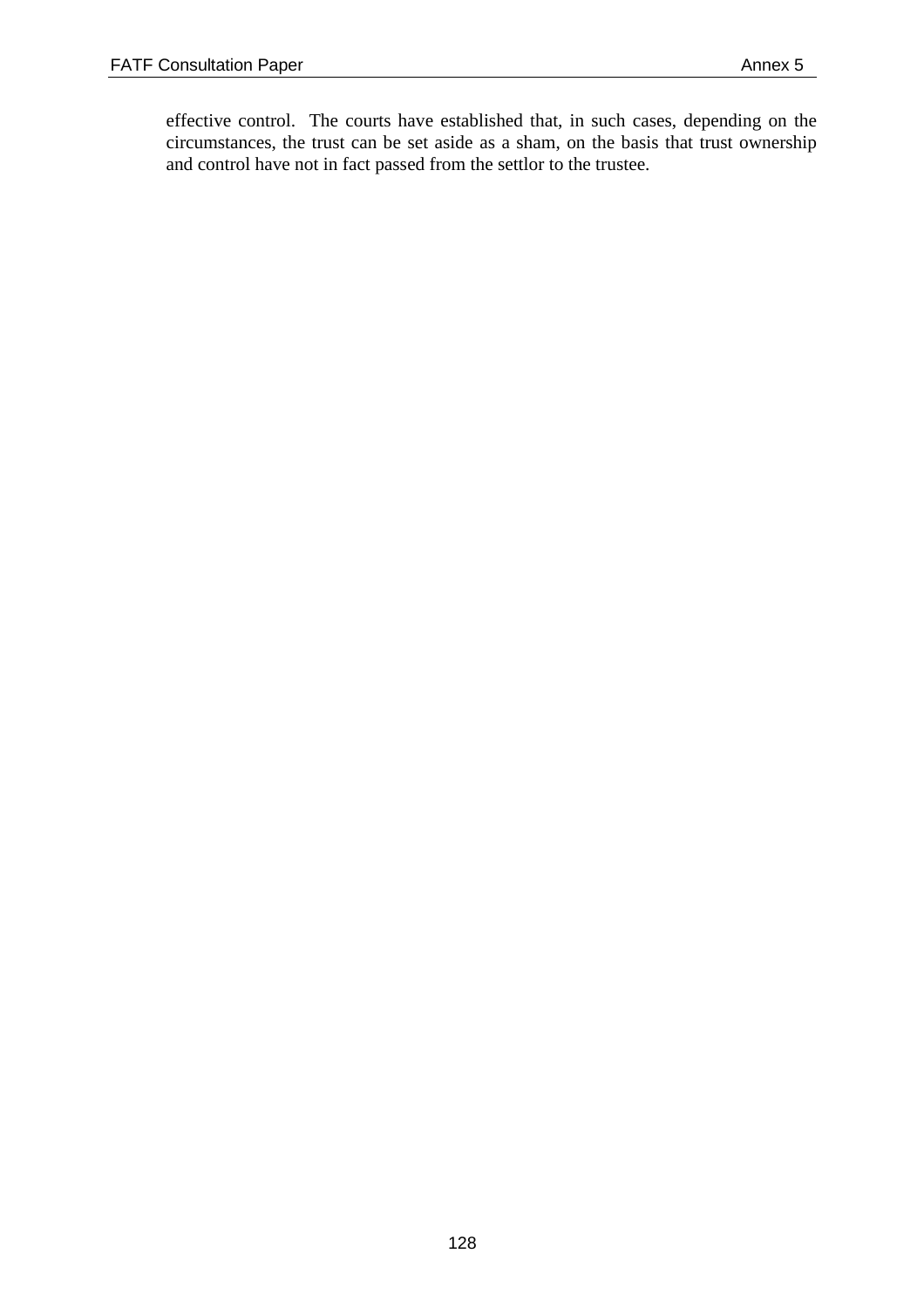effective control. The courts have established that, in such cases, depending on the circumstances, the trust can be set aside as a sham, on the basis that trust ownership and control have not in fact passed from the settlor to the trustee.